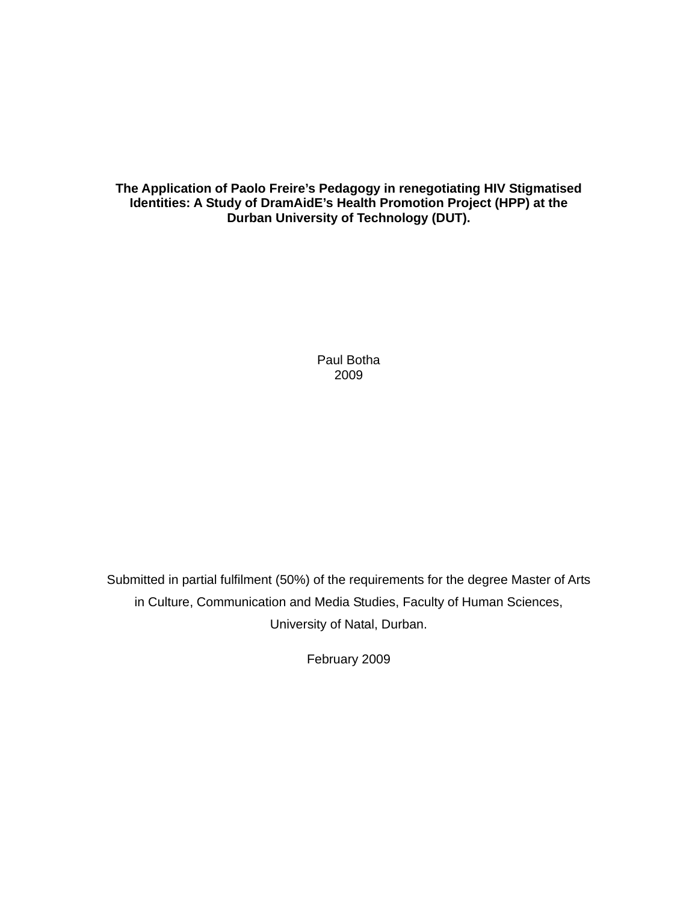# The Application of Paolo Freire's Pedagogy in renegotiating HIV Stigmatised Identities: A Study of DramAidE's Health Promotion Project (HPP) at the Durban University of Technology (DUT).

Paul Botha
2009

Submitted in partial fulfilment (50%) of the requirements for the degree Master of Arts in Culture, Communication and Media Studies, Faculty of Human Sciences, University of Natal, Durban.

February 2009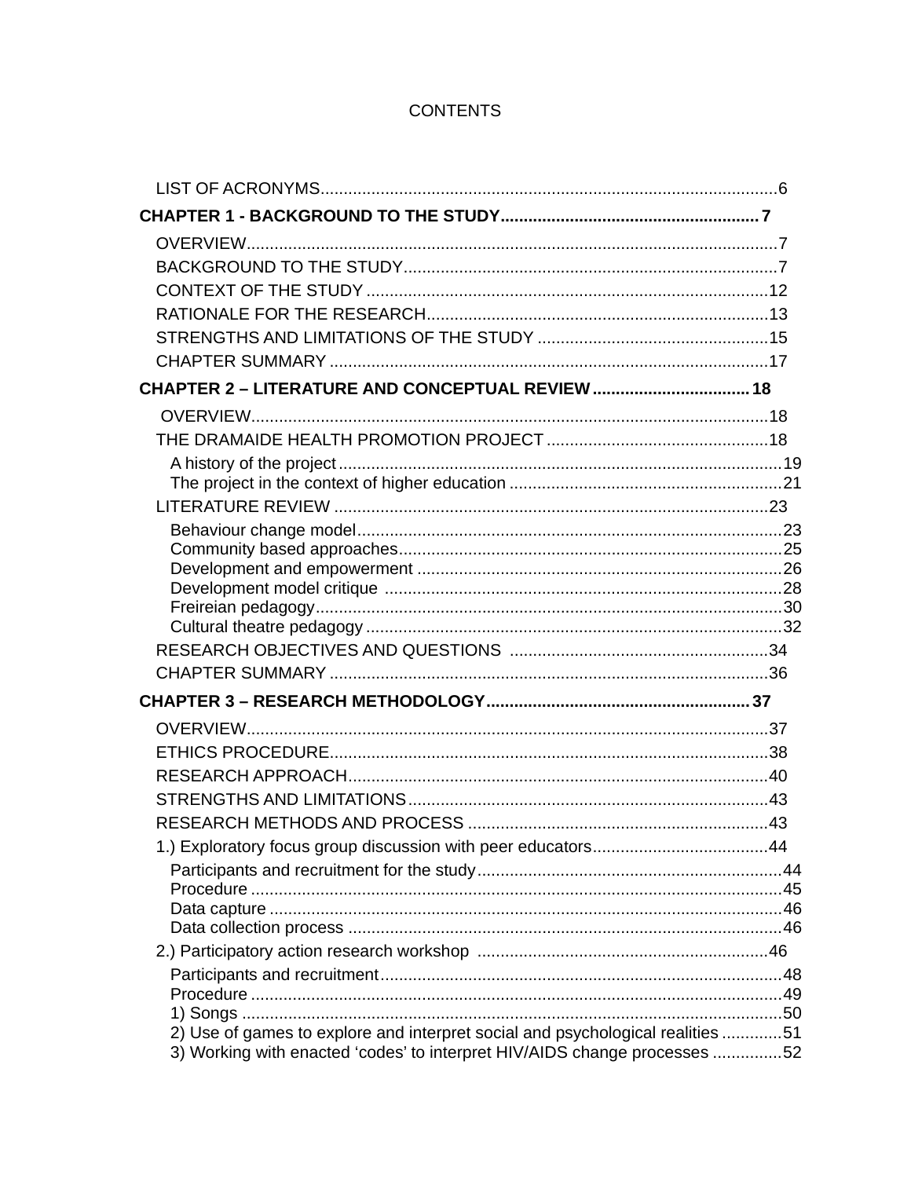CONTENTS

LIST OF ACRONYMS.................................................................................................6

**CHAPTER 1 - BACKGROUND TO THE STUDY........................................................7**

OVERVIEW.................................................................................................................7
BACKGROUND TO THE STUDY.................................................................................7
CONTEXT OF THE STUDY ......................................................................................12
RATIONALE FOR THE RESEARCH..........................................................................13
STRENGTHS AND LIMITATIONS OF THE STUDY ..................................................15
CHAPTER SUMMARY ..............................................................................................17

**CHAPTER 2 – LITERATURE AND CONCEPTUAL REVIEW ..................................18**

OVERVIEW...............................................................................................................18
THE DRAMAIDE HEALTH PROMOTION PROJECT ................................................18
A history of the project...............................................................................................19
The project in the context of higher education ..........................................................21
LITERATURE REVIEW .............................................................................................23
Behaviour change model...........................................................................................23
Community based approaches..................................................................................25
Development and empowerment ..............................................................................26
Development model critique .....................................................................................28
Freireian pedagogy....................................................................................................30
Cultural theatre pedagogy .........................................................................................32
RESEARCH OBJECTIVES AND QUESTIONS .......................................................34
CHAPTER SUMMARY ..............................................................................................36

**CHAPTER 3 – RESEARCH METHODOLOGY.........................................................37**

OVERVIEW................................................................................................................37
ETHICS PROCEDURE..............................................................................................38
RESEARCH APPROACH..........................................................................................40
STRENGTHS AND LIMITATIONS.............................................................................43
RESEARCH METHODS AND PROCESS .................................................................43
1.) Exploratory focus group discussion with peer educators......................................44
Participants and recruitment for the study..................................................................44
Procedure ..................................................................................................................45
Data capture ..............................................................................................................46
Data collection process .............................................................................................46
2.) Participatory action research workshop ...............................................................46
Participants and recruitment.......................................................................................48
Procedure ..................................................................................................................49
1) Songs ....................................................................................................................50
2) Use of games to explore and interpret social and psychological realities .............51
3) Working with enacted 'codes' to interpret HIV/AIDS change processes ...............52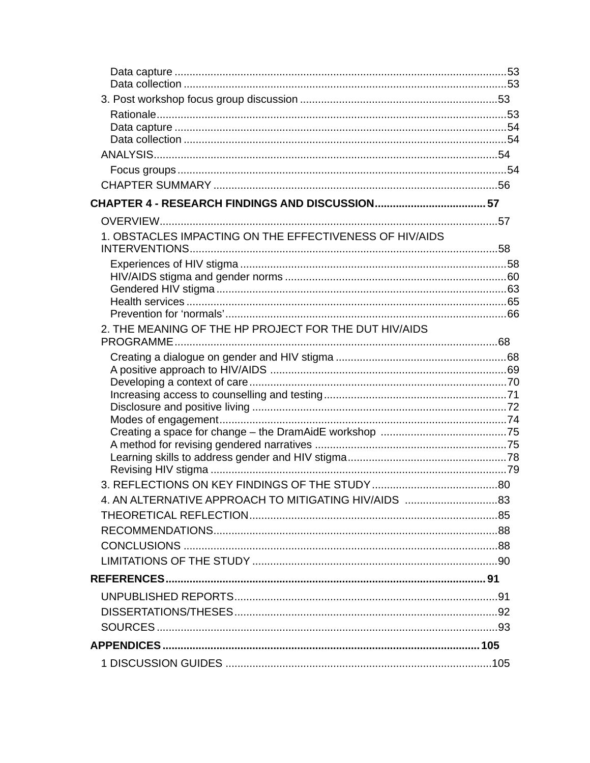Data capture .......... 53
Data collection .......... 53

3. Post workshop focus group discussion .......... 53

Rationale .......... 53
Data capture .......... 54
Data collection .......... 54

ANALYSIS .......... 54

Focus groups .......... 54

CHAPTER SUMMARY .......... 56

**CHAPTER 4 - RESEARCH FINDINGS AND DISCUSSION .......... 57**

OVERVIEW .......... 57

1. OBSTACLES IMPACTING ON THE EFFECTIVENESS OF HIV/AIDS INTERVENTIONS .......... 58

Experiences of HIV stigma .......... 58
HIV/AIDS stigma and gender norms .......... 60
Gendered HIV stigma .......... 63
Health services .......... 65
Prevention for 'normals' .......... 66

2. THE MEANING OF THE HP PROJECT FOR THE DUT HIV/AIDS PROGRAMME .......... 68

Creating a dialogue on gender and HIV stigma .......... 68
A positive approach to HIV/AIDS .......... 69
Developing a context of care .......... 70
Increasing access to counselling and testing .......... 71
Disclosure and positive living .......... 72
Modes of engagement .......... 74
Creating a space for change – the DramAidE workshop .......... 75
A method for revising gendered narratives .......... 75
Learning skills to address gender and HIV stigma .......... 78
Revising HIV stigma .......... 79

3. REFLECTIONS ON KEY FINDINGS OF THE STUDY .......... 80

4. AN ALTERNATIVE APPROACH TO MITIGATING HIV/AIDS .......... 83

THEORETICAL REFLECTION .......... 85

RECOMMENDATIONS .......... 88

CONCLUSIONS .......... 88

LIMITATIONS OF THE STUDY .......... 90

**REFERENCES .......... 91**

UNPUBLISHED REPORTS .......... 91

DISSERTATIONS/THESES .......... 92

SOURCES .......... 93

**APPENDICES .......... 105**

1 DISCUSSION GUIDES .......... 105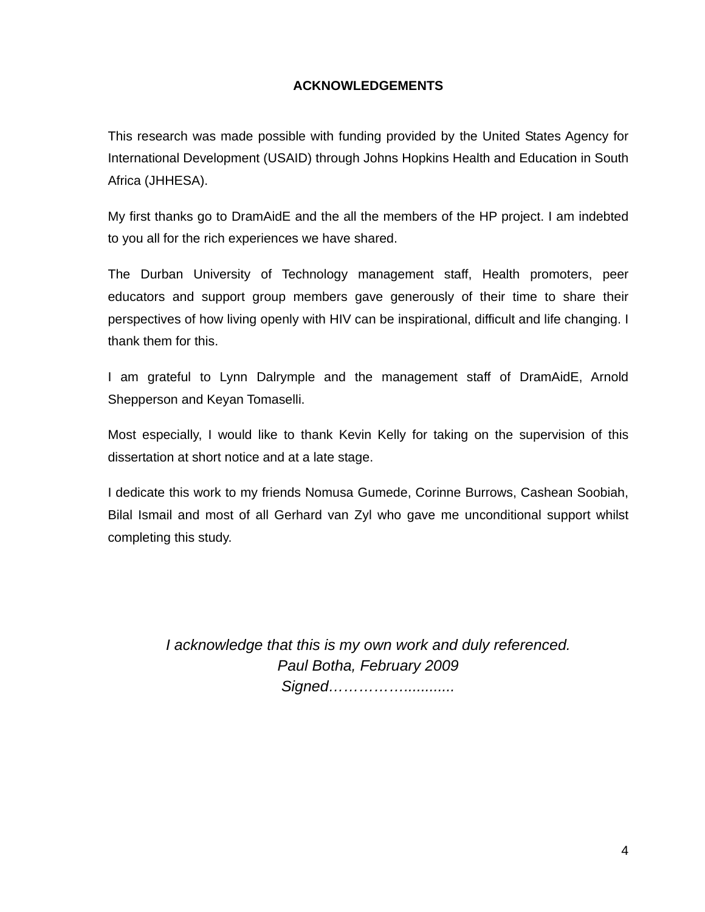## ACKNOWLEDGEMENTS

This research was made possible with funding provided by the United States Agency for International Development (USAID) through Johns Hopkins Health and Education in South Africa (JHHESA).

My first thanks go to DramAidE and the all the members of the HP project. I am indebted to you all for the rich experiences we have shared.

The Durban University of Technology management staff, Health promoters, peer educators and support group members gave generously of their time to share their perspectives of how living openly with HIV can be inspirational, difficult and life changing. I thank them for this.

I am grateful to Lynn Dalrymple and the management staff of DramAidE, Arnold Shepperson and Keyan Tomaselli.

Most especially, I would like to thank Kevin Kelly for taking on the supervision of this dissertation at short notice and at a late stage.

I dedicate this work to my friends Nomusa Gumede, Corinne Burrows, Cashean Soobiah, Bilal Ismail and most of all Gerhard van Zyl who gave me unconditional support whilst completing this study.

*I acknowledge that this is my own work and duly referenced.*
*Paul Botha, February 2009*
*Signed…………….............*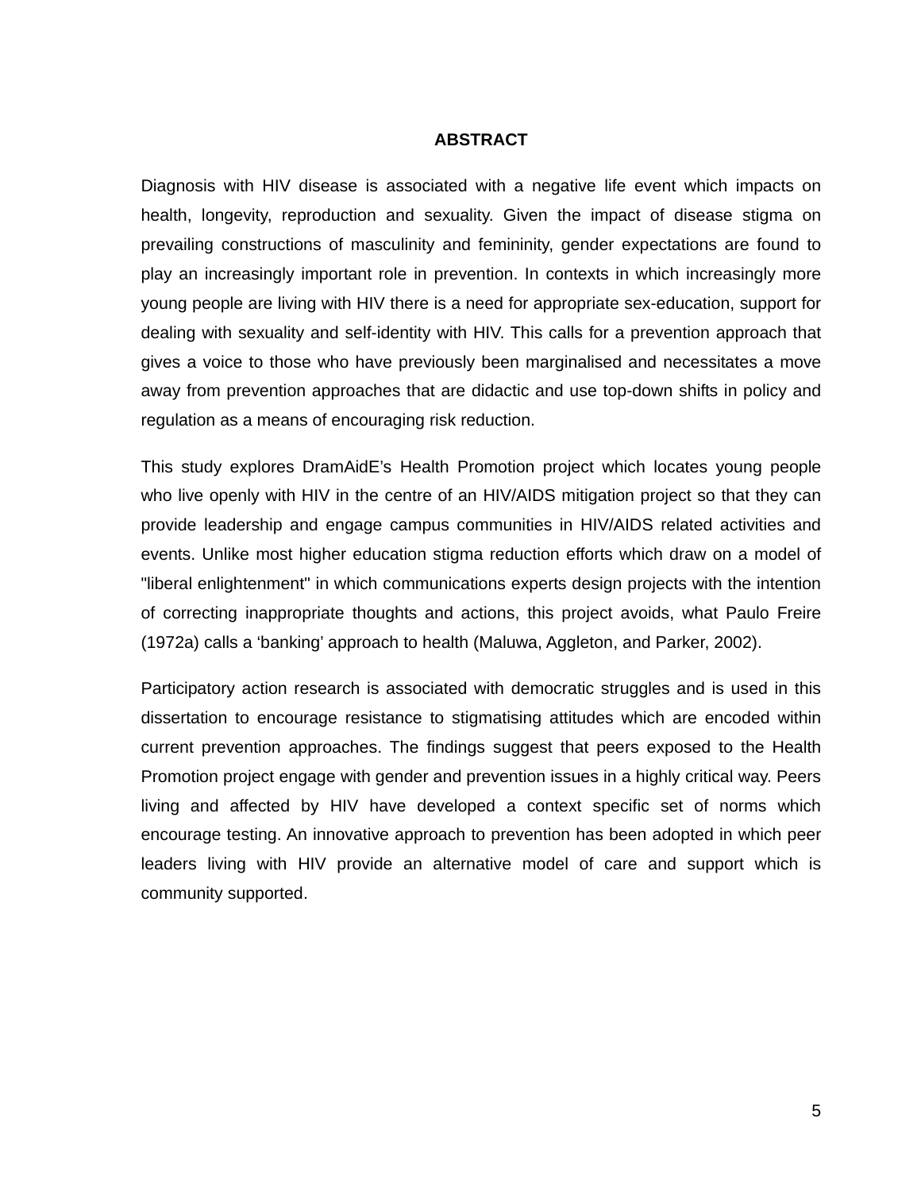# ABSTRACT

Diagnosis with HIV disease is associated with a negative life event which impacts on health, longevity, reproduction and sexuality. Given the impact of disease stigma on prevailing constructions of masculinity and femininity, gender expectations are found to play an increasingly important role in prevention. In contexts in which increasingly more young people are living with HIV there is a need for appropriate sex-education, support for dealing with sexuality and self-identity with HIV. This calls for a prevention approach that gives a voice to those who have previously been marginalised and necessitates a move away from prevention approaches that are didactic and use top-down shifts in policy and regulation as a means of encouraging risk reduction.

This study explores DramAidE's Health Promotion project which locates young people who live openly with HIV in the centre of an HIV/AIDS mitigation project so that they can provide leadership and engage campus communities in HIV/AIDS related activities and events. Unlike most higher education stigma reduction efforts which draw on a model of "liberal enlightenment" in which communications experts design projects with the intention of correcting inappropriate thoughts and actions, this project avoids, what Paulo Freire (1972a) calls a 'banking' approach to health (Maluwa, Aggleton, and Parker, 2002).

Participatory action research is associated with democratic struggles and is used in this dissertation to encourage resistance to stigmatising attitudes which are encoded within current prevention approaches. The findings suggest that peers exposed to the Health Promotion project engage with gender and prevention issues in a highly critical way. Peers living and affected by HIV have developed a context specific set of norms which encourage testing. An innovative approach to prevention has been adopted in which peer leaders living with HIV provide an alternative model of care and support which is community supported.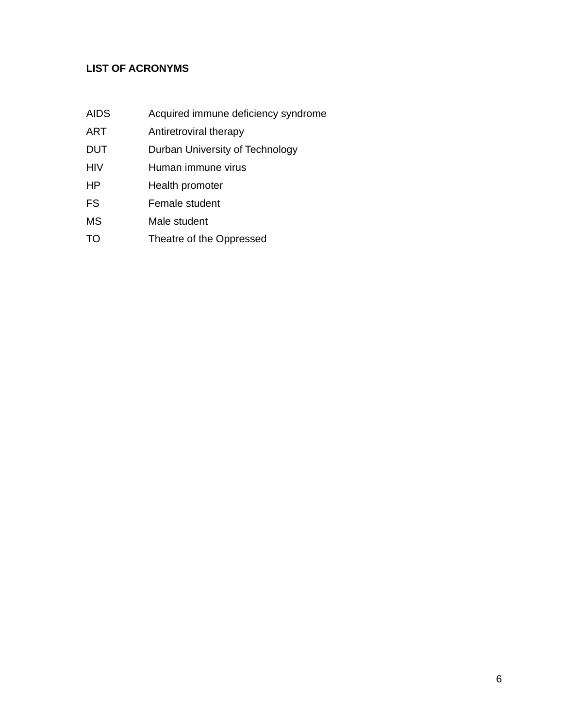## LIST OF ACRONYMS

| | |
|---|---|
| AIDS | Acquired immune deficiency syndrome |
| ART | Antiretroviral therapy |
| DUT | Durban University of Technology |
| HIV | Human immune virus |
| HP | Health promoter |
| FS | Female student |
| MS | Male student |
| TO | Theatre of the Oppressed |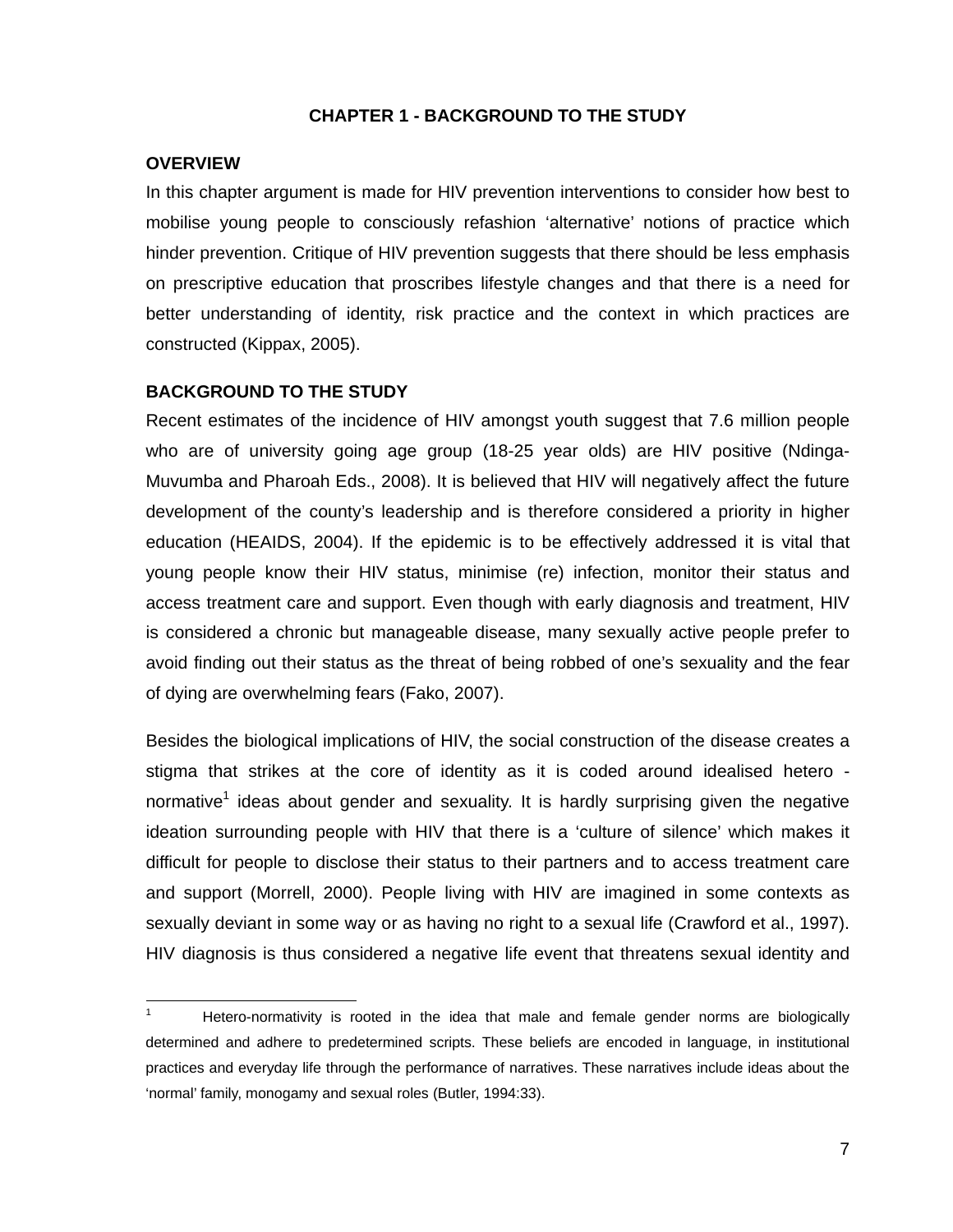# CHAPTER 1 - BACKGROUND TO THE STUDY

## OVERVIEW

In this chapter argument is made for HIV prevention interventions to consider how best to mobilise young people to consciously refashion 'alternative' notions of practice which hinder prevention. Critique of HIV prevention suggests that there should be less emphasis on prescriptive education that proscribes lifestyle changes and that there is a need for better understanding of identity, risk practice and the context in which practices are constructed (Kippax, 2005).

## BACKGROUND TO THE STUDY

Recent estimates of the incidence of HIV amongst youth suggest that 7.6 million people who are of university going age group (18-25 year olds) are HIV positive (Ndinga-Muvumba and Pharoah Eds., 2008). It is believed that HIV will negatively affect the future development of the county's leadership and is therefore considered a priority in higher education (HEAIDS, 2004). If the epidemic is to be effectively addressed it is vital that young people know their HIV status, minimise (re) infection, monitor their status and access treatment care and support. Even though with early diagnosis and treatment, HIV is considered a chronic but manageable disease, many sexually active people prefer to avoid finding out their status as the threat of being robbed of one's sexuality and the fear of dying are overwhelming fears (Fako, 2007).

Besides the biological implications of HIV, the social construction of the disease creates a stigma that strikes at the core of identity as it is coded around idealised hetero - normative[1] ideas about gender and sexuality. It is hardly surprising given the negative ideation surrounding people with HIV that there is a 'culture of silence' which makes it difficult for people to disclose their status to their partners and to access treatment care and support (Morrell, 2000). People living with HIV are imagined in some contexts as sexually deviant in some way or as having no right to a sexual life (Crawford et al., 1997). HIV diagnosis is thus considered a negative life event that threatens sexual identity and

---

[1] Hetero-normativity is rooted in the idea that male and female gender norms are biologically determined and adhere to predetermined scripts. These beliefs are encoded in language, in institutional practices and everyday life through the performance of narratives. These narratives include ideas about the 'normal' family, monogamy and sexual roles (Butler, 1994:33).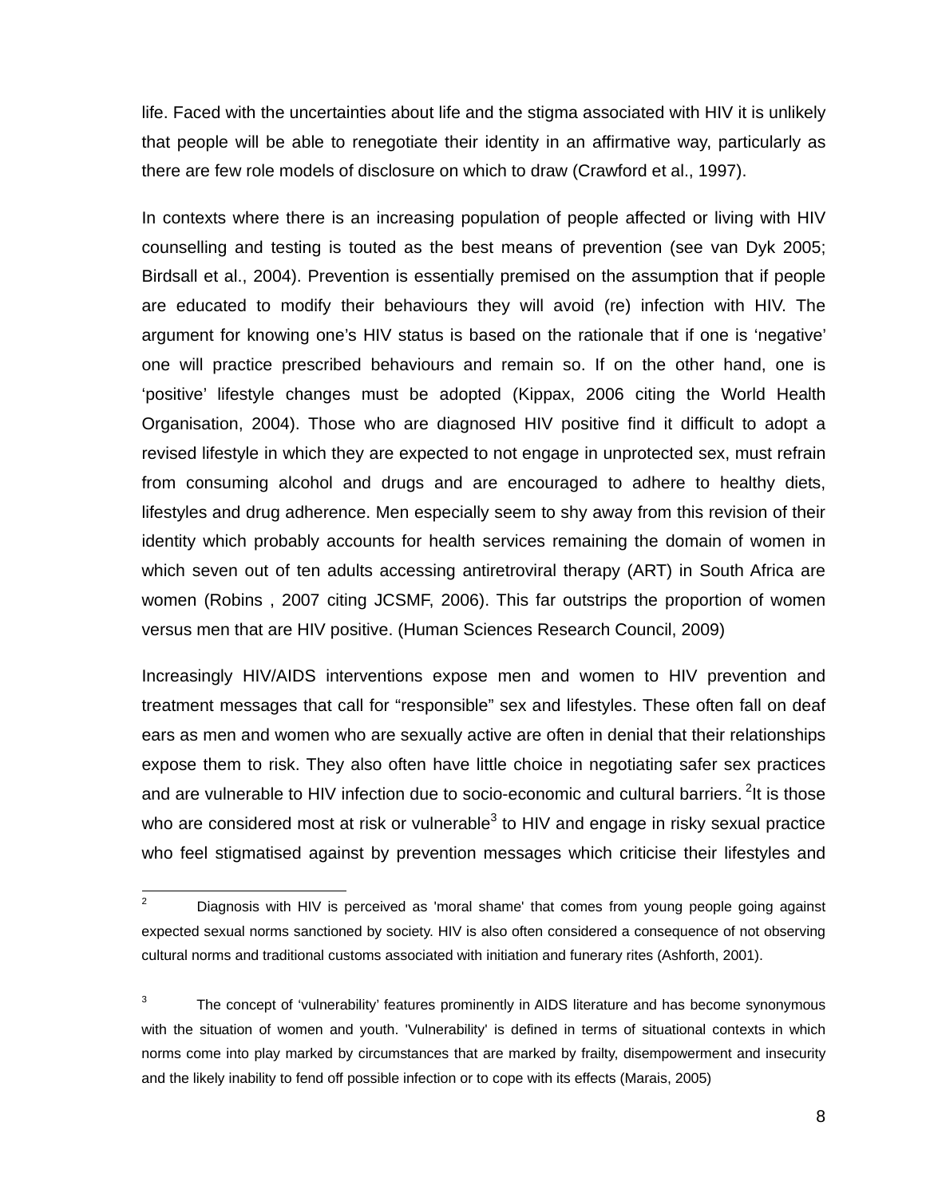life. Faced with the uncertainties about life and the stigma associated with HIV it is unlikely that people will be able to renegotiate their identity in an affirmative way, particularly as there are few role models of disclosure on which to draw (Crawford et al., 1997).

In contexts where there is an increasing population of people affected or living with HIV counselling and testing is touted as the best means of prevention (see van Dyk 2005; Birdsall et al., 2004). Prevention is essentially premised on the assumption that if people are educated to modify their behaviours they will avoid (re) infection with HIV. The argument for knowing one's HIV status is based on the rationale that if one is 'negative' one will practice prescribed behaviours and remain so. If on the other hand, one is 'positive' lifestyle changes must be adopted (Kippax, 2006 citing the World Health Organisation, 2004). Those who are diagnosed HIV positive find it difficult to adopt a revised lifestyle in which they are expected to not engage in unprotected sex, must refrain from consuming alcohol and drugs and are encouraged to adhere to healthy diets, lifestyles and drug adherence. Men especially seem to shy away from this revision of their identity which probably accounts for health services remaining the domain of women in which seven out of ten adults accessing antiretroviral therapy (ART) in South Africa are women (Robins , 2007 citing JCSMF, 2006). This far outstrips the proportion of women versus men that are HIV positive. (Human Sciences Research Council, 2009)

Increasingly HIV/AIDS interventions expose men and women to HIV prevention and treatment messages that call for "responsible" sex and lifestyles. These often fall on deaf ears as men and women who are sexually active are often in denial that their relationships expose them to risk. They also often have little choice in negotiating safer sex practices and are vulnerable to HIV infection due to socio-economic and cultural barriers. [2]It is those who are considered most at risk or vulnerable[3] to HIV and engage in risky sexual practice who feel stigmatised against by prevention messages which criticise their lifestyles and

---

[2] Diagnosis with HIV is perceived as 'moral shame' that comes from young people going against expected sexual norms sanctioned by society. HIV is also often considered a consequence of not observing cultural norms and traditional customs associated with initiation and funerary rites (Ashforth, 2001).

[3] The concept of 'vulnerability' features prominently in AIDS literature and has become synonymous with the situation of women and youth. 'Vulnerability' is defined in terms of situational contexts in which norms come into play marked by circumstances that are marked by frailty, disempowerment and insecurity and the likely inability to fend off possible infection or to cope with its effects (Marais, 2005)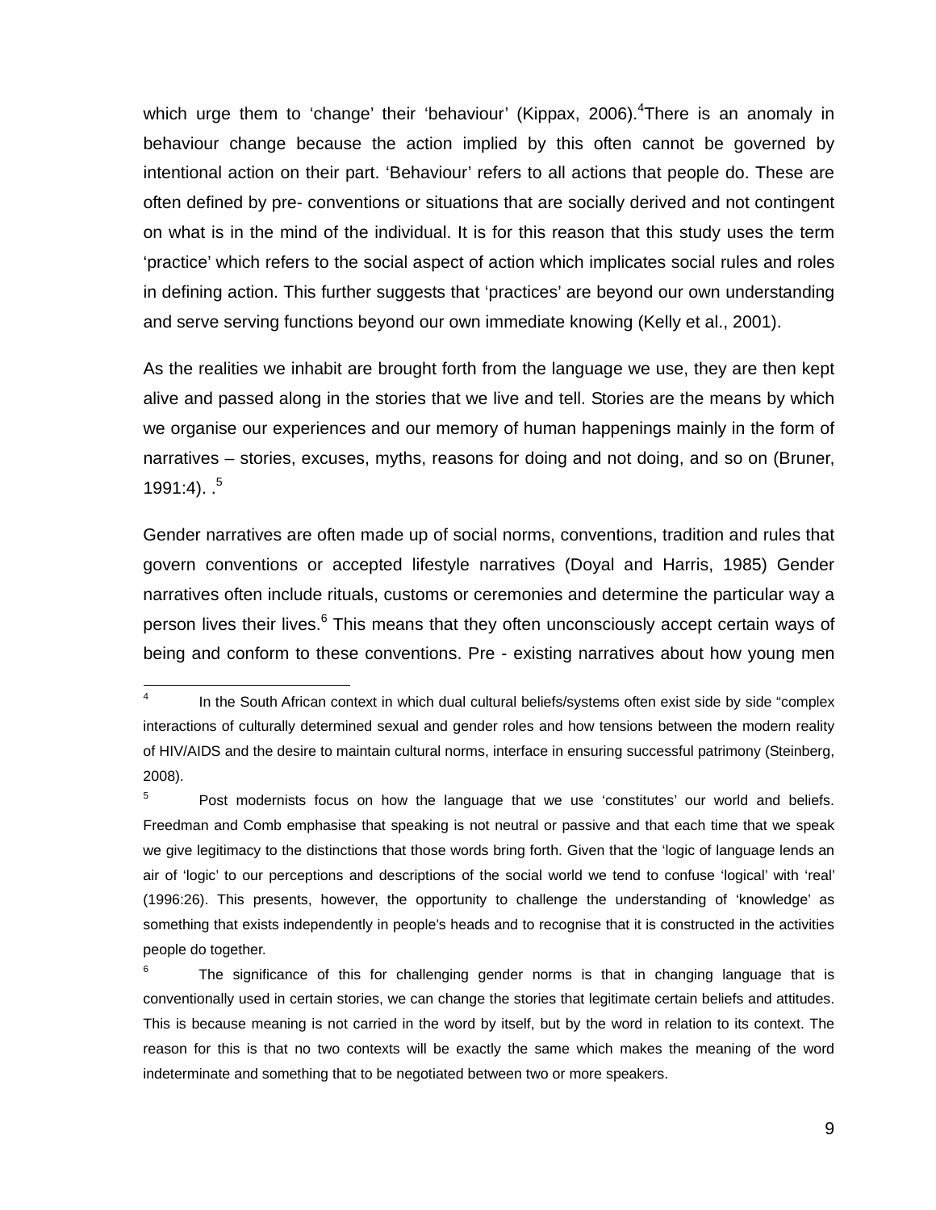which urge them to 'change' their 'behaviour' (Kippax, 2006).[4]There is an anomaly in behaviour change because the action implied by this often cannot be governed by intentional action on their part. 'Behaviour' refers to all actions that people do. These are often defined by pre- conventions or situations that are socially derived and not contingent on what is in the mind of the individual. It is for this reason that this study uses the term 'practice' which refers to the social aspect of action which implicates social rules and roles in defining action. This further suggests that 'practices' are beyond our own understanding and serve serving functions beyond our own immediate knowing (Kelly et al., 2001).

As the realities we inhabit are brought forth from the language we use, they are then kept alive and passed along in the stories that we live and tell. Stories are the means by which we organise our experiences and our memory of human happenings mainly in the form of narratives – stories, excuses, myths, reasons for doing and not doing, and so on (Bruner, 1991:4). .[5]

Gender narratives are often made up of social norms, conventions, tradition and rules that govern conventions or accepted lifestyle narratives (Doyal and Harris, 1985) Gender narratives often include rituals, customs or ceremonies and determine the particular way a person lives their lives.[6] This means that they often unconsciously accept certain ways of being and conform to these conventions. Pre - existing narratives about how young men

---

[4] In the South African context in which dual cultural beliefs/systems often exist side by side "complex interactions of culturally determined sexual and gender roles and how tensions between the modern reality of HIV/AIDS and the desire to maintain cultural norms, interface in ensuring successful patrimony (Steinberg, 2008).

[5] Post modernists focus on how the language that we use 'constitutes' our world and beliefs. Freedman and Comb emphasise that speaking is not neutral or passive and that each time that we speak we give legitimacy to the distinctions that those words bring forth. Given that the 'logic of language lends an air of 'logic' to our perceptions and descriptions of the social world we tend to confuse 'logical' with 'real' (1996:26). This presents, however, the opportunity to challenge the understanding of 'knowledge' as something that exists independently in people's heads and to recognise that it is constructed in the activities people do together.

[6] The significance of this for challenging gender norms is that in changing language that is conventionally used in certain stories, we can change the stories that legitimate certain beliefs and attitudes. This is because meaning is not carried in the word by itself, but by the word in relation to its context. The reason for this is that no two contexts will be exactly the same which makes the meaning of the word indeterminate and something that to be negotiated between two or more speakers.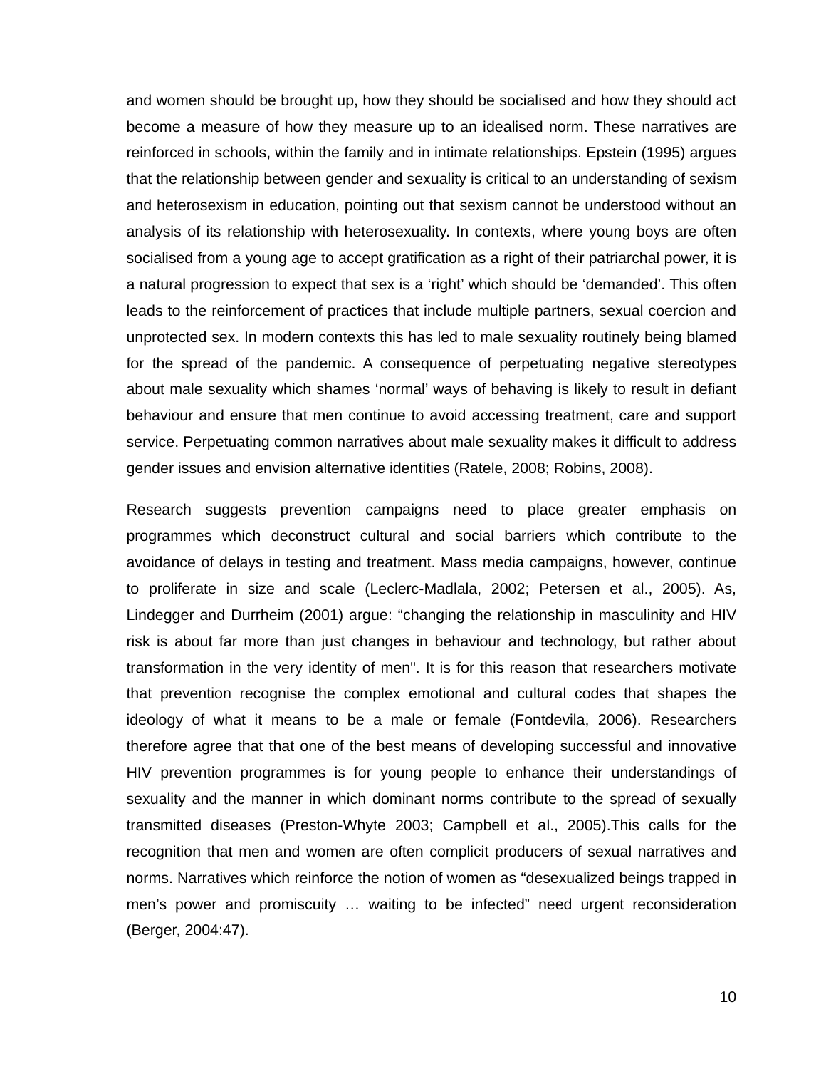and women should be brought up, how they should be socialised and how they should act become a measure of how they measure up to an idealised norm. These narratives are reinforced in schools, within the family and in intimate relationships. Epstein (1995) argues that the relationship between gender and sexuality is critical to an understanding of sexism and heterosexism in education, pointing out that sexism cannot be understood without an analysis of its relationship with heterosexuality. In contexts, where young boys are often socialised from a young age to accept gratification as a right of their patriarchal power, it is a natural progression to expect that sex is a 'right' which should be 'demanded'. This often leads to the reinforcement of practices that include multiple partners, sexual coercion and unprotected sex. In modern contexts this has led to male sexuality routinely being blamed for the spread of the pandemic. A consequence of perpetuating negative stereotypes about male sexuality which shames 'normal' ways of behaving is likely to result in defiant behaviour and ensure that men continue to avoid accessing treatment, care and support service. Perpetuating common narratives about male sexuality makes it difficult to address gender issues and envision alternative identities (Ratele, 2008; Robins, 2008).

Research suggests prevention campaigns need to place greater emphasis on programmes which deconstruct cultural and social barriers which contribute to the avoidance of delays in testing and treatment. Mass media campaigns, however, continue to proliferate in size and scale (Leclerc-Madlala, 2002; Petersen et al., 2005). As, Lindegger and Durrheim (2001) argue: "changing the relationship in masculinity and HIV risk is about far more than just changes in behaviour and technology, but rather about transformation in the very identity of men". It is for this reason that researchers motivate that prevention recognise the complex emotional and cultural codes that shapes the ideology of what it means to be a male or female (Fontdevila, 2006). Researchers therefore agree that that one of the best means of developing successful and innovative HIV prevention programmes is for young people to enhance their understandings of sexuality and the manner in which dominant norms contribute to the spread of sexually transmitted diseases (Preston-Whyte 2003; Campbell et al., 2005).This calls for the recognition that men and women are often complicit producers of sexual narratives and norms. Narratives which reinforce the notion of women as "desexualized beings trapped in men's power and promiscuity … waiting to be infected" need urgent reconsideration (Berger, 2004:47).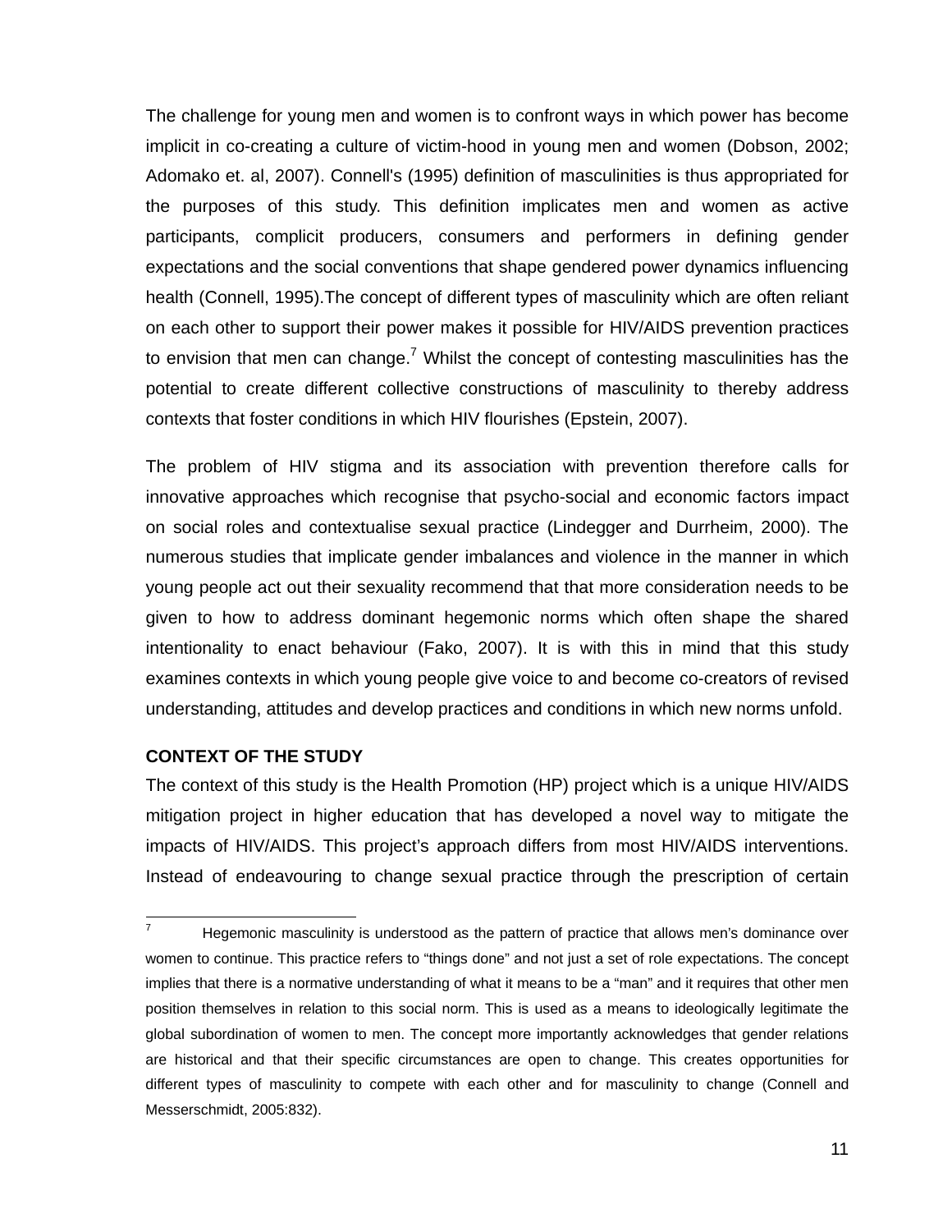The challenge for young men and women is to confront ways in which power has become implicit in co-creating a culture of victim-hood in young men and women (Dobson, 2002; Adomako et. al, 2007). Connell's (1995) definition of masculinities is thus appropriated for the purposes of this study. This definition implicates men and women as active participants, complicit producers, consumers and performers in defining gender expectations and the social conventions that shape gendered power dynamics influencing health (Connell, 1995).The concept of different types of masculinity which are often reliant on each other to support their power makes it possible for HIV/AIDS prevention practices to envision that men can change.[7] Whilst the concept of contesting masculinities has the potential to create different collective constructions of masculinity to thereby address contexts that foster conditions in which HIV flourishes (Epstein, 2007).

The problem of HIV stigma and its association with prevention therefore calls for innovative approaches which recognise that psycho-social and economic factors impact on social roles and contextualise sexual practice (Lindegger and Durrheim, 2000). The numerous studies that implicate gender imbalances and violence in the manner in which young people act out their sexuality recommend that that more consideration needs to be given to how to address dominant hegemonic norms which often shape the shared intentionality to enact behaviour (Fako, 2007). It is with this in mind that this study examines contexts in which young people give voice to and become co-creators of revised understanding, attitudes and develop practices and conditions in which new norms unfold.

## CONTEXT OF THE STUDY

The context of this study is the Health Promotion (HP) project which is a unique HIV/AIDS mitigation project in higher education that has developed a novel way to mitigate the impacts of HIV/AIDS. This project's approach differs from most HIV/AIDS interventions. Instead of endeavouring to change sexual practice through the prescription of certain

---

[7] Hegemonic masculinity is understood as the pattern of practice that allows men's dominance over women to continue. This practice refers to "things done" and not just a set of role expectations. The concept implies that there is a normative understanding of what it means to be a "man" and it requires that other men position themselves in relation to this social norm. This is used as a means to ideologically legitimate the global subordination of women to men. The concept more importantly acknowledges that gender relations are historical and that their specific circumstances are open to change. This creates opportunities for different types of masculinity to compete with each other and for masculinity to change (Connell and Messerschmidt, 2005:832).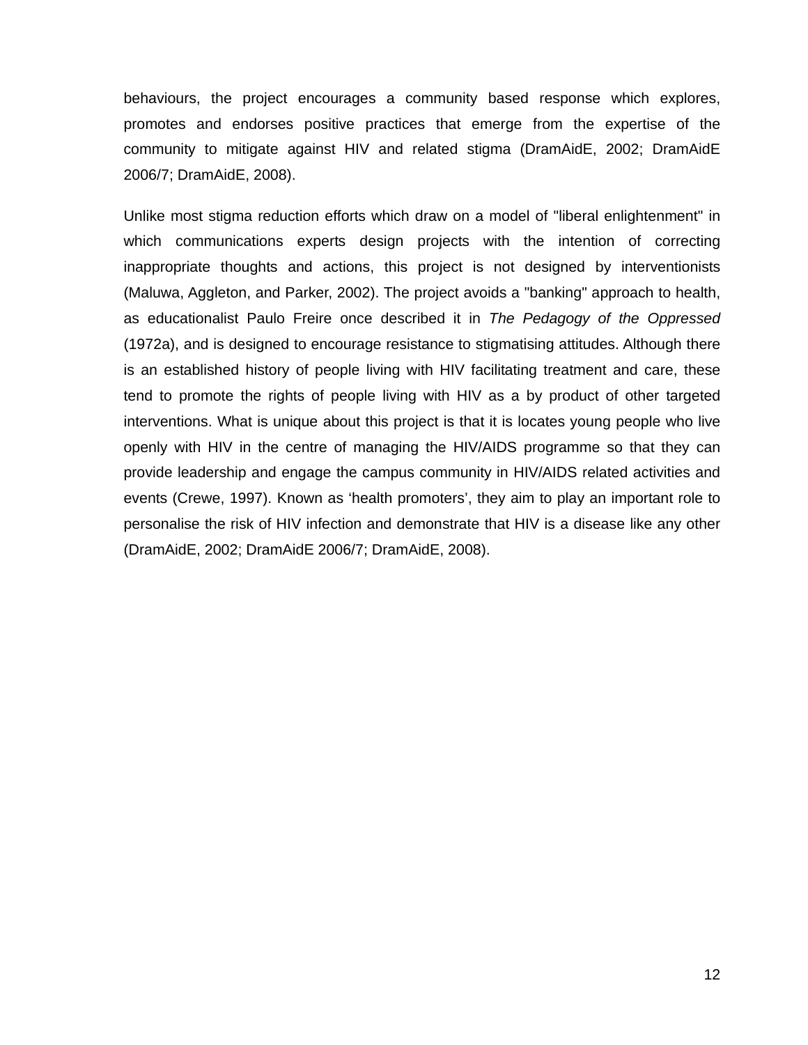behaviours, the project encourages a community based response which explores, promotes and endorses positive practices that emerge from the expertise of the community to mitigate against HIV and related stigma (DramAidE, 2002; DramAidE 2006/7; DramAidE, 2008).

Unlike most stigma reduction efforts which draw on a model of "liberal enlightenment" in which communications experts design projects with the intention of correcting inappropriate thoughts and actions, this project is not designed by interventionists (Maluwa, Aggleton, and Parker, 2002). The project avoids a "banking" approach to health, as educationalist Paulo Freire once described it in *The Pedagogy of the Oppressed* (1972a), and is designed to encourage resistance to stigmatising attitudes. Although there is an established history of people living with HIV facilitating treatment and care, these tend to promote the rights of people living with HIV as a by product of other targeted interventions. What is unique about this project is that it is locates young people who live openly with HIV in the centre of managing the HIV/AIDS programme so that they can provide leadership and engage the campus community in HIV/AIDS related activities and events (Crewe, 1997). Known as 'health promoters', they aim to play an important role to personalise the risk of HIV infection and demonstrate that HIV is a disease like any other (DramAidE, 2002; DramAidE 2006/7; DramAidE, 2008).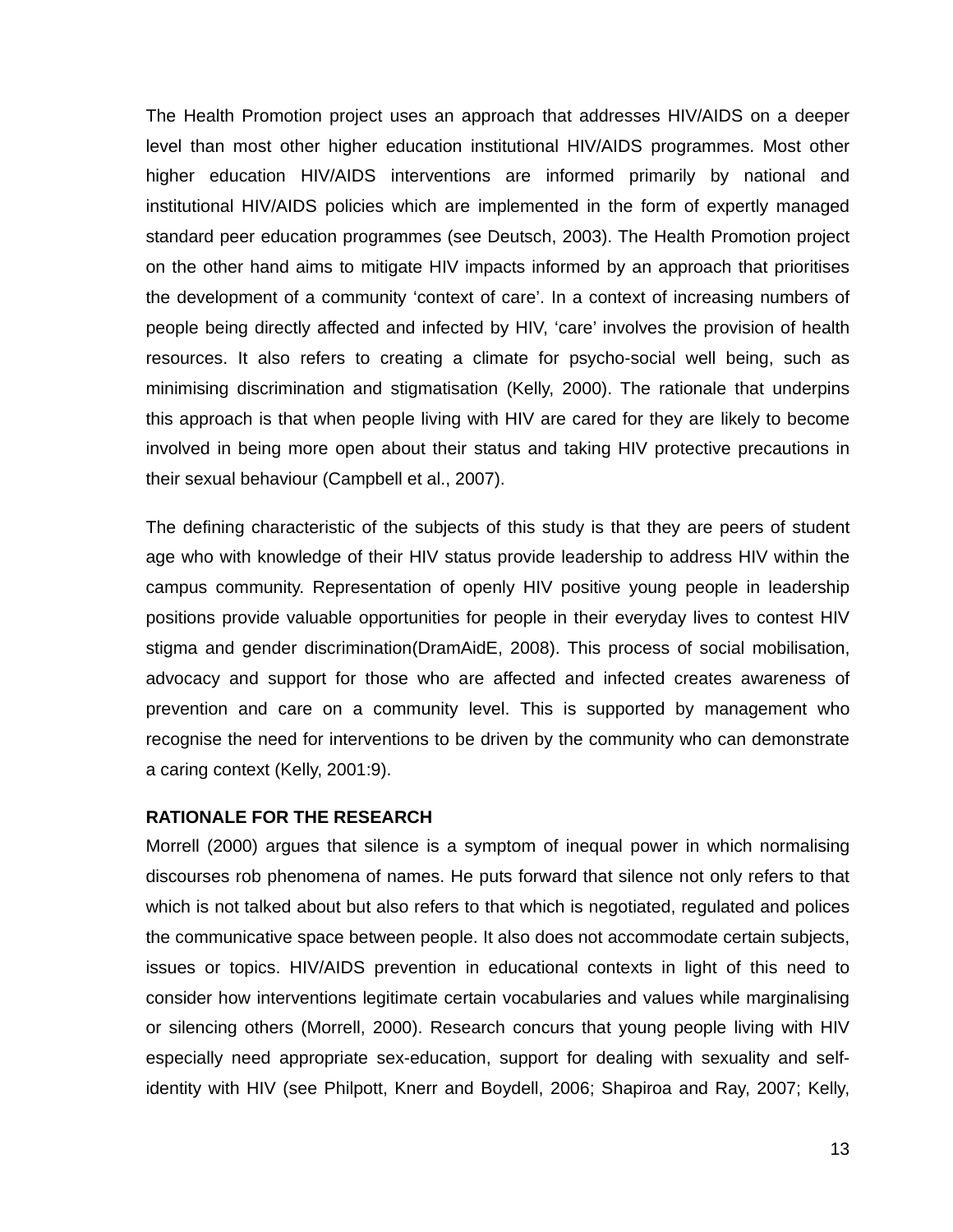The Health Promotion project uses an approach that addresses HIV/AIDS on a deeper level than most other higher education institutional HIV/AIDS programmes. Most other higher education HIV/AIDS interventions are informed primarily by national and institutional HIV/AIDS policies which are implemented in the form of expertly managed standard peer education programmes (see Deutsch, 2003). The Health Promotion project on the other hand aims to mitigate HIV impacts informed by an approach that prioritises the development of a community 'context of care'. In a context of increasing numbers of people being directly affected and infected by HIV, 'care' involves the provision of health resources. It also refers to creating a climate for psycho-social well being, such as minimising discrimination and stigmatisation (Kelly, 2000). The rationale that underpins this approach is that when people living with HIV are cared for they are likely to become involved in being more open about their status and taking HIV protective precautions in their sexual behaviour (Campbell et al., 2007).

The defining characteristic of the subjects of this study is that they are peers of student age who with knowledge of their HIV status provide leadership to address HIV within the campus community. Representation of openly HIV positive young people in leadership positions provide valuable opportunities for people in their everyday lives to contest HIV stigma and gender discrimination(DramAidE, 2008). This process of social mobilisation, advocacy and support for those who are affected and infected creates awareness of prevention and care on a community level. This is supported by management who recognise the need for interventions to be driven by the community who can demonstrate a caring context (Kelly, 2001:9).

**RATIONALE FOR THE RESEARCH**

Morrell (2000) argues that silence is a symptom of inequal power in which normalising discourses rob phenomena of names. He puts forward that silence not only refers to that which is not talked about but also refers to that which is negotiated, regulated and polices the communicative space between people. It also does not accommodate certain subjects, issues or topics. HIV/AIDS prevention in educational contexts in light of this need to consider how interventions legitimate certain vocabularies and values while marginalising or silencing others (Morrell, 2000). Research concurs that young people living with HIV especially need appropriate sex-education, support for dealing with sexuality and self-identity with HIV (see Philpott, Knerr and Boydell, 2006; Shapiroa and Ray, 2007; Kelly,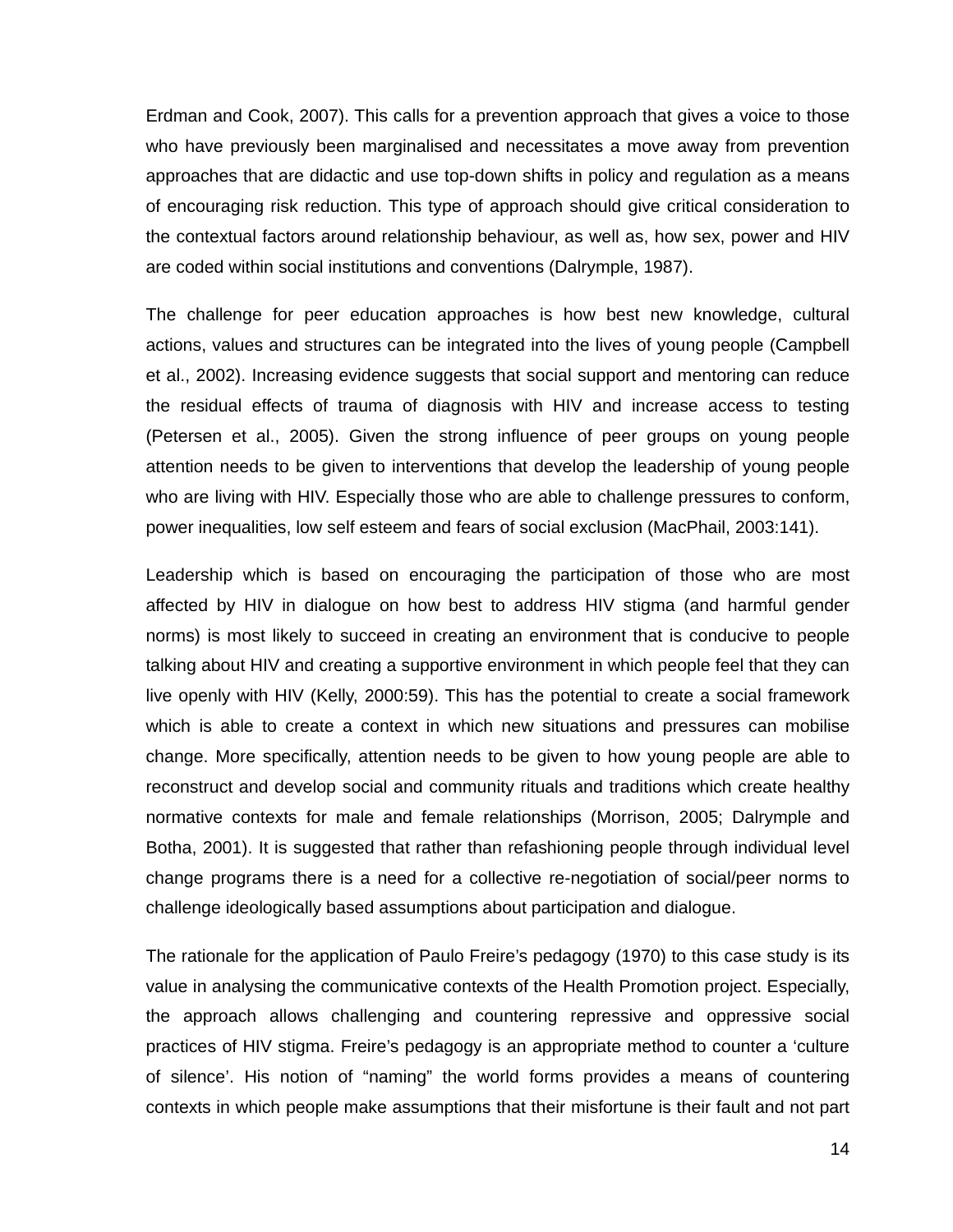Erdman and Cook, 2007). This calls for a prevention approach that gives a voice to those who have previously been marginalised and necessitates a move away from prevention approaches that are didactic and use top-down shifts in policy and regulation as a means of encouraging risk reduction. This type of approach should give critical consideration to the contextual factors around relationship behaviour, as well as, how sex, power and HIV are coded within social institutions and conventions (Dalrymple, 1987).

The challenge for peer education approaches is how best new knowledge, cultural actions, values and structures can be integrated into the lives of young people (Campbell et al., 2002). Increasing evidence suggests that social support and mentoring can reduce the residual effects of trauma of diagnosis with HIV and increase access to testing (Petersen et al., 2005). Given the strong influence of peer groups on young people attention needs to be given to interventions that develop the leadership of young people who are living with HIV. Especially those who are able to challenge pressures to conform, power inequalities, low self esteem and fears of social exclusion (MacPhail, 2003:141).

Leadership which is based on encouraging the participation of those who are most affected by HIV in dialogue on how best to address HIV stigma (and harmful gender norms) is most likely to succeed in creating an environment that is conducive to people talking about HIV and creating a supportive environment in which people feel that they can live openly with HIV (Kelly, 2000:59). This has the potential to create a social framework which is able to create a context in which new situations and pressures can mobilise change. More specifically, attention needs to be given to how young people are able to reconstruct and develop social and community rituals and traditions which create healthy normative contexts for male and female relationships (Morrison, 2005; Dalrymple and Botha, 2001). It is suggested that rather than refashioning people through individual level change programs there is a need for a collective re-negotiation of social/peer norms to challenge ideologically based assumptions about participation and dialogue.

The rationale for the application of Paulo Freire's pedagogy (1970) to this case study is its value in analysing the communicative contexts of the Health Promotion project. Especially, the approach allows challenging and countering repressive and oppressive social practices of HIV stigma. Freire's pedagogy is an appropriate method to counter a 'culture of silence'. His notion of "naming" the world forms provides a means of countering contexts in which people make assumptions that their misfortune is their fault and not part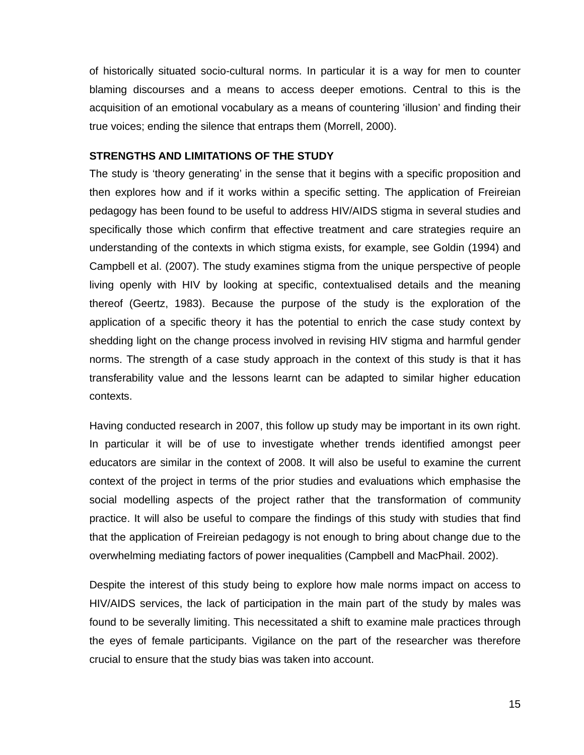of historically situated socio-cultural norms. In particular it is a way for men to counter blaming discourses and a means to access deeper emotions. Central to this is the acquisition of an emotional vocabulary as a means of countering 'illusion' and finding their true voices; ending the silence that entraps them (Morrell, 2000).

**STRENGTHS AND LIMITATIONS OF THE STUDY**

The study is 'theory generating' in the sense that it begins with a specific proposition and then explores how and if it works within a specific setting. The application of Freireian pedagogy has been found to be useful to address HIV/AIDS stigma in several studies and specifically those which confirm that effective treatment and care strategies require an understanding of the contexts in which stigma exists, for example, see Goldin (1994) and Campbell et al. (2007). The study examines stigma from the unique perspective of people living openly with HIV by looking at specific, contextualised details and the meaning thereof (Geertz, 1983). Because the purpose of the study is the exploration of the application of a specific theory it has the potential to enrich the case study context by shedding light on the change process involved in revising HIV stigma and harmful gender norms. The strength of a case study approach in the context of this study is that it has transferability value and the lessons learnt can be adapted to similar higher education contexts.

Having conducted research in 2007, this follow up study may be important in its own right. In particular it will be of use to investigate whether trends identified amongst peer educators are similar in the context of 2008. It will also be useful to examine the current context of the project in terms of the prior studies and evaluations which emphasise the social modelling aspects of the project rather that the transformation of community practice. It will also be useful to compare the findings of this study with studies that find that the application of Freireian pedagogy is not enough to bring about change due to the overwhelming mediating factors of power inequalities (Campbell and MacPhail. 2002).

Despite the interest of this study being to explore how male norms impact on access to HIV/AIDS services, the lack of participation in the main part of the study by males was found to be severally limiting. This necessitated a shift to examine male practices through the eyes of female participants. Vigilance on the part of the researcher was therefore crucial to ensure that the study bias was taken into account.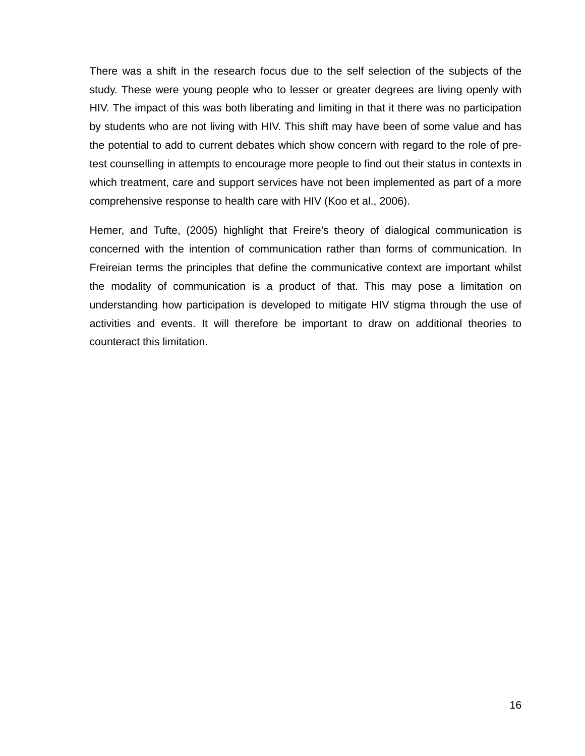There was a shift in the research focus due to the self selection of the subjects of the study. These were young people who to lesser or greater degrees are living openly with HIV. The impact of this was both liberating and limiting in that it there was no participation by students who are not living with HIV. This shift may have been of some value and has the potential to add to current debates which show concern with regard to the role of pre-test counselling in attempts to encourage more people to find out their status in contexts in which treatment, care and support services have not been implemented as part of a more comprehensive response to health care with HIV (Koo et al., 2006).

Hemer, and Tufte, (2005) highlight that Freire's theory of dialogical communication is concerned with the intention of communication rather than forms of communication. In Freireian terms the principles that define the communicative context are important whilst the modality of communication is a product of that. This may pose a limitation on understanding how participation is developed to mitigate HIV stigma through the use of activities and events. It will therefore be important to draw on additional theories to counteract this limitation.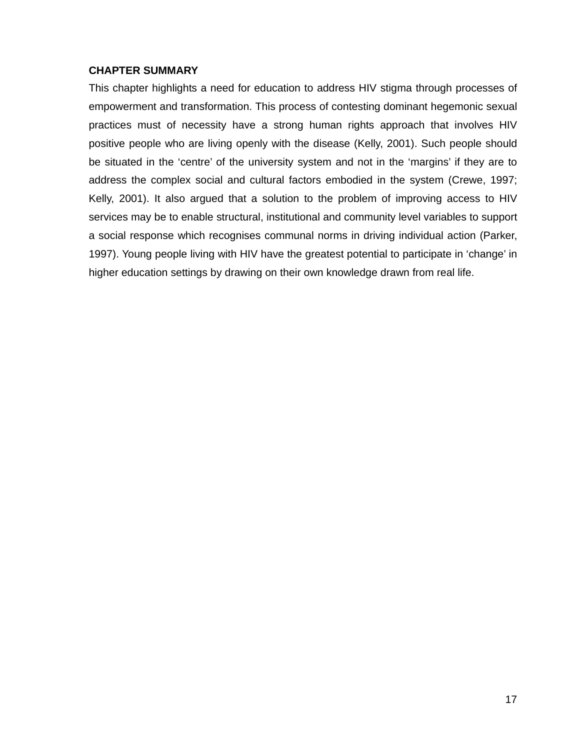**CHAPTER SUMMARY**

This chapter highlights a need for education to address HIV stigma through processes of empowerment and transformation. This process of contesting dominant hegemonic sexual practices must of necessity have a strong human rights approach that involves HIV positive people who are living openly with the disease (Kelly, 2001). Such people should be situated in the 'centre' of the university system and not in the 'margins' if they are to address the complex social and cultural factors embodied in the system (Crewe, 1997; Kelly, 2001). It also argued that a solution to the problem of improving access to HIV services may be to enable structural, institutional and community level variables to support a social response which recognises communal norms in driving individual action (Parker, 1997). Young people living with HIV have the greatest potential to participate in 'change' in higher education settings by drawing on their own knowledge drawn from real life.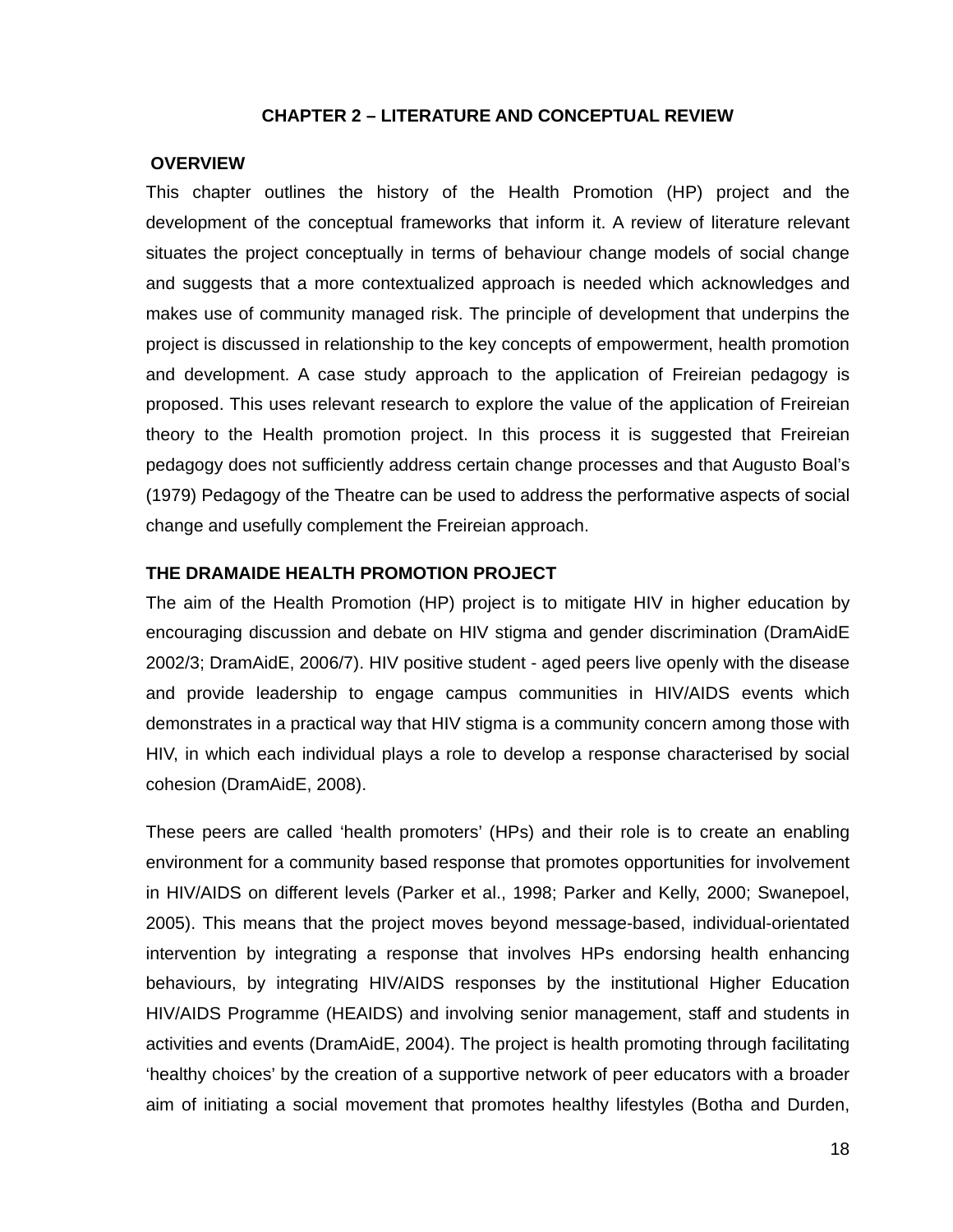## CHAPTER 2 – LITERATURE AND CONCEPTUAL REVIEW

### OVERVIEW

This chapter outlines the history of the Health Promotion (HP) project and the development of the conceptual frameworks that inform it. A review of literature relevant situates the project conceptually in terms of behaviour change models of social change and suggests that a more contextualized approach is needed which acknowledges and makes use of community managed risk. The principle of development that underpins the project is discussed in relationship to the key concepts of empowerment, health promotion and development. A case study approach to the application of Freireian pedagogy is proposed. This uses relevant research to explore the value of the application of Freireian theory to the Health promotion project. In this process it is suggested that Freireian pedagogy does not sufficiently address certain change processes and that Augusto Boal's (1979) Pedagogy of the Theatre can be used to address the performative aspects of social change and usefully complement the Freireian approach.

### THE DRAMAIDE HEALTH PROMOTION PROJECT

The aim of the Health Promotion (HP) project is to mitigate HIV in higher education by encouraging discussion and debate on HIV stigma and gender discrimination (DramAidE 2002/3; DramAidE, 2006/7). HIV positive student - aged peers live openly with the disease and provide leadership to engage campus communities in HIV/AIDS events which demonstrates in a practical way that HIV stigma is a community concern among those with HIV, in which each individual plays a role to develop a response characterised by social cohesion (DramAidE, 2008).

These peers are called 'health promoters' (HPs) and their role is to create an enabling environment for a community based response that promotes opportunities for involvement in HIV/AIDS on different levels (Parker et al., 1998; Parker and Kelly, 2000; Swanepoel, 2005). This means that the project moves beyond message-based, individual-orientated intervention by integrating a response that involves HPs endorsing health enhancing behaviours, by integrating HIV/AIDS responses by the institutional Higher Education HIV/AIDS Programme (HEAIDS) and involving senior management, staff and students in activities and events (DramAidE, 2004). The project is health promoting through facilitating 'healthy choices' by the creation of a supportive network of peer educators with a broader aim of initiating a social movement that promotes healthy lifestyles (Botha and Durden,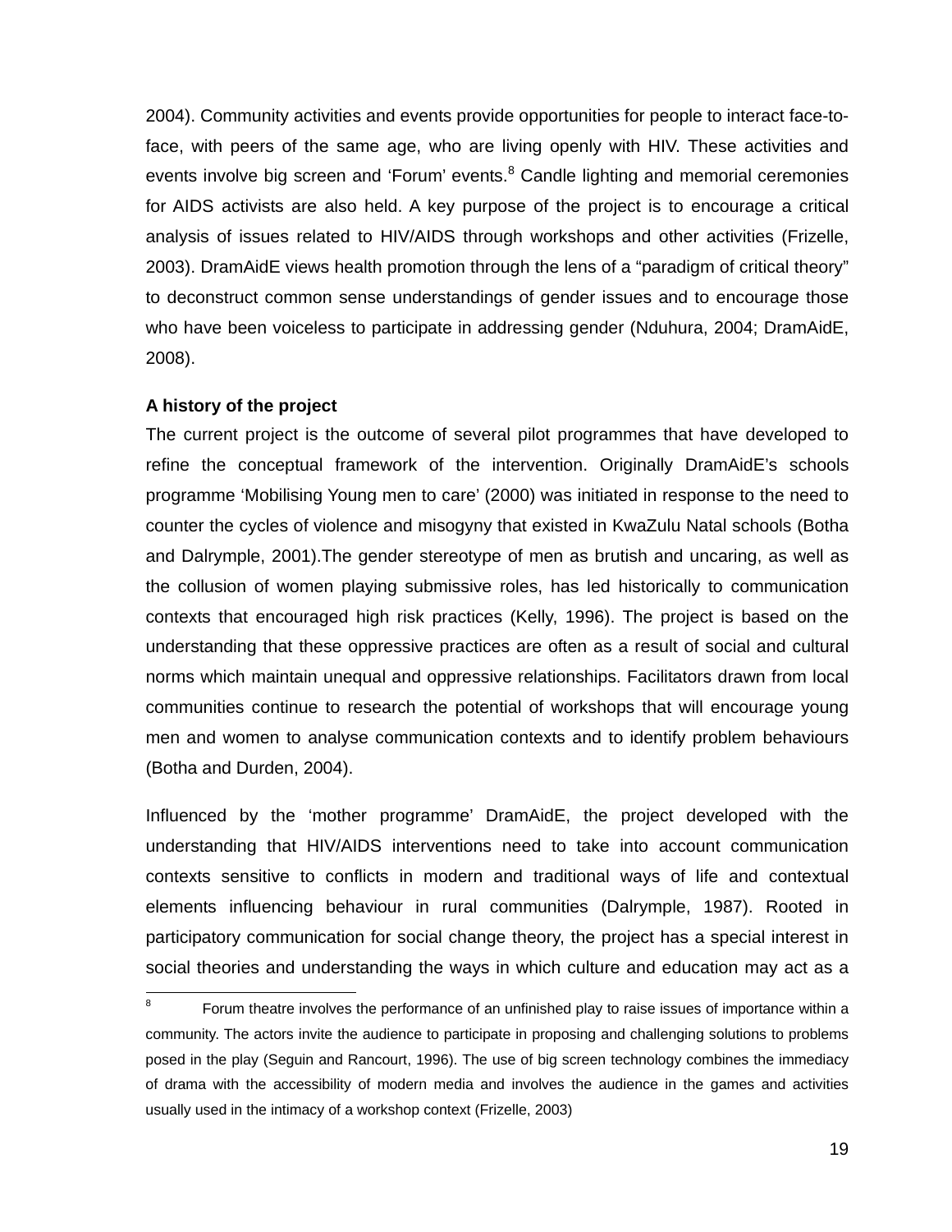2004). Community activities and events provide opportunities for people to interact face-to-face, with peers of the same age, who are living openly with HIV. These activities and events involve big screen and 'Forum' events.[8] Candle lighting and memorial ceremonies for AIDS activists are also held. A key purpose of the project is to encourage a critical analysis of issues related to HIV/AIDS through workshops and other activities (Frizelle, 2003). DramAidE views health promotion through the lens of a "paradigm of critical theory" to deconstruct common sense understandings of gender issues and to encourage those who have been voiceless to participate in addressing gender (Nduhura, 2004; DramAidE, 2008).

**A history of the project**

The current project is the outcome of several pilot programmes that have developed to refine the conceptual framework of the intervention. Originally DramAidE's schools programme 'Mobilising Young men to care' (2000) was initiated in response to the need to counter the cycles of violence and misogyny that existed in KwaZulu Natal schools (Botha and Dalrymple, 2001).The gender stereotype of men as brutish and uncaring, as well as the collusion of women playing submissive roles, has led historically to communication contexts that encouraged high risk practices (Kelly, 1996). The project is based on the understanding that these oppressive practices are often as a result of social and cultural norms which maintain unequal and oppressive relationships. Facilitators drawn from local communities continue to research the potential of workshops that will encourage young men and women to analyse communication contexts and to identify problem behaviours (Botha and Durden, 2004).

Influenced by the 'mother programme' DramAidE, the project developed with the understanding that HIV/AIDS interventions need to take into account communication contexts sensitive to conflicts in modern and traditional ways of life and contextual elements influencing behaviour in rural communities (Dalrymple, 1987). Rooted in participatory communication for social change theory, the project has a special interest in social theories and understanding the ways in which culture and education may act as a

---

[8] Forum theatre involves the performance of an unfinished play to raise issues of importance within a community. The actors invite the audience to participate in proposing and challenging solutions to problems posed in the play (Seguin and Rancourt, 1996). The use of big screen technology combines the immediacy of drama with the accessibility of modern media and involves the audience in the games and activities usually used in the intimacy of a workshop context (Frizelle, 2003)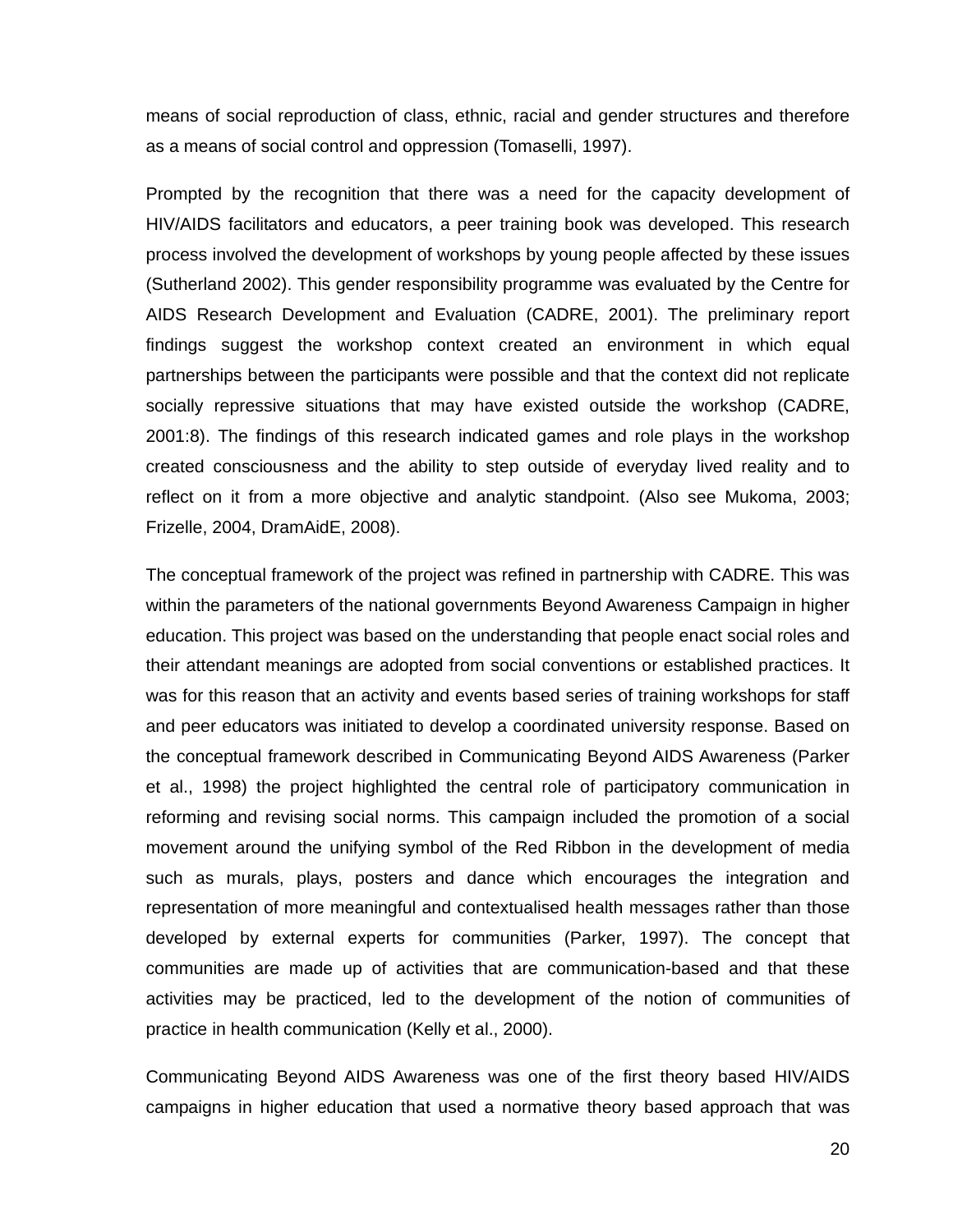means of social reproduction of class, ethnic, racial and gender structures and therefore as a means of social control and oppression (Tomaselli, 1997).

Prompted by the recognition that there was a need for the capacity development of HIV/AIDS facilitators and educators, a peer training book was developed. This research process involved the development of workshops by young people affected by these issues (Sutherland 2002). This gender responsibility programme was evaluated by the Centre for AIDS Research Development and Evaluation (CADRE, 2001). The preliminary report findings suggest the workshop context created an environment in which equal partnerships between the participants were possible and that the context did not replicate socially repressive situations that may have existed outside the workshop (CADRE, 2001:8). The findings of this research indicated games and role plays in the workshop created consciousness and the ability to step outside of everyday lived reality and to reflect on it from a more objective and analytic standpoint. (Also see Mukoma, 2003; Frizelle, 2004, DramAidE, 2008).

The conceptual framework of the project was refined in partnership with CADRE. This was within the parameters of the national governments Beyond Awareness Campaign in higher education. This project was based on the understanding that people enact social roles and their attendant meanings are adopted from social conventions or established practices. It was for this reason that an activity and events based series of training workshops for staff and peer educators was initiated to develop a coordinated university response. Based on the conceptual framework described in Communicating Beyond AIDS Awareness (Parker et al., 1998) the project highlighted the central role of participatory communication in reforming and revising social norms. This campaign included the promotion of a social movement around the unifying symbol of the Red Ribbon in the development of media such as murals, plays, posters and dance which encourages the integration and representation of more meaningful and contextualised health messages rather than those developed by external experts for communities (Parker, 1997). The concept that communities are made up of activities that are communication-based and that these activities may be practiced, led to the development of the notion of communities of practice in health communication (Kelly et al., 2000).

Communicating Beyond AIDS Awareness was one of the first theory based HIV/AIDS campaigns in higher education that used a normative theory based approach that was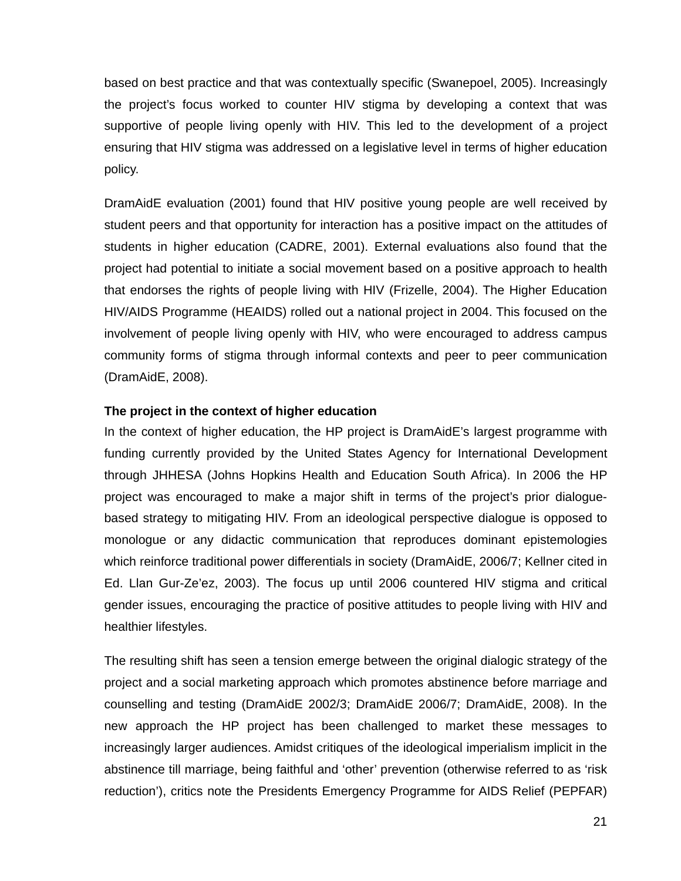based on best practice and that was contextually specific (Swanepoel, 2005). Increasingly the project's focus worked to counter HIV stigma by developing a context that was supportive of people living openly with HIV. This led to the development of a project ensuring that HIV stigma was addressed on a legislative level in terms of higher education policy.

DramAidE evaluation (2001) found that HIV positive young people are well received by student peers and that opportunity for interaction has a positive impact on the attitudes of students in higher education (CADRE, 2001). External evaluations also found that the project had potential to initiate a social movement based on a positive approach to health that endorses the rights of people living with HIV (Frizelle, 2004). The Higher Education HIV/AIDS Programme (HEAIDS) rolled out a national project in 2004. This focused on the involvement of people living openly with HIV, who were encouraged to address campus community forms of stigma through informal contexts and peer to peer communication (DramAidE, 2008).

**The project in the context of higher education**

In the context of higher education, the HP project is DramAidE's largest programme with funding currently provided by the United States Agency for International Development through JHHESA (Johns Hopkins Health and Education South Africa). In 2006 the HP project was encouraged to make a major shift in terms of the project's prior dialogue-based strategy to mitigating HIV. From an ideological perspective dialogue is opposed to monologue or any didactic communication that reproduces dominant epistemologies which reinforce traditional power differentials in society (DramAidE, 2006/7; Kellner cited in Ed. Llan Gur-Ze'ez, 2003). The focus up until 2006 countered HIV stigma and critical gender issues, encouraging the practice of positive attitudes to people living with HIV and healthier lifestyles.

The resulting shift has seen a tension emerge between the original dialogic strategy of the project and a social marketing approach which promotes abstinence before marriage and counselling and testing (DramAidE 2002/3; DramAidE 2006/7; DramAidE, 2008). In the new approach the HP project has been challenged to market these messages to increasingly larger audiences. Amidst critiques of the ideological imperialism implicit in the abstinence till marriage, being faithful and 'other' prevention (otherwise referred to as 'risk reduction'), critics note the Presidents Emergency Programme for AIDS Relief (PEPFAR)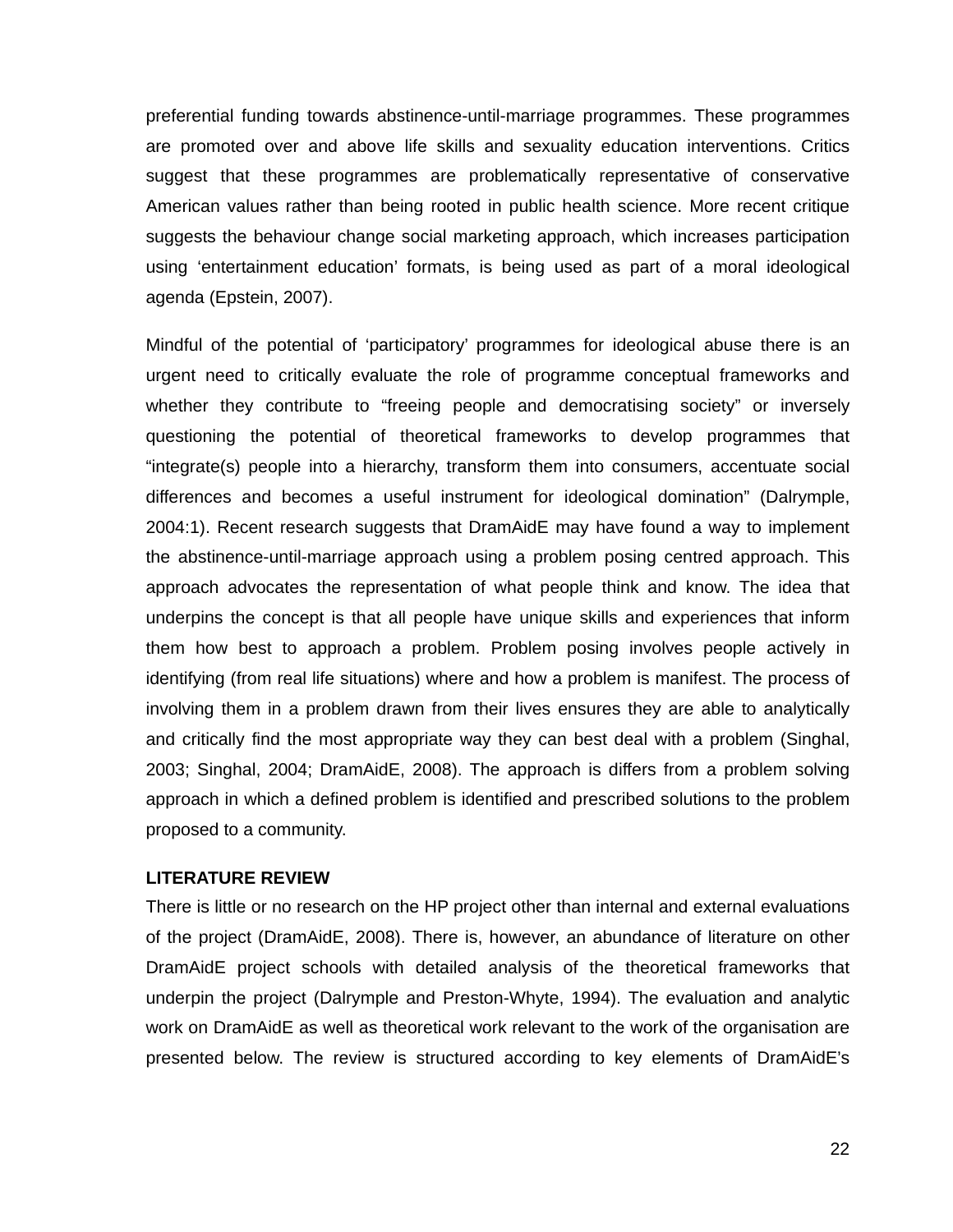preferential funding towards abstinence-until-marriage programmes. These programmes are promoted over and above life skills and sexuality education interventions. Critics suggest that these programmes are problematically representative of conservative American values rather than being rooted in public health science. More recent critique suggests the behaviour change social marketing approach, which increases participation using 'entertainment education' formats, is being used as part of a moral ideological agenda (Epstein, 2007).

Mindful of the potential of 'participatory' programmes for ideological abuse there is an urgent need to critically evaluate the role of programme conceptual frameworks and whether they contribute to "freeing people and democratising society" or inversely questioning the potential of theoretical frameworks to develop programmes that "integrate(s) people into a hierarchy, transform them into consumers, accentuate social differences and becomes a useful instrument for ideological domination" (Dalrymple, 2004:1). Recent research suggests that DramAidE may have found a way to implement the abstinence-until-marriage approach using a problem posing centred approach. This approach advocates the representation of what people think and know. The idea that underpins the concept is that all people have unique skills and experiences that inform them how best to approach a problem. Problem posing involves people actively in identifying (from real life situations) where and how a problem is manifest. The process of involving them in a problem drawn from their lives ensures they are able to analytically and critically find the most appropriate way they can best deal with a problem (Singhal, 2003; Singhal, 2004; DramAidE, 2008). The approach is differs from a problem solving approach in which a defined problem is identified and prescribed solutions to the problem proposed to a community.

**LITERATURE REVIEW**

There is little or no research on the HP project other than internal and external evaluations of the project (DramAidE, 2008). There is, however, an abundance of literature on other DramAidE project schools with detailed analysis of the theoretical frameworks that underpin the project (Dalrymple and Preston-Whyte, 1994). The evaluation and analytic work on DramAidE as well as theoretical work relevant to the work of the organisation are presented below. The review is structured according to key elements of DramAidE's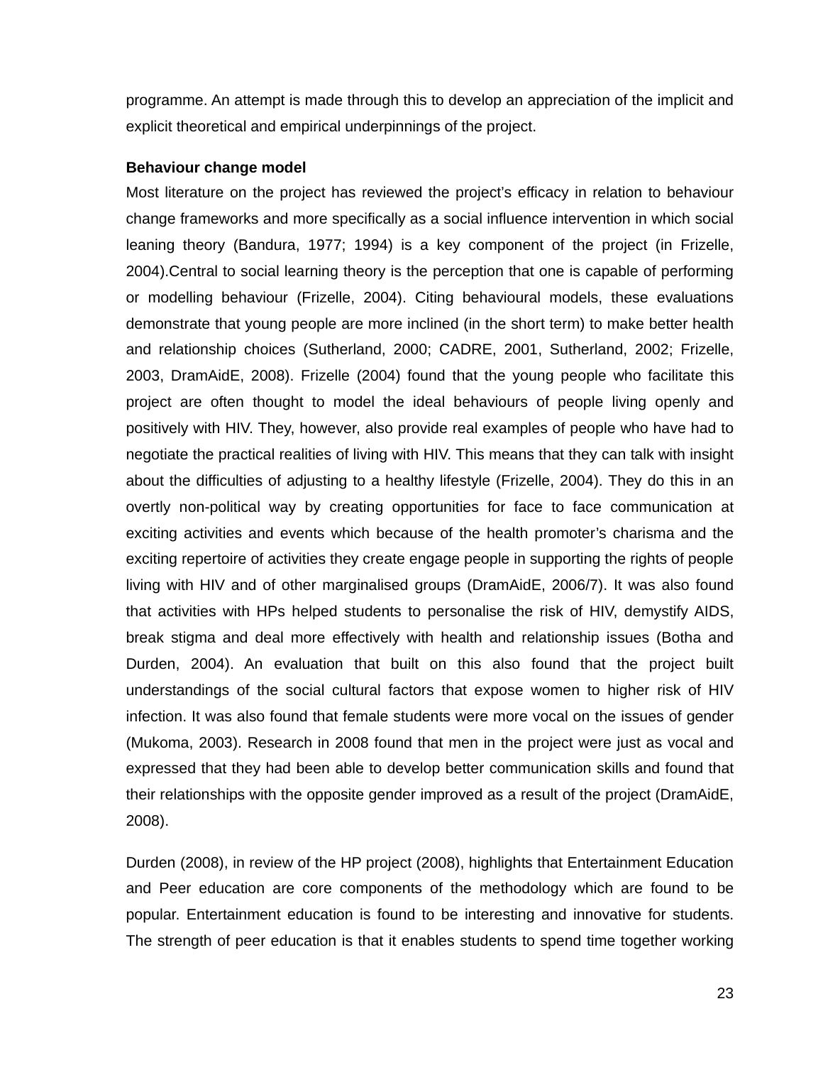programme. An attempt is made through this to develop an appreciation of the implicit and explicit theoretical and empirical underpinnings of the project.

**Behaviour change model**

Most literature on the project has reviewed the project's efficacy in relation to behaviour change frameworks and more specifically as a social influence intervention in which social leaning theory (Bandura, 1977; 1994) is a key component of the project (in Frizelle, 2004).Central to social learning theory is the perception that one is capable of performing or modelling behaviour (Frizelle, 2004). Citing behavioural models, these evaluations demonstrate that young people are more inclined (in the short term) to make better health and relationship choices (Sutherland, 2000; CADRE, 2001, Sutherland, 2002; Frizelle, 2003, DramAidE, 2008). Frizelle (2004) found that the young people who facilitate this project are often thought to model the ideal behaviours of people living openly and positively with HIV. They, however, also provide real examples of people who have had to negotiate the practical realities of living with HIV. This means that they can talk with insight about the difficulties of adjusting to a healthy lifestyle (Frizelle, 2004). They do this in an overtly non-political way by creating opportunities for face to face communication at exciting activities and events which because of the health promoter's charisma and the exciting repertoire of activities they create engage people in supporting the rights of people living with HIV and of other marginalised groups (DramAidE, 2006/7). It was also found that activities with HPs helped students to personalise the risk of HIV, demystify AIDS, break stigma and deal more effectively with health and relationship issues (Botha and Durden, 2004). An evaluation that built on this also found that the project built understandings of the social cultural factors that expose women to higher risk of HIV infection. It was also found that female students were more vocal on the issues of gender (Mukoma, 2003). Research in 2008 found that men in the project were just as vocal and expressed that they had been able to develop better communication skills and found that their relationships with the opposite gender improved as a result of the project (DramAidE, 2008).

Durden (2008), in review of the HP project (2008), highlights that Entertainment Education and Peer education are core components of the methodology which are found to be popular. Entertainment education is found to be interesting and innovative for students. The strength of peer education is that it enables students to spend time together working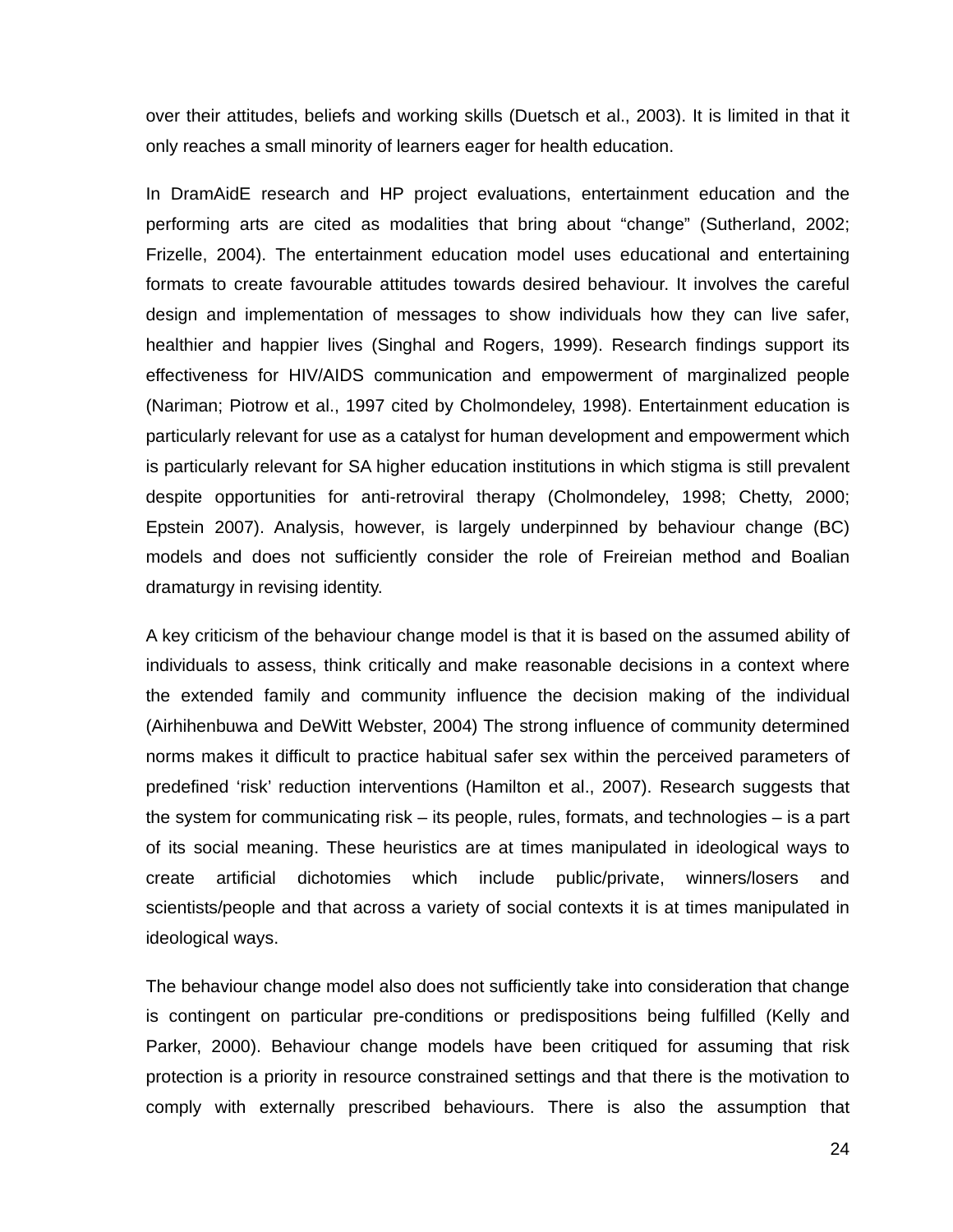over their attitudes, beliefs and working skills (Duetsch et al., 2003). It is limited in that it only reaches a small minority of learners eager for health education.

In DramAidE research and HP project evaluations, entertainment education and the performing arts are cited as modalities that bring about "change" (Sutherland, 2002; Frizelle, 2004). The entertainment education model uses educational and entertaining formats to create favourable attitudes towards desired behaviour. It involves the careful design and implementation of messages to show individuals how they can live safer, healthier and happier lives (Singhal and Rogers, 1999). Research findings support its effectiveness for HIV/AIDS communication and empowerment of marginalized people (Nariman; Piotrow et al., 1997 cited by Cholmondeley, 1998). Entertainment education is particularly relevant for use as a catalyst for human development and empowerment which is particularly relevant for SA higher education institutions in which stigma is still prevalent despite opportunities for anti-retroviral therapy (Cholmondeley, 1998; Chetty, 2000; Epstein 2007). Analysis, however, is largely underpinned by behaviour change (BC) models and does not sufficiently consider the role of Freireian method and Boalian dramaturgy in revising identity.

A key criticism of the behaviour change model is that it is based on the assumed ability of individuals to assess, think critically and make reasonable decisions in a context where the extended family and community influence the decision making of the individual (Airhihenbuwa and DeWitt Webster, 2004) The strong influence of community determined norms makes it difficult to practice habitual safer sex within the perceived parameters of predefined 'risk' reduction interventions (Hamilton et al., 2007). Research suggests that the system for communicating risk – its people, rules, formats, and technologies – is a part of its social meaning. These heuristics are at times manipulated in ideological ways to create artificial dichotomies which include public/private, winners/losers and scientists/people and that across a variety of social contexts it is at times manipulated in ideological ways.

The behaviour change model also does not sufficiently take into consideration that change is contingent on particular pre-conditions or predispositions being fulfilled (Kelly and Parker, 2000). Behaviour change models have been critiqued for assuming that risk protection is a priority in resource constrained settings and that there is the motivation to comply with externally prescribed behaviours. There is also the assumption that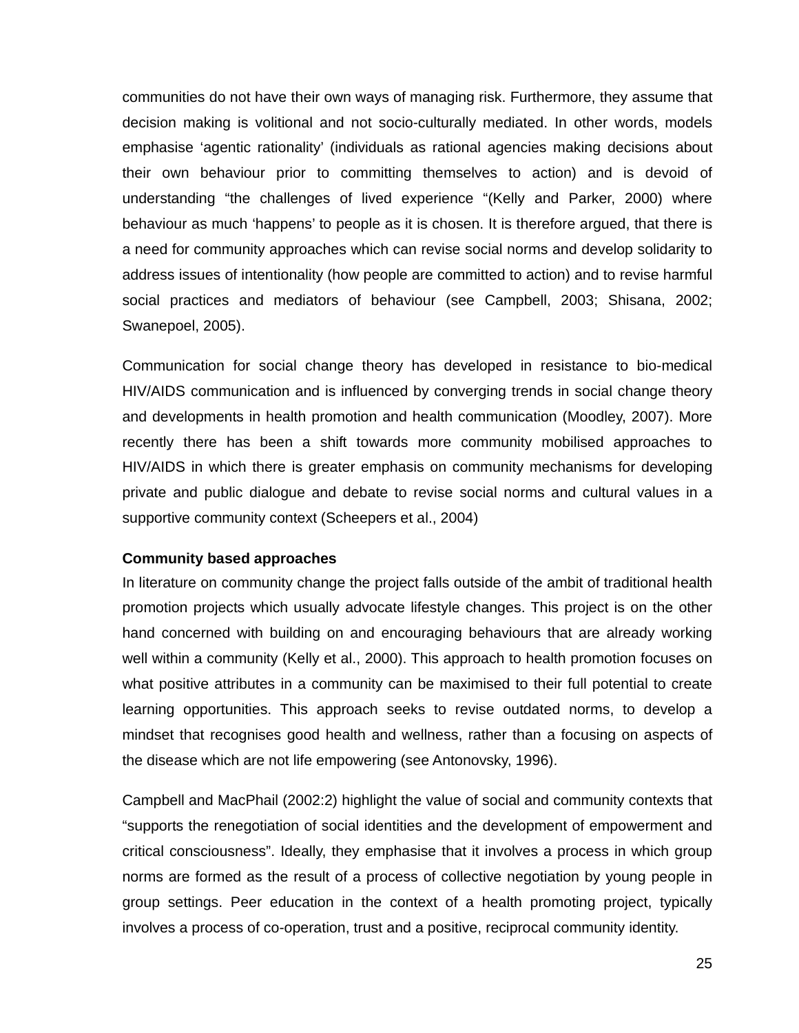communities do not have their own ways of managing risk. Furthermore, they assume that decision making is volitional and not socio-culturally mediated. In other words, models emphasise 'agentic rationality' (individuals as rational agencies making decisions about their own behaviour prior to committing themselves to action) and is devoid of understanding "the challenges of lived experience "(Kelly and Parker, 2000) where behaviour as much 'happens' to people as it is chosen. It is therefore argued, that there is a need for community approaches which can revise social norms and develop solidarity to address issues of intentionality (how people are committed to action) and to revise harmful social practices and mediators of behaviour (see Campbell, 2003; Shisana, 2002; Swanepoel, 2005).

Communication for social change theory has developed in resistance to bio-medical HIV/AIDS communication and is influenced by converging trends in social change theory and developments in health promotion and health communication (Moodley, 2007). More recently there has been a shift towards more community mobilised approaches to HIV/AIDS in which there is greater emphasis on community mechanisms for developing private and public dialogue and debate to revise social norms and cultural values in a supportive community context (Scheepers et al., 2004)

**Community based approaches**

In literature on community change the project falls outside of the ambit of traditional health promotion projects which usually advocate lifestyle changes. This project is on the other hand concerned with building on and encouraging behaviours that are already working well within a community (Kelly et al., 2000). This approach to health promotion focuses on what positive attributes in a community can be maximised to their full potential to create learning opportunities. This approach seeks to revise outdated norms, to develop a mindset that recognises good health and wellness, rather than a focusing on aspects of the disease which are not life empowering (see Antonovsky, 1996).

Campbell and MacPhail (2002:2) highlight the value of social and community contexts that "supports the renegotiation of social identities and the development of empowerment and critical consciousness". Ideally, they emphasise that it involves a process in which group norms are formed as the result of a process of collective negotiation by young people in group settings. Peer education in the context of a health promoting project, typically involves a process of co-operation, trust and a positive, reciprocal community identity.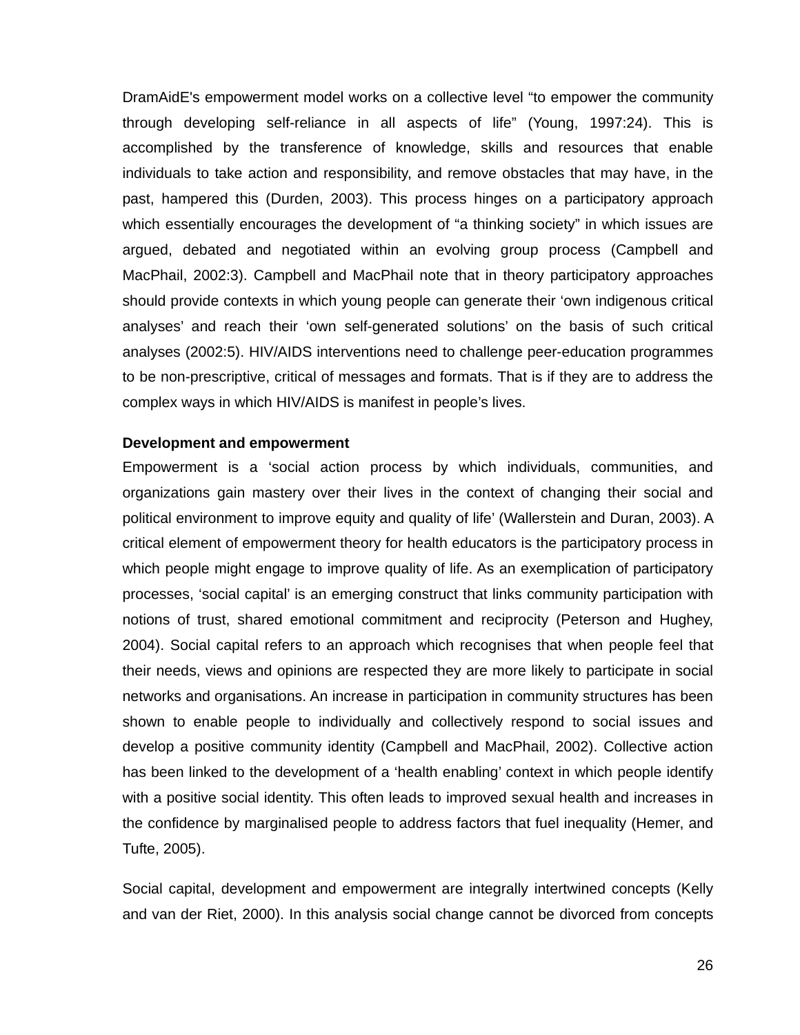DramAidE's empowerment model works on a collective level “to empower the community through developing self-reliance in all aspects of life” (Young, 1997:24). This is accomplished by the transference of knowledge, skills and resources that enable individuals to take action and responsibility, and remove obstacles that may have, in the past, hampered this (Durden, 2003). This process hinges on a participatory approach which essentially encourages the development of “a thinking society” in which issues are argued, debated and negotiated within an evolving group process (Campbell and MacPhail, 2002:3). Campbell and MacPhail note that in theory participatory approaches should provide contexts in which young people can generate their ‘own indigenous critical analyses’ and reach their ‘own self-generated solutions’ on the basis of such critical analyses (2002:5). HIV/AIDS interventions need to challenge peer-education programmes to be non-prescriptive, critical of messages and formats. That is if they are to address the complex ways in which HIV/AIDS is manifest in people’s lives.

**Development and empowerment**

Empowerment is a ‘social action process by which individuals, communities, and organizations gain mastery over their lives in the context of changing their social and political environment to improve equity and quality of life’ (Wallerstein and Duran, 2003). A critical element of empowerment theory for health educators is the participatory process in which people might engage to improve quality of life. As an exemplication of participatory processes, ‘social capital’ is an emerging construct that links community participation with notions of trust, shared emotional commitment and reciprocity (Peterson and Hughey, 2004). Social capital refers to an approach which recognises that when people feel that their needs, views and opinions are respected they are more likely to participate in social networks and organisations. An increase in participation in community structures has been shown to enable people to individually and collectively respond to social issues and develop a positive community identity (Campbell and MacPhail, 2002). Collective action has been linked to the development of a ‘health enabling’ context in which people identify with a positive social identity. This often leads to improved sexual health and increases in the confidence by marginalised people to address factors that fuel inequality (Hemer, and Tufte, 2005).

Social capital, development and empowerment are integrally intertwined concepts (Kelly and van der Riet, 2000). In this analysis social change cannot be divorced from concepts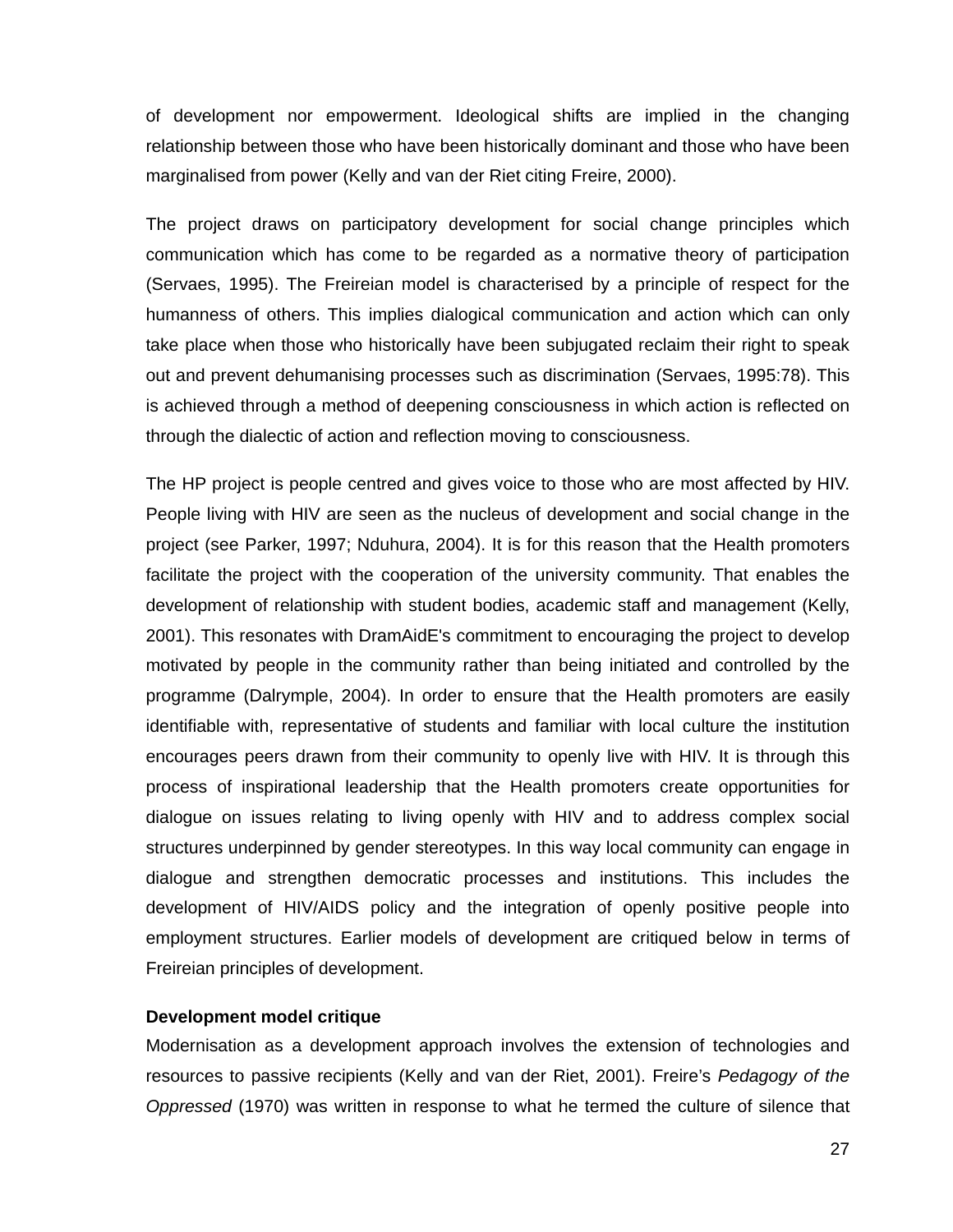of development nor empowerment. Ideological shifts are implied in the changing relationship between those who have been historically dominant and those who have been marginalised from power (Kelly and van der Riet citing Freire, 2000).

The project draws on participatory development for social change principles which communication which has come to be regarded as a normative theory of participation (Servaes, 1995). The Freireian model is characterised by a principle of respect for the humanness of others. This implies dialogical communication and action which can only take place when those who historically have been subjugated reclaim their right to speak out and prevent dehumanising processes such as discrimination (Servaes, 1995:78). This is achieved through a method of deepening consciousness in which action is reflected on through the dialectic of action and reflection moving to consciousness.

The HP project is people centred and gives voice to those who are most affected by HIV. People living with HIV are seen as the nucleus of development and social change in the project (see Parker, 1997; Nduhura, 2004). It is for this reason that the Health promoters facilitate the project with the cooperation of the university community. That enables the development of relationship with student bodies, academic staff and management (Kelly, 2001). This resonates with DramAidE's commitment to encouraging the project to develop motivated by people in the community rather than being initiated and controlled by the programme (Dalrymple, 2004). In order to ensure that the Health promoters are easily identifiable with, representative of students and familiar with local culture the institution encourages peers drawn from their community to openly live with HIV. It is through this process of inspirational leadership that the Health promoters create opportunities for dialogue on issues relating to living openly with HIV and to address complex social structures underpinned by gender stereotypes. In this way local community can engage in dialogue and strengthen democratic processes and institutions. This includes the development of HIV/AIDS policy and the integration of openly positive people into employment structures. Earlier models of development are critiqued below in terms of Freireian principles of development.

**Development model critique**

Modernisation as a development approach involves the extension of technologies and resources to passive recipients (Kelly and van der Riet, 2001). Freire's *Pedagogy of the Oppressed* (1970) was written in response to what he termed the culture of silence that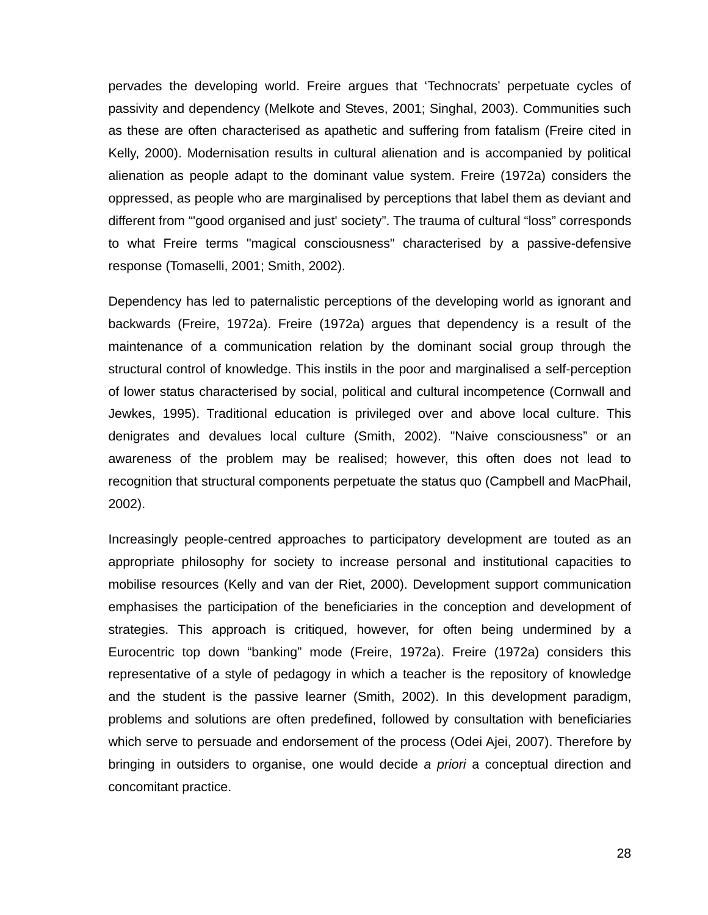pervades the developing world. Freire argues that ‘Technocrats’ perpetuate cycles of passivity and dependency (Melkote and Steves, 2001; Singhal, 2003). Communities such as these are often characterised as apathetic and suffering from fatalism (Freire cited in Kelly, 2000). Modernisation results in cultural alienation and is accompanied by political alienation as people adapt to the dominant value system. Freire (1972a) considers the oppressed, as people who are marginalised by perceptions that label them as deviant and different from “'good organised and just' society”. The trauma of cultural “loss” corresponds to what Freire terms "magical consciousness" characterised by a passive-defensive response (Tomaselli, 2001; Smith, 2002).

Dependency has led to paternalistic perceptions of the developing world as ignorant and backwards (Freire, 1972a). Freire (1972a) argues that dependency is a result of the maintenance of a communication relation by the dominant social group through the structural control of knowledge. This instils in the poor and marginalised a self-perception of lower status characterised by social, political and cultural incompetence (Cornwall and Jewkes, 1995). Traditional education is privileged over and above local culture. This denigrates and devalues local culture (Smith, 2002). "Naive consciousness” or an awareness of the problem may be realised; however, this often does not lead to recognition that structural components perpetuate the status quo (Campbell and MacPhail, 2002).

Increasingly people-centred approaches to participatory development are touted as an appropriate philosophy for society to increase personal and institutional capacities to mobilise resources (Kelly and van der Riet, 2000). Development support communication emphasises the participation of the beneficiaries in the conception and development of strategies. This approach is critiqued, however, for often being undermined by a Eurocentric top down “banking” mode (Freire, 1972a). Freire (1972a) considers this representative of a style of pedagogy in which a teacher is the repository of knowledge and the student is the passive learner (Smith, 2002). In this development paradigm, problems and solutions are often predefined, followed by consultation with beneficiaries which serve to persuade and endorsement of the process (Odei Ajei, 2007). Therefore by bringing in outsiders to organise, one would decide *a priori* a conceptual direction and concomitant practice.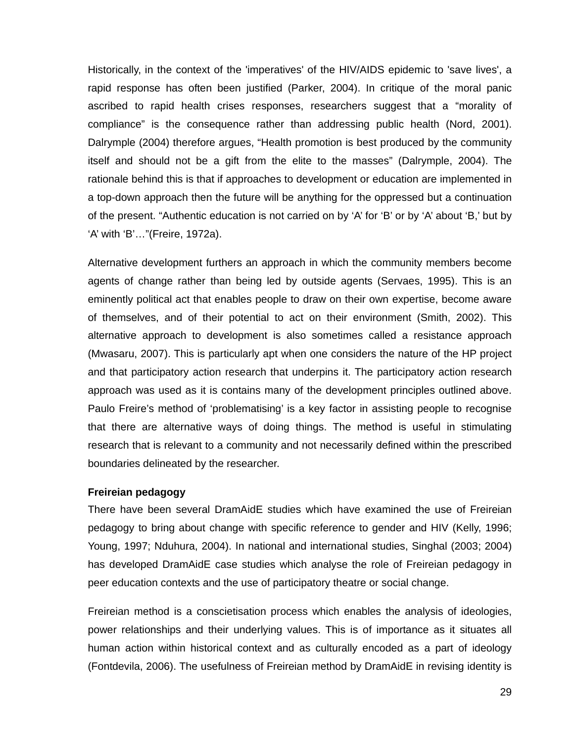Historically, in the context of the 'imperatives' of the HIV/AIDS epidemic to 'save lives', a rapid response has often been justified (Parker, 2004). In critique of the moral panic ascribed to rapid health crises responses, researchers suggest that a “morality of compliance” is the consequence rather than addressing public health (Nord, 2001). Dalrymple (2004) therefore argues, “Health promotion is best produced by the community itself and should not be a gift from the elite to the masses” (Dalrymple, 2004). The rationale behind this is that if approaches to development or education are implemented in a top-down approach then the future will be anything for the oppressed but a continuation of the present. “Authentic education is not carried on by ‘A’ for ‘B’ or by ‘A’ about ‘B,’ but by ‘A’ with ‘B’…”(Freire, 1972a).

Alternative development furthers an approach in which the community members become agents of change rather than being led by outside agents (Servaes, 1995). This is an eminently political act that enables people to draw on their own expertise, become aware of themselves, and of their potential to act on their environment (Smith, 2002). This alternative approach to development is also sometimes called a resistance approach (Mwasaru, 2007). This is particularly apt when one considers the nature of the HP project and that participatory action research that underpins it. The participatory action research approach was used as it is contains many of the development principles outlined above. Paulo Freire’s method of ‘problematising’ is a key factor in assisting people to recognise that there are alternative ways of doing things. The method is useful in stimulating research that is relevant to a community and not necessarily defined within the prescribed boundaries delineated by the researcher.

**Freireian pedagogy**

There have been several DramAidE studies which have examined the use of Freireian pedagogy to bring about change with specific reference to gender and HIV (Kelly, 1996; Young, 1997; Nduhura, 2004). In national and international studies, Singhal (2003; 2004) has developed DramAidE case studies which analyse the role of Freireian pedagogy in peer education contexts and the use of participatory theatre or social change.

Freireian method is a conscietisation process which enables the analysis of ideologies, power relationships and their underlying values. This is of importance as it situates all human action within historical context and as culturally encoded as a part of ideology (Fontdevila, 2006). The usefulness of Freireian method by DramAidE in revising identity is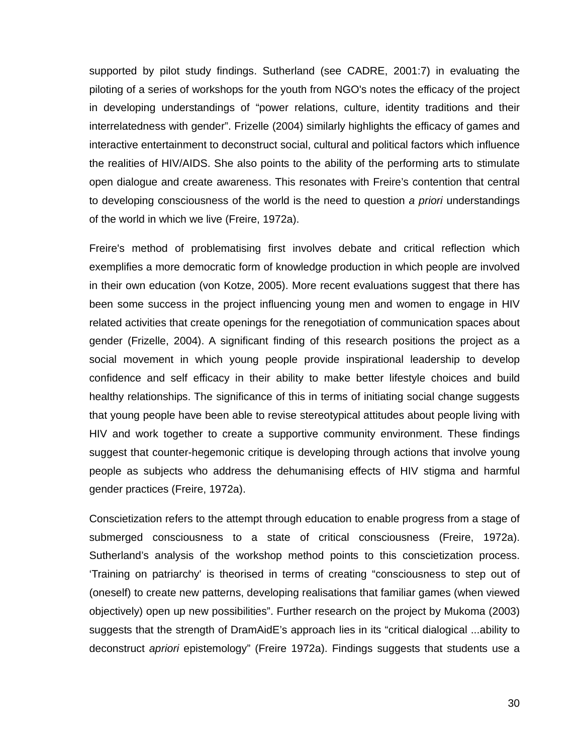supported by pilot study findings. Sutherland (see CADRE, 2001:7) in evaluating the piloting of a series of workshops for the youth from NGO's notes the efficacy of the project in developing understandings of "power relations, culture, identity traditions and their interrelatedness with gender". Frizelle (2004) similarly highlights the efficacy of games and interactive entertainment to deconstruct social, cultural and political factors which influence the realities of HIV/AIDS. She also points to the ability of the performing arts to stimulate open dialogue and create awareness. This resonates with Freire's contention that central to developing consciousness of the world is the need to question *a priori* understandings of the world in which we live (Freire, 1972a).

Freire's method of problematising first involves debate and critical reflection which exemplifies a more democratic form of knowledge production in which people are involved in their own education (von Kotze, 2005). More recent evaluations suggest that there has been some success in the project influencing young men and women to engage in HIV related activities that create openings for the renegotiation of communication spaces about gender (Frizelle, 2004). A significant finding of this research positions the project as a social movement in which young people provide inspirational leadership to develop confidence and self efficacy in their ability to make better lifestyle choices and build healthy relationships. The significance of this in terms of initiating social change suggests that young people have been able to revise stereotypical attitudes about people living with HIV and work together to create a supportive community environment. These findings suggest that counter-hegemonic critique is developing through actions that involve young people as subjects who address the dehumanising effects of HIV stigma and harmful gender practices (Freire, 1972a).

Conscietization refers to the attempt through education to enable progress from a stage of submerged consciousness to a state of critical consciousness (Freire, 1972a). Sutherland's analysis of the workshop method points to this conscietization process. 'Training on patriarchy' is theorised in terms of creating "consciousness to step out of (oneself) to create new patterns, developing realisations that familiar games (when viewed objectively) open up new possibilities". Further research on the project by Mukoma (2003) suggests that the strength of DramAidE's approach lies in its "critical dialogical ...ability to deconstruct *apriori* epistemology" (Freire 1972a). Findings suggests that students use a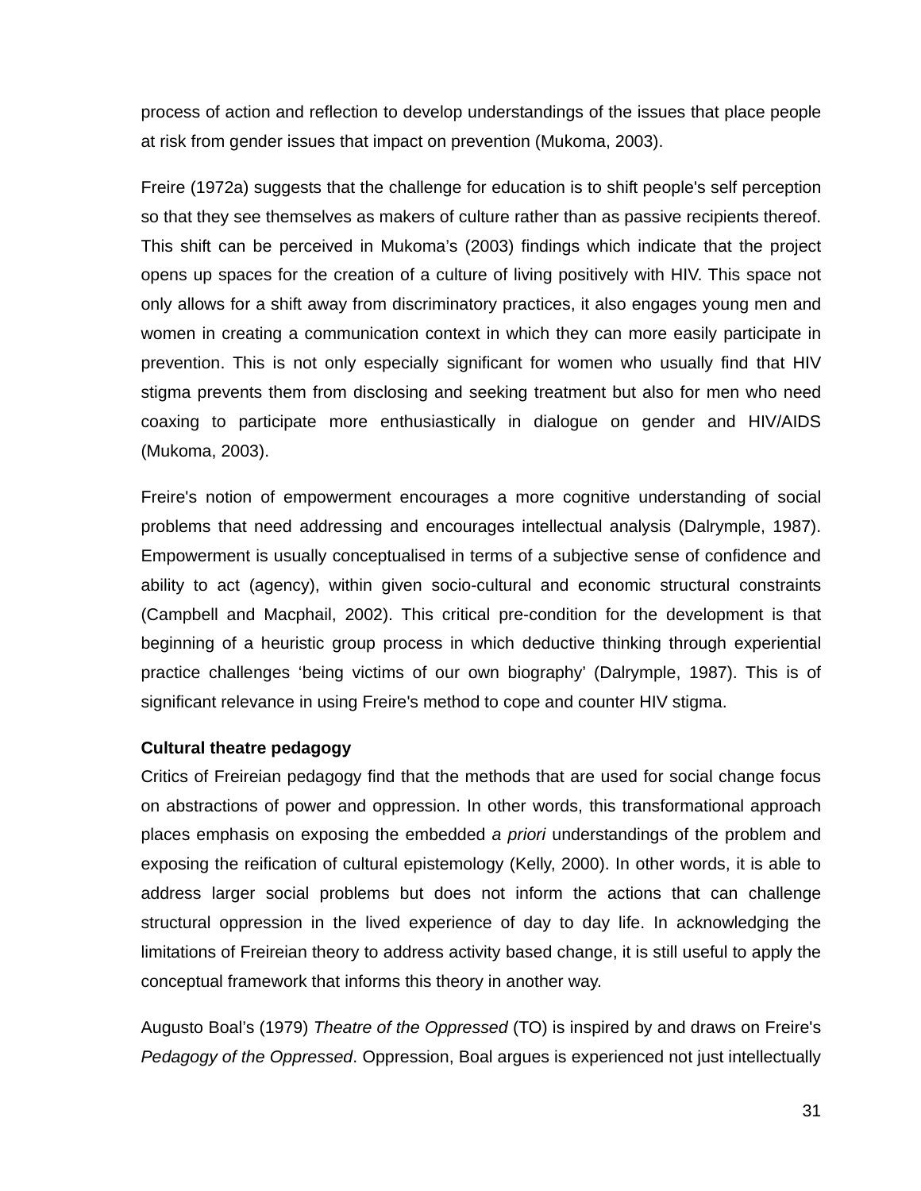process of action and reflection to develop understandings of the issues that place people at risk from gender issues that impact on prevention (Mukoma, 2003).

Freire (1972a) suggests that the challenge for education is to shift people's self perception so that they see themselves as makers of culture rather than as passive recipients thereof. This shift can be perceived in Mukoma's (2003) findings which indicate that the project opens up spaces for the creation of a culture of living positively with HIV. This space not only allows for a shift away from discriminatory practices, it also engages young men and women in creating a communication context in which they can more easily participate in prevention. This is not only especially significant for women who usually find that HIV stigma prevents them from disclosing and seeking treatment but also for men who need coaxing to participate more enthusiastically in dialogue on gender and HIV/AIDS (Mukoma, 2003).

Freire's notion of empowerment encourages a more cognitive understanding of social problems that need addressing and encourages intellectual analysis (Dalrymple, 1987). Empowerment is usually conceptualised in terms of a subjective sense of confidence and ability to act (agency), within given socio-cultural and economic structural constraints (Campbell and Macphail, 2002). This critical pre-condition for the development is that beginning of a heuristic group process in which deductive thinking through experiential practice challenges 'being victims of our own biography' (Dalrymple, 1987). This is of significant relevance in using Freire's method to cope and counter HIV stigma.

**Cultural theatre pedagogy**

Critics of Freireian pedagogy find that the methods that are used for social change focus on abstractions of power and oppression. In other words, this transformational approach places emphasis on exposing the embedded *a priori* understandings of the problem and exposing the reification of cultural epistemology (Kelly, 2000). In other words, it is able to address larger social problems but does not inform the actions that can challenge structural oppression in the lived experience of day to day life. In acknowledging the limitations of Freireian theory to address activity based change, it is still useful to apply the conceptual framework that informs this theory in another way.

Augusto Boal's (1979) *Theatre of the Oppressed* (TO) is inspired by and draws on Freire's *Pedagogy of the Oppressed*. Oppression, Boal argues is experienced not just intellectually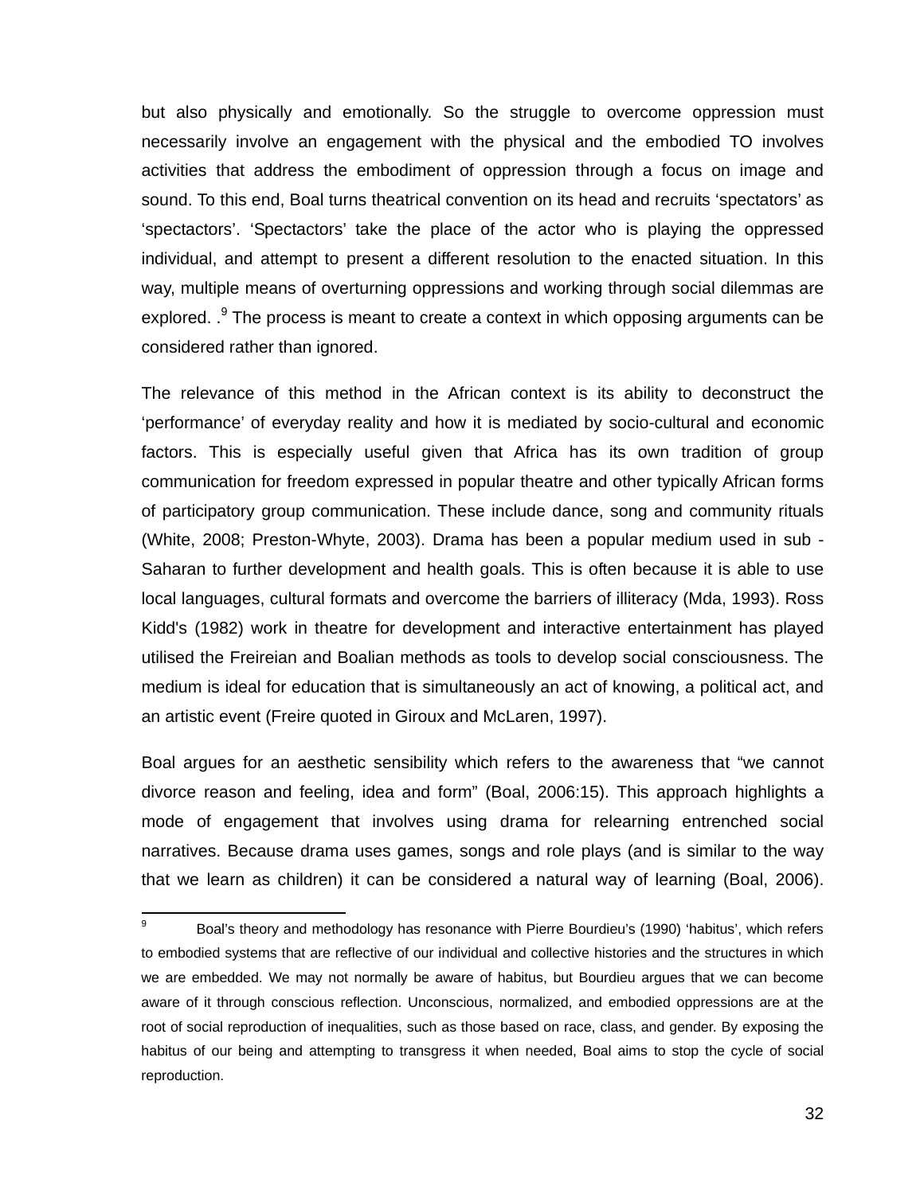but also physically and emotionally. So the struggle to overcome oppression must necessarily involve an engagement with the physical and the embodied TO involves activities that address the embodiment of oppression through a focus on image and sound. To this end, Boal turns theatrical convention on its head and recruits 'spectators' as 'spectactors'. 'Spectactors' take the place of the actor who is playing the oppressed individual, and attempt to present a different resolution to the enacted situation. In this way, multiple means of overturning oppressions and working through social dilemmas are explored. .[9] The process is meant to create a context in which opposing arguments can be considered rather than ignored.

The relevance of this method in the African context is its ability to deconstruct the 'performance' of everyday reality and how it is mediated by socio-cultural and economic factors. This is especially useful given that Africa has its own tradition of group communication for freedom expressed in popular theatre and other typically African forms of participatory group communication. These include dance, song and community rituals (White, 2008; Preston-Whyte, 2003). Drama has been a popular medium used in sub - Saharan to further development and health goals. This is often because it is able to use local languages, cultural formats and overcome the barriers of illiteracy (Mda, 1993). Ross Kidd's (1982) work in theatre for development and interactive entertainment has played utilised the Freireian and Boalian methods as tools to develop social consciousness. The medium is ideal for education that is simultaneously an act of knowing, a political act, and an artistic event (Freire quoted in Giroux and McLaren, 1997).

Boal argues for an aesthetic sensibility which refers to the awareness that "we cannot divorce reason and feeling, idea and form" (Boal, 2006:15). This approach highlights a mode of engagement that involves using drama for relearning entrenched social narratives. Because drama uses games, songs and role plays (and is similar to the way that we learn as children) it can be considered a natural way of learning (Boal, 2006).

---

[9] Boal's theory and methodology has resonance with Pierre Bourdieu's (1990) 'habitus', which refers to embodied systems that are reflective of our individual and collective histories and the structures in which we are embedded. We may not normally be aware of habitus, but Bourdieu argues that we can become aware of it through conscious reflection. Unconscious, normalized, and embodied oppressions are at the root of social reproduction of inequalities, such as those based on race, class, and gender. By exposing the habitus of our being and attempting to transgress it when needed, Boal aims to stop the cycle of social reproduction.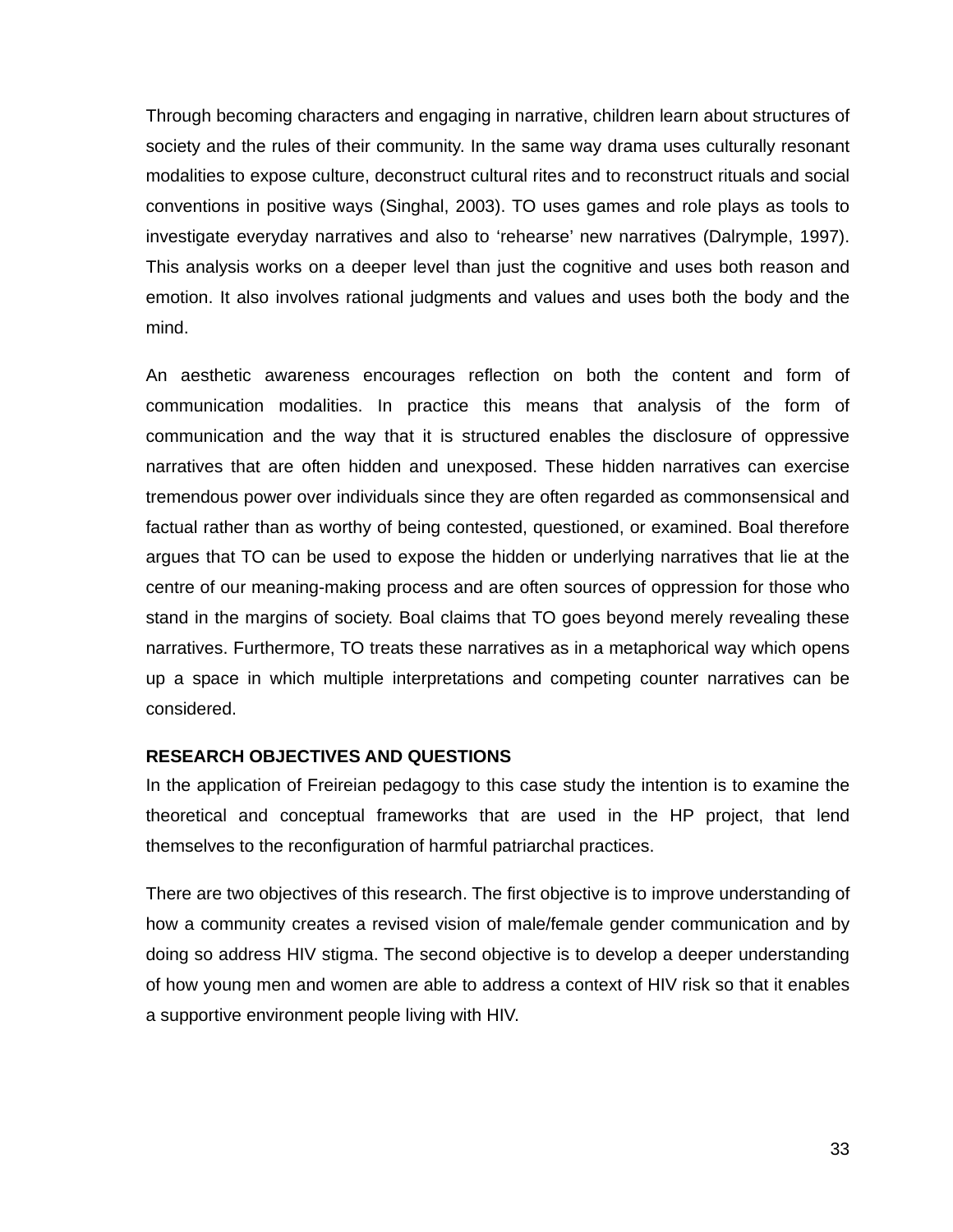Through becoming characters and engaging in narrative, children learn about structures of society and the rules of their community. In the same way drama uses culturally resonant modalities to expose culture, deconstruct cultural rites and to reconstruct rituals and social conventions in positive ways (Singhal, 2003). TO uses games and role plays as tools to investigate everyday narratives and also to 'rehearse' new narratives (Dalrymple, 1997). This analysis works on a deeper level than just the cognitive and uses both reason and emotion. It also involves rational judgments and values and uses both the body and the mind.

An aesthetic awareness encourages reflection on both the content and form of communication modalities. In practice this means that analysis of the form of communication and the way that it is structured enables the disclosure of oppressive narratives that are often hidden and unexposed. These hidden narratives can exercise tremendous power over individuals since they are often regarded as commonsensical and factual rather than as worthy of being contested, questioned, or examined. Boal therefore argues that TO can be used to expose the hidden or underlying narratives that lie at the centre of our meaning-making process and are often sources of oppression for those who stand in the margins of society. Boal claims that TO goes beyond merely revealing these narratives. Furthermore, TO treats these narratives as in a metaphorical way which opens up a space in which multiple interpretations and competing counter narratives can be considered.

**RESEARCH OBJECTIVES AND QUESTIONS**

In the application of Freireian pedagogy to this case study the intention is to examine the theoretical and conceptual frameworks that are used in the HP project, that lend themselves to the reconfiguration of harmful patriarchal practices.

There are two objectives of this research. The first objective is to improve understanding of how a community creates a revised vision of male/female gender communication and by doing so address HIV stigma. The second objective is to develop a deeper understanding of how young men and women are able to address a context of HIV risk so that it enables a supportive environment people living with HIV.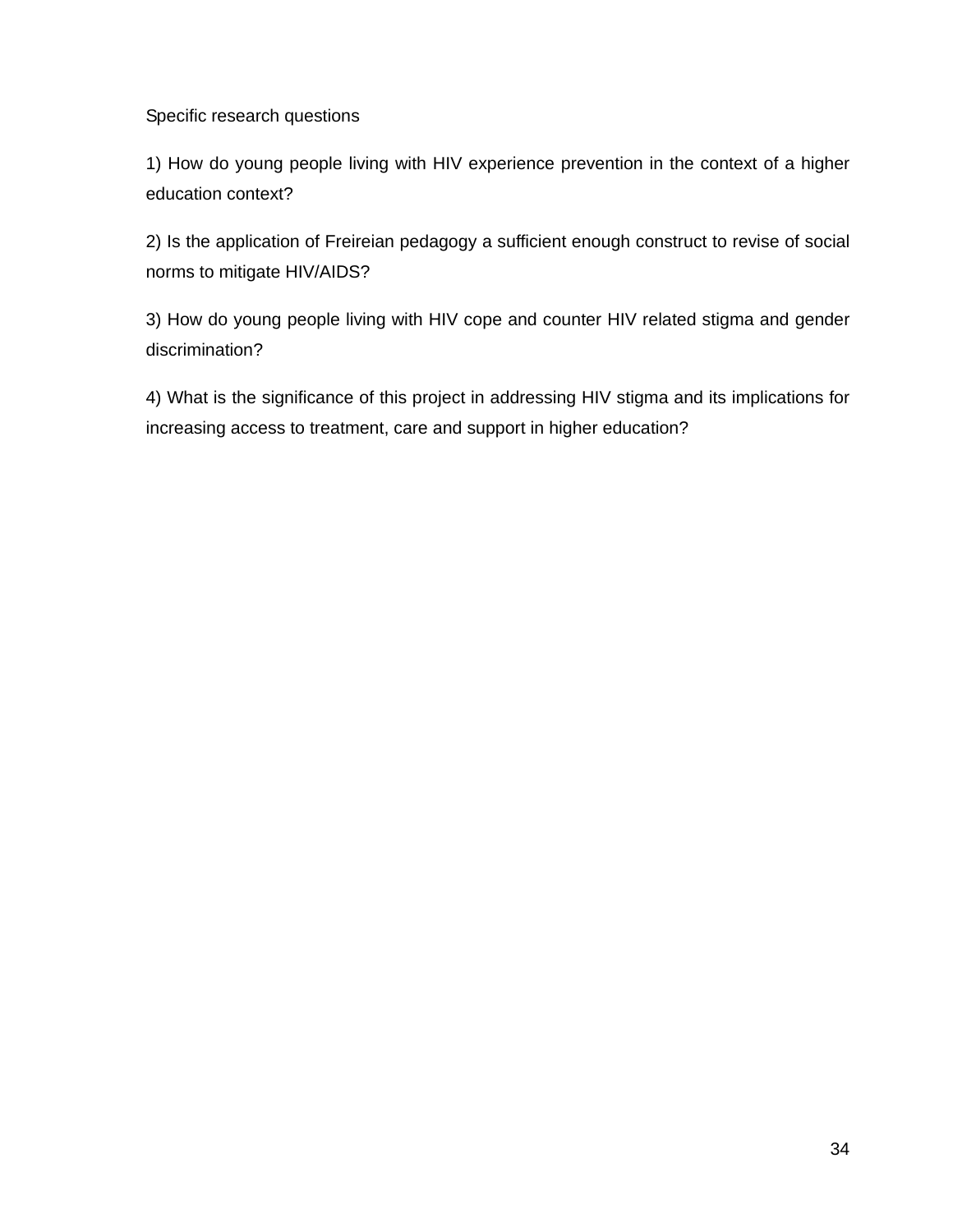Specific research questions

1) How do young people living with HIV experience prevention in the context of a higher education context?

2) Is the application of Freireian pedagogy a sufficient enough construct to revise of social norms to mitigate HIV/AIDS?

3) How do young people living with HIV cope and counter HIV related stigma and gender discrimination?

4) What is the significance of this project in addressing HIV stigma and its implications for increasing access to treatment, care and support in higher education?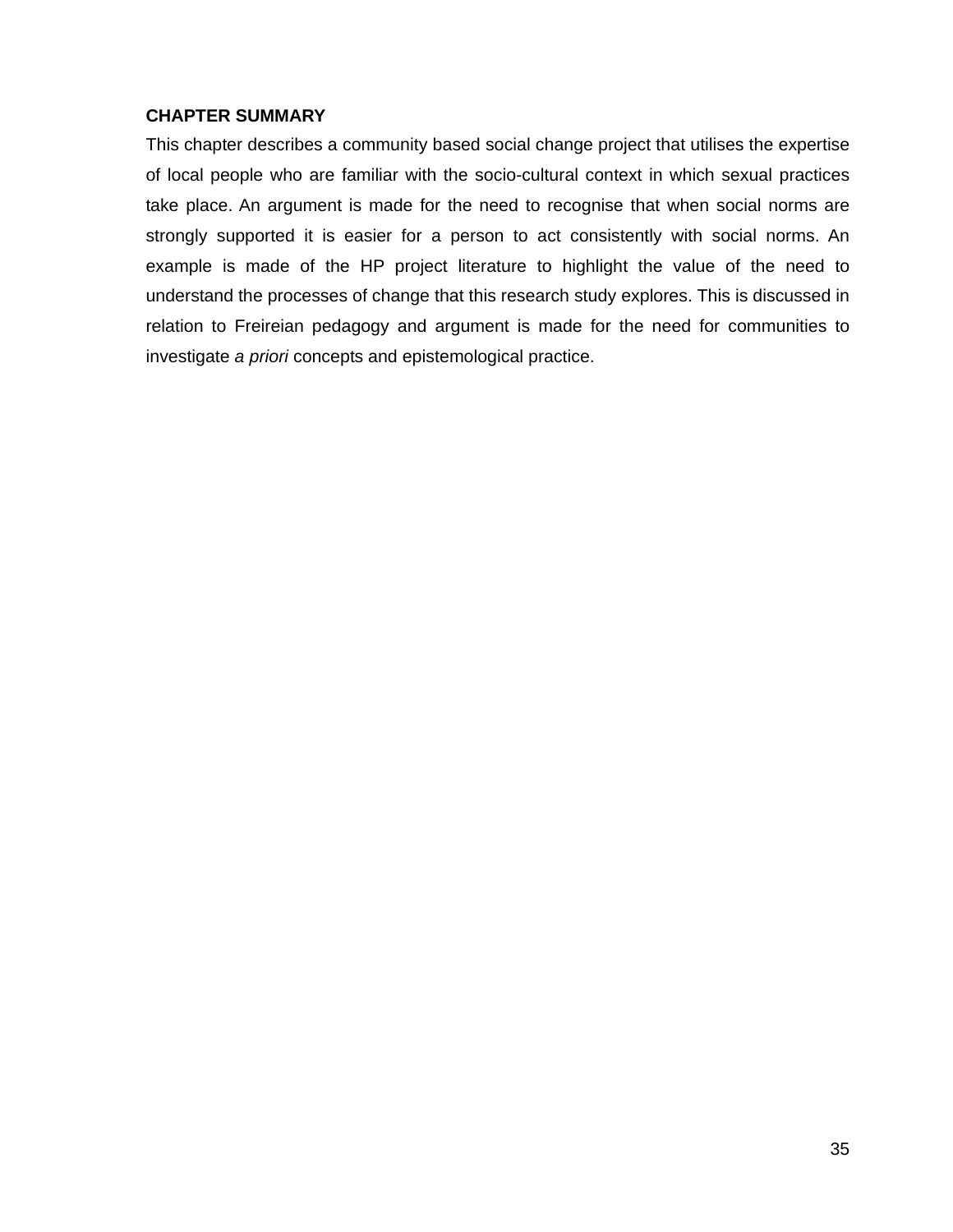**CHAPTER SUMMARY**

This chapter describes a community based social change project that utilises the expertise of local people who are familiar with the socio-cultural context in which sexual practices take place. An argument is made for the need to recognise that when social norms are strongly supported it is easier for a person to act consistently with social norms. An example is made of the HP project literature to highlight the value of the need to understand the processes of change that this research study explores. This is discussed in relation to Freireian pedagogy and argument is made for the need for communities to investigate *a priori* concepts and epistemological practice.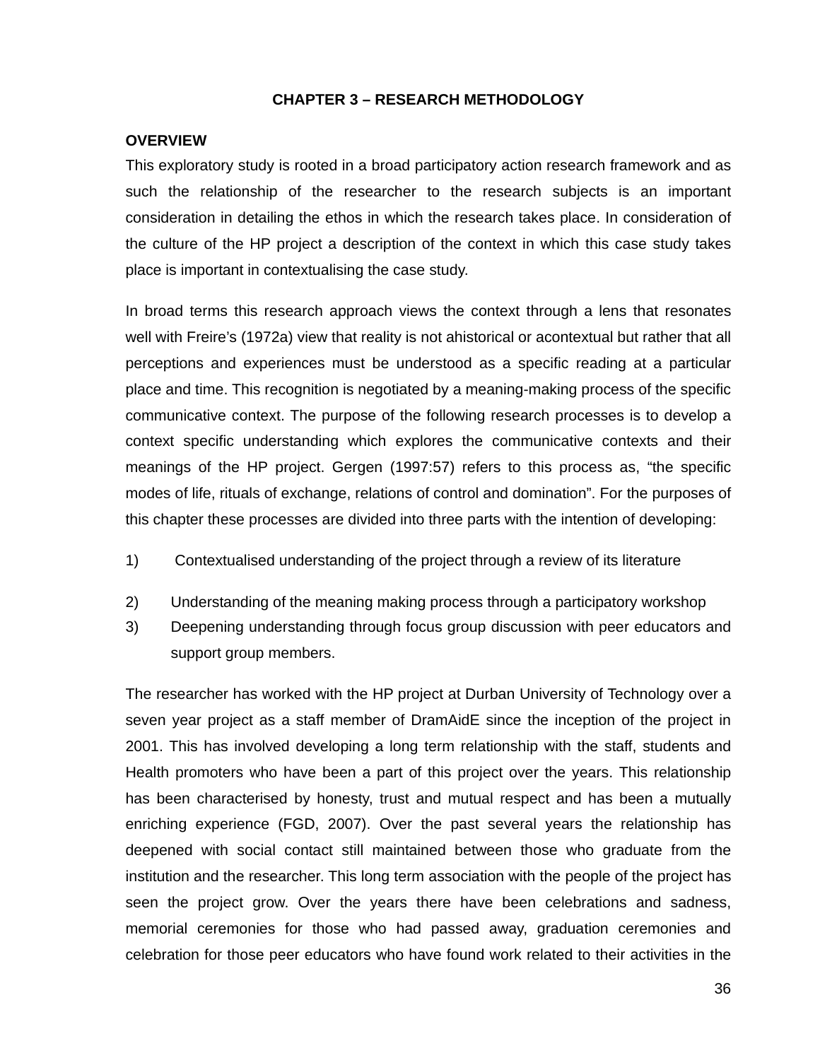# CHAPTER 3 – RESEARCH METHODOLOGY

**OVERVIEW**

This exploratory study is rooted in a broad participatory action research framework and as such the relationship of the researcher to the research subjects is an important consideration in detailing the ethos in which the research takes place. In consideration of the culture of the HP project a description of the context in which this case study takes place is important in contextualising the case study.

In broad terms this research approach views the context through a lens that resonates well with Freire's (1972a) view that reality is not ahistorical or acontextual but rather that all perceptions and experiences must be understood as a specific reading at a particular place and time. This recognition is negotiated by a meaning-making process of the specific communicative context. The purpose of the following research processes is to develop a context specific understanding which explores the communicative contexts and their meanings of the HP project. Gergen (1997:57) refers to this process as, "the specific modes of life, rituals of exchange, relations of control and domination". For the purposes of this chapter these processes are divided into three parts with the intention of developing:

1) Contextualised understanding of the project through a review of its literature
2) Understanding of the meaning making process through a participatory workshop
3) Deepening understanding through focus group discussion with peer educators and support group members.

The researcher has worked with the HP project at Durban University of Technology over a seven year project as a staff member of DramAidE since the inception of the project in 2001. This has involved developing a long term relationship with the staff, students and Health promoters who have been a part of this project over the years. This relationship has been characterised by honesty, trust and mutual respect and has been a mutually enriching experience (FGD, 2007). Over the past several years the relationship has deepened with social contact still maintained between those who graduate from the institution and the researcher. This long term association with the people of the project has seen the project grow. Over the years there have been celebrations and sadness, memorial ceremonies for those who had passed away, graduation ceremonies and celebration for those peer educators who have found work related to their activities in the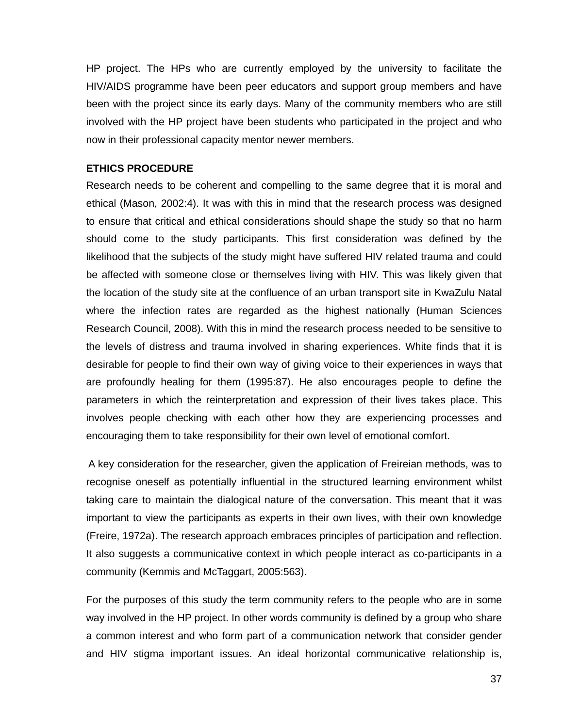HP project. The HPs who are currently employed by the university to facilitate the HIV/AIDS programme have been peer educators and support group members and have been with the project since its early days. Many of the community members who are still involved with the HP project have been students who participated in the project and who now in their professional capacity mentor newer members.

**ETHICS PROCEDURE**

Research needs to be coherent and compelling to the same degree that it is moral and ethical (Mason, 2002:4). It was with this in mind that the research process was designed to ensure that critical and ethical considerations should shape the study so that no harm should come to the study participants. This first consideration was defined by the likelihood that the subjects of the study might have suffered HIV related trauma and could be affected with someone close or themselves living with HIV. This was likely given that the location of the study site at the confluence of an urban transport site in KwaZulu Natal where the infection rates are regarded as the highest nationally (Human Sciences Research Council, 2008). With this in mind the research process needed to be sensitive to the levels of distress and trauma involved in sharing experiences. White finds that it is desirable for people to find their own way of giving voice to their experiences in ways that are profoundly healing for them (1995:87). He also encourages people to define the parameters in which the reinterpretation and expression of their lives takes place. This involves people checking with each other how they are experiencing processes and encouraging them to take responsibility for their own level of emotional comfort.

A key consideration for the researcher, given the application of Freireian methods, was to recognise oneself as potentially influential in the structured learning environment whilst taking care to maintain the dialogical nature of the conversation. This meant that it was important to view the participants as experts in their own lives, with their own knowledge (Freire, 1972a). The research approach embraces principles of participation and reflection. It also suggests a communicative context in which people interact as co-participants in a community (Kemmis and McTaggart, 2005:563).

For the purposes of this study the term community refers to the people who are in some way involved in the HP project. In other words community is defined by a group who share a common interest and who form part of a communication network that consider gender and HIV stigma important issues. An ideal horizontal communicative relationship is,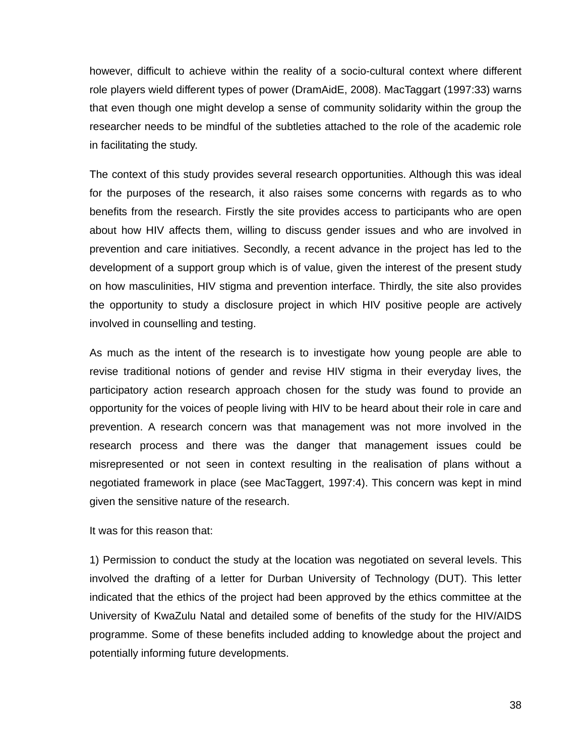however, difficult to achieve within the reality of a socio-cultural context where different role players wield different types of power (DramAidE, 2008). MacTaggart (1997:33) warns that even though one might develop a sense of community solidarity within the group the researcher needs to be mindful of the subtleties attached to the role of the academic role in facilitating the study.

The context of this study provides several research opportunities. Although this was ideal for the purposes of the research, it also raises some concerns with regards as to who benefits from the research. Firstly the site provides access to participants who are open about how HIV affects them, willing to discuss gender issues and who are involved in prevention and care initiatives. Secondly, a recent advance in the project has led to the development of a support group which is of value, given the interest of the present study on how masculinities, HIV stigma and prevention interface. Thirdly, the site also provides the opportunity to study a disclosure project in which HIV positive people are actively involved in counselling and testing.

As much as the intent of the research is to investigate how young people are able to revise traditional notions of gender and revise HIV stigma in their everyday lives, the participatory action research approach chosen for the study was found to provide an opportunity for the voices of people living with HIV to be heard about their role in care and prevention. A research concern was that management was not more involved in the research process and there was the danger that management issues could be misrepresented or not seen in context resulting in the realisation of plans without a negotiated framework in place (see MacTaggert, 1997:4). This concern was kept in mind given the sensitive nature of the research.

It was for this reason that:

1) Permission to conduct the study at the location was negotiated on several levels. This involved the drafting of a letter for Durban University of Technology (DUT). This letter indicated that the ethics of the project had been approved by the ethics committee at the University of KwaZulu Natal and detailed some of benefits of the study for the HIV/AIDS programme. Some of these benefits included adding to knowledge about the project and potentially informing future developments.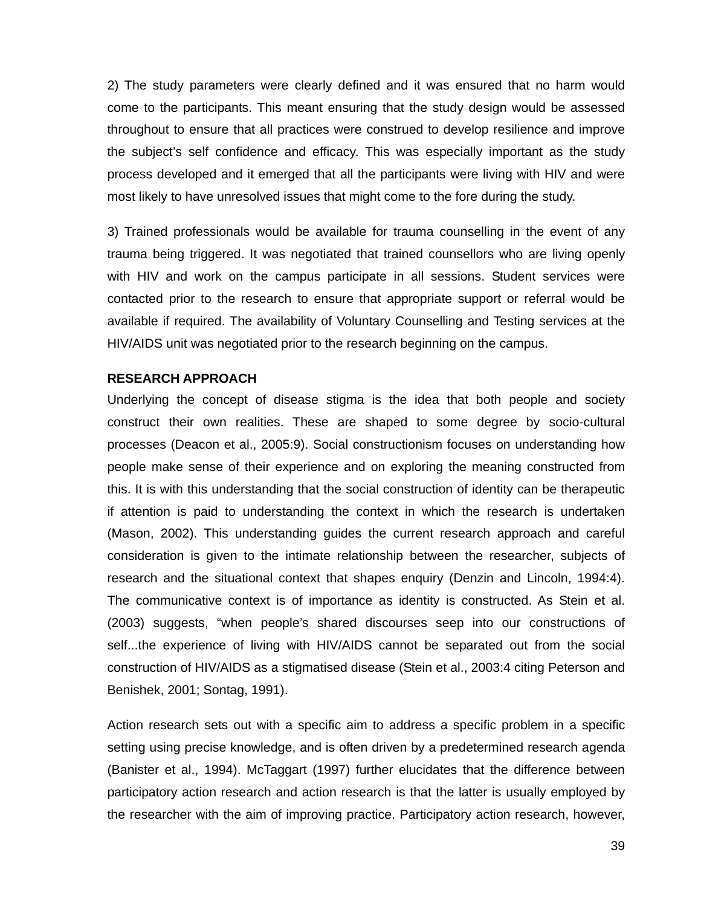2) The study parameters were clearly defined and it was ensured that no harm would come to the participants. This meant ensuring that the study design would be assessed throughout to ensure that all practices were construed to develop resilience and improve the subject's self confidence and efficacy. This was especially important as the study process developed and it emerged that all the participants were living with HIV and were most likely to have unresolved issues that might come to the fore during the study.

3) Trained professionals would be available for trauma counselling in the event of any trauma being triggered. It was negotiated that trained counsellors who are living openly with HIV and work on the campus participate in all sessions. Student services were contacted prior to the research to ensure that appropriate support or referral would be available if required. The availability of Voluntary Counselling and Testing services at the HIV/AIDS unit was negotiated prior to the research beginning on the campus.

**RESEARCH APPROACH**

Underlying the concept of disease stigma is the idea that both people and society construct their own realities. These are shaped to some degree by socio-cultural processes (Deacon et al., 2005:9). Social constructionism focuses on understanding how people make sense of their experience and on exploring the meaning constructed from this. It is with this understanding that the social construction of identity can be therapeutic if attention is paid to understanding the context in which the research is undertaken (Mason, 2002). This understanding guides the current research approach and careful consideration is given to the intimate relationship between the researcher, subjects of research and the situational context that shapes enquiry (Denzin and Lincoln, 1994:4). The communicative context is of importance as identity is constructed. As Stein et al. (2003) suggests, "when people's shared discourses seep into our constructions of self...the experience of living with HIV/AIDS cannot be separated out from the social construction of HIV/AIDS as a stigmatised disease (Stein et al., 2003:4 citing Peterson and Benishek, 2001; Sontag, 1991).

Action research sets out with a specific aim to address a specific problem in a specific setting using precise knowledge, and is often driven by a predetermined research agenda (Banister et al., 1994). McTaggart (1997) further elucidates that the difference between participatory action research and action research is that the latter is usually employed by the researcher with the aim of improving practice. Participatory action research, however,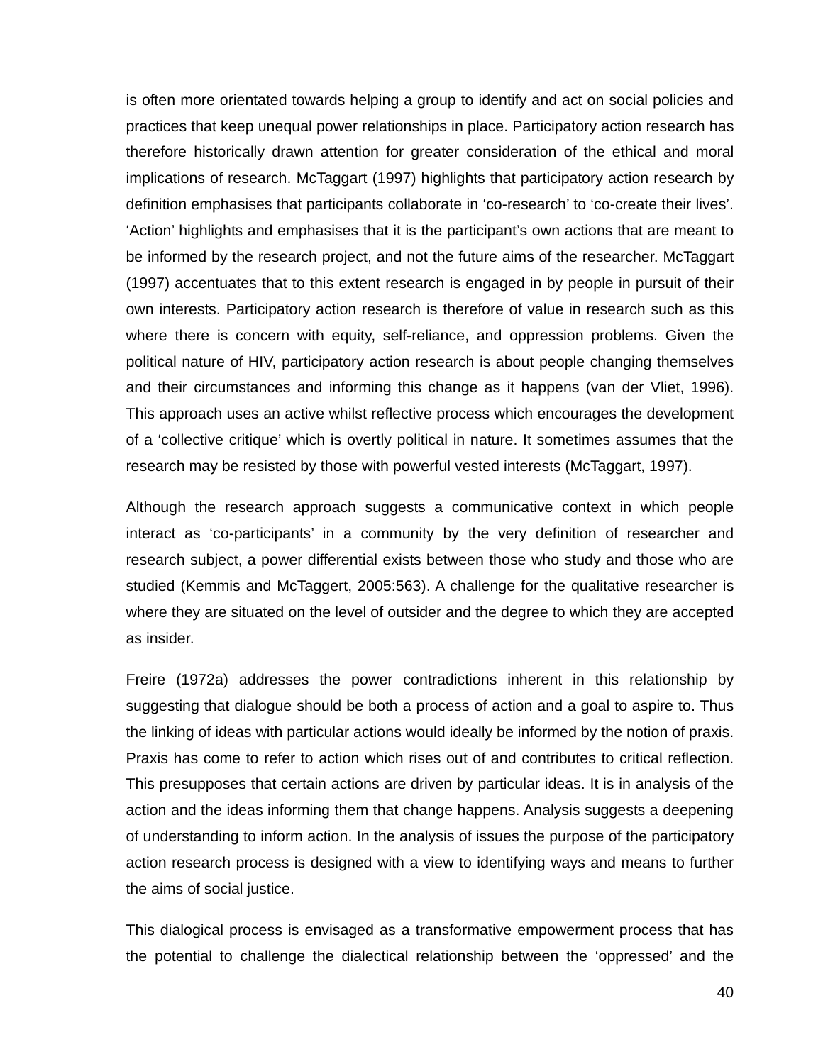is often more orientated towards helping a group to identify and act on social policies and practices that keep unequal power relationships in place. Participatory action research has therefore historically drawn attention for greater consideration of the ethical and moral implications of research. McTaggart (1997) highlights that participatory action research by definition emphasises that participants collaborate in 'co-research' to 'co-create their lives'. 'Action' highlights and emphasises that it is the participant's own actions that are meant to be informed by the research project, and not the future aims of the researcher. McTaggart (1997) accentuates that to this extent research is engaged in by people in pursuit of their own interests. Participatory action research is therefore of value in research such as this where there is concern with equity, self-reliance, and oppression problems. Given the political nature of HIV, participatory action research is about people changing themselves and their circumstances and informing this change as it happens (van der Vliet, 1996). This approach uses an active whilst reflective process which encourages the development of a 'collective critique' which is overtly political in nature. It sometimes assumes that the research may be resisted by those with powerful vested interests (McTaggart, 1997).

Although the research approach suggests a communicative context in which people interact as 'co-participants' in a community by the very definition of researcher and research subject, a power differential exists between those who study and those who are studied (Kemmis and McTaggert, 2005:563). A challenge for the qualitative researcher is where they are situated on the level of outsider and the degree to which they are accepted as insider.

Freire (1972a) addresses the power contradictions inherent in this relationship by suggesting that dialogue should be both a process of action and a goal to aspire to. Thus the linking of ideas with particular actions would ideally be informed by the notion of praxis. Praxis has come to refer to action which rises out of and contributes to critical reflection. This presupposes that certain actions are driven by particular ideas. It is in analysis of the action and the ideas informing them that change happens. Analysis suggests a deepening of understanding to inform action. In the analysis of issues the purpose of the participatory action research process is designed with a view to identifying ways and means to further the aims of social justice.

This dialogical process is envisaged as a transformative empowerment process that has the potential to challenge the dialectical relationship between the 'oppressed' and the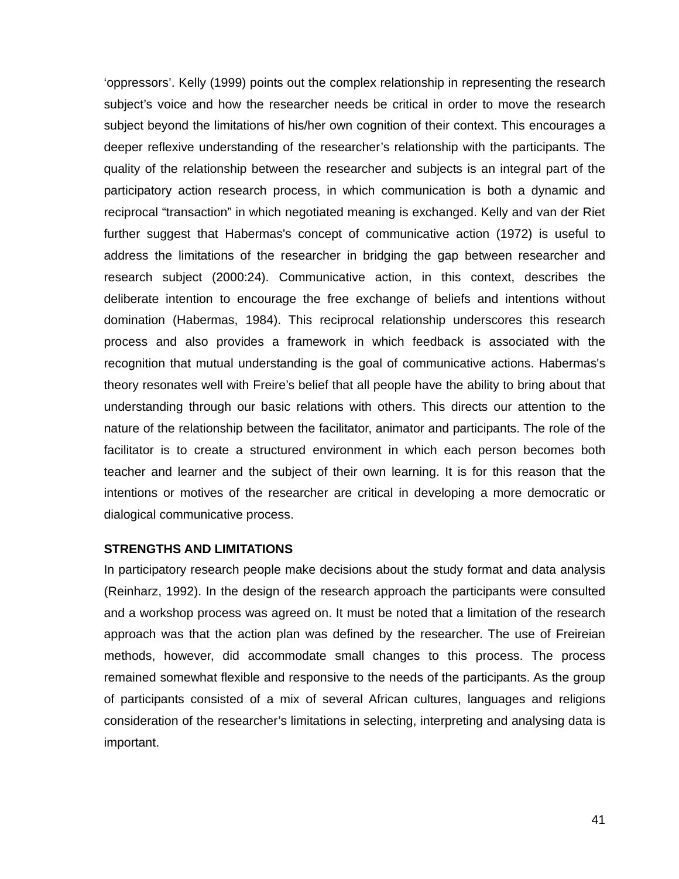'oppressors'. Kelly (1999) points out the complex relationship in representing the research subject's voice and how the researcher needs be critical in order to move the research subject beyond the limitations of his/her own cognition of their context. This encourages a deeper reflexive understanding of the researcher's relationship with the participants. The quality of the relationship between the researcher and subjects is an integral part of the participatory action research process, in which communication is both a dynamic and reciprocal "transaction" in which negotiated meaning is exchanged. Kelly and van der Riet further suggest that Habermas's concept of communicative action (1972) is useful to address the limitations of the researcher in bridging the gap between researcher and research subject (2000:24). Communicative action, in this context, describes the deliberate intention to encourage the free exchange of beliefs and intentions without domination (Habermas, 1984). This reciprocal relationship underscores this research process and also provides a framework in which feedback is associated with the recognition that mutual understanding is the goal of communicative actions. Habermas's theory resonates well with Freire's belief that all people have the ability to bring about that understanding through our basic relations with others. This directs our attention to the nature of the relationship between the facilitator, animator and participants. The role of the facilitator is to create a structured environment in which each person becomes both teacher and learner and the subject of their own learning. It is for this reason that the intentions or motives of the researcher are critical in developing a more democratic or dialogical communicative process.

**STRENGTHS AND LIMITATIONS**

In participatory research people make decisions about the study format and data analysis (Reinharz, 1992). In the design of the research approach the participants were consulted and a workshop process was agreed on. It must be noted that a limitation of the research approach was that the action plan was defined by the researcher. The use of Freireian methods, however, did accommodate small changes to this process. The process remained somewhat flexible and responsive to the needs of the participants. As the group of participants consisted of a mix of several African cultures, languages and religions consideration of the researcher's limitations in selecting, interpreting and analysing data is important.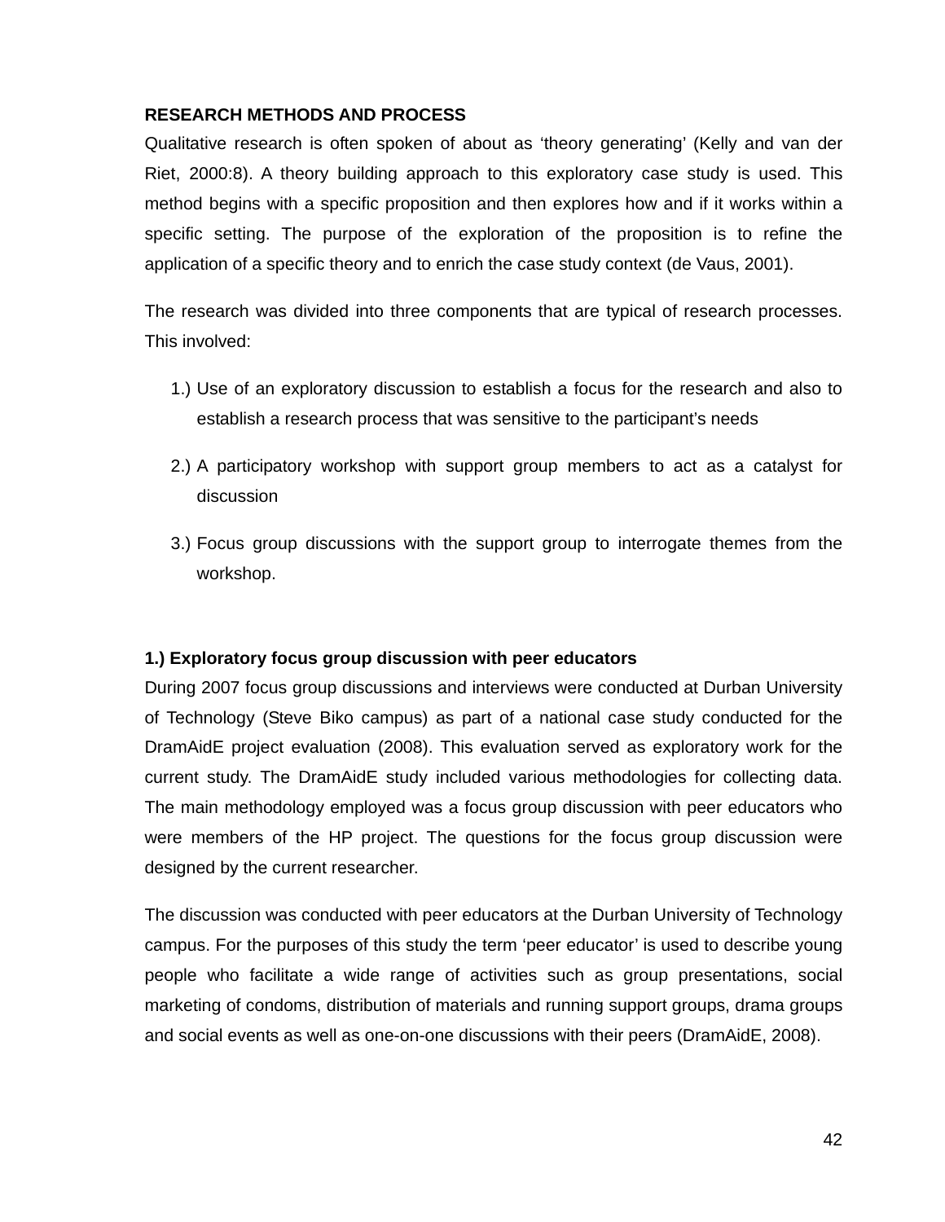**RESEARCH METHODS AND PROCESS**

Qualitative research is often spoken of about as 'theory generating' (Kelly and van der Riet, 2000:8). A theory building approach to this exploratory case study is used. This method begins with a specific proposition and then explores how and if it works within a specific setting. The purpose of the exploration of the proposition is to refine the application of a specific theory and to enrich the case study context (de Vaus, 2001).

The research was divided into three components that are typical of research processes. This involved:

1.) Use of an exploratory discussion to establish a focus for the research and also to establish a research process that was sensitive to the participant's needs

2.) A participatory workshop with support group members to act as a catalyst for discussion

3.) Focus group discussions with the support group to interrogate themes from the workshop.

**1.) Exploratory focus group discussion with peer educators**

During 2007 focus group discussions and interviews were conducted at Durban University of Technology (Steve Biko campus) as part of a national case study conducted for the DramAidE project evaluation (2008). This evaluation served as exploratory work for the current study. The DramAidE study included various methodologies for collecting data. The main methodology employed was a focus group discussion with peer educators who were members of the HP project. The questions for the focus group discussion were designed by the current researcher.

The discussion was conducted with peer educators at the Durban University of Technology campus. For the purposes of this study the term 'peer educator' is used to describe young people who facilitate a wide range of activities such as group presentations, social marketing of condoms, distribution of materials and running support groups, drama groups and social events as well as one-on-one discussions with their peers (DramAidE, 2008).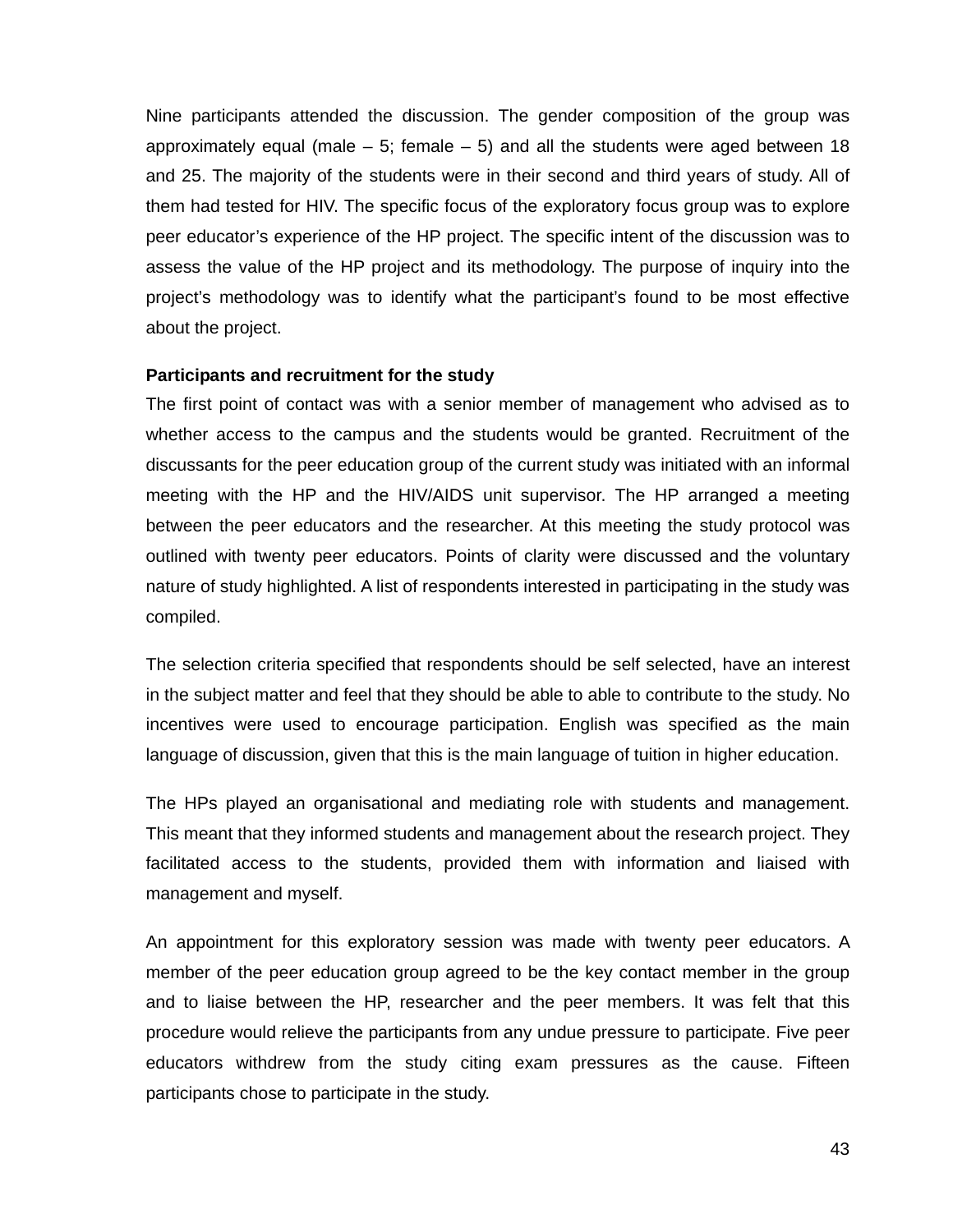Nine participants attended the discussion. The gender composition of the group was approximately equal (male – 5; female – 5) and all the students were aged between 18 and 25. The majority of the students were in their second and third years of study. All of them had tested for HIV. The specific focus of the exploratory focus group was to explore peer educator’s experience of the HP project. The specific intent of the discussion was to assess the value of the HP project and its methodology. The purpose of inquiry into the project’s methodology was to identify what the participant’s found to be most effective about the project.

**Participants and recruitment for the study**

The first point of contact was with a senior member of management who advised as to whether access to the campus and the students would be granted. Recruitment of the discussants for the peer education group of the current study was initiated with an informal meeting with the HP and the HIV/AIDS unit supervisor. The HP arranged a meeting between the peer educators and the researcher. At this meeting the study protocol was outlined with twenty peer educators. Points of clarity were discussed and the voluntary nature of study highlighted. A list of respondents interested in participating in the study was compiled.

The selection criteria specified that respondents should be self selected, have an interest in the subject matter and feel that they should be able to able to contribute to the study. No incentives were used to encourage participation. English was specified as the main language of discussion, given that this is the main language of tuition in higher education.

The HPs played an organisational and mediating role with students and management. This meant that they informed students and management about the research project. They facilitated access to the students, provided them with information and liaised with management and myself.

An appointment for this exploratory session was made with twenty peer educators. A member of the peer education group agreed to be the key contact member in the group and to liaise between the HP, researcher and the peer members. It was felt that this procedure would relieve the participants from any undue pressure to participate. Five peer educators withdrew from the study citing exam pressures as the cause. Fifteen participants chose to participate in the study.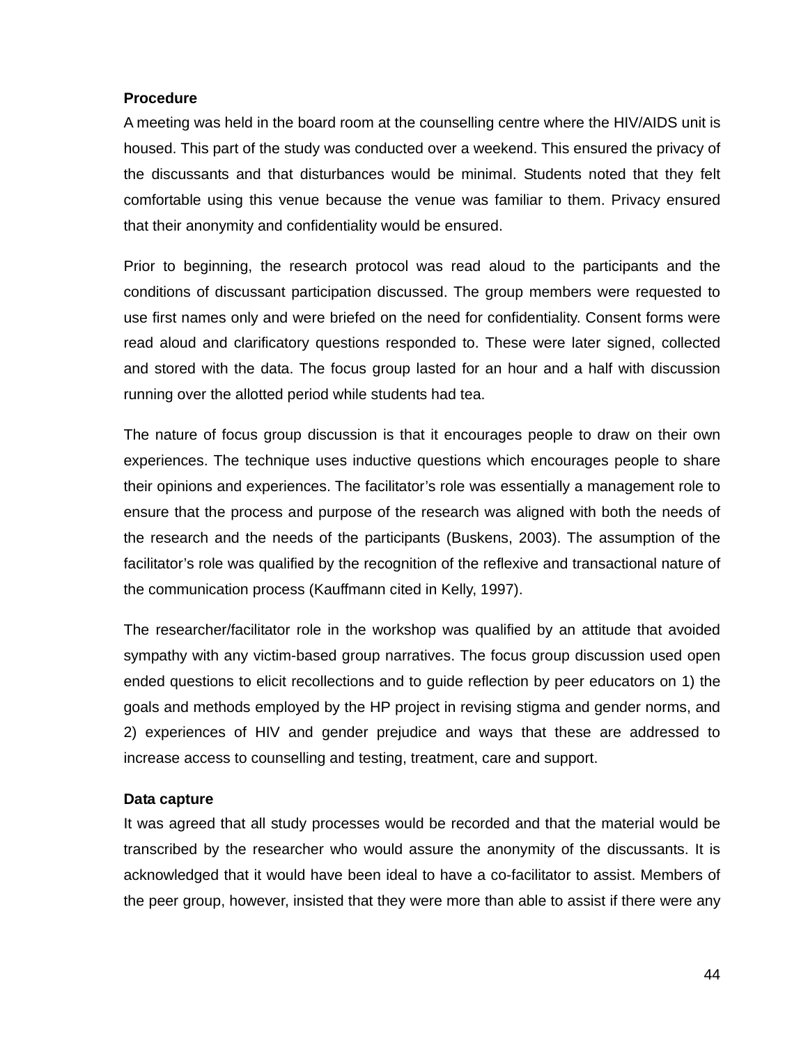**Procedure**

A meeting was held in the board room at the counselling centre where the HIV/AIDS unit is housed. This part of the study was conducted over a weekend. This ensured the privacy of the discussants and that disturbances would be minimal. Students noted that they felt comfortable using this venue because the venue was familiar to them. Privacy ensured that their anonymity and confidentiality would be ensured.

Prior to beginning, the research protocol was read aloud to the participants and the conditions of discussant participation discussed. The group members were requested to use first names only and were briefed on the need for confidentiality. Consent forms were read aloud and clarificatory questions responded to. These were later signed, collected and stored with the data. The focus group lasted for an hour and a half with discussion running over the allotted period while students had tea.

The nature of focus group discussion is that it encourages people to draw on their own experiences. The technique uses inductive questions which encourages people to share their opinions and experiences. The facilitator's role was essentially a management role to ensure that the process and purpose of the research was aligned with both the needs of the research and the needs of the participants (Buskens, 2003). The assumption of the facilitator's role was qualified by the recognition of the reflexive and transactional nature of the communication process (Kauffmann cited in Kelly, 1997).

The researcher/facilitator role in the workshop was qualified by an attitude that avoided sympathy with any victim-based group narratives. The focus group discussion used open ended questions to elicit recollections and to guide reflection by peer educators on 1) the goals and methods employed by the HP project in revising stigma and gender norms, and 2) experiences of HIV and gender prejudice and ways that these are addressed to increase access to counselling and testing, treatment, care and support.

**Data capture**

It was agreed that all study processes would be recorded and that the material would be transcribed by the researcher who would assure the anonymity of the discussants. It is acknowledged that it would have been ideal to have a co-facilitator to assist. Members of the peer group, however, insisted that they were more than able to assist if there were any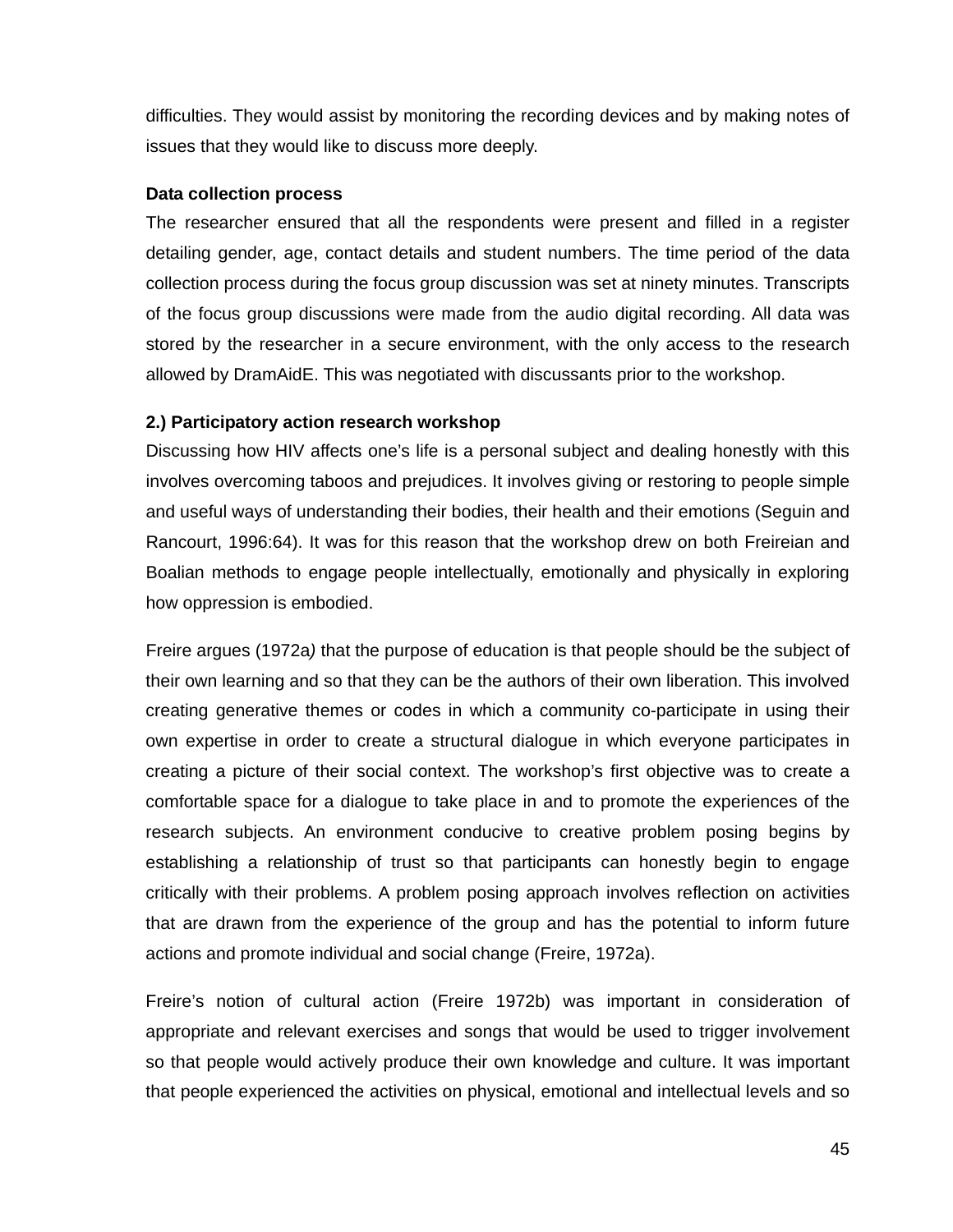difficulties. They would assist by monitoring the recording devices and by making notes of issues that they would like to discuss more deeply.

**Data collection process**

The researcher ensured that all the respondents were present and filled in a register detailing gender, age, contact details and student numbers. The time period of the data collection process during the focus group discussion was set at ninety minutes. Transcripts of the focus group discussions were made from the audio digital recording. All data was stored by the researcher in a secure environment, with the only access to the research allowed by DramAidE. This was negotiated with discussants prior to the workshop.

**2.) Participatory action research workshop**

Discussing how HIV affects one's life is a personal subject and dealing honestly with this involves overcoming taboos and prejudices. It involves giving or restoring to people simple and useful ways of understanding their bodies, their health and their emotions (Seguin and Rancourt, 1996:64). It was for this reason that the workshop drew on both Freireian and Boalian methods to engage people intellectually, emotionally and physically in exploring how oppression is embodied.

Freire argues (1972a*)* that the purpose of education is that people should be the subject of their own learning and so that they can be the authors of their own liberation. This involved creating generative themes or codes in which a community co-participate in using their own expertise in order to create a structural dialogue in which everyone participates in creating a picture of their social context. The workshop's first objective was to create a comfortable space for a dialogue to take place in and to promote the experiences of the research subjects. An environment conducive to creative problem posing begins by establishing a relationship of trust so that participants can honestly begin to engage critically with their problems. A problem posing approach involves reflection on activities that are drawn from the experience of the group and has the potential to inform future actions and promote individual and social change (Freire, 1972a).

Freire's notion of cultural action (Freire 1972b) was important in consideration of appropriate and relevant exercises and songs that would be used to trigger involvement so that people would actively produce their own knowledge and culture. It was important that people experienced the activities on physical, emotional and intellectual levels and so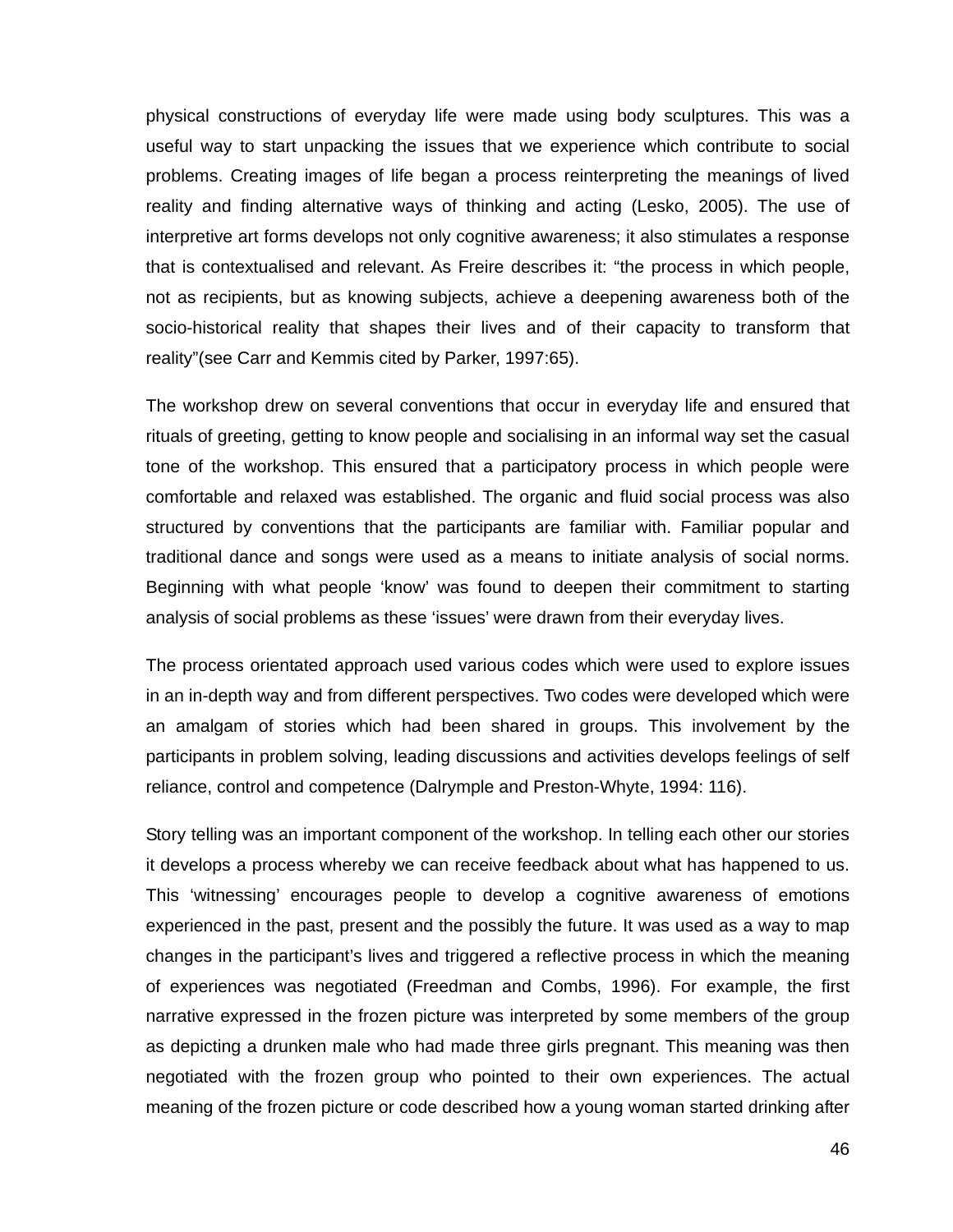physical constructions of everyday life were made using body sculptures. This was a useful way to start unpacking the issues that we experience which contribute to social problems. Creating images of life began a process reinterpreting the meanings of lived reality and finding alternative ways of thinking and acting (Lesko, 2005). The use of interpretive art forms develops not only cognitive awareness; it also stimulates a response that is contextualised and relevant. As Freire describes it: “the process in which people, not as recipients, but as knowing subjects, achieve a deepening awareness both of the socio-historical reality that shapes their lives and of their capacity to transform that reality”(see Carr and Kemmis cited by Parker, 1997:65).

The workshop drew on several conventions that occur in everyday life and ensured that rituals of greeting, getting to know people and socialising in an informal way set the casual tone of the workshop. This ensured that a participatory process in which people were comfortable and relaxed was established. The organic and fluid social process was also structured by conventions that the participants are familiar with. Familiar popular and traditional dance and songs were used as a means to initiate analysis of social norms. Beginning with what people ‘know’ was found to deepen their commitment to starting analysis of social problems as these ‘issues’ were drawn from their everyday lives.

The process orientated approach used various codes which were used to explore issues in an in-depth way and from different perspectives. Two codes were developed which were an amalgam of stories which had been shared in groups. This involvement by the participants in problem solving, leading discussions and activities develops feelings of self reliance, control and competence (Dalrymple and Preston-Whyte, 1994: 116).

Story telling was an important component of the workshop. In telling each other our stories it develops a process whereby we can receive feedback about what has happened to us. This ‘witnessing’ encourages people to develop a cognitive awareness of emotions experienced in the past, present and the possibly the future. It was used as a way to map changes in the participant’s lives and triggered a reflective process in which the meaning of experiences was negotiated (Freedman and Combs, 1996). For example, the first narrative expressed in the frozen picture was interpreted by some members of the group as depicting a drunken male who had made three girls pregnant. This meaning was then negotiated with the frozen group who pointed to their own experiences. The actual meaning of the frozen picture or code described how a young woman started drinking after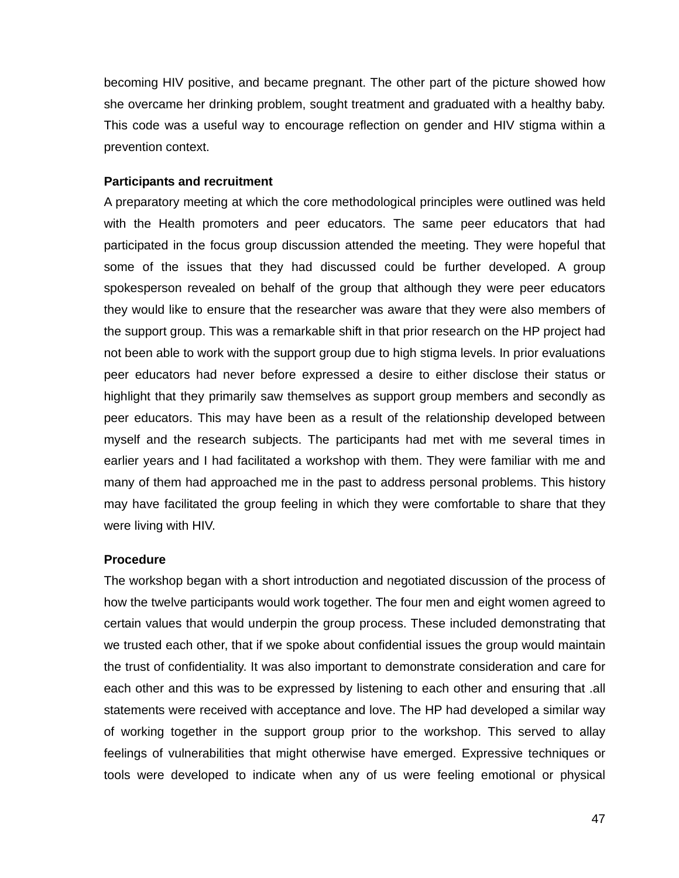becoming HIV positive, and became pregnant. The other part of the picture showed how she overcame her drinking problem, sought treatment and graduated with a healthy baby. This code was a useful way to encourage reflection on gender and HIV stigma within a prevention context.

**Participants and recruitment**

A preparatory meeting at which the core methodological principles were outlined was held with the Health promoters and peer educators. The same peer educators that had participated in the focus group discussion attended the meeting. They were hopeful that some of the issues that they had discussed could be further developed. A group spokesperson revealed on behalf of the group that although they were peer educators they would like to ensure that the researcher was aware that they were also members of the support group. This was a remarkable shift in that prior research on the HP project had not been able to work with the support group due to high stigma levels. In prior evaluations peer educators had never before expressed a desire to either disclose their status or highlight that they primarily saw themselves as support group members and secondly as peer educators. This may have been as a result of the relationship developed between myself and the research subjects. The participants had met with me several times in earlier years and I had facilitated a workshop with them. They were familiar with me and many of them had approached me in the past to address personal problems. This history may have facilitated the group feeling in which they were comfortable to share that they were living with HIV.

**Procedure**

The workshop began with a short introduction and negotiated discussion of the process of how the twelve participants would work together. The four men and eight women agreed to certain values that would underpin the group process. These included demonstrating that we trusted each other, that if we spoke about confidential issues the group would maintain the trust of confidentiality. It was also important to demonstrate consideration and care for each other and this was to be expressed by listening to each other and ensuring that .all statements were received with acceptance and love. The HP had developed a similar way of working together in the support group prior to the workshop. This served to allay feelings of vulnerabilities that might otherwise have emerged. Expressive techniques or tools were developed to indicate when any of us were feeling emotional or physical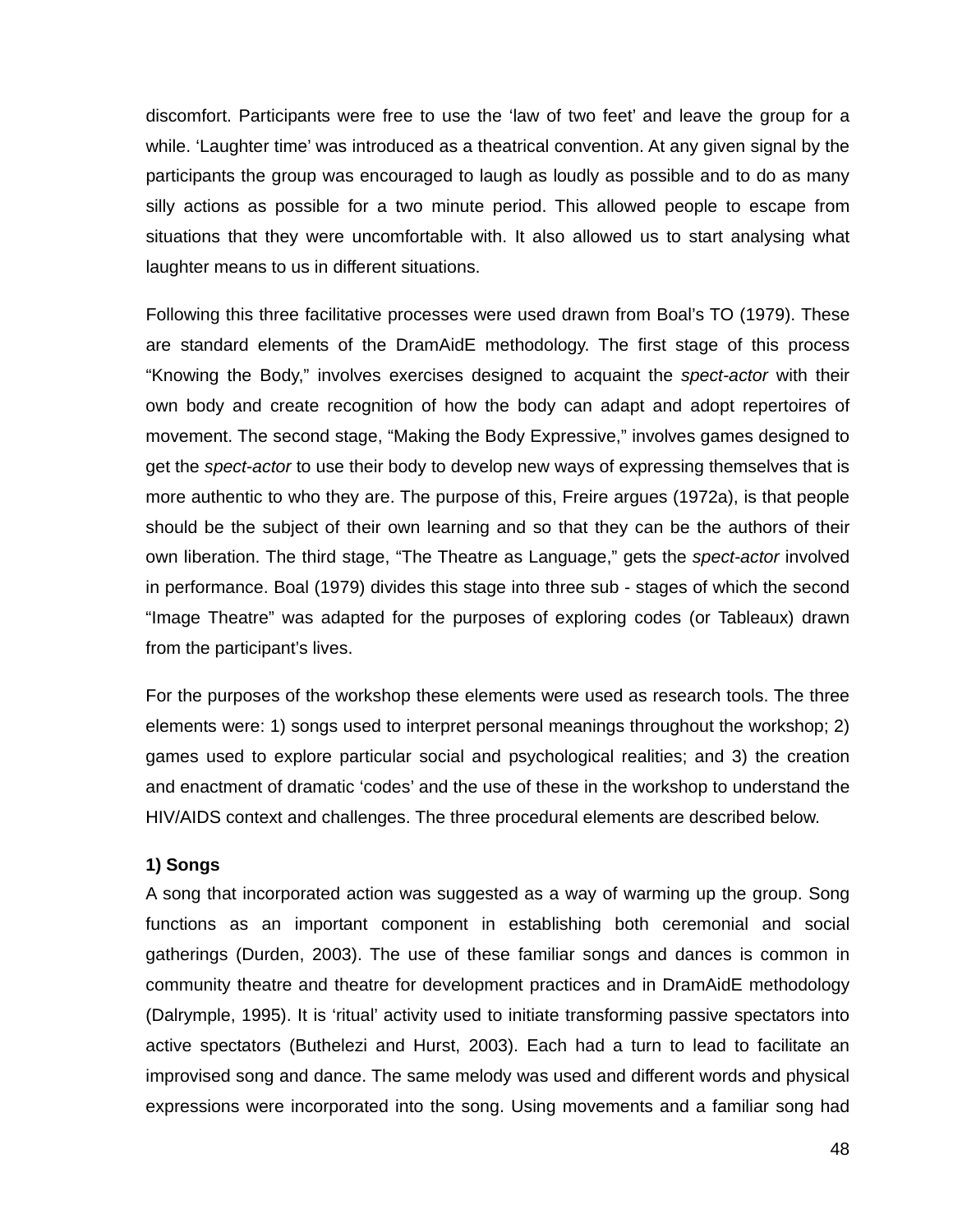discomfort. Participants were free to use the 'law of two feet' and leave the group for a while. 'Laughter time' was introduced as a theatrical convention. At any given signal by the participants the group was encouraged to laugh as loudly as possible and to do as many silly actions as possible for a two minute period. This allowed people to escape from situations that they were uncomfortable with. It also allowed us to start analysing what laughter means to us in different situations.

Following this three facilitative processes were used drawn from Boal's TO (1979). These are standard elements of the DramAidE methodology. The first stage of this process "Knowing the Body," involves exercises designed to acquaint the *spect-actor* with their own body and create recognition of how the body can adapt and adopt repertoires of movement. The second stage, "Making the Body Expressive," involves games designed to get the *spect-actor* to use their body to develop new ways of expressing themselves that is more authentic to who they are. The purpose of this, Freire argues (1972a), is that people should be the subject of their own learning and so that they can be the authors of their own liberation. The third stage, "The Theatre as Language," gets the *spect-actor* involved in performance. Boal (1979) divides this stage into three sub - stages of which the second "Image Theatre" was adapted for the purposes of exploring codes (or Tableaux) drawn from the participant's lives.

For the purposes of the workshop these elements were used as research tools. The three elements were: 1) songs used to interpret personal meanings throughout the workshop; 2) games used to explore particular social and psychological realities; and 3) the creation and enactment of dramatic 'codes' and the use of these in the workshop to understand the HIV/AIDS context and challenges. The three procedural elements are described below.

**1) Songs**

A song that incorporated action was suggested as a way of warming up the group. Song functions as an important component in establishing both ceremonial and social gatherings (Durden, 2003). The use of these familiar songs and dances is common in community theatre and theatre for development practices and in DramAidE methodology (Dalrymple, 1995). It is 'ritual' activity used to initiate transforming passive spectators into active spectators (Buthelezi and Hurst, 2003). Each had a turn to lead to facilitate an improvised song and dance. The same melody was used and different words and physical expressions were incorporated into the song. Using movements and a familiar song had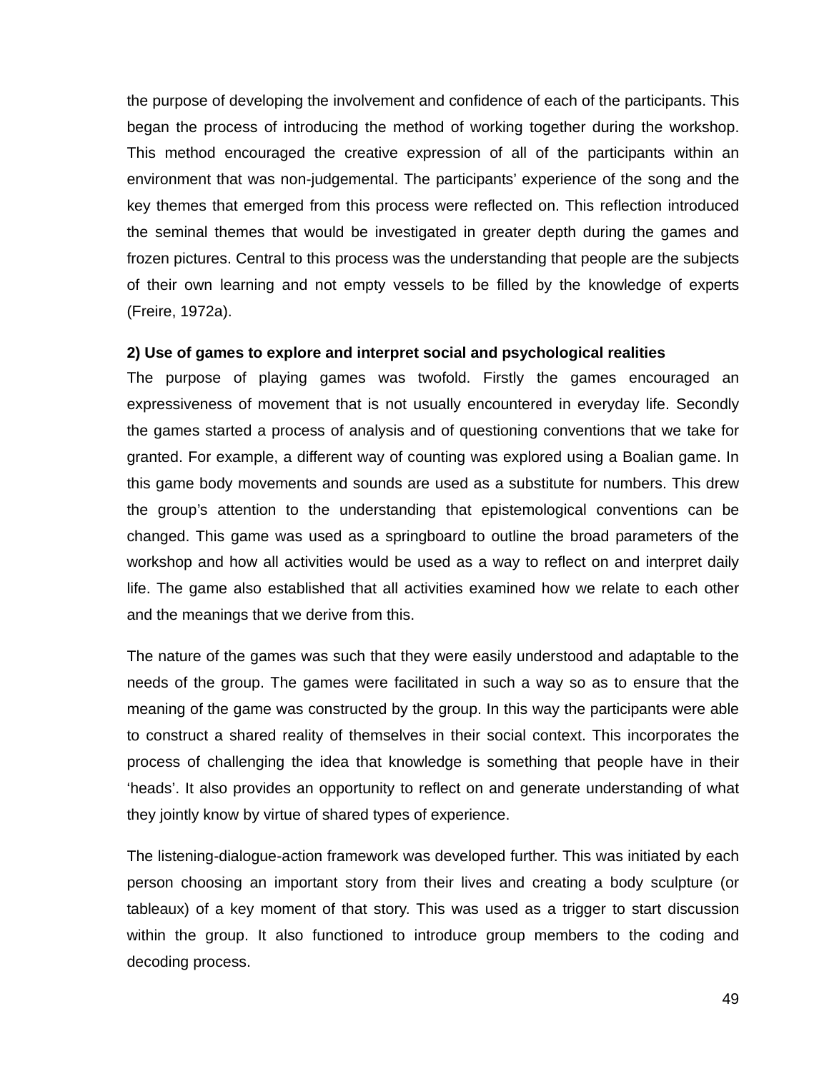the purpose of developing the involvement and confidence of each of the participants. This began the process of introducing the method of working together during the workshop. This method encouraged the creative expression of all of the participants within an environment that was non-judgemental. The participants' experience of the song and the key themes that emerged from this process were reflected on. This reflection introduced the seminal themes that would be investigated in greater depth during the games and frozen pictures. Central to this process was the understanding that people are the subjects of their own learning and not empty vessels to be filled by the knowledge of experts (Freire, 1972a).

**2) Use of games to explore and interpret social and psychological realities**

The purpose of playing games was twofold. Firstly the games encouraged an expressiveness of movement that is not usually encountered in everyday life. Secondly the games started a process of analysis and of questioning conventions that we take for granted. For example, a different way of counting was explored using a Boalian game. In this game body movements and sounds are used as a substitute for numbers. This drew the group's attention to the understanding that epistemological conventions can be changed. This game was used as a springboard to outline the broad parameters of the workshop and how all activities would be used as a way to reflect on and interpret daily life. The game also established that all activities examined how we relate to each other and the meanings that we derive from this.

The nature of the games was such that they were easily understood and adaptable to the needs of the group. The games were facilitated in such a way so as to ensure that the meaning of the game was constructed by the group. In this way the participants were able to construct a shared reality of themselves in their social context. This incorporates the process of challenging the idea that knowledge is something that people have in their 'heads'. It also provides an opportunity to reflect on and generate understanding of what they jointly know by virtue of shared types of experience.

The listening-dialogue-action framework was developed further. This was initiated by each person choosing an important story from their lives and creating a body sculpture (or tableaux) of a key moment of that story. This was used as a trigger to start discussion within the group. It also functioned to introduce group members to the coding and decoding process.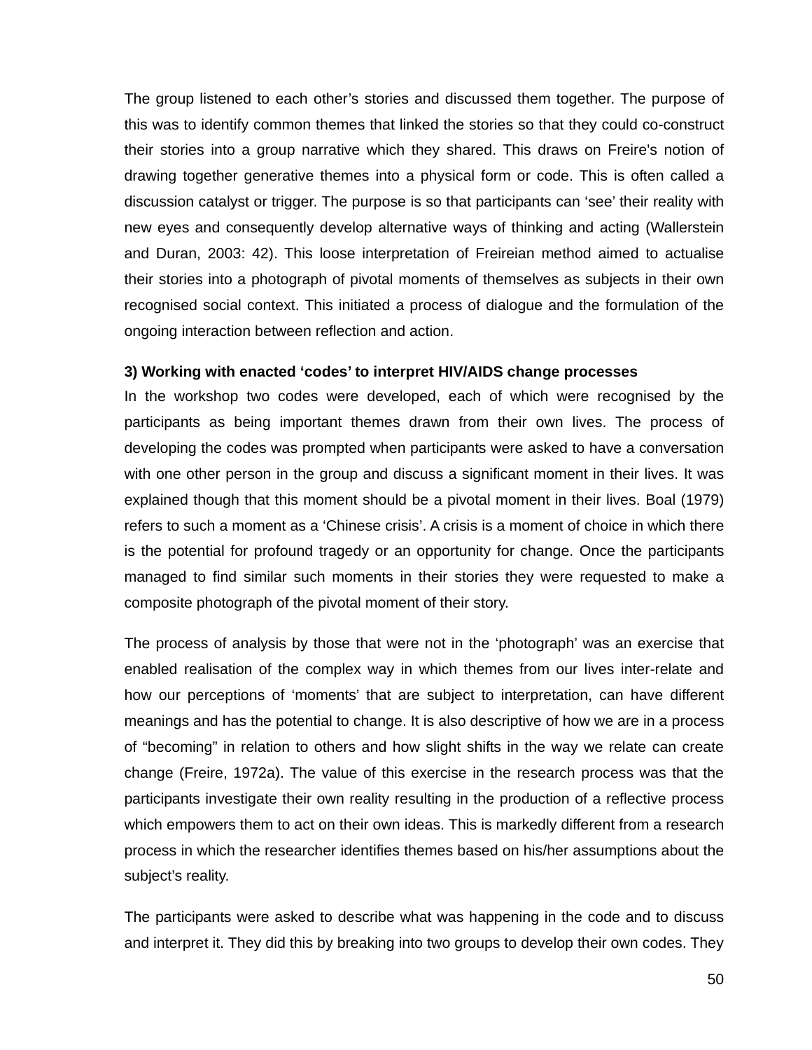The group listened to each other's stories and discussed them together. The purpose of this was to identify common themes that linked the stories so that they could co-construct their stories into a group narrative which they shared. This draws on Freire's notion of drawing together generative themes into a physical form or code. This is often called a discussion catalyst or trigger. The purpose is so that participants can 'see' their reality with new eyes and consequently develop alternative ways of thinking and acting (Wallerstein and Duran, 2003: 42). This loose interpretation of Freireian method aimed to actualise their stories into a photograph of pivotal moments of themselves as subjects in their own recognised social context. This initiated a process of dialogue and the formulation of the ongoing interaction between reflection and action.

**3) Working with enacted 'codes' to interpret HIV/AIDS change processes**

In the workshop two codes were developed, each of which were recognised by the participants as being important themes drawn from their own lives. The process of developing the codes was prompted when participants were asked to have a conversation with one other person in the group and discuss a significant moment in their lives. It was explained though that this moment should be a pivotal moment in their lives. Boal (1979) refers to such a moment as a 'Chinese crisis'. A crisis is a moment of choice in which there is the potential for profound tragedy or an opportunity for change. Once the participants managed to find similar such moments in their stories they were requested to make a composite photograph of the pivotal moment of their story.

The process of analysis by those that were not in the 'photograph' was an exercise that enabled realisation of the complex way in which themes from our lives inter-relate and how our perceptions of 'moments' that are subject to interpretation, can have different meanings and has the potential to change. It is also descriptive of how we are in a process of "becoming" in relation to others and how slight shifts in the way we relate can create change (Freire, 1972a). The value of this exercise in the research process was that the participants investigate their own reality resulting in the production of a reflective process which empowers them to act on their own ideas. This is markedly different from a research process in which the researcher identifies themes based on his/her assumptions about the subject's reality.

The participants were asked to describe what was happening in the code and to discuss and interpret it. They did this by breaking into two groups to develop their own codes. They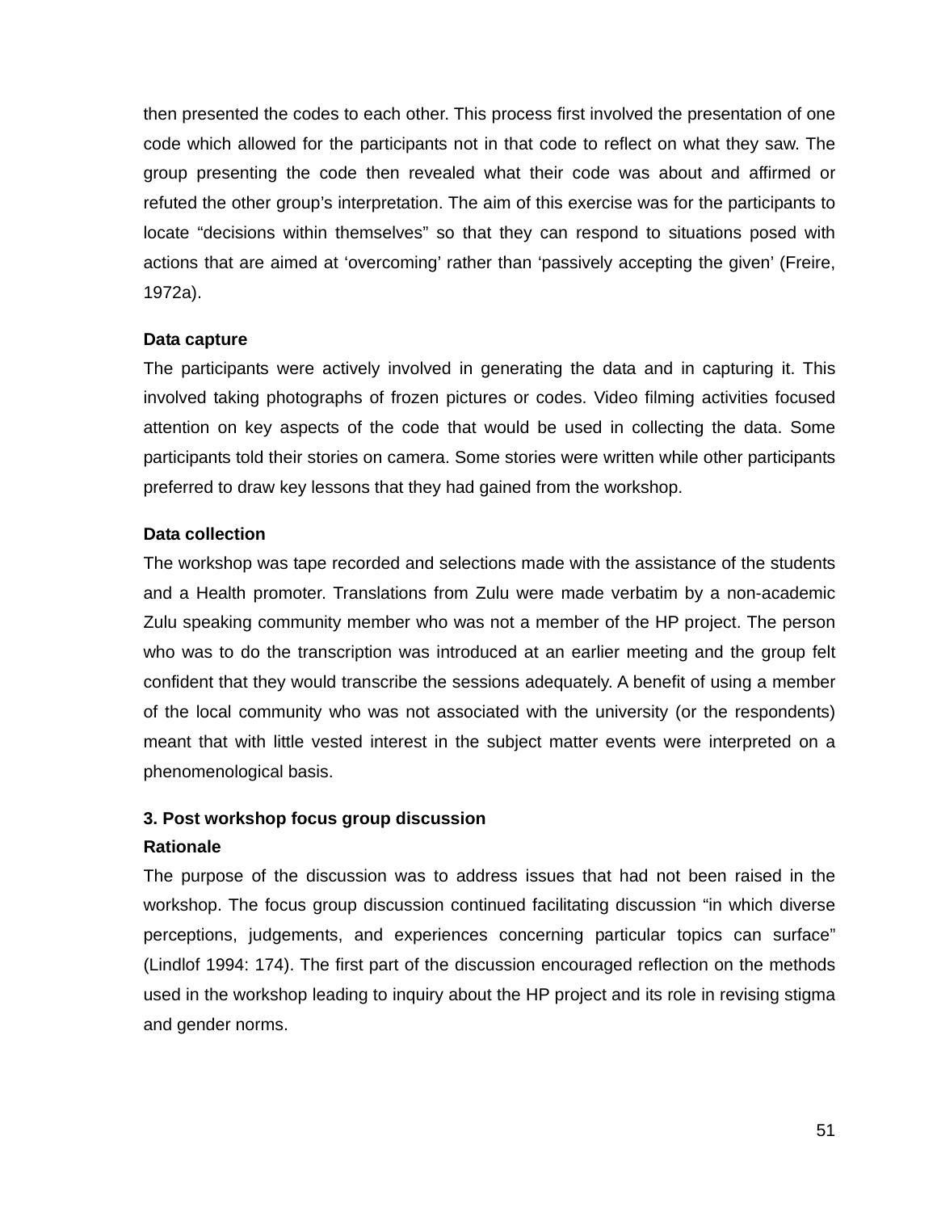then presented the codes to each other. This process first involved the presentation of one code which allowed for the participants not in that code to reflect on what they saw. The group presenting the code then revealed what their code was about and affirmed or refuted the other group's interpretation. The aim of this exercise was for the participants to locate "decisions within themselves" so that they can respond to situations posed with actions that are aimed at 'overcoming' rather than 'passively accepting the given' (Freire, 1972a).

**Data capture**

The participants were actively involved in generating the data and in capturing it. This involved taking photographs of frozen pictures or codes. Video filming activities focused attention on key aspects of the code that would be used in collecting the data. Some participants told their stories on camera. Some stories were written while other participants preferred to draw key lessons that they had gained from the workshop.

**Data collection**

The workshop was tape recorded and selections made with the assistance of the students and a Health promoter. Translations from Zulu were made verbatim by a non-academic Zulu speaking community member who was not a member of the HP project. The person who was to do the transcription was introduced at an earlier meeting and the group felt confident that they would transcribe the sessions adequately. A benefit of using a member of the local community who was not associated with the university (or the respondents) meant that with little vested interest in the subject matter events were interpreted on a phenomenological basis.

**3. Post workshop focus group discussion**

**Rationale**

The purpose of the discussion was to address issues that had not been raised in the workshop. The focus group discussion continued facilitating discussion "in which diverse perceptions, judgements, and experiences concerning particular topics can surface" (Lindlof 1994: 174). The first part of the discussion encouraged reflection on the methods used in the workshop leading to inquiry about the HP project and its role in revising stigma and gender norms.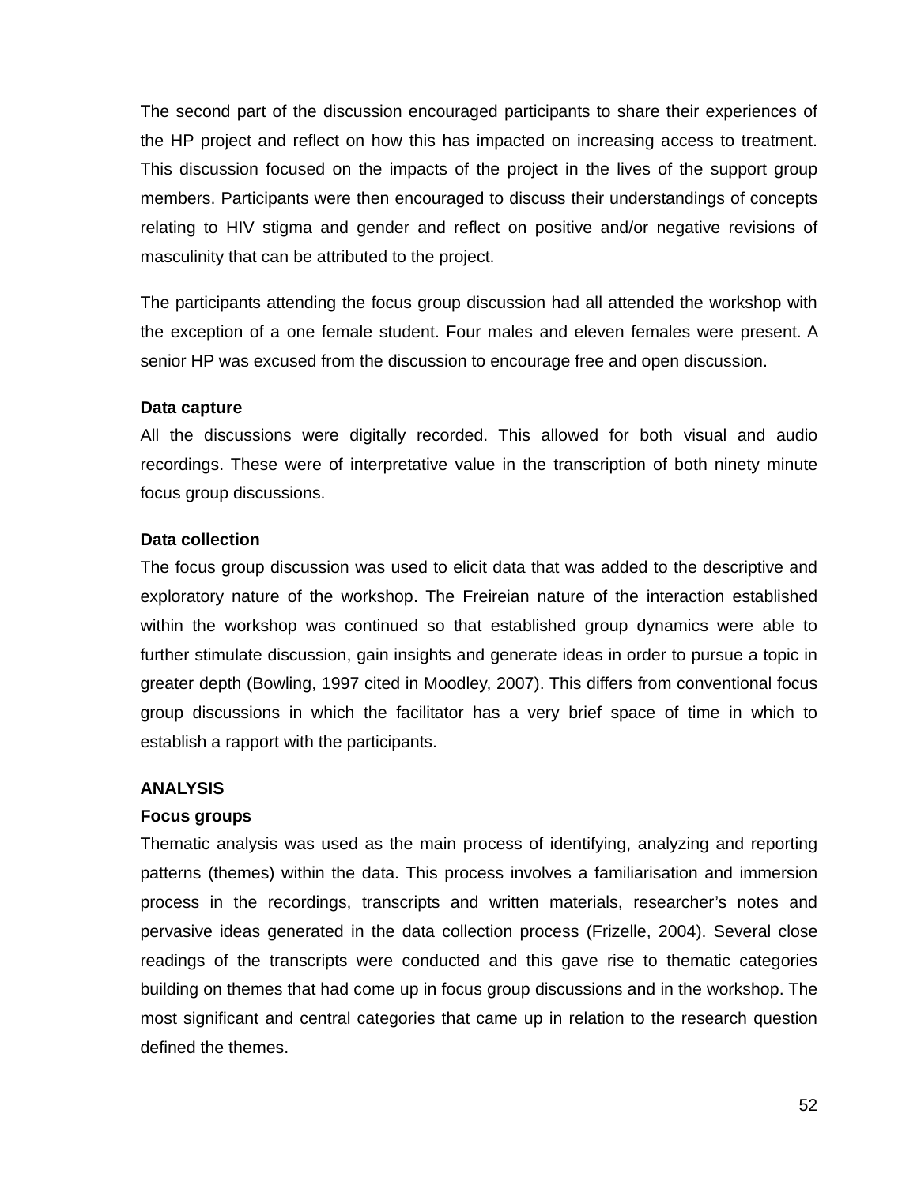The second part of the discussion encouraged participants to share their experiences of the HP project and reflect on how this has impacted on increasing access to treatment. This discussion focused on the impacts of the project in the lives of the support group members. Participants were then encouraged to discuss their understandings of concepts relating to HIV stigma and gender and reflect on positive and/or negative revisions of masculinity that can be attributed to the project.

The participants attending the focus group discussion had all attended the workshop with the exception of a one female student. Four males and eleven females were present. A senior HP was excused from the discussion to encourage free and open discussion.

**Data capture**

All the discussions were digitally recorded. This allowed for both visual and audio recordings. These were of interpretative value in the transcription of both ninety minute focus group discussions.

**Data collection**

The focus group discussion was used to elicit data that was added to the descriptive and exploratory nature of the workshop. The Freireian nature of the interaction established within the workshop was continued so that established group dynamics were able to further stimulate discussion, gain insights and generate ideas in order to pursue a topic in greater depth (Bowling, 1997 cited in Moodley, 2007). This differs from conventional focus group discussions in which the facilitator has a very brief space of time in which to establish a rapport with the participants.

**ANALYSIS**

**Focus groups**

Thematic analysis was used as the main process of identifying, analyzing and reporting patterns (themes) within the data. This process involves a familiarisation and immersion process in the recordings, transcripts and written materials, researcher's notes and pervasive ideas generated in the data collection process (Frizelle, 2004). Several close readings of the transcripts were conducted and this gave rise to thematic categories building on themes that had come up in focus group discussions and in the workshop. The most significant and central categories that came up in relation to the research question defined the themes.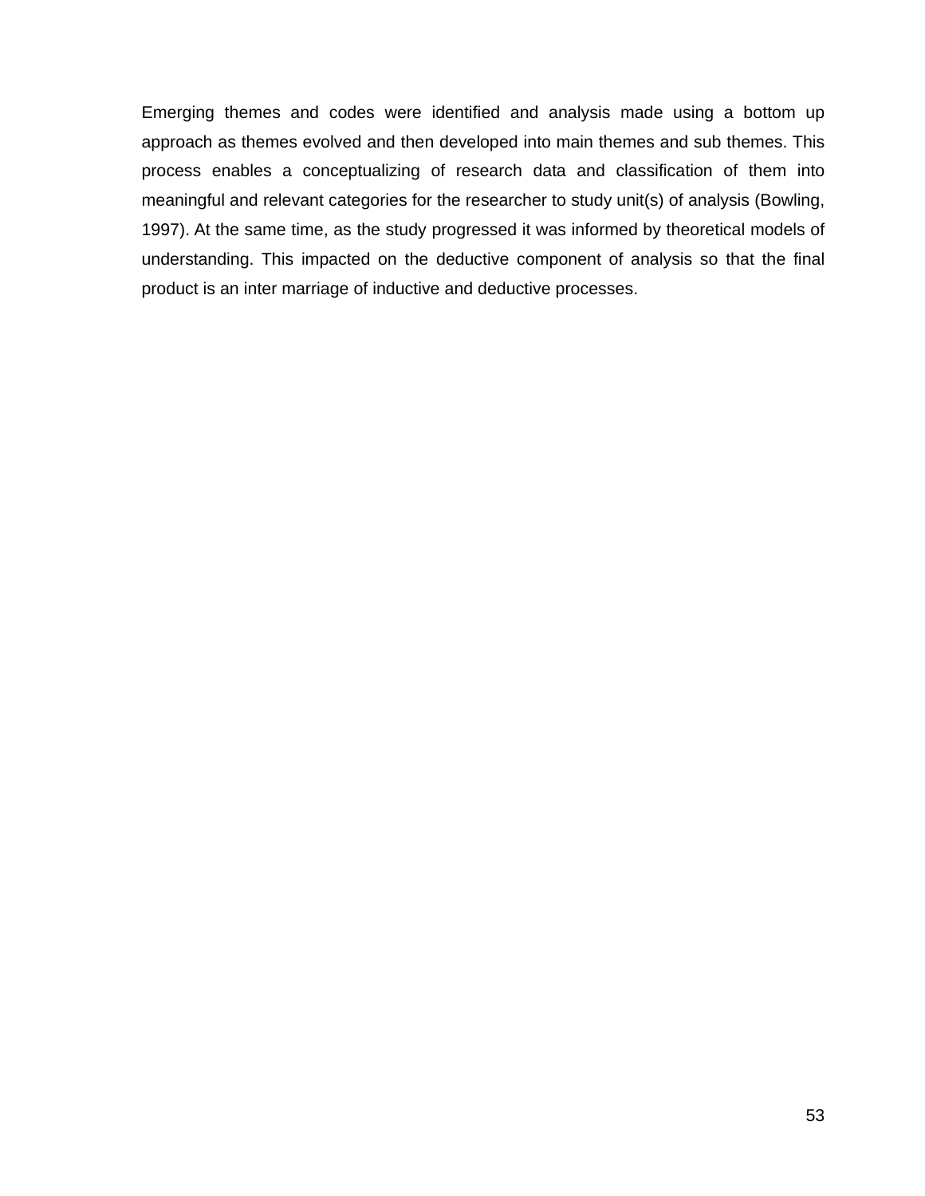Emerging themes and codes were identified and analysis made using a bottom up approach as themes evolved and then developed into main themes and sub themes. This process enables a conceptualizing of research data and classification of them into meaningful and relevant categories for the researcher to study unit(s) of analysis (Bowling, 1997). At the same time, as the study progressed it was informed by theoretical models of understanding. This impacted on the deductive component of analysis so that the final product is an inter marriage of inductive and deductive processes.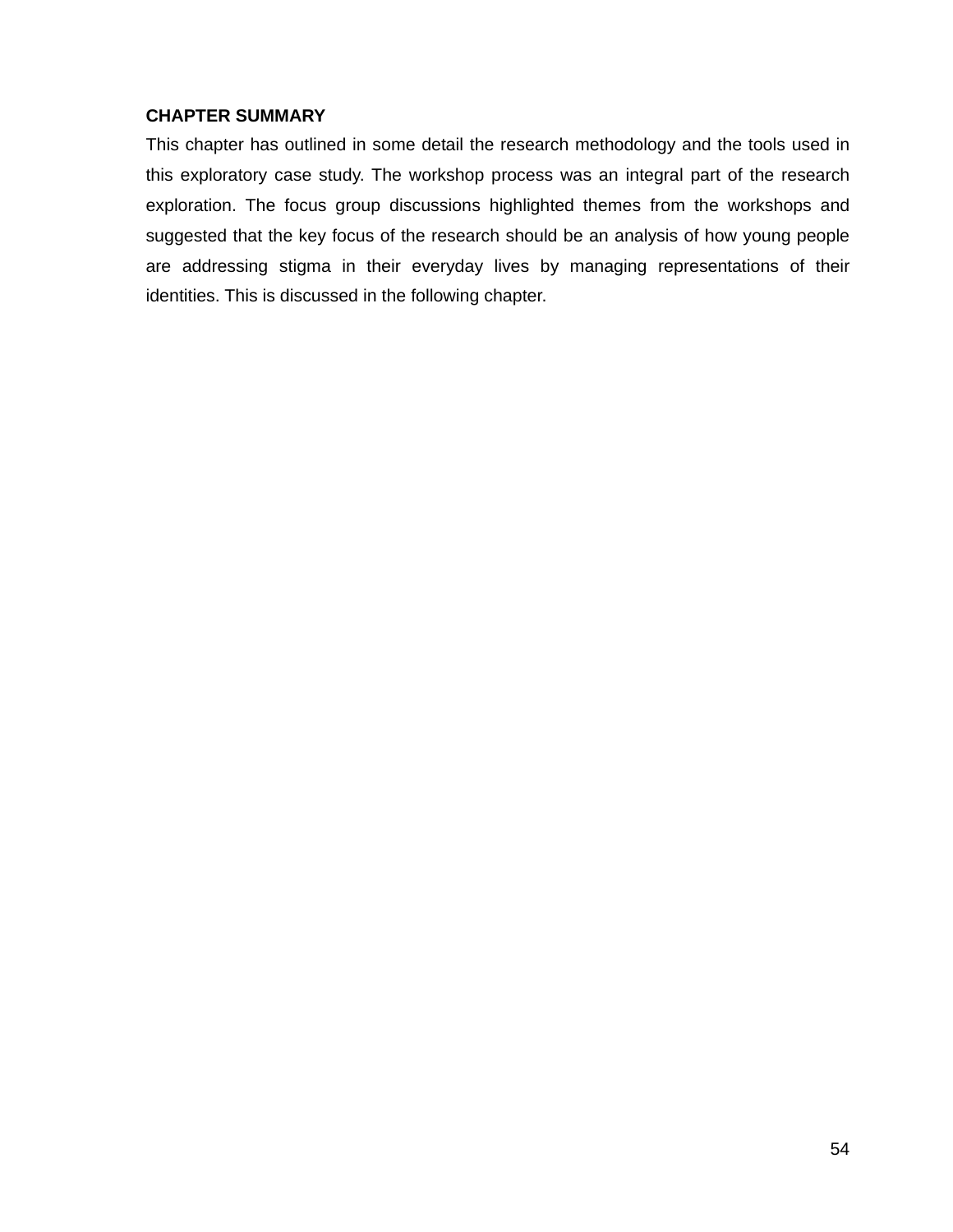**CHAPTER SUMMARY**

This chapter has outlined in some detail the research methodology and the tools used in this exploratory case study. The workshop process was an integral part of the research exploration. The focus group discussions highlighted themes from the workshops and suggested that the key focus of the research should be an analysis of how young people are addressing stigma in their everyday lives by managing representations of their identities. This is discussed in the following chapter.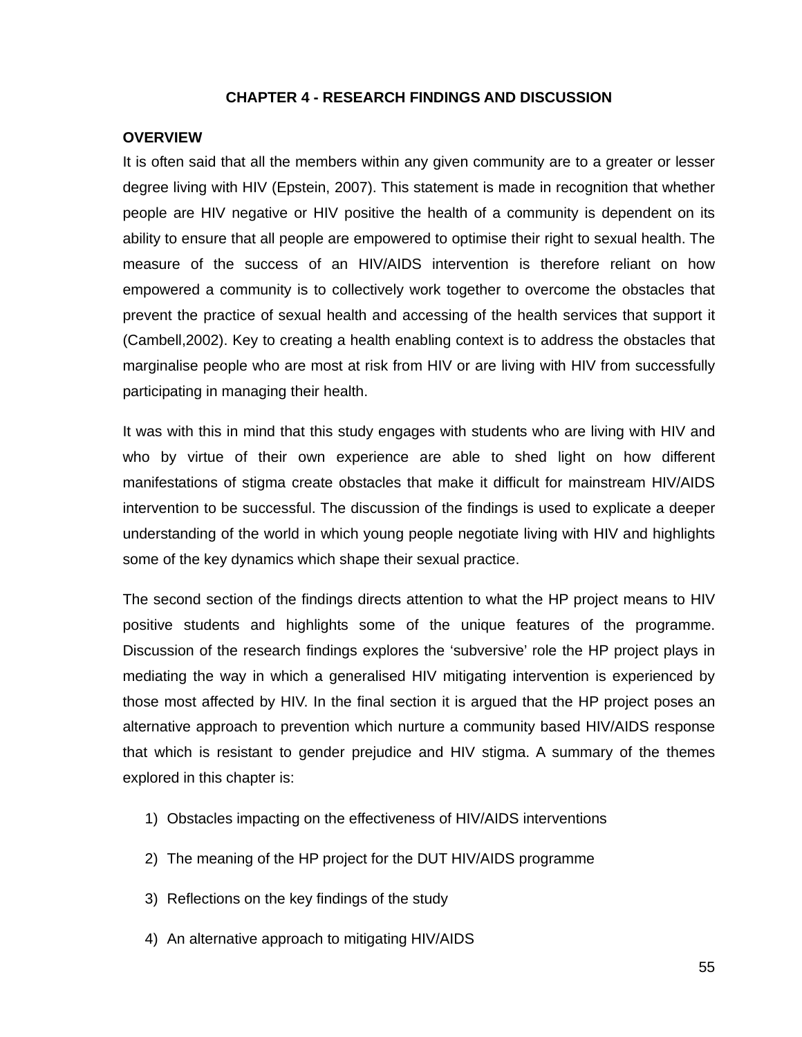# CHAPTER 4 - RESEARCH FINDINGS AND DISCUSSION

**OVERVIEW**

It is often said that all the members within any given community are to a greater or lesser degree living with HIV (Epstein, 2007). This statement is made in recognition that whether people are HIV negative or HIV positive the health of a community is dependent on its ability to ensure that all people are empowered to optimise their right to sexual health. The measure of the success of an HIV/AIDS intervention is therefore reliant on how empowered a community is to collectively work together to overcome the obstacles that prevent the practice of sexual health and accessing of the health services that support it (Cambell,2002). Key to creating a health enabling context is to address the obstacles that marginalise people who are most at risk from HIV or are living with HIV from successfully participating in managing their health.

It was with this in mind that this study engages with students who are living with HIV and who by virtue of their own experience are able to shed light on how different manifestations of stigma create obstacles that make it difficult for mainstream HIV/AIDS intervention to be successful. The discussion of the findings is used to explicate a deeper understanding of the world in which young people negotiate living with HIV and highlights some of the key dynamics which shape their sexual practice.

The second section of the findings directs attention to what the HP project means to HIV positive students and highlights some of the unique features of the programme. Discussion of the research findings explores the 'subversive' role the HP project plays in mediating the way in which a generalised HIV mitigating intervention is experienced by those most affected by HIV. In the final section it is argued that the HP project poses an alternative approach to prevention which nurture a community based HIV/AIDS response that which is resistant to gender prejudice and HIV stigma. A summary of the themes explored in this chapter is:

1) Obstacles impacting on the effectiveness of HIV/AIDS interventions
2) The meaning of the HP project for the DUT HIV/AIDS programme
3) Reflections on the key findings of the study
4) An alternative approach to mitigating HIV/AIDS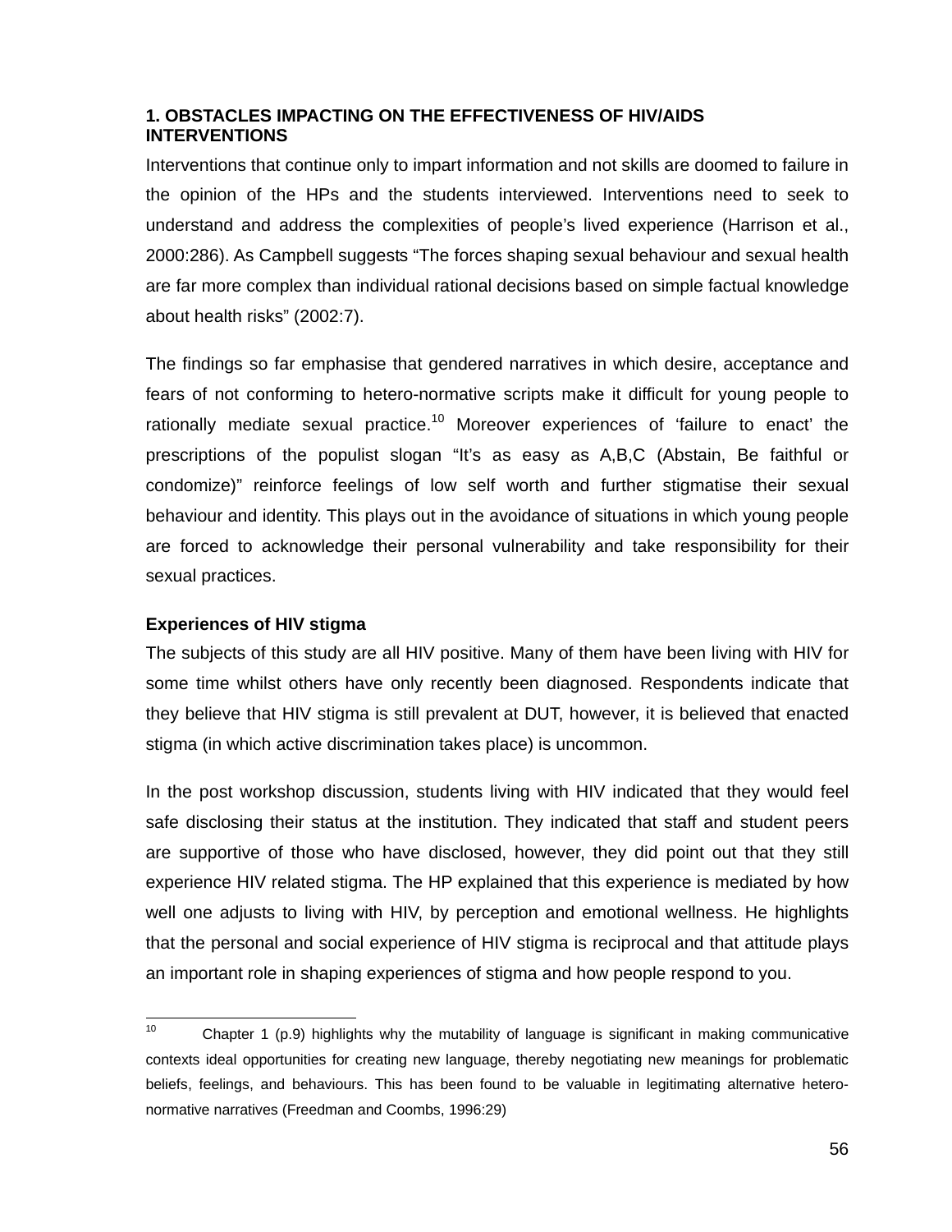## 1. OBSTACLES IMPACTING ON THE EFFECTIVENESS OF HIV/AIDS INTERVENTIONS

Interventions that continue only to impart information and not skills are doomed to failure in the opinion of the HPs and the students interviewed. Interventions need to seek to understand and address the complexities of people's lived experience (Harrison et al., 2000:286). As Campbell suggests "The forces shaping sexual behaviour and sexual health are far more complex than individual rational decisions based on simple factual knowledge about health risks" (2002:7).

The findings so far emphasise that gendered narratives in which desire, acceptance and fears of not conforming to hetero-normative scripts make it difficult for young people to rationally mediate sexual practice.[10] Moreover experiences of 'failure to enact' the prescriptions of the populist slogan "It's as easy as A,B,C (Abstain, Be faithful or condomize)" reinforce feelings of low self worth and further stigmatise their sexual behaviour and identity. This plays out in the avoidance of situations in which young people are forced to acknowledge their personal vulnerability and take responsibility for their sexual practices.

### Experiences of HIV stigma

The subjects of this study are all HIV positive. Many of them have been living with HIV for some time whilst others have only recently been diagnosed. Respondents indicate that they believe that HIV stigma is still prevalent at DUT, however, it is believed that enacted stigma (in which active discrimination takes place) is uncommon.

In the post workshop discussion, students living with HIV indicated that they would feel safe disclosing their status at the institution. They indicated that staff and student peers are supportive of those who have disclosed, however, they did point out that they still experience HIV related stigma. The HP explained that this experience is mediated by how well one adjusts to living with HIV, by perception and emotional wellness. He highlights that the personal and social experience of HIV stigma is reciprocal and that attitude plays an important role in shaping experiences of stigma and how people respond to you.

---

[10] Chapter 1 (p.9) highlights why the mutability of language is significant in making communicative contexts ideal opportunities for creating new language, thereby negotiating new meanings for problematic beliefs, feelings, and behaviours. This has been found to be valuable in legitimating alternative hetero-normative narratives (Freedman and Coombs, 1996:29)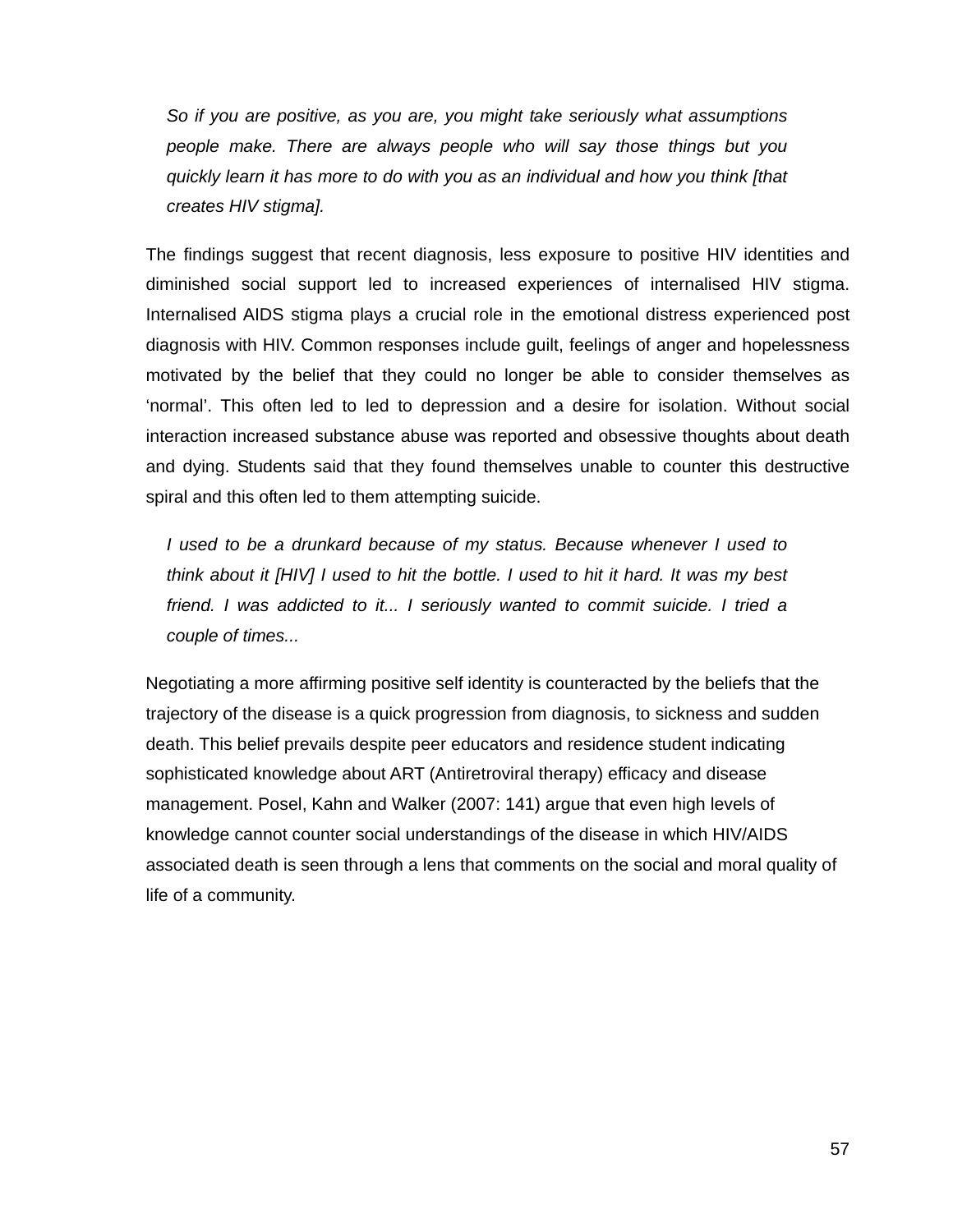> *So if you are positive, as you are, you might take seriously what assumptions people make. There are always people who will say those things but you quickly learn it has more to do with you as an individual and how you think [that creates HIV stigma].*

The findings suggest that recent diagnosis, less exposure to positive HIV identities and diminished social support led to increased experiences of internalised HIV stigma. Internalised AIDS stigma plays a crucial role in the emotional distress experienced post diagnosis with HIV. Common responses include guilt, feelings of anger and hopelessness motivated by the belief that they could no longer be able to consider themselves as 'normal'. This often led to led to depression and a desire for isolation. Without social interaction increased substance abuse was reported and obsessive thoughts about death and dying. Students said that they found themselves unable to counter this destructive spiral and this often led to them attempting suicide.

> *I used to be a drunkard because of my status. Because whenever I used to think about it [HIV] I used to hit the bottle. I used to hit it hard. It was my best friend. I was addicted to it... I seriously wanted to commit suicide. I tried a couple of times...*

Negotiating a more affirming positive self identity is counteracted by the beliefs that the trajectory of the disease is a quick progression from diagnosis, to sickness and sudden death. This belief prevails despite peer educators and residence student indicating sophisticated knowledge about ART (Antiretroviral therapy) efficacy and disease management. Posel, Kahn and Walker (2007: 141) argue that even high levels of knowledge cannot counter social understandings of the disease in which HIV/AIDS associated death is seen through a lens that comments on the social and moral quality of life of a community.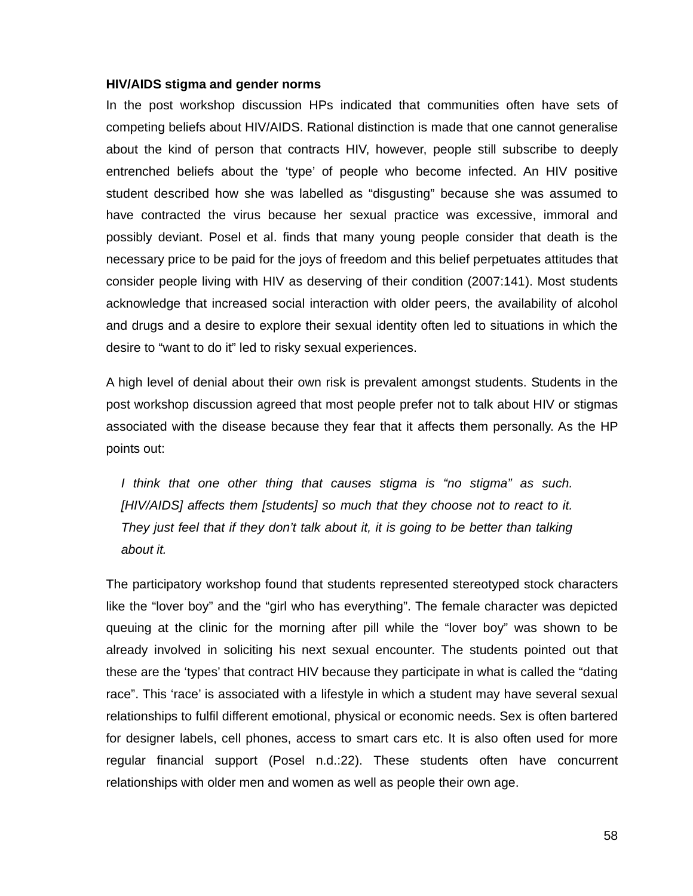**HIV/AIDS stigma and gender norms**

In the post workshop discussion HPs indicated that communities often have sets of competing beliefs about HIV/AIDS. Rational distinction is made that one cannot generalise about the kind of person that contracts HIV, however, people still subscribe to deeply entrenched beliefs about the 'type' of people who become infected. An HIV positive student described how she was labelled as "disgusting" because she was assumed to have contracted the virus because her sexual practice was excessive, immoral and possibly deviant. Posel et al. finds that many young people consider that death is the necessary price to be paid for the joys of freedom and this belief perpetuates attitudes that consider people living with HIV as deserving of their condition (2007:141). Most students acknowledge that increased social interaction with older peers, the availability of alcohol and drugs and a desire to explore their sexual identity often led to situations in which the desire to "want to do it" led to risky sexual experiences.

A high level of denial about their own risk is prevalent amongst students. Students in the post workshop discussion agreed that most people prefer not to talk about HIV or stigmas associated with the disease because they fear that it affects them personally. As the HP points out:

> *I think that one other thing that causes stigma is "no stigma" as such. [HIV/AIDS] affects them [students] so much that they choose not to react to it. They just feel that if they don't talk about it, it is going to be better than talking about it.*

The participatory workshop found that students represented stereotyped stock characters like the "lover boy" and the "girl who has everything". The female character was depicted queuing at the clinic for the morning after pill while the "lover boy" was shown to be already involved in soliciting his next sexual encounter. The students pointed out that these are the 'types' that contract HIV because they participate in what is called the "dating race". This 'race' is associated with a lifestyle in which a student may have several sexual relationships to fulfil different emotional, physical or economic needs. Sex is often bartered for designer labels, cell phones, access to smart cars etc. It is also often used for more regular financial support (Posel n.d.:22). These students often have concurrent relationships with older men and women as well as people their own age.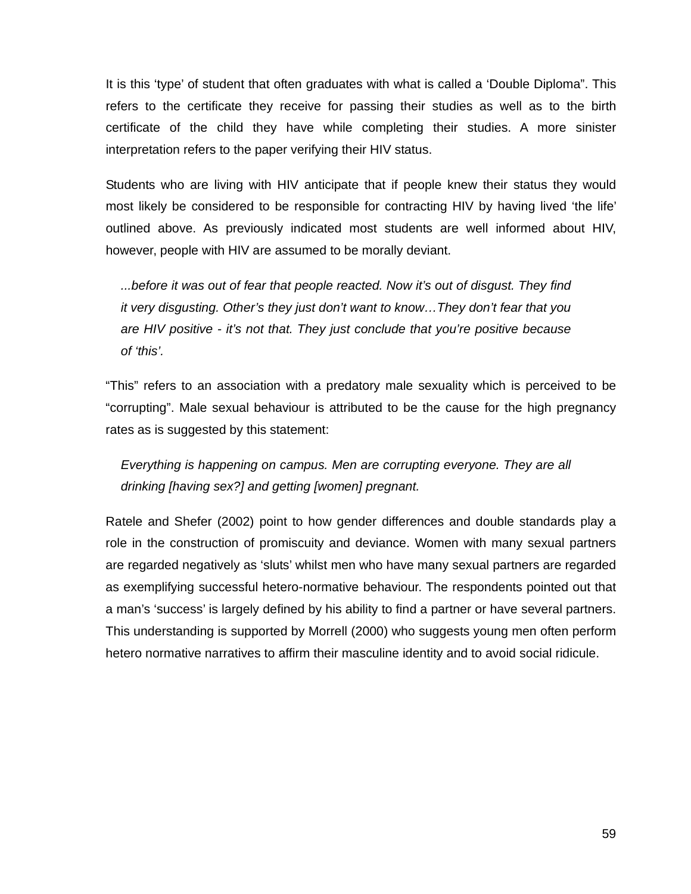It is this ‘type’ of student that often graduates with what is called a ‘Double Diploma”. This refers to the certificate they receive for passing their studies as well as to the birth certificate of the child they have while completing their studies. A more sinister interpretation refers to the paper verifying their HIV status.

Students who are living with HIV anticipate that if people knew their status they would most likely be considered to be responsible for contracting HIV by having lived ‘the life’ outlined above. As previously indicated most students are well informed about HIV, however, people with HIV are assumed to be morally deviant.

> *...before it was out of fear that people reacted. Now it’s out of disgust. They find it very disgusting. Other’s they just don’t want to know…They don’t fear that you are HIV positive - it’s not that. They just conclude that you’re positive because of ‘this’.*

“This” refers to an association with a predatory male sexuality which is perceived to be “corrupting”. Male sexual behaviour is attributed to be the cause for the high pregnancy rates as is suggested by this statement:

> *Everything is happening on campus. Men are corrupting everyone. They are all drinking [having sex?] and getting [women] pregnant.*

Ratele and Shefer (2002) point to how gender differences and double standards play a role in the construction of promiscuity and deviance. Women with many sexual partners are regarded negatively as ‘sluts’ whilst men who have many sexual partners are regarded as exemplifying successful hetero-normative behaviour. The respondents pointed out that a man’s ‘success’ is largely defined by his ability to find a partner or have several partners. This understanding is supported by Morrell (2000) who suggests young men often perform hetero normative narratives to affirm their masculine identity and to avoid social ridicule.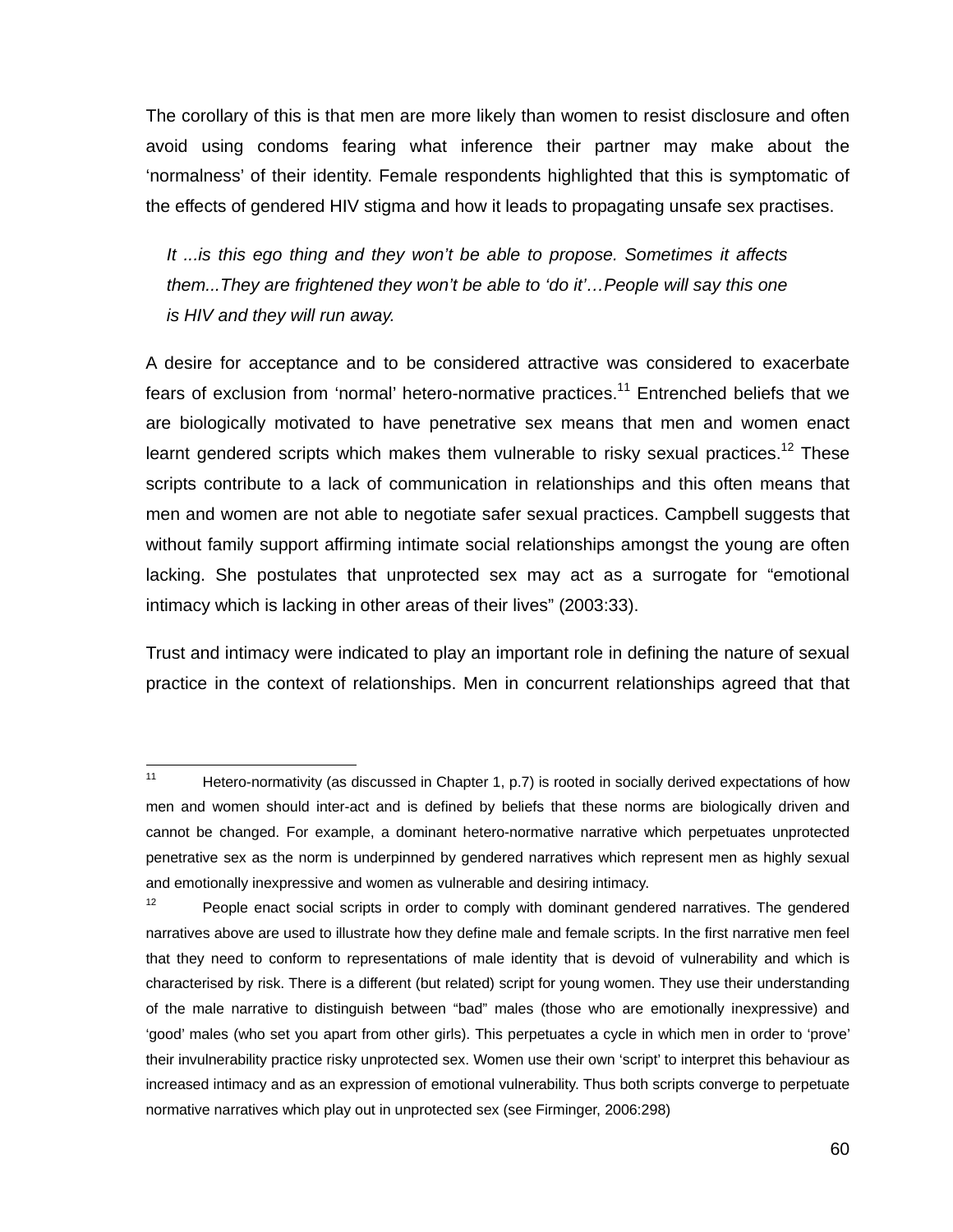The corollary of this is that men are more likely than women to resist disclosure and often avoid using condoms fearing what inference their partner may make about the 'normalness' of their identity. Female respondents highlighted that this is symptomatic of the effects of gendered HIV stigma and how it leads to propagating unsafe sex practises.

> *It ...is this ego thing and they won't be able to propose. Sometimes it affects them...They are frightened they won't be able to 'do it'…People will say this one is HIV and they will run away.*

A desire for acceptance and to be considered attractive was considered to exacerbate fears of exclusion from 'normal' hetero-normative practices.[11] Entrenched beliefs that we are biologically motivated to have penetrative sex means that men and women enact learnt gendered scripts which makes them vulnerable to risky sexual practices.[12] These scripts contribute to a lack of communication in relationships and this often means that men and women are not able to negotiate safer sexual practices. Campbell suggests that without family support affirming intimate social relationships amongst the young are often lacking. She postulates that unprotected sex may act as a surrogate for "emotional intimacy which is lacking in other areas of their lives" (2003:33).

Trust and intimacy were indicated to play an important role in defining the nature of sexual practice in the context of relationships. Men in concurrent relationships agreed that that

---

[11] Hetero-normativity (as discussed in Chapter 1, p.7) is rooted in socially derived expectations of how men and women should inter-act and is defined by beliefs that these norms are biologically driven and cannot be changed. For example, a dominant hetero-normative narrative which perpetuates unprotected penetrative sex as the norm is underpinned by gendered narratives which represent men as highly sexual and emotionally inexpressive and women as vulnerable and desiring intimacy.

[12] People enact social scripts in order to comply with dominant gendered narratives. The gendered narratives above are used to illustrate how they define male and female scripts. In the first narrative men feel that they need to conform to representations of male identity that is devoid of vulnerability and which is characterised by risk. There is a different (but related) script for young women. They use their understanding of the male narrative to distinguish between "bad" males (those who are emotionally inexpressive) and 'good' males (who set you apart from other girls). This perpetuates a cycle in which men in order to 'prove' their invulnerability practice risky unprotected sex. Women use their own 'script' to interpret this behaviour as increased intimacy and as an expression of emotional vulnerability. Thus both scripts converge to perpetuate normative narratives which play out in unprotected sex (see Firminger, 2006:298)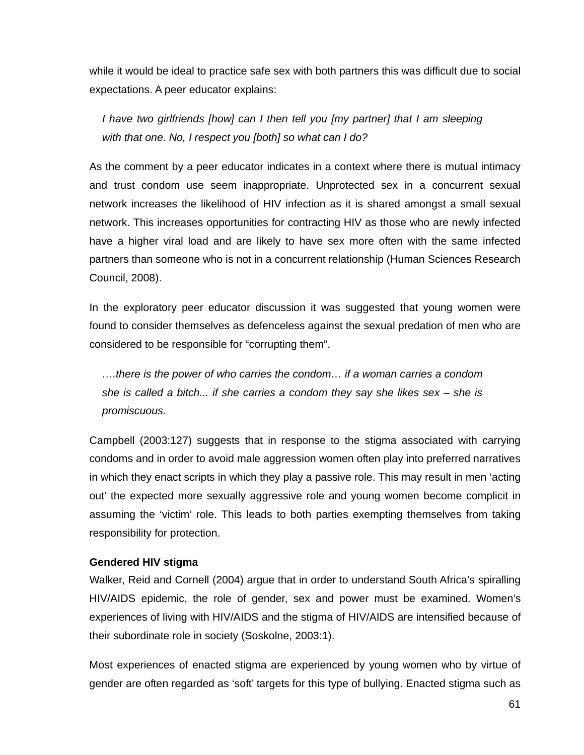while it would be ideal to practice safe sex with both partners this was difficult due to social expectations. A peer educator explains:

> *I have two girlfriends [how] can I then tell you [my partner] that I am sleeping with that one. No, I respect you [both] so what can I do?*

As the comment by a peer educator indicates in a context where there is mutual intimacy and trust condom use seem inappropriate. Unprotected sex in a concurrent sexual network increases the likelihood of HIV infection as it is shared amongst a small sexual network. This increases opportunities for contracting HIV as those who are newly infected have a higher viral load and are likely to have sex more often with the same infected partners than someone who is not in a concurrent relationship (Human Sciences Research Council, 2008).

In the exploratory peer educator discussion it was suggested that young women were found to consider themselves as defenceless against the sexual predation of men who are considered to be responsible for "corrupting them".

> *….there is the power of who carries the condom… if a woman carries a condom she is called a bitch... if she carries a condom they say she likes sex – she is promiscuous.*

Campbell (2003:127) suggests that in response to the stigma associated with carrying condoms and in order to avoid male aggression women often play into preferred narratives in which they enact scripts in which they play a passive role. This may result in men 'acting out' the expected more sexually aggressive role and young women become complicit in assuming the 'victim' role. This leads to both parties exempting themselves from taking responsibility for protection.

**Gendered HIV stigma**

Walker, Reid and Cornell (2004) argue that in order to understand South Africa's spiralling HIV/AIDS epidemic, the role of gender, sex and power must be examined. Women's experiences of living with HIV/AIDS and the stigma of HIV/AIDS are intensified because of their subordinate role in society (Soskolne, 2003:1).

Most experiences of enacted stigma are experienced by young women who by virtue of gender are often regarded as 'soft' targets for this type of bullying. Enacted stigma such as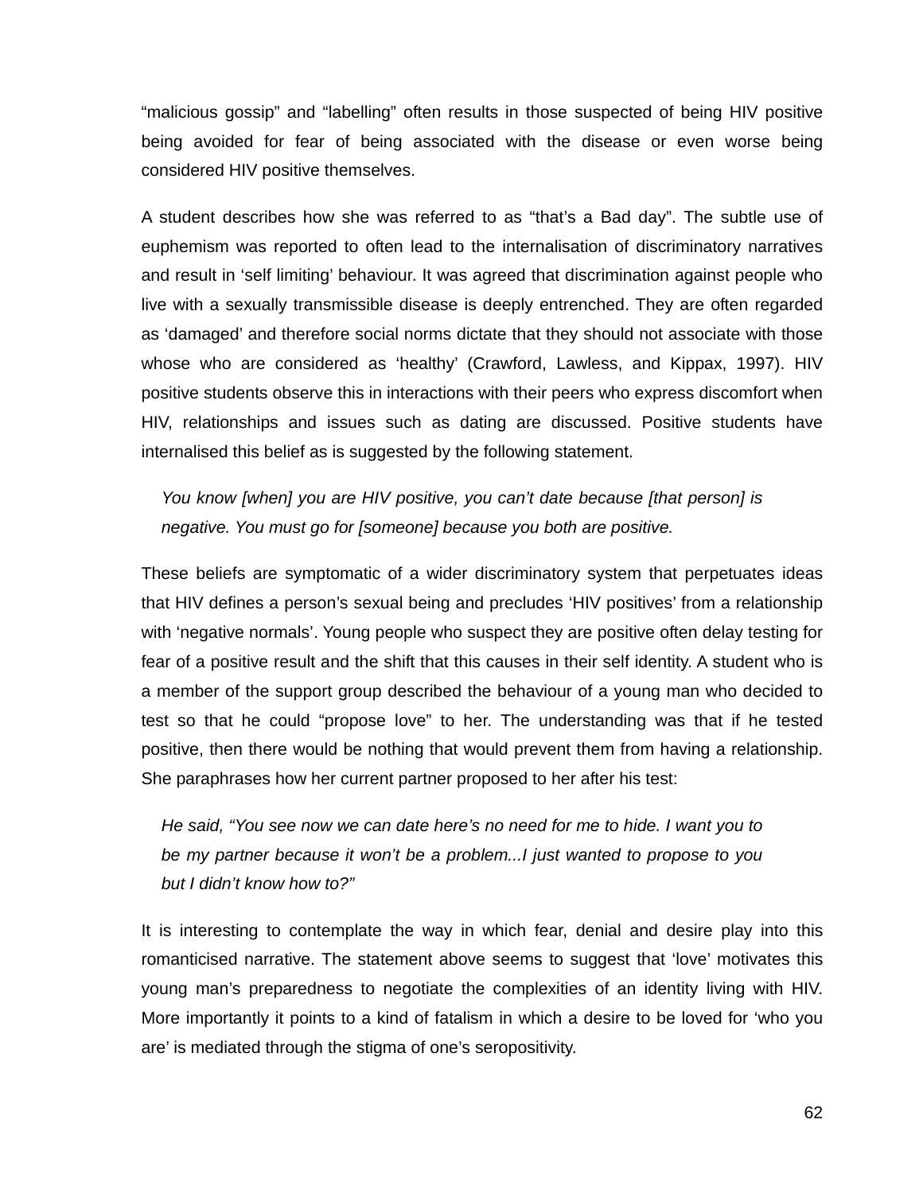"malicious gossip" and "labelling" often results in those suspected of being HIV positive being avoided for fear of being associated with the disease or even worse being considered HIV positive themselves.

A student describes how she was referred to as "that's a Bad day". The subtle use of euphemism was reported to often lead to the internalisation of discriminatory narratives and result in 'self limiting' behaviour. It was agreed that discrimination against people who live with a sexually transmissible disease is deeply entrenched. They are often regarded as 'damaged' and therefore social norms dictate that they should not associate with those whose who are considered as 'healthy' (Crawford, Lawless, and Kippax, 1997). HIV positive students observe this in interactions with their peers who express discomfort when HIV, relationships and issues such as dating are discussed. Positive students have internalised this belief as is suggested by the following statement.

> *You know [when] you are HIV positive, you can't date because [that person] is negative. You must go for [someone] because you both are positive.*

These beliefs are symptomatic of a wider discriminatory system that perpetuates ideas that HIV defines a person's sexual being and precludes 'HIV positives' from a relationship with 'negative normals'. Young people who suspect they are positive often delay testing for fear of a positive result and the shift that this causes in their self identity. A student who is a member of the support group described the behaviour of a young man who decided to test so that he could "propose love" to her. The understanding was that if he tested positive, then there would be nothing that would prevent them from having a relationship. She paraphrases how her current partner proposed to her after his test:

> *He said, "You see now we can date here's no need for me to hide. I want you to be my partner because it won't be a problem...I just wanted to propose to you but I didn't know how to?"*

It is interesting to contemplate the way in which fear, denial and desire play into this romanticised narrative. The statement above seems to suggest that 'love' motivates this young man's preparedness to negotiate the complexities of an identity living with HIV. More importantly it points to a kind of fatalism in which a desire to be loved for 'who you are' is mediated through the stigma of one's seropositivity.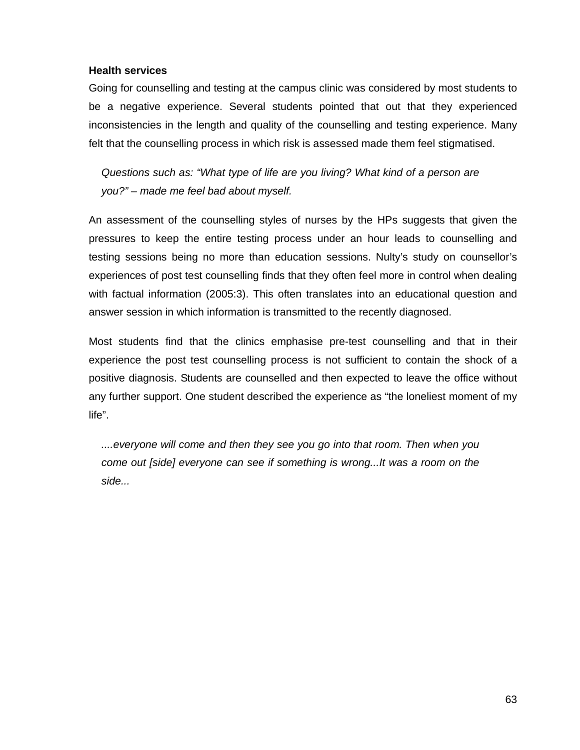**Health services**

Going for counselling and testing at the campus clinic was considered by most students to be a negative experience. Several students pointed that out that they experienced inconsistencies in the length and quality of the counselling and testing experience. Many felt that the counselling process in which risk is assessed made them feel stigmatised.

> *Questions such as: "What type of life are you living? What kind of a person are you?" – made me feel bad about myself.*

An assessment of the counselling styles of nurses by the HPs suggests that given the pressures to keep the entire testing process under an hour leads to counselling and testing sessions being no more than education sessions. Nulty's study on counsellor's experiences of post test counselling finds that they often feel more in control when dealing with factual information (2005:3). This often translates into an educational question and answer session in which information is transmitted to the recently diagnosed.

Most students find that the clinics emphasise pre-test counselling and that in their experience the post test counselling process is not sufficient to contain the shock of a positive diagnosis. Students are counselled and then expected to leave the office without any further support. One student described the experience as "the loneliest moment of my life".

> *....everyone will come and then they see you go into that room. Then when you come out [side] everyone can see if something is wrong...It was a room on the side...*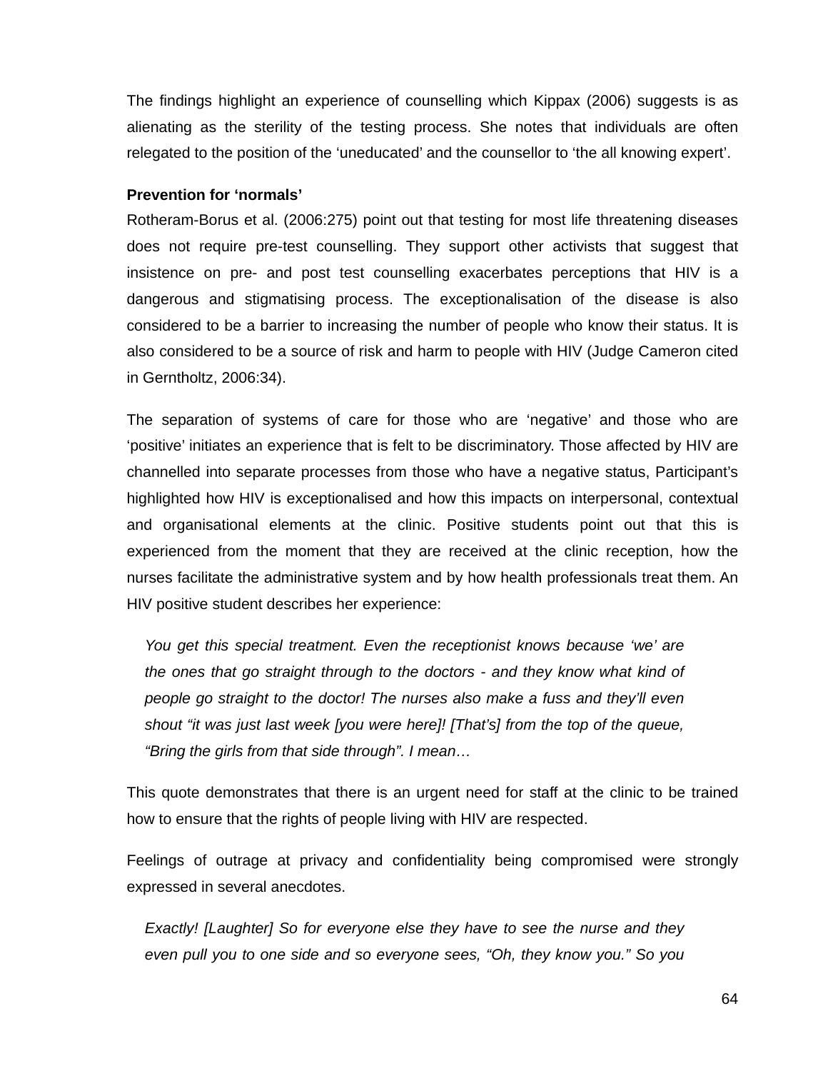The findings highlight an experience of counselling which Kippax (2006) suggests is as alienating as the sterility of the testing process. She notes that individuals are often relegated to the position of the ‘uneducated’ and the counsellor to ‘the all knowing expert’.

**Prevention for ‘normals’**

Rotheram-Borus et al. (2006:275) point out that testing for most life threatening diseases does not require pre-test counselling. They support other activists that suggest that insistence on pre- and post test counselling exacerbates perceptions that HIV is a dangerous and stigmatising process. The exceptionalisation of the disease is also considered to be a barrier to increasing the number of people who know their status. It is also considered to be a source of risk and harm to people with HIV (Judge Cameron cited in Gerntholtz, 2006:34).

The separation of systems of care for those who are ‘negative’ and those who are ‘positive’ initiates an experience that is felt to be discriminatory. Those affected by HIV are channelled into separate processes from those who have a negative status, Participant’s highlighted how HIV is exceptionalised and how this impacts on interpersonal, contextual and organisational elements at the clinic. Positive students point out that this is experienced from the moment that they are received at the clinic reception, how the nurses facilitate the administrative system and by how health professionals treat them. An HIV positive student describes her experience:

> *You get this special treatment. Even the receptionist knows because ‘we’ are the ones that go straight through to the doctors - and they know what kind of people go straight to the doctor! The nurses also make a fuss and they’ll even shout “it was just last week [you were here]! [That’s] from the top of the queue, “Bring the girls from that side through”. I mean…*

This quote demonstrates that there is an urgent need for staff at the clinic to be trained how to ensure that the rights of people living with HIV are respected.

Feelings of outrage at privacy and confidentiality being compromised were strongly expressed in several anecdotes.

> *Exactly! [Laughter] So for everyone else they have to see the nurse and they even pull you to one side and so everyone sees, “Oh, they know you.” So you*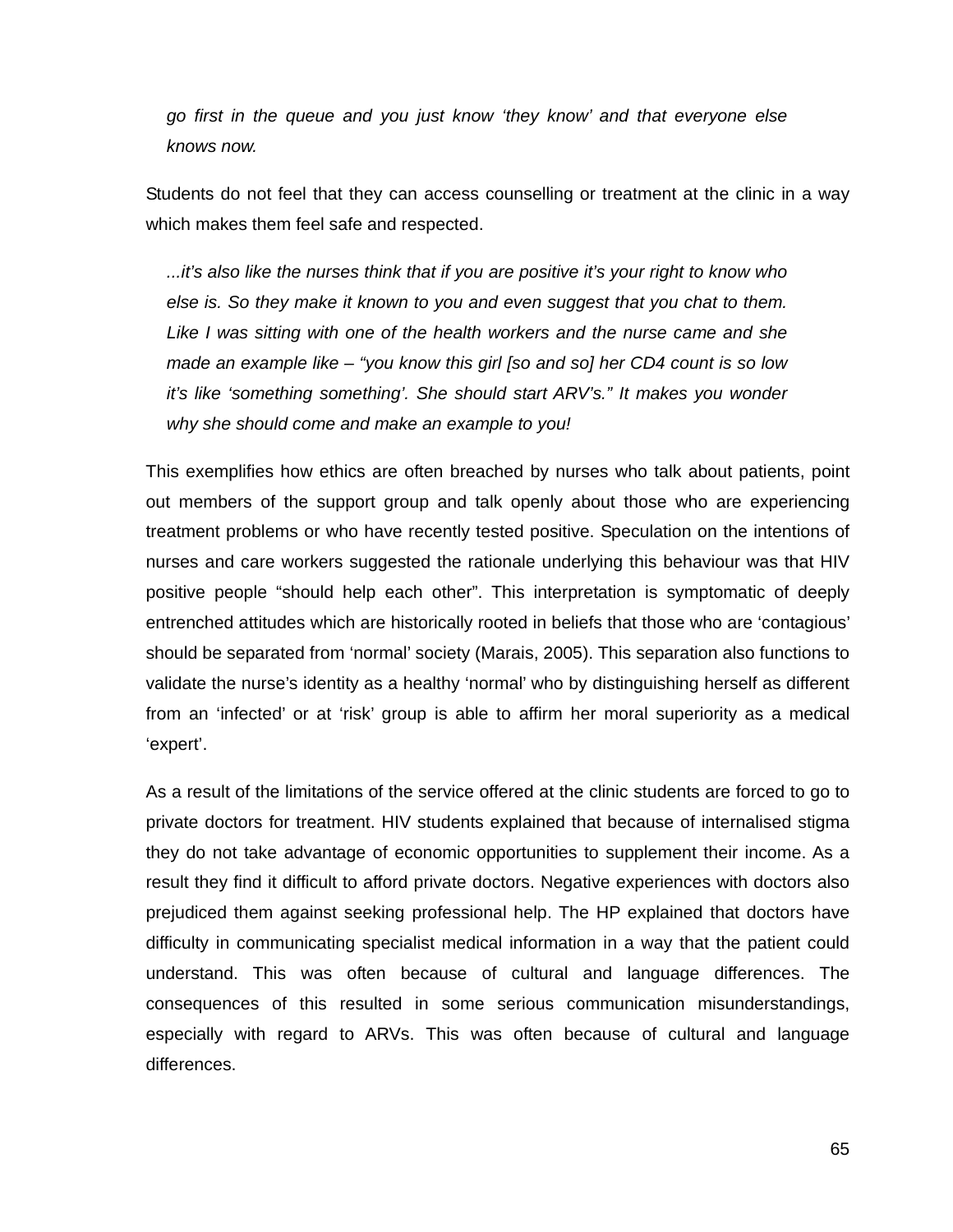*go first in the queue and you just know 'they know' and that everyone else knows now.*

Students do not feel that they can access counselling or treatment at the clinic in a way which makes them feel safe and respected.

> *...it's also like the nurses think that if you are positive it's your right to know who else is. So they make it known to you and even suggest that you chat to them. Like I was sitting with one of the health workers and the nurse came and she made an example like – "you know this girl [so and so] her CD4 count is so low it's like 'something something'. She should start ARV's." It makes you wonder why she should come and make an example to you!*

This exemplifies how ethics are often breached by nurses who talk about patients, point out members of the support group and talk openly about those who are experiencing treatment problems or who have recently tested positive. Speculation on the intentions of nurses and care workers suggested the rationale underlying this behaviour was that HIV positive people "should help each other". This interpretation is symptomatic of deeply entrenched attitudes which are historically rooted in beliefs that those who are 'contagious' should be separated from 'normal' society (Marais, 2005). This separation also functions to validate the nurse's identity as a healthy 'normal' who by distinguishing herself as different from an 'infected' or at 'risk' group is able to affirm her moral superiority as a medical 'expert'.

As a result of the limitations of the service offered at the clinic students are forced to go to private doctors for treatment. HIV students explained that because of internalised stigma they do not take advantage of economic opportunities to supplement their income. As a result they find it difficult to afford private doctors. Negative experiences with doctors also prejudiced them against seeking professional help. The HP explained that doctors have difficulty in communicating specialist medical information in a way that the patient could understand. This was often because of cultural and language differences. The consequences of this resulted in some serious communication misunderstandings, especially with regard to ARVs. This was often because of cultural and language differences.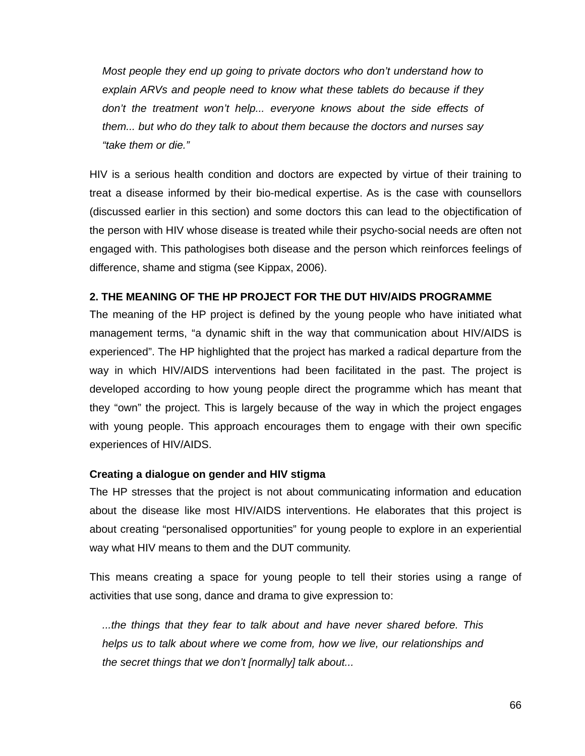> *Most people they end up going to private doctors who don't understand how to explain ARVs and people need to know what these tablets do because if they don't the treatment won't help... everyone knows about the side effects of them... but who do they talk to about them because the doctors and nurses say "take them or die."*

HIV is a serious health condition and doctors are expected by virtue of their training to treat a disease informed by their bio-medical expertise. As is the case with counsellors (discussed earlier in this section) and some doctors this can lead to the objectification of the person with HIV whose disease is treated while their psycho-social needs are often not engaged with. This pathologises both disease and the person which reinforces feelings of difference, shame and stigma (see Kippax, 2006).

## 2. THE MEANING OF THE HP PROJECT FOR THE DUT HIV/AIDS PROGRAMME

The meaning of the HP project is defined by the young people who have initiated what management terms, "a dynamic shift in the way that communication about HIV/AIDS is experienced". The HP highlighted that the project has marked a radical departure from the way in which HIV/AIDS interventions had been facilitated in the past. The project is developed according to how young people direct the programme which has meant that they "own" the project. This is largely because of the way in which the project engages with young people. This approach encourages them to engage with their own specific experiences of HIV/AIDS.

### Creating a dialogue on gender and HIV stigma

The HP stresses that the project is not about communicating information and education about the disease like most HIV/AIDS interventions. He elaborates that this project is about creating "personalised opportunities" for young people to explore in an experiential way what HIV means to them and the DUT community.

This means creating a space for young people to tell their stories using a range of activities that use song, dance and drama to give expression to:

> *...the things that they fear to talk about and have never shared before. This helps us to talk about where we come from, how we live, our relationships and the secret things that we don't [normally] talk about...*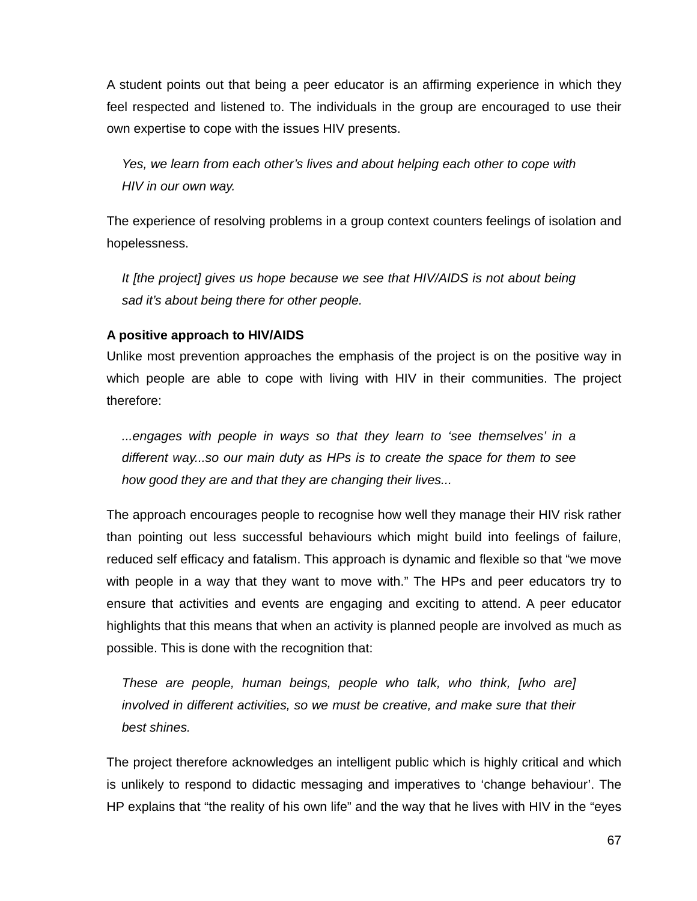A student points out that being a peer educator is an affirming experience in which they feel respected and listened to. The individuals in the group are encouraged to use their own expertise to cope with the issues HIV presents.

> *Yes, we learn from each other's lives and about helping each other to cope with HIV in our own way.*

The experience of resolving problems in a group context counters feelings of isolation and hopelessness.

> *It [the project] gives us hope because we see that HIV/AIDS is not about being sad it's about being there for other people.*

**A positive approach to HIV/AIDS**

Unlike most prevention approaches the emphasis of the project is on the positive way in which people are able to cope with living with HIV in their communities. The project therefore:

> *...engages with people in ways so that they learn to 'see themselves' in a different way...so our main duty as HPs is to create the space for them to see how good they are and that they are changing their lives...*

The approach encourages people to recognise how well they manage their HIV risk rather than pointing out less successful behaviours which might build into feelings of failure, reduced self efficacy and fatalism. This approach is dynamic and flexible so that "we move with people in a way that they want to move with." The HPs and peer educators try to ensure that activities and events are engaging and exciting to attend. A peer educator highlights that this means that when an activity is planned people are involved as much as possible. This is done with the recognition that:

> *These are people, human beings, people who talk, who think, [who are] involved in different activities, so we must be creative, and make sure that their best shines.*

The project therefore acknowledges an intelligent public which is highly critical and which is unlikely to respond to didactic messaging and imperatives to 'change behaviour'. The HP explains that "the reality of his own life" and the way that he lives with HIV in the "eyes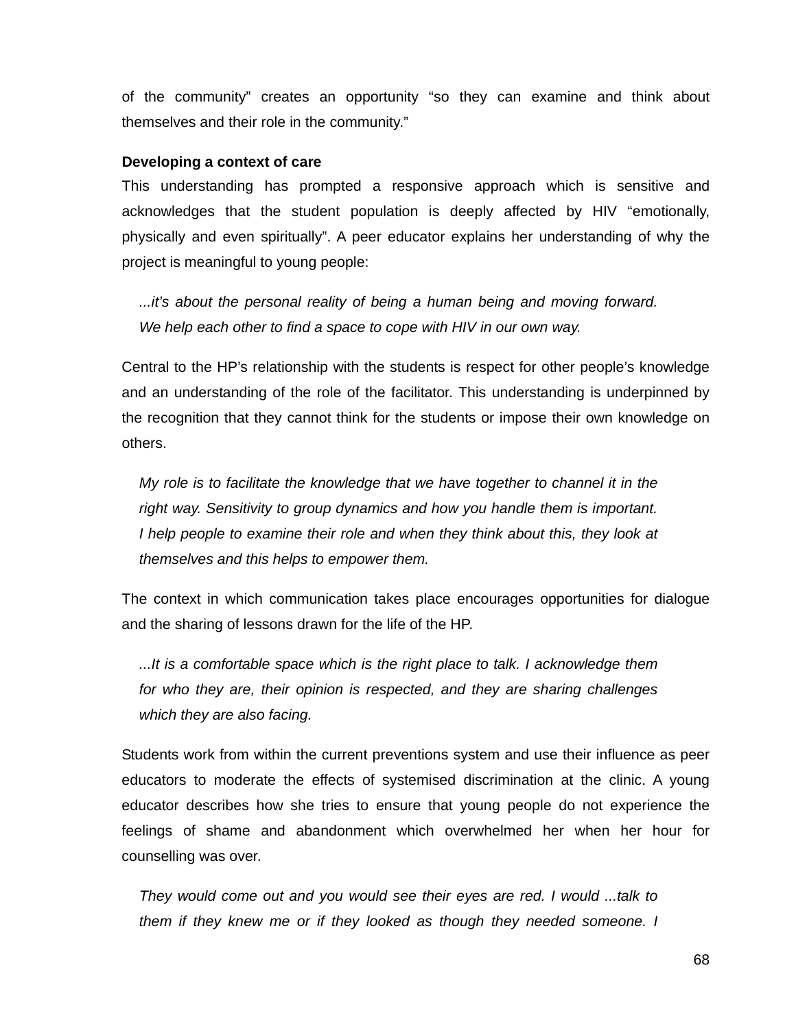of the community" creates an opportunity "so they can examine and think about themselves and their role in the community."

**Developing a context of care**

This understanding has prompted a responsive approach which is sensitive and acknowledges that the student population is deeply affected by HIV "emotionally, physically and even spiritually". A peer educator explains her understanding of why the project is meaningful to young people:

> *...it's about the personal reality of being a human being and moving forward. We help each other to find a space to cope with HIV in our own way.*

Central to the HP's relationship with the students is respect for other people's knowledge and an understanding of the role of the facilitator. This understanding is underpinned by the recognition that they cannot think for the students or impose their own knowledge on others.

> *My role is to facilitate the knowledge that we have together to channel it in the right way. Sensitivity to group dynamics and how you handle them is important. I help people to examine their role and when they think about this, they look at themselves and this helps to empower them.*

The context in which communication takes place encourages opportunities for dialogue and the sharing of lessons drawn for the life of the HP.

> *...It is a comfortable space which is the right place to talk. I acknowledge them for who they are, their opinion is respected, and they are sharing challenges which they are also facing.*

Students work from within the current preventions system and use their influence as peer educators to moderate the effects of systemised discrimination at the clinic. A young educator describes how she tries to ensure that young people do not experience the feelings of shame and abandonment which overwhelmed her when her hour for counselling was over.

> *They would come out and you would see their eyes are red. I would ...talk to them if they knew me or if they looked as though they needed someone. I*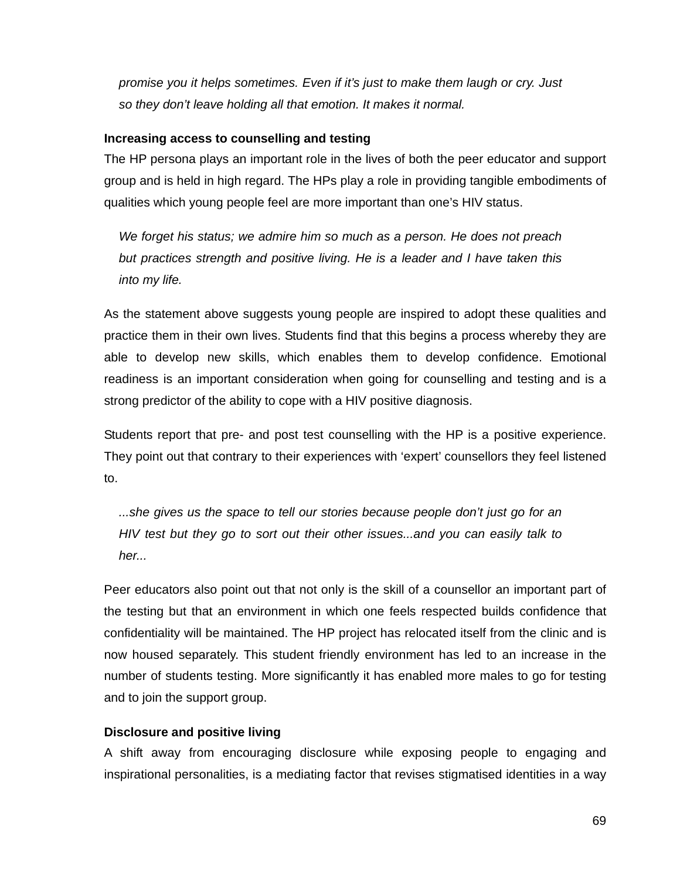*promise you it helps sometimes. Even if it's just to make them laugh or cry. Just so they don't leave holding all that emotion. It makes it normal.*

**Increasing access to counselling and testing**

The HP persona plays an important role in the lives of both the peer educator and support group and is held in high regard. The HPs play a role in providing tangible embodiments of qualities which young people feel are more important than one's HIV status.

*We forget his status; we admire him so much as a person. He does not preach but practices strength and positive living. He is a leader and I have taken this into my life.*

As the statement above suggests young people are inspired to adopt these qualities and practice them in their own lives. Students find that this begins a process whereby they are able to develop new skills, which enables them to develop confidence. Emotional readiness is an important consideration when going for counselling and testing and is a strong predictor of the ability to cope with a HIV positive diagnosis.

Students report that pre- and post test counselling with the HP is a positive experience. They point out that contrary to their experiences with 'expert' counsellors they feel listened to.

*...she gives us the space to tell our stories because people don't just go for an HIV test but they go to sort out their other issues...and you can easily talk to her...*

Peer educators also point out that not only is the skill of a counsellor an important part of the testing but that an environment in which one feels respected builds confidence that confidentiality will be maintained. The HP project has relocated itself from the clinic and is now housed separately. This student friendly environment has led to an increase in the number of students testing. More significantly it has enabled more males to go for testing and to join the support group.

**Disclosure and positive living**

A shift away from encouraging disclosure while exposing people to engaging and inspirational personalities, is a mediating factor that revises stigmatised identities in a way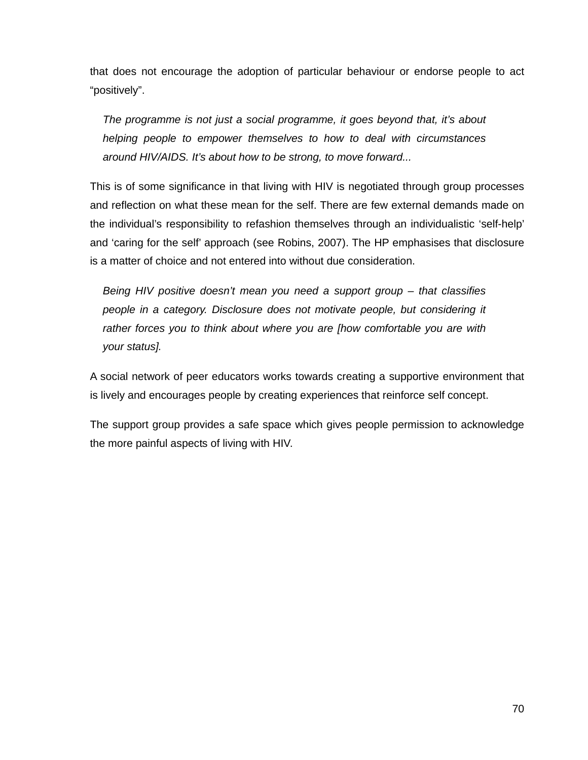that does not encourage the adoption of particular behaviour or endorse people to act "positively".

> *The programme is not just a social programme, it goes beyond that, it's about helping people to empower themselves to how to deal with circumstances around HIV/AIDS. It's about how to be strong, to move forward...*

This is of some significance in that living with HIV is negotiated through group processes and reflection on what these mean for the self. There are few external demands made on the individual's responsibility to refashion themselves through an individualistic 'self-help' and 'caring for the self' approach (see Robins, 2007). The HP emphasises that disclosure is a matter of choice and not entered into without due consideration.

> *Being HIV positive doesn't mean you need a support group – that classifies people in a category. Disclosure does not motivate people, but considering it rather forces you to think about where you are [how comfortable you are with your status].*

A social network of peer educators works towards creating a supportive environment that is lively and encourages people by creating experiences that reinforce self concept.

The support group provides a safe space which gives people permission to acknowledge the more painful aspects of living with HIV.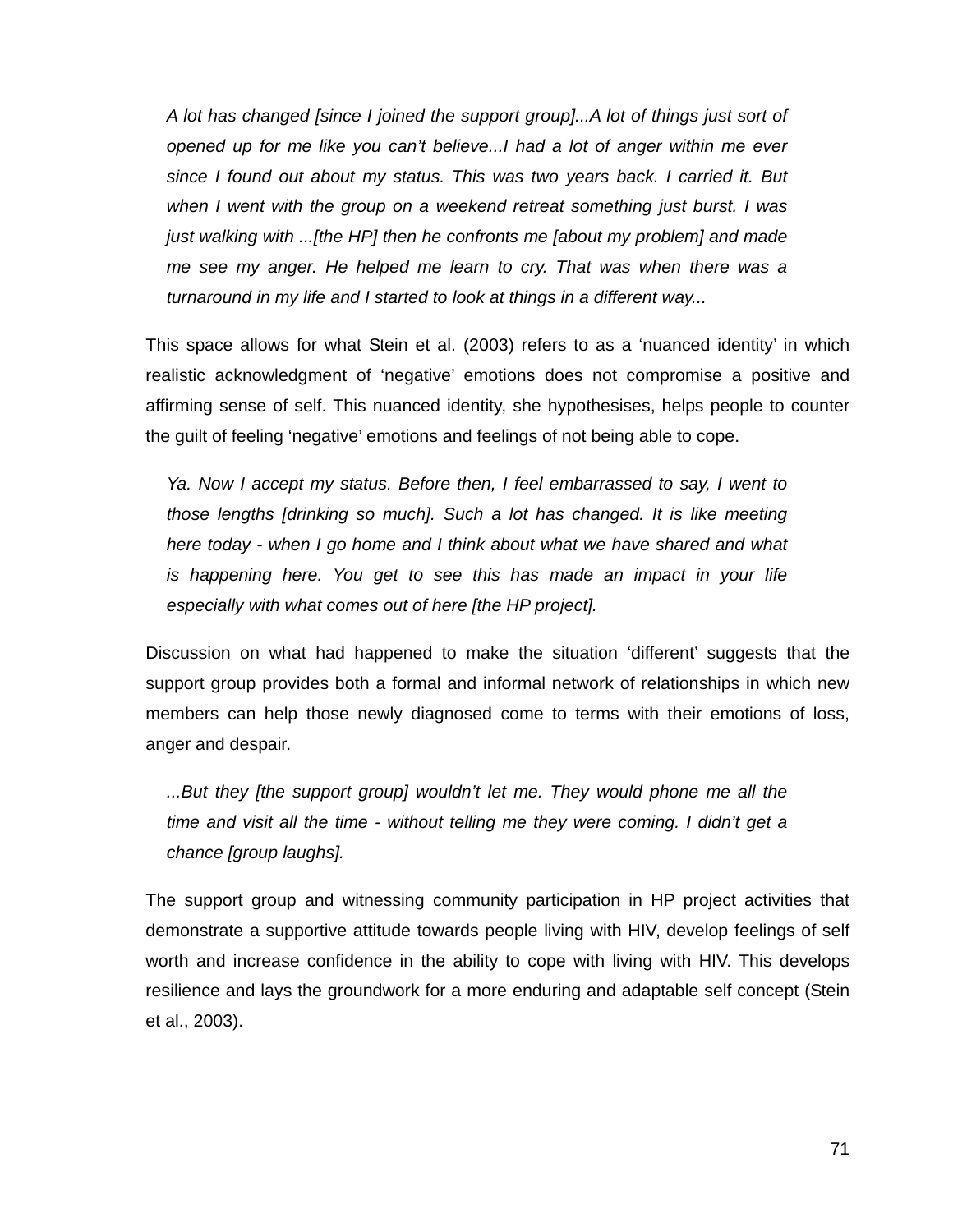> *A lot has changed [since I joined the support group]...A lot of things just sort of opened up for me like you can't believe...I had a lot of anger within me ever since I found out about my status. This was two years back. I carried it. But when I went with the group on a weekend retreat something just burst. I was just walking with ...[the HP] then he confronts me [about my problem] and made me see my anger. He helped me learn to cry. That was when there was a turnaround in my life and I started to look at things in a different way...*

This space allows for what Stein et al. (2003) refers to as a 'nuanced identity' in which realistic acknowledgment of 'negative' emotions does not compromise a positive and affirming sense of self. This nuanced identity, she hypothesises, helps people to counter the guilt of feeling 'negative' emotions and feelings of not being able to cope.

> *Ya. Now I accept my status. Before then, I feel embarrassed to say, I went to those lengths [drinking so much]. Such a lot has changed. It is like meeting here today - when I go home and I think about what we have shared and what is happening here. You get to see this has made an impact in your life especially with what comes out of here [the HP project].*

Discussion on what had happened to make the situation 'different' suggests that the support group provides both a formal and informal network of relationships in which new members can help those newly diagnosed come to terms with their emotions of loss, anger and despair.

> *...But they [the support group] wouldn't let me. They would phone me all the time and visit all the time - without telling me they were coming. I didn't get a chance [group laughs].*

The support group and witnessing community participation in HP project activities that demonstrate a supportive attitude towards people living with HIV, develop feelings of self worth and increase confidence in the ability to cope with living with HIV. This develops resilience and lays the groundwork for a more enduring and adaptable self concept (Stein et al., 2003).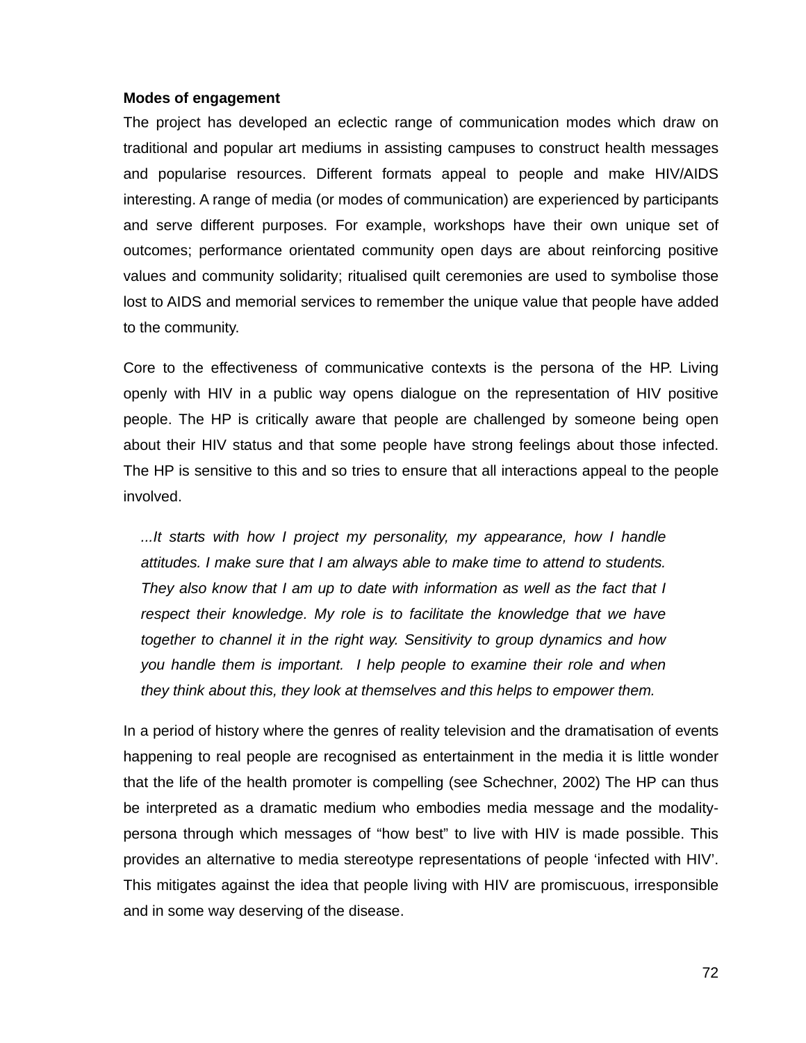**Modes of engagement**

The project has developed an eclectic range of communication modes which draw on traditional and popular art mediums in assisting campuses to construct health messages and popularise resources. Different formats appeal to people and make HIV/AIDS interesting. A range of media (or modes of communication) are experienced by participants and serve different purposes. For example, workshops have their own unique set of outcomes; performance orientated community open days are about reinforcing positive values and community solidarity; ritualised quilt ceremonies are used to symbolise those lost to AIDS and memorial services to remember the unique value that people have added to the community.

Core to the effectiveness of communicative contexts is the persona of the HP. Living openly with HIV in a public way opens dialogue on the representation of HIV positive people. The HP is critically aware that people are challenged by someone being open about their HIV status and that some people have strong feelings about those infected. The HP is sensitive to this and so tries to ensure that all interactions appeal to the people involved.

> *...It starts with how I project my personality, my appearance, how I handle attitudes. I make sure that I am always able to make time to attend to students. They also know that I am up to date with information as well as the fact that I respect their knowledge. My role is to facilitate the knowledge that we have together to channel it in the right way. Sensitivity to group dynamics and how you handle them is important. I help people to examine their role and when they think about this, they look at themselves and this helps to empower them.*

In a period of history where the genres of reality television and the dramatisation of events happening to real people are recognised as entertainment in the media it is little wonder that the life of the health promoter is compelling (see Schechner, 2002) The HP can thus be interpreted as a dramatic medium who embodies media message and the modality-persona through which messages of “how best” to live with HIV is made possible. This provides an alternative to media stereotype representations of people ‘infected with HIV’. This mitigates against the idea that people living with HIV are promiscuous, irresponsible and in some way deserving of the disease.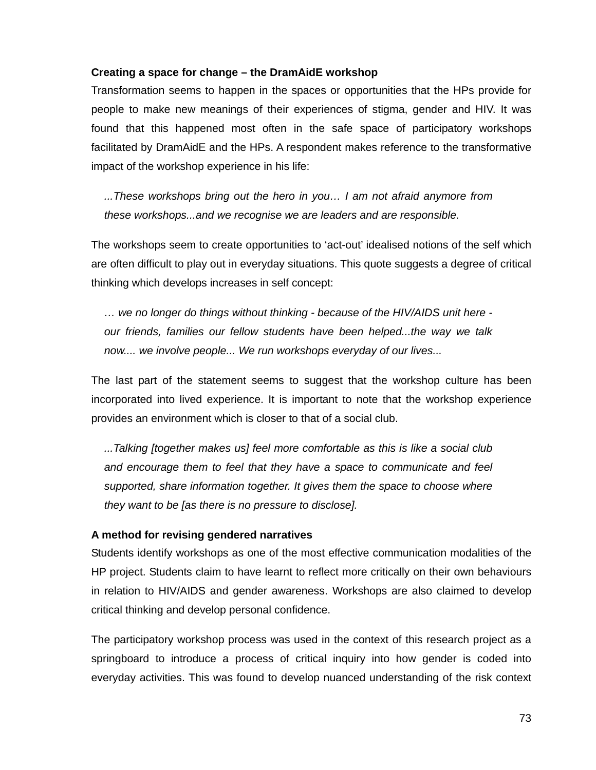**Creating a space for change – the DramAidE workshop**

Transformation seems to happen in the spaces or opportunities that the HPs provide for people to make new meanings of their experiences of stigma, gender and HIV. It was found that this happened most often in the safe space of participatory workshops facilitated by DramAidE and the HPs. A respondent makes reference to the transformative impact of the workshop experience in his life:

> *...These workshops bring out the hero in you… I am not afraid anymore from these workshops...and we recognise we are leaders and are responsible.*

The workshops seem to create opportunities to 'act-out' idealised notions of the self which are often difficult to play out in everyday situations. This quote suggests a degree of critical thinking which develops increases in self concept:

> *… we no longer do things without thinking - because of the HIV/AIDS unit here - our friends, families our fellow students have been helped...the way we talk now.... we involve people... We run workshops everyday of our lives...*

The last part of the statement seems to suggest that the workshop culture has been incorporated into lived experience. It is important to note that the workshop experience provides an environment which is closer to that of a social club.

> *...Talking [together makes us] feel more comfortable as this is like a social club and encourage them to feel that they have a space to communicate and feel supported, share information together. It gives them the space to choose where they want to be [as there is no pressure to disclose].*

**A method for revising gendered narratives**

Students identify workshops as one of the most effective communication modalities of the HP project. Students claim to have learnt to reflect more critically on their own behaviours in relation to HIV/AIDS and gender awareness. Workshops are also claimed to develop critical thinking and develop personal confidence.

The participatory workshop process was used in the context of this research project as a springboard to introduce a process of critical inquiry into how gender is coded into everyday activities. This was found to develop nuanced understanding of the risk context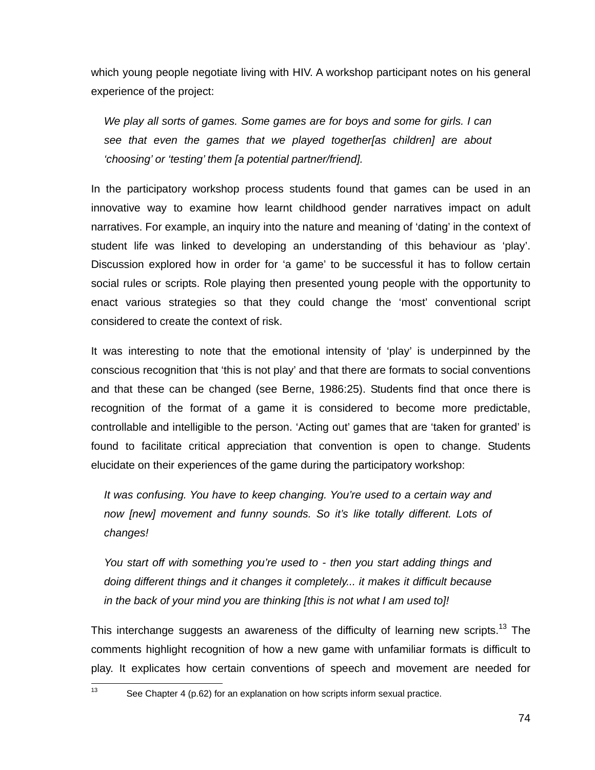which young people negotiate living with HIV. A workshop participant notes on his general experience of the project:

> *We play all sorts of games. Some games are for boys and some for girls. I can see that even the games that we played together[as children] are about 'choosing' or 'testing' them [a potential partner/friend].*

In the participatory workshop process students found that games can be used in an innovative way to examine how learnt childhood gender narratives impact on adult narratives. For example, an inquiry into the nature and meaning of 'dating' in the context of student life was linked to developing an understanding of this behaviour as 'play'. Discussion explored how in order for 'a game' to be successful it has to follow certain social rules or scripts. Role playing then presented young people with the opportunity to enact various strategies so that they could change the 'most' conventional script considered to create the context of risk.

It was interesting to note that the emotional intensity of 'play' is underpinned by the conscious recognition that 'this is not play' and that there are formats to social conventions and that these can be changed (see Berne, 1986:25). Students find that once there is recognition of the format of a game it is considered to become more predictable, controllable and intelligible to the person. 'Acting out' games that are 'taken for granted' is found to facilitate critical appreciation that convention is open to change. Students elucidate on their experiences of the game during the participatory workshop:

> *It was confusing. You have to keep changing. You're used to a certain way and now [new] movement and funny sounds. So it's like totally different. Lots of changes!*

> *You start off with something you're used to - then you start adding things and doing different things and it changes it completely... it makes it difficult because in the back of your mind you are thinking [this is not what I am used to]!*

This interchange suggests an awareness of the difficulty of learning new scripts.[13] The comments highlight recognition of how a new game with unfamiliar formats is difficult to play. It explicates how certain conventions of speech and movement are needed for

---

[13] See Chapter 4 (p.62) for an explanation on how scripts inform sexual practice.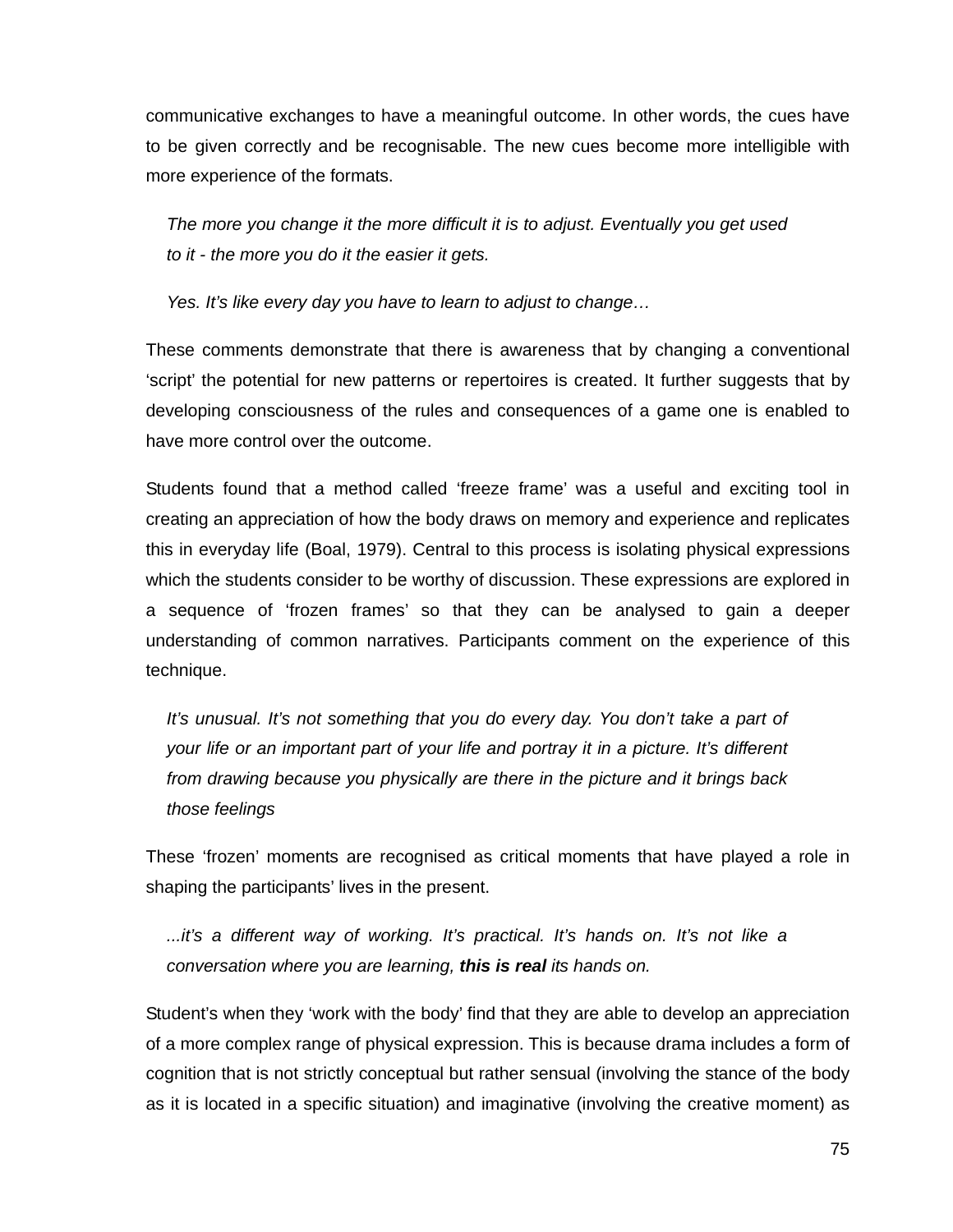communicative exchanges to have a meaningful outcome. In other words, the cues have to be given correctly and be recognisable. The new cues become more intelligible with more experience of the formats.

> *The more you change it the more difficult it is to adjust. Eventually you get used to it - the more you do it the easier it gets.*
>
> *Yes. It's like every day you have to learn to adjust to change…*

These comments demonstrate that there is awareness that by changing a conventional 'script' the potential for new patterns or repertoires is created. It further suggests that by developing consciousness of the rules and consequences of a game one is enabled to have more control over the outcome.

Students found that a method called 'freeze frame' was a useful and exciting tool in creating an appreciation of how the body draws on memory and experience and replicates this in everyday life (Boal, 1979). Central to this process is isolating physical expressions which the students consider to be worthy of discussion. These expressions are explored in a sequence of 'frozen frames' so that they can be analysed to gain a deeper understanding of common narratives. Participants comment on the experience of this technique.

> *It's unusual. It's not something that you do every day. You don't take a part of your life or an important part of your life and portray it in a picture. It's different from drawing because you physically are there in the picture and it brings back those feelings*

These 'frozen' moments are recognised as critical moments that have played a role in shaping the participants' lives in the present.

> *...it's a different way of working. It's practical. It's hands on. It's not like a conversation where you are learning,* ***this is real*** *its hands on.*

Student's when they 'work with the body' find that they are able to develop an appreciation of a more complex range of physical expression. This is because drama includes a form of cognition that is not strictly conceptual but rather sensual (involving the stance of the body as it is located in a specific situation) and imaginative (involving the creative moment) as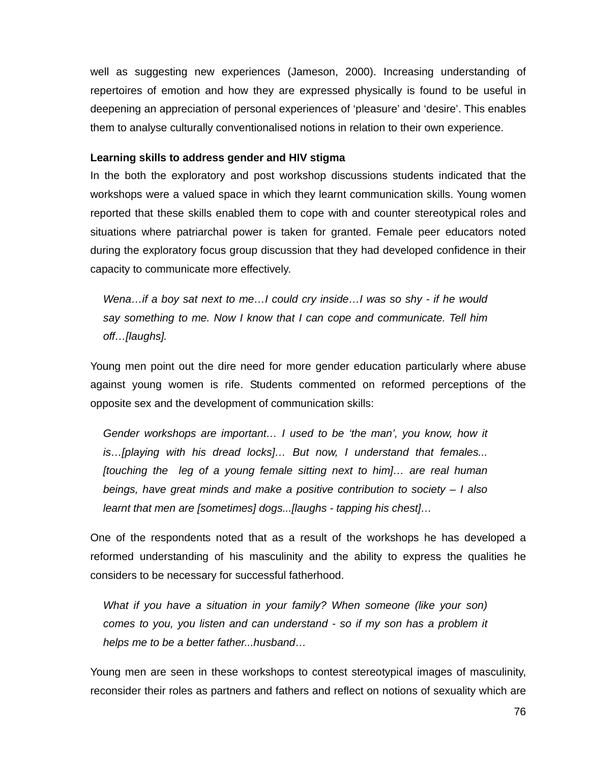well as suggesting new experiences (Jameson, 2000). Increasing understanding of repertoires of emotion and how they are expressed physically is found to be useful in deepening an appreciation of personal experiences of ‘pleasure’ and ‘desire’. This enables them to analyse culturally conventionalised notions in relation to their own experience.

**Learning skills to address gender and HIV stigma**

In the both the exploratory and post workshop discussions students indicated that the workshops were a valued space in which they learnt communication skills. Young women reported that these skills enabled them to cope with and counter stereotypical roles and situations where patriarchal power is taken for granted. Female peer educators noted during the exploratory focus group discussion that they had developed confidence in their capacity to communicate more effectively.

> *Wena…if a boy sat next to me…I could cry inside…I was so shy - if he would say something to me. Now I know that I can cope and communicate. Tell him off…[laughs].*

Young men point out the dire need for more gender education particularly where abuse against young women is rife. Students commented on reformed perceptions of the opposite sex and the development of communication skills:

> *Gender workshops are important… I used to be ‘the man’, you know, how it is…[playing with his dread locks]… But now, I understand that females... [touching the leg of a young female sitting next to him]… are real human beings, have great minds and make a positive contribution to society – I also learnt that men are [sometimes] dogs...[laughs - tapping his chest]…*

One of the respondents noted that as a result of the workshops he has developed a reformed understanding of his masculinity and the ability to express the qualities he considers to be necessary for successful fatherhood.

> *What if you have a situation in your family? When someone (like your son) comes to you, you listen and can understand - so if my son has a problem it helps me to be a better father...husband…*

Young men are seen in these workshops to contest stereotypical images of masculinity, reconsider their roles as partners and fathers and reflect on notions of sexuality which are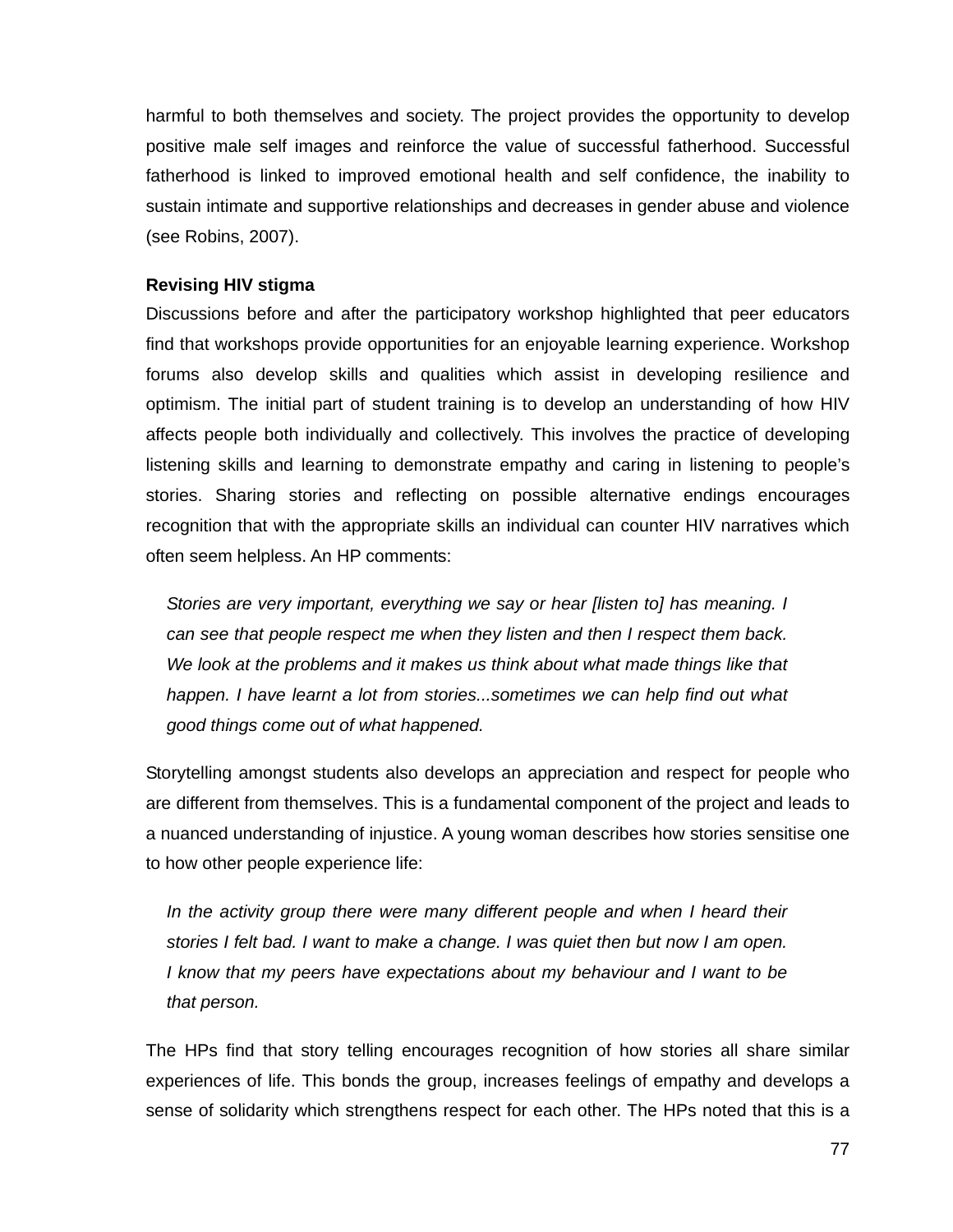harmful to both themselves and society. The project provides the opportunity to develop positive male self images and reinforce the value of successful fatherhood. Successful fatherhood is linked to improved emotional health and self confidence, the inability to sustain intimate and supportive relationships and decreases in gender abuse and violence (see Robins, 2007).

**Revising HIV stigma**

Discussions before and after the participatory workshop highlighted that peer educators find that workshops provide opportunities for an enjoyable learning experience. Workshop forums also develop skills and qualities which assist in developing resilience and optimism. The initial part of student training is to develop an understanding of how HIV affects people both individually and collectively. This involves the practice of developing listening skills and learning to demonstrate empathy and caring in listening to people's stories. Sharing stories and reflecting on possible alternative endings encourages recognition that with the appropriate skills an individual can counter HIV narratives which often seem helpless. An HP comments:

> *Stories are very important, everything we say or hear [listen to] has meaning. I can see that people respect me when they listen and then I respect them back. We look at the problems and it makes us think about what made things like that happen. I have learnt a lot from stories...sometimes we can help find out what good things come out of what happened.*

Storytelling amongst students also develops an appreciation and respect for people who are different from themselves. This is a fundamental component of the project and leads to a nuanced understanding of injustice. A young woman describes how stories sensitise one to how other people experience life:

> *In the activity group there were many different people and when I heard their stories I felt bad. I want to make a change. I was quiet then but now I am open. I know that my peers have expectations about my behaviour and I want to be that person.*

The HPs find that story telling encourages recognition of how stories all share similar experiences of life. This bonds the group, increases feelings of empathy and develops a sense of solidarity which strengthens respect for each other. The HPs noted that this is a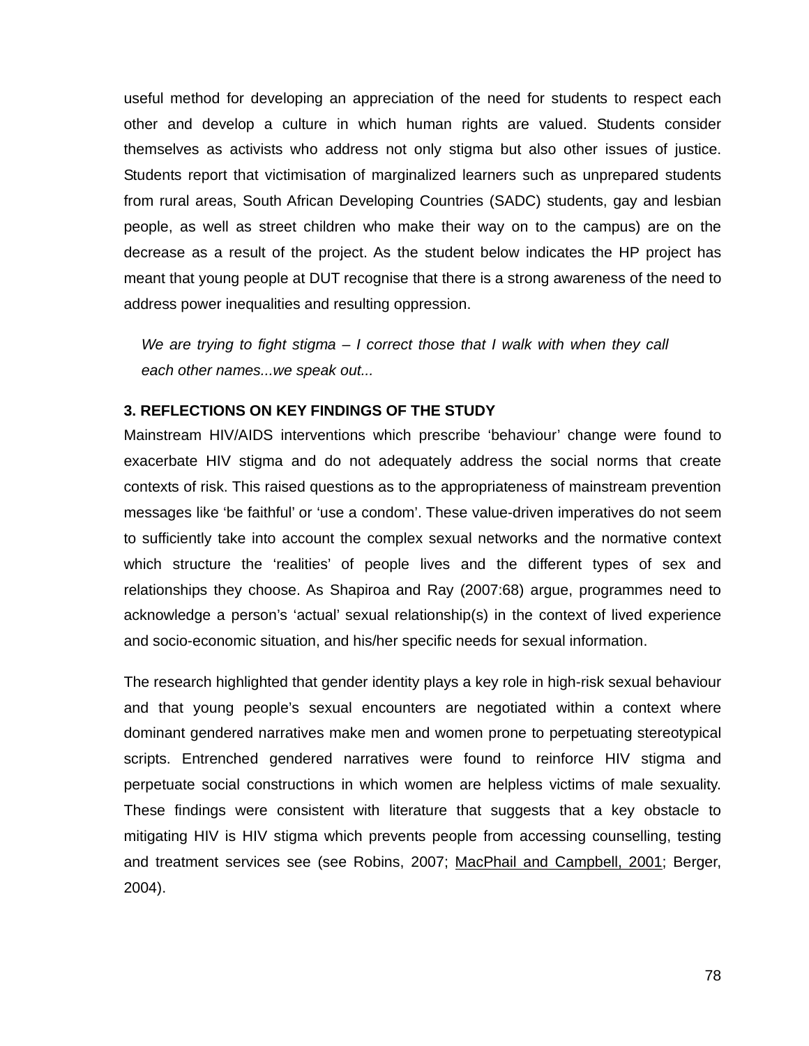useful method for developing an appreciation of the need for students to respect each other and develop a culture in which human rights are valued. Students consider themselves as activists who address not only stigma but also other issues of justice. Students report that victimisation of marginalized learners such as unprepared students from rural areas, South African Developing Countries (SADC) students, gay and lesbian people, as well as street children who make their way on to the campus) are on the decrease as a result of the project. As the student below indicates the HP project has meant that young people at DUT recognise that there is a strong awareness of the need to address power inequalities and resulting oppression.

> *We are trying to fight stigma – I correct those that I walk with when they call each other names...we speak out...*

### 3. REFLECTIONS ON KEY FINDINGS OF THE STUDY

Mainstream HIV/AIDS interventions which prescribe 'behaviour' change were found to exacerbate HIV stigma and do not adequately address the social norms that create contexts of risk. This raised questions as to the appropriateness of mainstream prevention messages like 'be faithful' or 'use a condom'. These value-driven imperatives do not seem to sufficiently take into account the complex sexual networks and the normative context which structure the 'realities' of people lives and the different types of sex and relationships they choose. As Shapiroa and Ray (2007:68) argue, programmes need to acknowledge a person's 'actual' sexual relationship(s) in the context of lived experience and socio-economic situation, and his/her specific needs for sexual information.

The research highlighted that gender identity plays a key role in high-risk sexual behaviour and that young people's sexual encounters are negotiated within a context where dominant gendered narratives make men and women prone to perpetuating stereotypical scripts. Entrenched gendered narratives were found to reinforce HIV stigma and perpetuate social constructions in which women are helpless victims of male sexuality. These findings were consistent with literature that suggests that a key obstacle to mitigating HIV is HIV stigma which prevents people from accessing counselling, testing and treatment services see (see Robins, 2007; MacPhail and Campbell, 2001; Berger, 2004).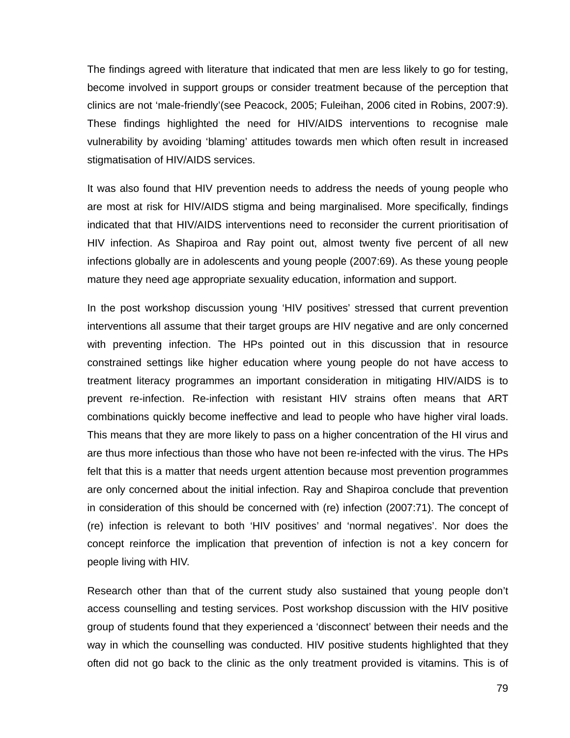The findings agreed with literature that indicated that men are less likely to go for testing, become involved in support groups or consider treatment because of the perception that clinics are not 'male-friendly'(see Peacock, 2005; Fuleihan, 2006 cited in Robins, 2007:9). These findings highlighted the need for HIV/AIDS interventions to recognise male vulnerability by avoiding 'blaming' attitudes towards men which often result in increased stigmatisation of HIV/AIDS services.

It was also found that HIV prevention needs to address the needs of young people who are most at risk for HIV/AIDS stigma and being marginalised. More specifically, findings indicated that that HIV/AIDS interventions need to reconsider the current prioritisation of HIV infection. As Shapiroa and Ray point out, almost twenty five percent of all new infections globally are in adolescents and young people (2007:69). As these young people mature they need age appropriate sexuality education, information and support.

In the post workshop discussion young 'HIV positives' stressed that current prevention interventions all assume that their target groups are HIV negative and are only concerned with preventing infection. The HPs pointed out in this discussion that in resource constrained settings like higher education where young people do not have access to treatment literacy programmes an important consideration in mitigating HIV/AIDS is to prevent re-infection. Re-infection with resistant HIV strains often means that ART combinations quickly become ineffective and lead to people who have higher viral loads. This means that they are more likely to pass on a higher concentration of the HI virus and are thus more infectious than those who have not been re-infected with the virus. The HPs felt that this is a matter that needs urgent attention because most prevention programmes are only concerned about the initial infection. Ray and Shapiroa conclude that prevention in consideration of this should be concerned with (re) infection (2007:71). The concept of (re) infection is relevant to both 'HIV positives' and 'normal negatives'. Nor does the concept reinforce the implication that prevention of infection is not a key concern for people living with HIV.

Research other than that of the current study also sustained that young people don't access counselling and testing services. Post workshop discussion with the HIV positive group of students found that they experienced a 'disconnect' between their needs and the way in which the counselling was conducted. HIV positive students highlighted that they often did not go back to the clinic as the only treatment provided is vitamins. This is of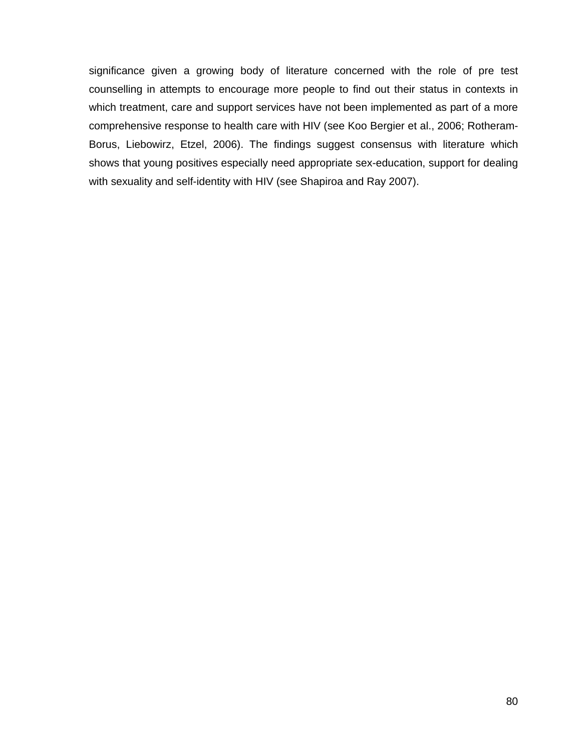significance given a growing body of literature concerned with the role of pre test counselling in attempts to encourage more people to find out their status in contexts in which treatment, care and support services have not been implemented as part of a more comprehensive response to health care with HIV (see Koo Bergier et al., 2006; Rotheram-Borus, Liebowirz, Etzel, 2006). The findings suggest consensus with literature which shows that young positives especially need appropriate sex-education, support for dealing with sexuality and self-identity with HIV (see Shapiroa and Ray 2007).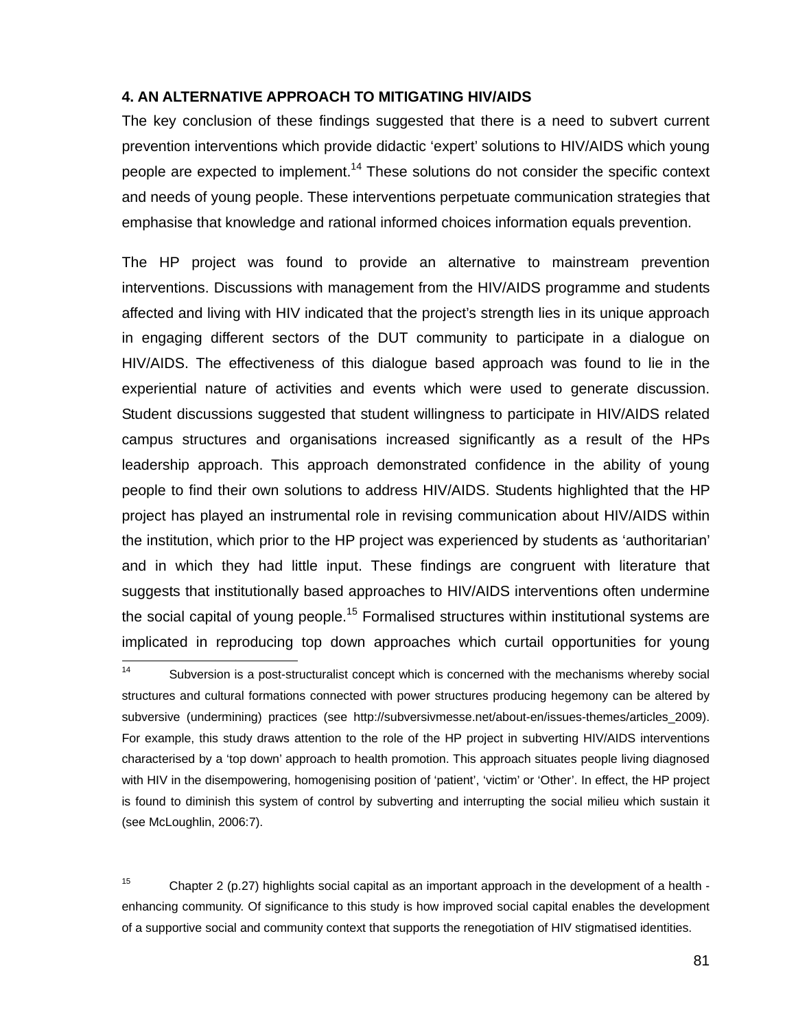## 4. AN ALTERNATIVE APPROACH TO MITIGATING HIV/AIDS

The key conclusion of these findings suggested that there is a need to subvert current prevention interventions which provide didactic 'expert' solutions to HIV/AIDS which young people are expected to implement.[14] These solutions do not consider the specific context and needs of young people. These interventions perpetuate communication strategies that emphasise that knowledge and rational informed choices information equals prevention.

The HP project was found to provide an alternative to mainstream prevention interventions. Discussions with management from the HIV/AIDS programme and students affected and living with HIV indicated that the project's strength lies in its unique approach in engaging different sectors of the DUT community to participate in a dialogue on HIV/AIDS. The effectiveness of this dialogue based approach was found to lie in the experiential nature of activities and events which were used to generate discussion. Student discussions suggested that student willingness to participate in HIV/AIDS related campus structures and organisations increased significantly as a result of the HPs leadership approach. This approach demonstrated confidence in the ability of young people to find their own solutions to address HIV/AIDS. Students highlighted that the HP project has played an instrumental role in revising communication about HIV/AIDS within the institution, which prior to the HP project was experienced by students as 'authoritarian' and in which they had little input. These findings are congruent with literature that suggests that institutionally based approaches to HIV/AIDS interventions often undermine the social capital of young people.[15] Formalised structures within institutional systems are implicated in reproducing top down approaches which curtail opportunities for young

---

[14] Subversion is a post-structuralist concept which is concerned with the mechanisms whereby social structures and cultural formations connected with power structures producing hegemony can be altered by subversive (undermining) practices (see http://subversivmesse.net/about-en/issues-themes/articles_2009). For example, this study draws attention to the role of the HP project in subverting HIV/AIDS interventions characterised by a 'top down' approach to health promotion. This approach situates people living diagnosed with HIV in the disempowering, homogenising position of 'patient', 'victim' or 'Other'. In effect, the HP project is found to diminish this system of control by subverting and interrupting the social milieu which sustain it (see McLoughlin, 2006:7).

[15] Chapter 2 (p.27) highlights social capital as an important approach in the development of a health - enhancing community. Of significance to this study is how improved social capital enables the development of a supportive social and community context that supports the renegotiation of HIV stigmatised identities.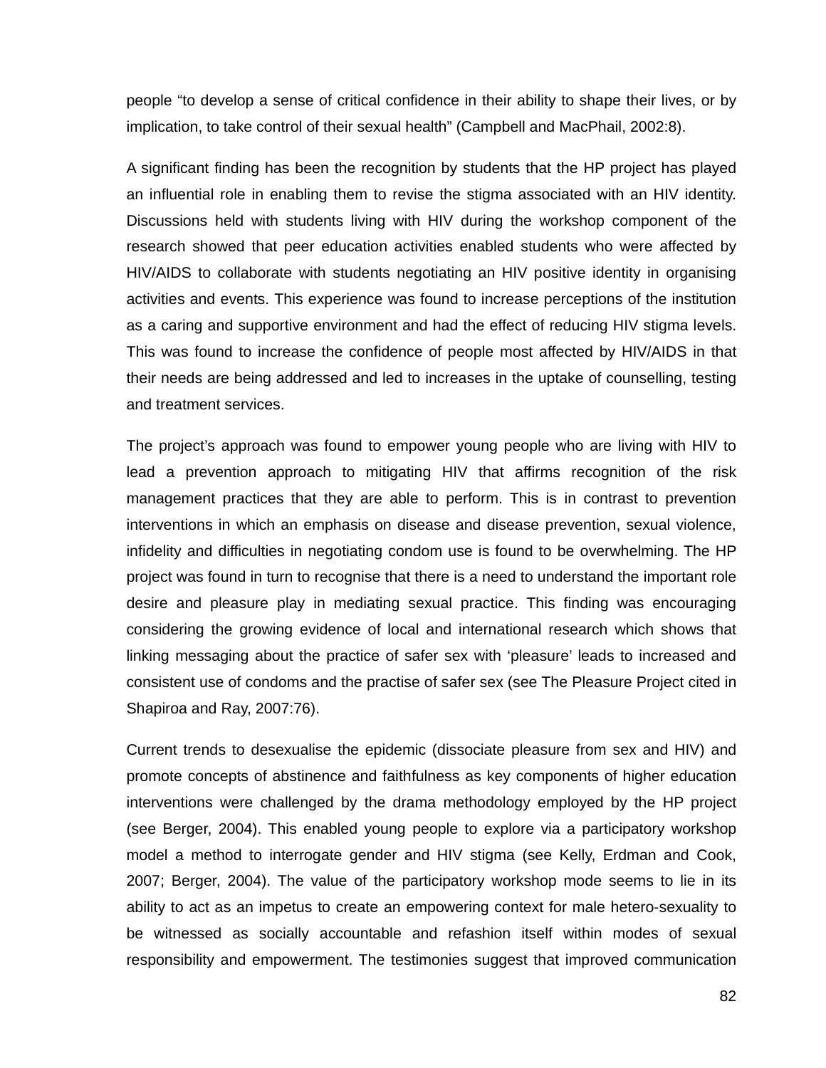people “to develop a sense of critical confidence in their ability to shape their lives, or by implication, to take control of their sexual health” (Campbell and MacPhail, 2002:8).

A significant finding has been the recognition by students that the HP project has played an influential role in enabling them to revise the stigma associated with an HIV identity. Discussions held with students living with HIV during the workshop component of the research showed that peer education activities enabled students who were affected by HIV/AIDS to collaborate with students negotiating an HIV positive identity in organising activities and events. This experience was found to increase perceptions of the institution as a caring and supportive environment and had the effect of reducing HIV stigma levels. This was found to increase the confidence of people most affected by HIV/AIDS in that their needs are being addressed and led to increases in the uptake of counselling, testing and treatment services.

The project’s approach was found to empower young people who are living with HIV to lead a prevention approach to mitigating HIV that affirms recognition of the risk management practices that they are able to perform. This is in contrast to prevention interventions in which an emphasis on disease and disease prevention, sexual violence, infidelity and difficulties in negotiating condom use is found to be overwhelming. The HP project was found in turn to recognise that there is a need to understand the important role desire and pleasure play in mediating sexual practice. This finding was encouraging considering the growing evidence of local and international research which shows that linking messaging about the practice of safer sex with ‘pleasure’ leads to increased and consistent use of condoms and the practise of safer sex (see The Pleasure Project cited in Shapiroa and Ray, 2007:76).

Current trends to desexualise the epidemic (dissociate pleasure from sex and HIV) and promote concepts of abstinence and faithfulness as key components of higher education interventions were challenged by the drama methodology employed by the HP project (see Berger, 2004). This enabled young people to explore via a participatory workshop model a method to interrogate gender and HIV stigma (see Kelly, Erdman and Cook, 2007; Berger, 2004). The value of the participatory workshop mode seems to lie in its ability to act as an impetus to create an empowering context for male hetero-sexuality to be witnessed as socially accountable and refashion itself within modes of sexual responsibility and empowerment. The testimonies suggest that improved communication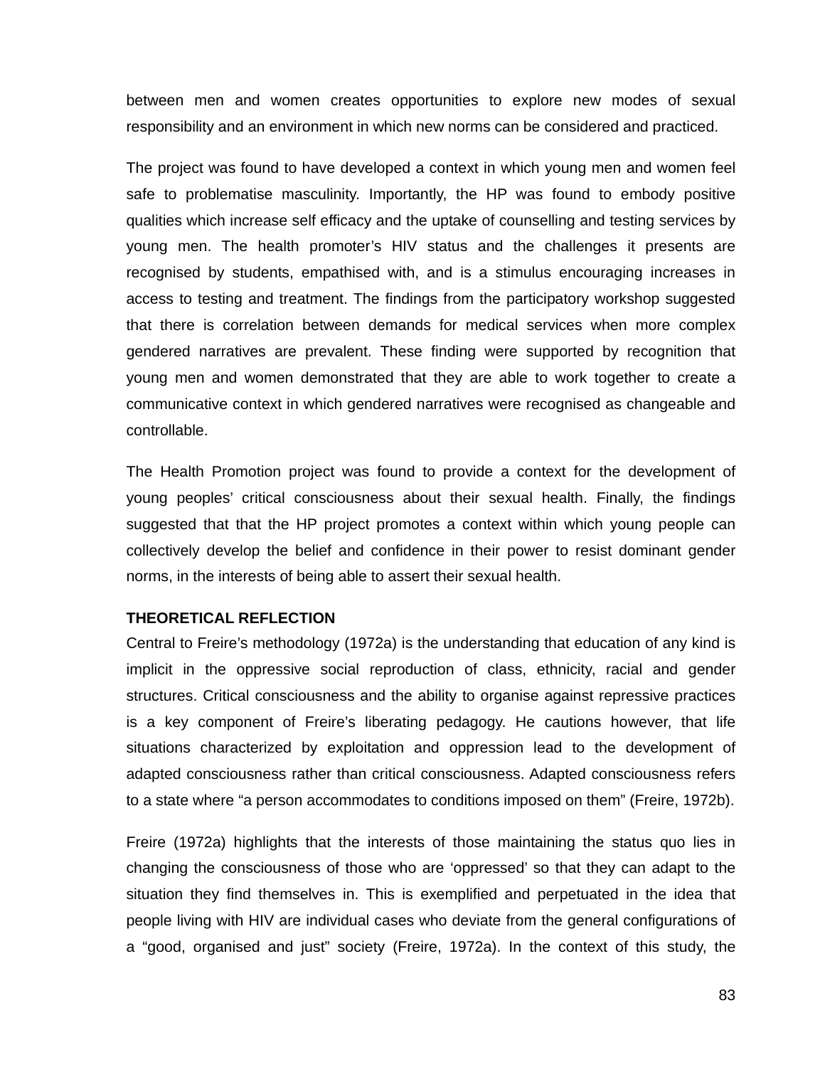between men and women creates opportunities to explore new modes of sexual responsibility and an environment in which new norms can be considered and practiced.

The project was found to have developed a context in which young men and women feel safe to problematise masculinity. Importantly, the HP was found to embody positive qualities which increase self efficacy and the uptake of counselling and testing services by young men. The health promoter's HIV status and the challenges it presents are recognised by students, empathised with, and is a stimulus encouraging increases in access to testing and treatment. The findings from the participatory workshop suggested that there is correlation between demands for medical services when more complex gendered narratives are prevalent. These finding were supported by recognition that young men and women demonstrated that they are able to work together to create a communicative context in which gendered narratives were recognised as changeable and controllable.

The Health Promotion project was found to provide a context for the development of young peoples' critical consciousness about their sexual health. Finally, the findings suggested that that the HP project promotes a context within which young people can collectively develop the belief and confidence in their power to resist dominant gender norms, in the interests of being able to assert their sexual health.

**THEORETICAL REFLECTION**

Central to Freire's methodology (1972a) is the understanding that education of any kind is implicit in the oppressive social reproduction of class, ethnicity, racial and gender structures. Critical consciousness and the ability to organise against repressive practices is a key component of Freire's liberating pedagogy. He cautions however, that life situations characterized by exploitation and oppression lead to the development of adapted consciousness rather than critical consciousness. Adapted consciousness refers to a state where "a person accommodates to conditions imposed on them" (Freire, 1972b).

Freire (1972a) highlights that the interests of those maintaining the status quo lies in changing the consciousness of those who are 'oppressed' so that they can adapt to the situation they find themselves in. This is exemplified and perpetuated in the idea that people living with HIV are individual cases who deviate from the general configurations of a "good, organised and just" society (Freire, 1972a). In the context of this study, the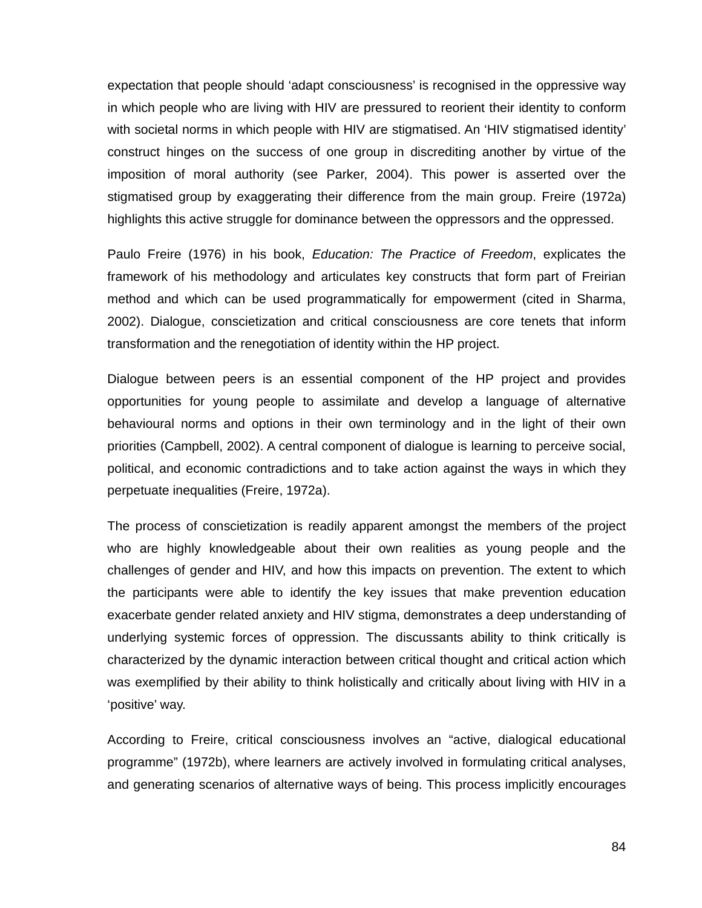expectation that people should 'adapt consciousness' is recognised in the oppressive way in which people who are living with HIV are pressured to reorient their identity to conform with societal norms in which people with HIV are stigmatised. An 'HIV stigmatised identity' construct hinges on the success of one group in discrediting another by virtue of the imposition of moral authority (see Parker, 2004). This power is asserted over the stigmatised group by exaggerating their difference from the main group. Freire (1972a) highlights this active struggle for dominance between the oppressors and the oppressed.

Paulo Freire (1976) in his book, *Education: The Practice of Freedom*, explicates the framework of his methodology and articulates key constructs that form part of Freirian method and which can be used programmatically for empowerment (cited in Sharma, 2002). Dialogue, conscietization and critical consciousness are core tenets that inform transformation and the renegotiation of identity within the HP project.

Dialogue between peers is an essential component of the HP project and provides opportunities for young people to assimilate and develop a language of alternative behavioural norms and options in their own terminology and in the light of their own priorities (Campbell, 2002). A central component of dialogue is learning to perceive social, political, and economic contradictions and to take action against the ways in which they perpetuate inequalities (Freire, 1972a).

The process of conscietization is readily apparent amongst the members of the project who are highly knowledgeable about their own realities as young people and the challenges of gender and HIV, and how this impacts on prevention. The extent to which the participants were able to identify the key issues that make prevention education exacerbate gender related anxiety and HIV stigma, demonstrates a deep understanding of underlying systemic forces of oppression. The discussants ability to think critically is characterized by the dynamic interaction between critical thought and critical action which was exemplified by their ability to think holistically and critically about living with HIV in a 'positive' way.

According to Freire, critical consciousness involves an "active, dialogical educational programme" (1972b), where learners are actively involved in formulating critical analyses, and generating scenarios of alternative ways of being. This process implicitly encourages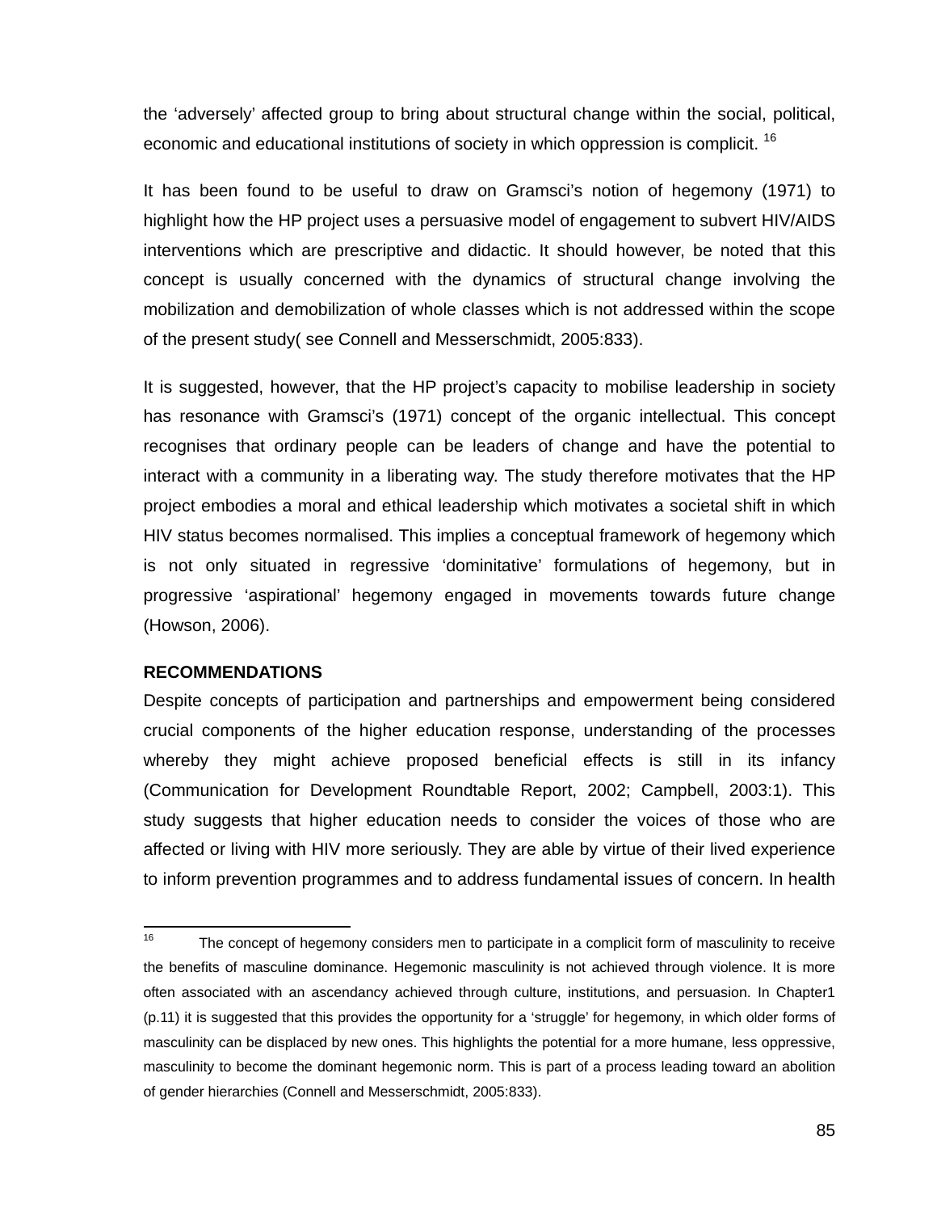the 'adversely' affected group to bring about structural change within the social, political, economic and educational institutions of society in which oppression is complicit. [16]

It has been found to be useful to draw on Gramsci's notion of hegemony (1971) to highlight how the HP project uses a persuasive model of engagement to subvert HIV/AIDS interventions which are prescriptive and didactic. It should however, be noted that this concept is usually concerned with the dynamics of structural change involving the mobilization and demobilization of whole classes which is not addressed within the scope of the present study( see Connell and Messerschmidt, 2005:833).

It is suggested, however, that the HP project's capacity to mobilise leadership in society has resonance with Gramsci's (1971) concept of the organic intellectual. This concept recognises that ordinary people can be leaders of change and have the potential to interact with a community in a liberating way. The study therefore motivates that the HP project embodies a moral and ethical leadership which motivates a societal shift in which HIV status becomes normalised. This implies a conceptual framework of hegemony which is not only situated in regressive 'dominitative' formulations of hegemony, but in progressive 'aspirational' hegemony engaged in movements towards future change (Howson, 2006).

**RECOMMENDATIONS**

Despite concepts of participation and partnerships and empowerment being considered crucial components of the higher education response, understanding of the processes whereby they might achieve proposed beneficial effects is still in its infancy (Communication for Development Roundtable Report, 2002; Campbell, 2003:1). This study suggests that higher education needs to consider the voices of those who are affected or living with HIV more seriously. They are able by virtue of their lived experience to inform prevention programmes and to address fundamental issues of concern. In health

---

[16] The concept of hegemony considers men to participate in a complicit form of masculinity to receive the benefits of masculine dominance. Hegemonic masculinity is not achieved through violence. It is more often associated with an ascendancy achieved through culture, institutions, and persuasion. In Chapter1 (p.11) it is suggested that this provides the opportunity for a 'struggle' for hegemony, in which older forms of masculinity can be displaced by new ones. This highlights the potential for a more humane, less oppressive, masculinity to become the dominant hegemonic norm. This is part of a process leading toward an abolition of gender hierarchies (Connell and Messerschmidt, 2005:833).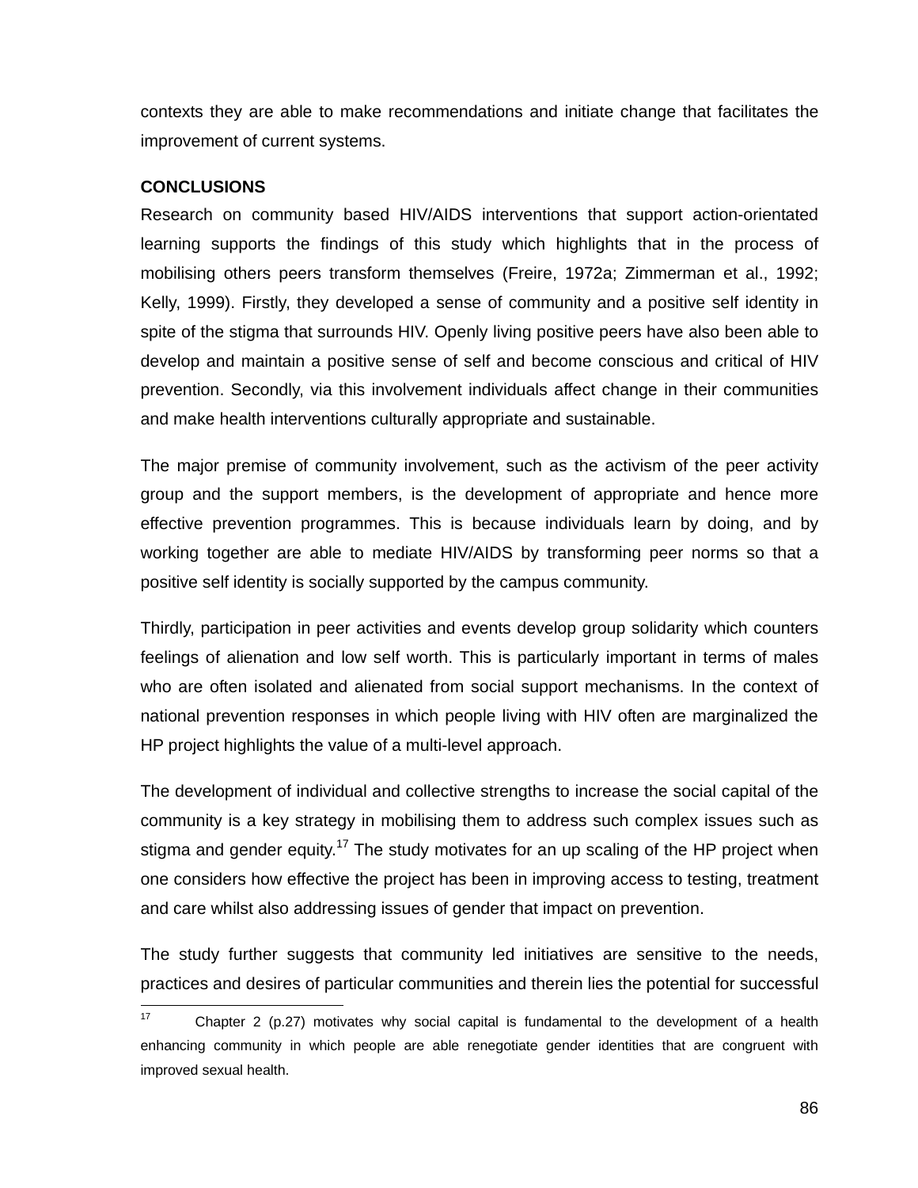contexts they are able to make recommendations and initiate change that facilitates the improvement of current systems.

**CONCLUSIONS**

Research on community based HIV/AIDS interventions that support action-orientated learning supports the findings of this study which highlights that in the process of mobilising others peers transform themselves (Freire, 1972a; Zimmerman et al., 1992; Kelly, 1999). Firstly, they developed a sense of community and a positive self identity in spite of the stigma that surrounds HIV. Openly living positive peers have also been able to develop and maintain a positive sense of self and become conscious and critical of HIV prevention. Secondly, via this involvement individuals affect change in their communities and make health interventions culturally appropriate and sustainable.

The major premise of community involvement, such as the activism of the peer activity group and the support members, is the development of appropriate and hence more effective prevention programmes. This is because individuals learn by doing, and by working together are able to mediate HIV/AIDS by transforming peer norms so that a positive self identity is socially supported by the campus community.

Thirdly, participation in peer activities and events develop group solidarity which counters feelings of alienation and low self worth. This is particularly important in terms of males who are often isolated and alienated from social support mechanisms. In the context of national prevention responses in which people living with HIV often are marginalized the HP project highlights the value of a multi-level approach.

The development of individual and collective strengths to increase the social capital of the community is a key strategy in mobilising them to address such complex issues such as stigma and gender equity.[17] The study motivates for an up scaling of the HP project when one considers how effective the project has been in improving access to testing, treatment and care whilst also addressing issues of gender that impact on prevention.

The study further suggests that community led initiatives are sensitive to the needs, practices and desires of particular communities and therein lies the potential for successful

---

[17] Chapter 2 (p.27) motivates why social capital is fundamental to the development of a health enhancing community in which people are able renegotiate gender identities that are congruent with improved sexual health.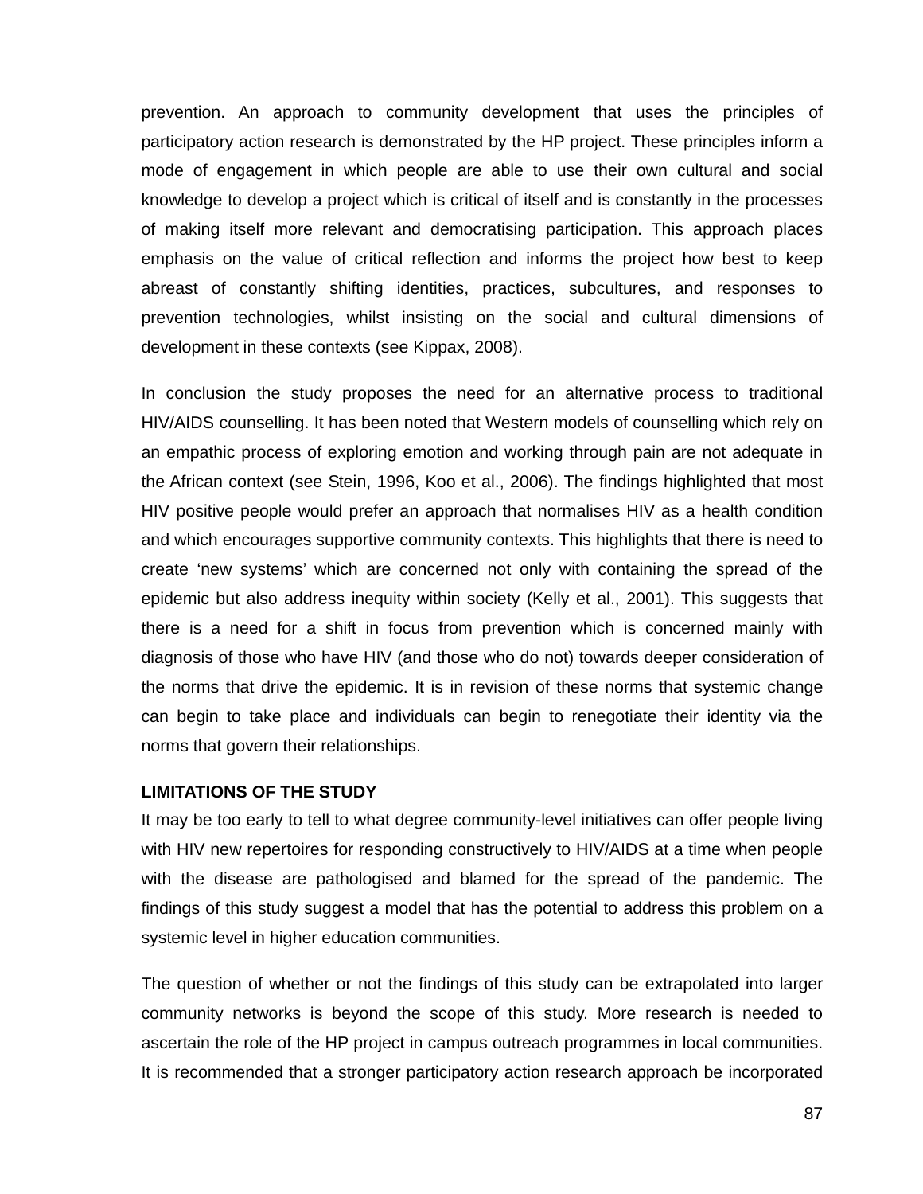prevention. An approach to community development that uses the principles of participatory action research is demonstrated by the HP project. These principles inform a mode of engagement in which people are able to use their own cultural and social knowledge to develop a project which is critical of itself and is constantly in the processes of making itself more relevant and democratising participation. This approach places emphasis on the value of critical reflection and informs the project how best to keep abreast of constantly shifting identities, practices, subcultures, and responses to prevention technologies, whilst insisting on the social and cultural dimensions of development in these contexts (see Kippax, 2008).

In conclusion the study proposes the need for an alternative process to traditional HIV/AIDS counselling. It has been noted that Western models of counselling which rely on an empathic process of exploring emotion and working through pain are not adequate in the African context (see Stein, 1996, Koo et al., 2006). The findings highlighted that most HIV positive people would prefer an approach that normalises HIV as a health condition and which encourages supportive community contexts. This highlights that there is need to create 'new systems' which are concerned not only with containing the spread of the epidemic but also address inequity within society (Kelly et al., 2001). This suggests that there is a need for a shift in focus from prevention which is concerned mainly with diagnosis of those who have HIV (and those who do not) towards deeper consideration of the norms that drive the epidemic. It is in revision of these norms that systemic change can begin to take place and individuals can begin to renegotiate their identity via the norms that govern their relationships.

**LIMITATIONS OF THE STUDY**

It may be too early to tell to what degree community-level initiatives can offer people living with HIV new repertoires for responding constructively to HIV/AIDS at a time when people with the disease are pathologised and blamed for the spread of the pandemic. The findings of this study suggest a model that has the potential to address this problem on a systemic level in higher education communities.

The question of whether or not the findings of this study can be extrapolated into larger community networks is beyond the scope of this study. More research is needed to ascertain the role of the HP project in campus outreach programmes in local communities. It is recommended that a stronger participatory action research approach be incorporated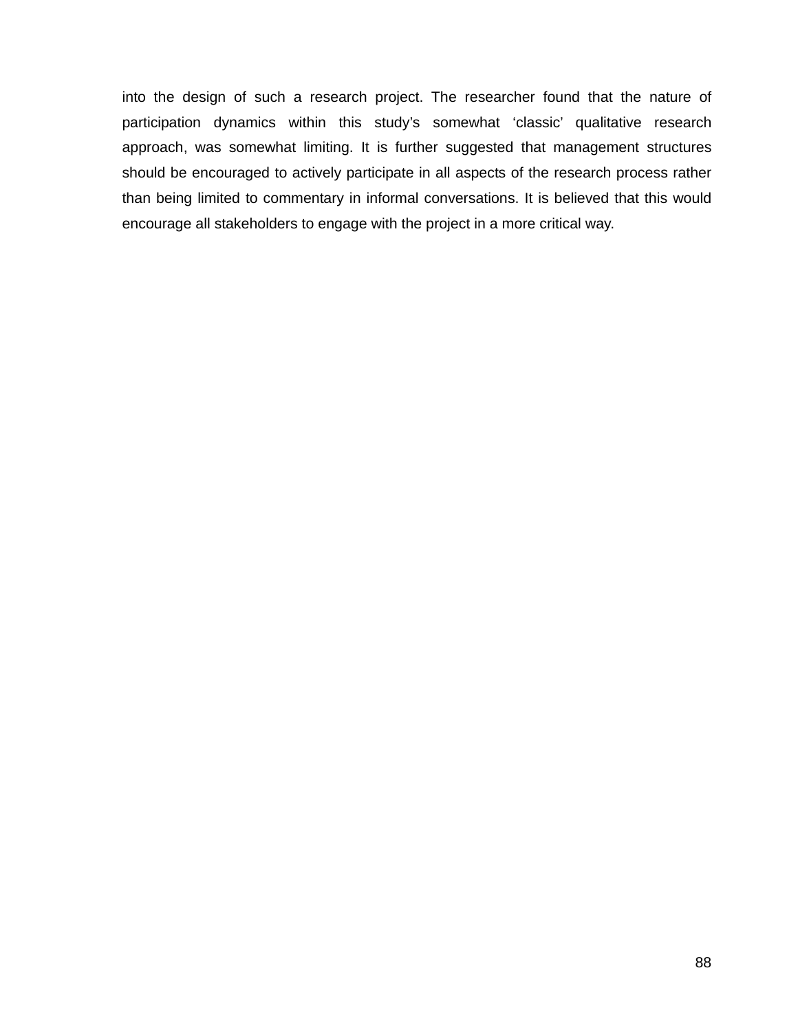into the design of such a research project. The researcher found that the nature of participation dynamics within this study's somewhat 'classic' qualitative research approach, was somewhat limiting. It is further suggested that management structures should be encouraged to actively participate in all aspects of the research process rather than being limited to commentary in informal conversations. It is believed that this would encourage all stakeholders to engage with the project in a more critical way.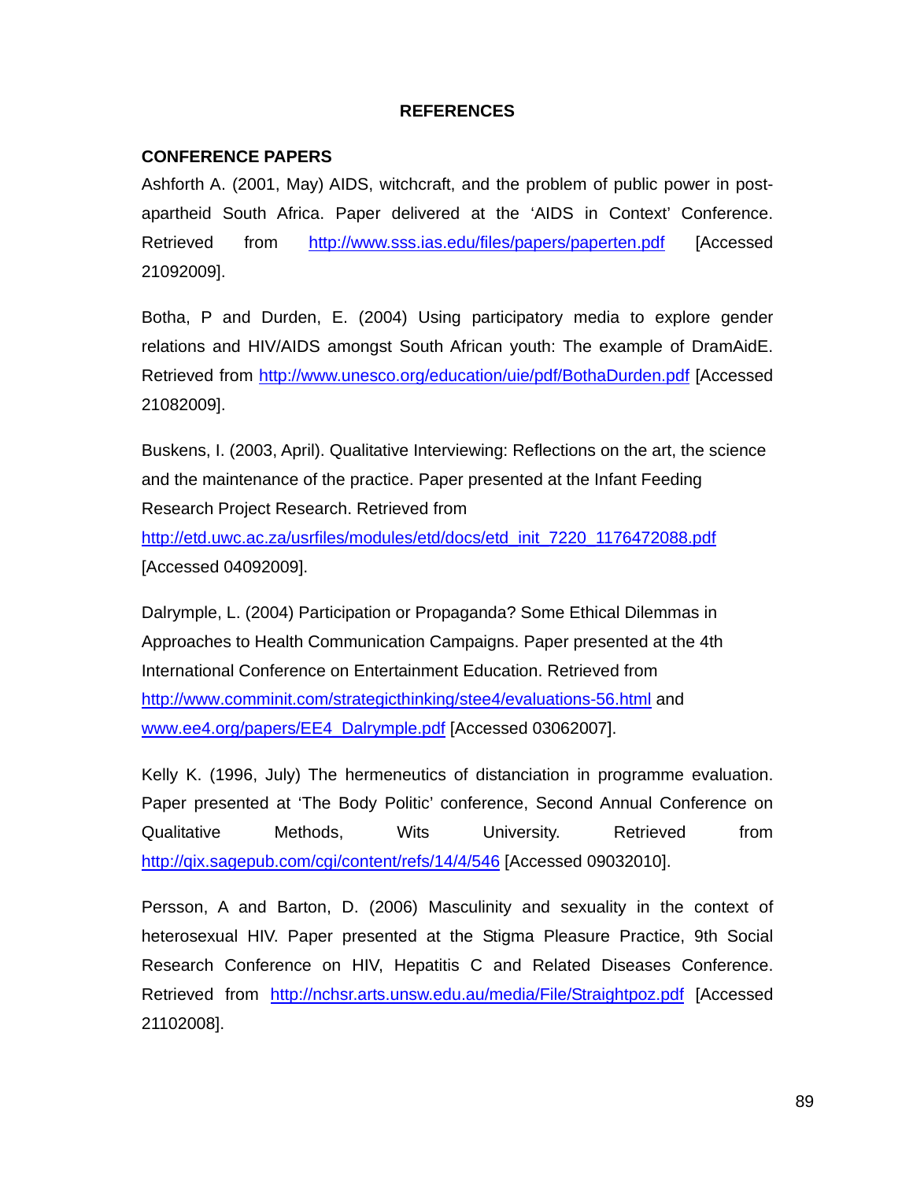# REFERENCES

## CONFERENCE PAPERS

Ashforth A. (2001, May) AIDS, witchcraft, and the problem of public power in post-apartheid South Africa. Paper delivered at the 'AIDS in Context' Conference. Retrieved from http://www.sss.ias.edu/files/papers/paperten.pdf [Accessed 21092009].

Botha, P and Durden, E. (2004) Using participatory media to explore gender relations and HIV/AIDS amongst South African youth: The example of DramAidE. Retrieved from http://www.unesco.org/education/uie/pdf/BothaDurden.pdf [Accessed 21082009].

Buskens, I. (2003, April). Qualitative Interviewing: Reflections on the art, the science and the maintenance of the practice. Paper presented at the Infant Feeding Research Project Research. Retrieved from http://etd.uwc.ac.za/usrfiles/modules/etd/docs/etd_init_7220_1176472088.pdf [Accessed 04092009].

Dalrymple, L. (2004) Participation or Propaganda? Some Ethical Dilemmas in Approaches to Health Communication Campaigns. Paper presented at the 4th International Conference on Entertainment Education. Retrieved from http://www.comminit.com/strategicthinking/stee4/evaluations-56.html and www.ee4.org/papers/EE4_Dalrymple.pdf [Accessed 03062007].

Kelly K. (1996, July) The hermeneutics of distanciation in programme evaluation. Paper presented at 'The Body Politic' conference, Second Annual Conference on Qualitative Methods, Wits University. Retrieved from http://qix.sagepub.com/cgi/content/refs/14/4/546 [Accessed 09032010].

Persson, A and Barton, D. (2006) Masculinity and sexuality in the context of heterosexual HIV. Paper presented at the Stigma Pleasure Practice, 9th Social Research Conference on HIV, Hepatitis C and Related Diseases Conference. Retrieved from http://nchsr.arts.unsw.edu.au/media/File/Straightpoz.pdf [Accessed 21102008].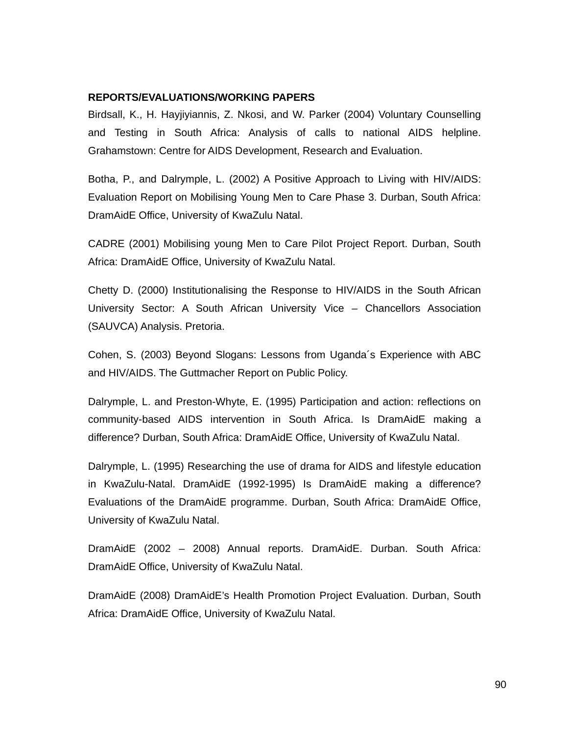**REPORTS/EVALUATIONS/WORKING PAPERS**

Birdsall, K., H. Hayjiyiannis, Z. Nkosi, and W. Parker (2004) Voluntary Counselling and Testing in South Africa: Analysis of calls to national AIDS helpline. Grahamstown: Centre for AIDS Development, Research and Evaluation.

Botha, P., and Dalrymple, L. (2002) A Positive Approach to Living with HIV/AIDS: Evaluation Report on Mobilising Young Men to Care Phase 3. Durban, South Africa: DramAidE Office, University of KwaZulu Natal.

CADRE (2001) Mobilising young Men to Care Pilot Project Report. Durban, South Africa: DramAidE Office, University of KwaZulu Natal.

Chetty D. (2000) Institutionalising the Response to HIV/AIDS in the South African University Sector: A South African University Vice – Chancellors Association (SAUVCA) Analysis. Pretoria.

Cohen, S. (2003) Beyond Slogans: Lessons from Uganda´s Experience with ABC and HIV/AIDS. The Guttmacher Report on Public Policy.

Dalrymple, L. and Preston-Whyte, E. (1995) Participation and action: reflections on community-based AIDS intervention in South Africa. Is DramAidE making a difference? Durban, South Africa: DramAidE Office, University of KwaZulu Natal.

Dalrymple, L. (1995) Researching the use of drama for AIDS and lifestyle education in KwaZulu-Natal. DramAidE (1992-1995) Is DramAidE making a difference? Evaluations of the DramAidE programme. Durban, South Africa: DramAidE Office, University of KwaZulu Natal.

DramAidE (2002 – 2008) Annual reports. DramAidE. Durban. South Africa: DramAidE Office, University of KwaZulu Natal.

DramAidE (2008) DramAidE's Health Promotion Project Evaluation. Durban, South Africa: DramAidE Office, University of KwaZulu Natal.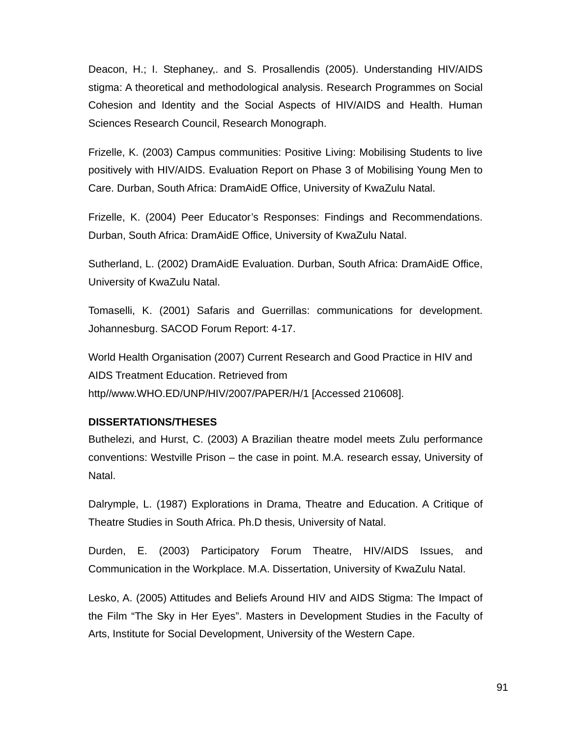Deacon, H.; I. Stephaney,. and S. Prosallendis (2005). Understanding HIV/AIDS stigma: A theoretical and methodological analysis. Research Programmes on Social Cohesion and Identity and the Social Aspects of HIV/AIDS and Health. Human Sciences Research Council, Research Monograph.

Frizelle, K. (2003) Campus communities: Positive Living: Mobilising Students to live positively with HIV/AIDS. Evaluation Report on Phase 3 of Mobilising Young Men to Care. Durban, South Africa: DramAidE Office, University of KwaZulu Natal.

Frizelle, K. (2004) Peer Educator's Responses: Findings and Recommendations. Durban, South Africa: DramAidE Office, University of KwaZulu Natal.

Sutherland, L. (2002) DramAidE Evaluation. Durban, South Africa: DramAidE Office, University of KwaZulu Natal.

Tomaselli, K. (2001) Safaris and Guerrillas: communications for development. Johannesburg. SACOD Forum Report: 4-17.

World Health Organisation (2007) Current Research and Good Practice in HIV and AIDS Treatment Education. Retrieved from http//www.WHO.ED/UNP/HIV/2007/PAPER/H/1 [Accessed 210608].

**DISSERTATIONS/THESES**

Buthelezi, and Hurst, C. (2003) A Brazilian theatre model meets Zulu performance conventions: Westville Prison – the case in point. M.A. research essay, University of Natal.

Dalrymple, L. (1987) Explorations in Drama, Theatre and Education. A Critique of Theatre Studies in South Africa. Ph.D thesis, University of Natal.

Durden, E. (2003) Participatory Forum Theatre, HIV/AIDS Issues, and Communication in the Workplace. M.A. Dissertation, University of KwaZulu Natal.

Lesko, A. (2005) Attitudes and Beliefs Around HIV and AIDS Stigma: The Impact of the Film "The Sky in Her Eyes". Masters in Development Studies in the Faculty of Arts, Institute for Social Development, University of the Western Cape.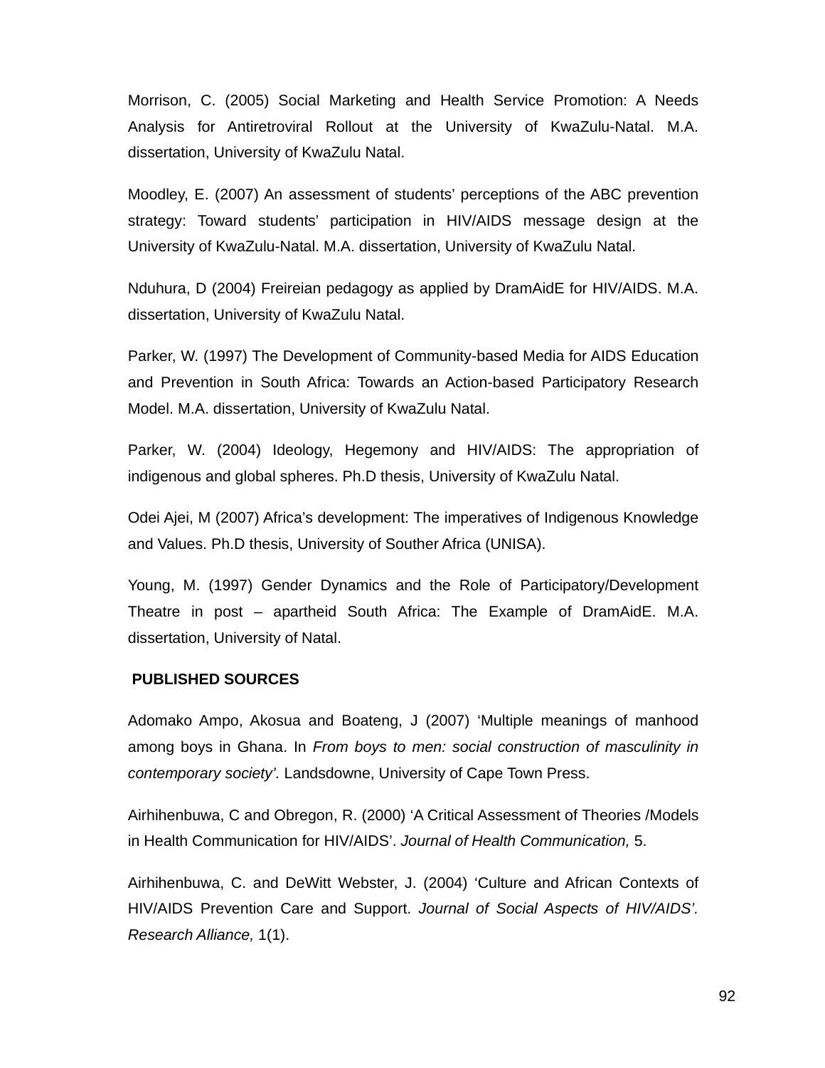Morrison, C. (2005) Social Marketing and Health Service Promotion: A Needs Analysis for Antiretroviral Rollout at the University of KwaZulu-Natal. M.A. dissertation, University of KwaZulu Natal.

Moodley, E. (2007) An assessment of students' perceptions of the ABC prevention strategy: Toward students' participation in HIV/AIDS message design at the University of KwaZulu-Natal. M.A. dissertation, University of KwaZulu Natal.

Nduhura, D (2004) Freireian pedagogy as applied by DramAidE for HIV/AIDS. M.A. dissertation, University of KwaZulu Natal.

Parker, W. (1997) The Development of Community-based Media for AIDS Education and Prevention in South Africa: Towards an Action-based Participatory Research Model. M.A. dissertation, University of KwaZulu Natal.

Parker, W. (2004) Ideology, Hegemony and HIV/AIDS: The appropriation of indigenous and global spheres. Ph.D thesis, University of KwaZulu Natal.

Odei Ajei, M (2007) Africa's development: The imperatives of Indigenous Knowledge and Values. Ph.D thesis, University of Souther Africa (UNISA).

Young, M. (1997) Gender Dynamics and the Role of Participatory/Development Theatre in post – apartheid South Africa: The Example of DramAidE. M.A. dissertation, University of Natal.

**PUBLISHED SOURCES**

Adomako Ampo, Akosua and Boateng, J (2007) 'Multiple meanings of manhood among boys in Ghana. In *From boys to men: social construction of masculinity in contemporary society'.* Landsdowne, University of Cape Town Press.

Airhihenbuwa, C and Obregon, R. (2000) 'A Critical Assessment of Theories /Models in Health Communication for HIV/AIDS'. *Journal of Health Communication,* 5.

Airhihenbuwa, C. and DeWitt Webster, J. (2004) 'Culture and African Contexts of HIV/AIDS Prevention Care and Support. *Journal of Social Aspects of HIV/AIDS'. Research Alliance,* 1(1).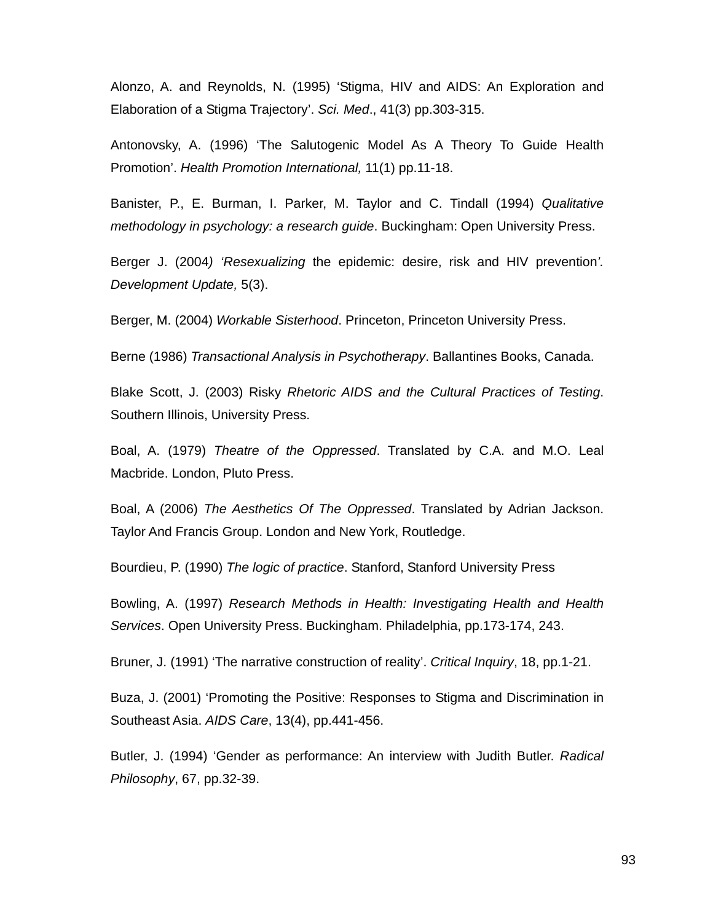Alonzo, A. and Reynolds, N. (1995) ‘Stigma, HIV and AIDS: An Exploration and Elaboration of a Stigma Trajectory’. *Sci. Med*., 41(3) pp.303-315.

Antonovsky, A. (1996) ‘The Salutogenic Model As A Theory To Guide Health Promotion’. *Health Promotion International,* 11(1) pp.11-18.

Banister, P., E. Burman, I. Parker, M. Taylor and C. Tindall (1994) *Qualitative methodology in psychology: a research guide*. Buckingham: Open University Press.

Berger J. (2004*) ‘Resexualizing* the epidemic: desire, risk and HIV prevention*’. Development Update,* 5(3).

Berger, M. (2004) *Workable Sisterhood*. Princeton, Princeton University Press.

Berne (1986) *Transactional Analysis in Psychotherapy*. Ballantines Books, Canada.

Blake Scott, J. (2003) Risky *Rhetoric AIDS and the Cultural Practices of Testing*. Southern Illinois, University Press.

Boal, A. (1979) *Theatre of the Oppressed*. Translated by C.A. and M.O. Leal Macbride. London, Pluto Press.

Boal, A (2006) *The Aesthetics Of The Oppressed*. Translated by Adrian Jackson. Taylor And Francis Group. London and New York, Routledge.

Bourdieu, P. (1990) *The logic of practice*. Stanford, Stanford University Press

Bowling, A. (1997) *Research Methods in Health: Investigating Health and Health Services*. Open University Press. Buckingham. Philadelphia, pp.173-174, 243.

Bruner, J. (1991) ‘The narrative construction of reality’. *Critical Inquiry*, 18, pp.1-21.

Buza, J. (2001) ‘Promoting the Positive: Responses to Stigma and Discrimination in Southeast Asia. *AIDS Care*, 13(4), pp.441-456.

Butler, J. (1994) ‘Gender as performance: An interview with Judith Butler. *Radical Philosophy*, 67, pp.32-39.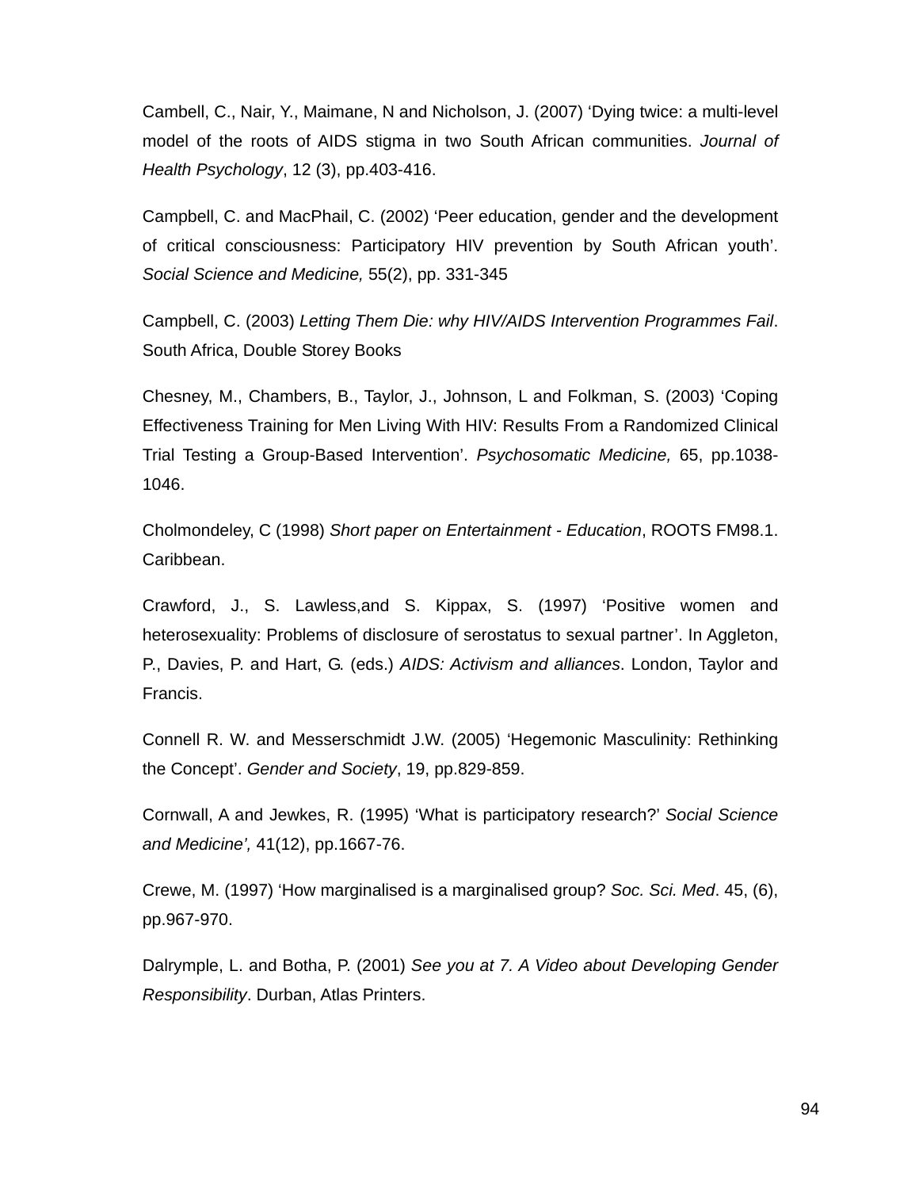Cambell, C., Nair, Y., Maimane, N and Nicholson, J. (2007) ‘Dying twice: a multi-level model of the roots of AIDS stigma in two South African communities. *Journal of Health Psychology*, 12 (3), pp.403-416.

Campbell, C. and MacPhail, C. (2002) ‘Peer education, gender and the development of critical consciousness: Participatory HIV prevention by South African youth’. *Social Science and Medicine,* 55(2), pp. 331-345

Campbell, C. (2003) *Letting Them Die: why HIV/AIDS Intervention Programmes Fail*. South Africa, Double Storey Books

Chesney, M., Chambers, B., Taylor, J., Johnson, L and Folkman, S. (2003) ‘Coping Effectiveness Training for Men Living With HIV: Results From a Randomized Clinical Trial Testing a Group-Based Intervention’. *Psychosomatic Medicine,* 65, pp.1038-1046.

Cholmondeley, C (1998) *Short paper on Entertainment - Education*, ROOTS FM98.1. Caribbean.

Crawford, J., S. Lawless,and S. Kippax, S. (1997) ‘Positive women and heterosexuality: Problems of disclosure of serostatus to sexual partner’. In Aggleton, P., Davies, P. and Hart, G. (eds.) *AIDS: Activism and alliances*. London, Taylor and Francis.

Connell R. W. and Messerschmidt J.W. (2005) ‘Hegemonic Masculinity: Rethinking the Concept’. *Gender and Society*, 19, pp.829-859.

Cornwall, A and Jewkes, R. (1995) ‘What is participatory research?’ *Social Science and Medicine’,* 41(12), pp.1667-76.

Crewe, M. (1997) ‘How marginalised is a marginalised group? *Soc. Sci. Med*. 45, (6), pp.967-970.

Dalrymple, L. and Botha, P. (2001) *See you at 7. A Video about Developing Gender Responsibility*. Durban, Atlas Printers.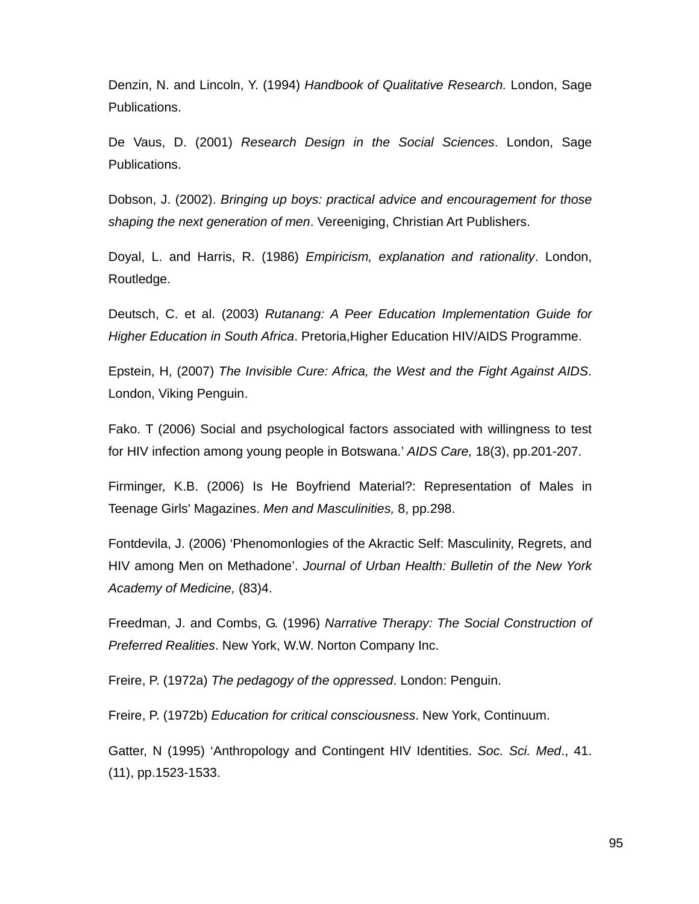Denzin, N. and Lincoln, Y. (1994) *Handbook of Qualitative Research.* London, Sage Publications.

De Vaus, D. (2001) *Research Design in the Social Sciences*. London, Sage Publications.

Dobson, J. (2002). *Bringing up boys: practical advice and encouragement for those shaping the next generation of men*. Vereeniging, Christian Art Publishers.

Doyal, L. and Harris, R. (1986) *Empiricism, explanation and rationality*. London, Routledge.

Deutsch, C. et al. (2003) *Rutanang: A Peer Education Implementation Guide for Higher Education in South Africa*. Pretoria,Higher Education HIV/AIDS Programme.

Epstein, H, (2007) *The Invisible Cure: Africa, the West and the Fight Against AIDS*. London, Viking Penguin.

Fako. T (2006) Social and psychological factors associated with willingness to test for HIV infection among young people in Botswana.' *AIDS Care,* 18(3), pp.201-207.

Firminger, K.B. (2006) Is He Boyfriend Material?: Representation of Males in Teenage Girls' Magazines. *Men and Masculinities,* 8, pp.298.

Fontdevila, J. (2006) 'Phenomonlogies of the Akractic Self: Masculinity, Regrets, and HIV among Men on Methadone'. *Journal of Urban Health: Bulletin of the New York Academy of Medicine,* (83)4.

Freedman, J. and Combs, G. (1996) *Narrative Therapy: The Social Construction of Preferred Realities*. New York, W.W. Norton Company Inc.

Freire, P. (1972a) *The pedagogy of the oppressed*. London: Penguin.

Freire, P. (1972b) *Education for critical consciousness*. New York, Continuum.

Gatter, N (1995) 'Anthropology and Contingent HIV Identities. *Soc. Sci. Med*., 41. (11), pp.1523-1533.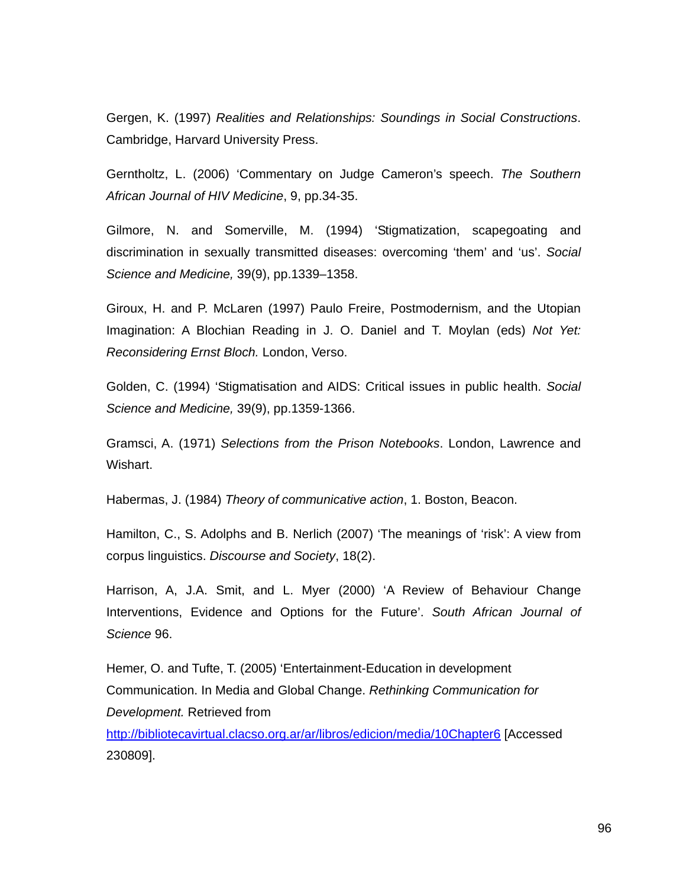Gergen, K. (1997) *Realities and Relationships: Soundings in Social Constructions*. Cambridge, Harvard University Press.

Gerntholtz, L. (2006) 'Commentary on Judge Cameron's speech. *The Southern African Journal of HIV Medicine*, 9, pp.34-35.

Gilmore, N. and Somerville, M. (1994) 'Stigmatization, scapegoating and discrimination in sexually transmitted diseases: overcoming 'them' and 'us'. *Social Science and Medicine,* 39(9), pp.1339–1358.

Giroux, H. and P. McLaren (1997) Paulo Freire, Postmodernism, and the Utopian Imagination: A Blochian Reading in J. O. Daniel and T. Moylan (eds) *Not Yet: Reconsidering Ernst Bloch.* London, Verso.

Golden, C. (1994) 'Stigmatisation and AIDS: Critical issues in public health. *Social Science and Medicine,* 39(9), pp.1359-1366.

Gramsci, A. (1971) *Selections from the Prison Notebooks*. London, Lawrence and Wishart.

Habermas, J. (1984) *Theory of communicative action*, 1. Boston, Beacon.

Hamilton, C., S. Adolphs and B. Nerlich (2007) 'The meanings of 'risk': A view from corpus linguistics. *Discourse and Society*, 18(2).

Harrison, A, J.A. Smit, and L. Myer (2000) 'A Review of Behaviour Change Interventions, Evidence and Options for the Future'. *South African Journal of Science* 96.

Hemer, O. and Tufte, T. (2005) 'Entertainment-Education in development Communication. In Media and Global Change. *Rethinking Communication for Development.* Retrieved from http://bibliotecavirtual.clacso.org.ar/ar/libros/edicion/media/10Chapter6 [Accessed 230809].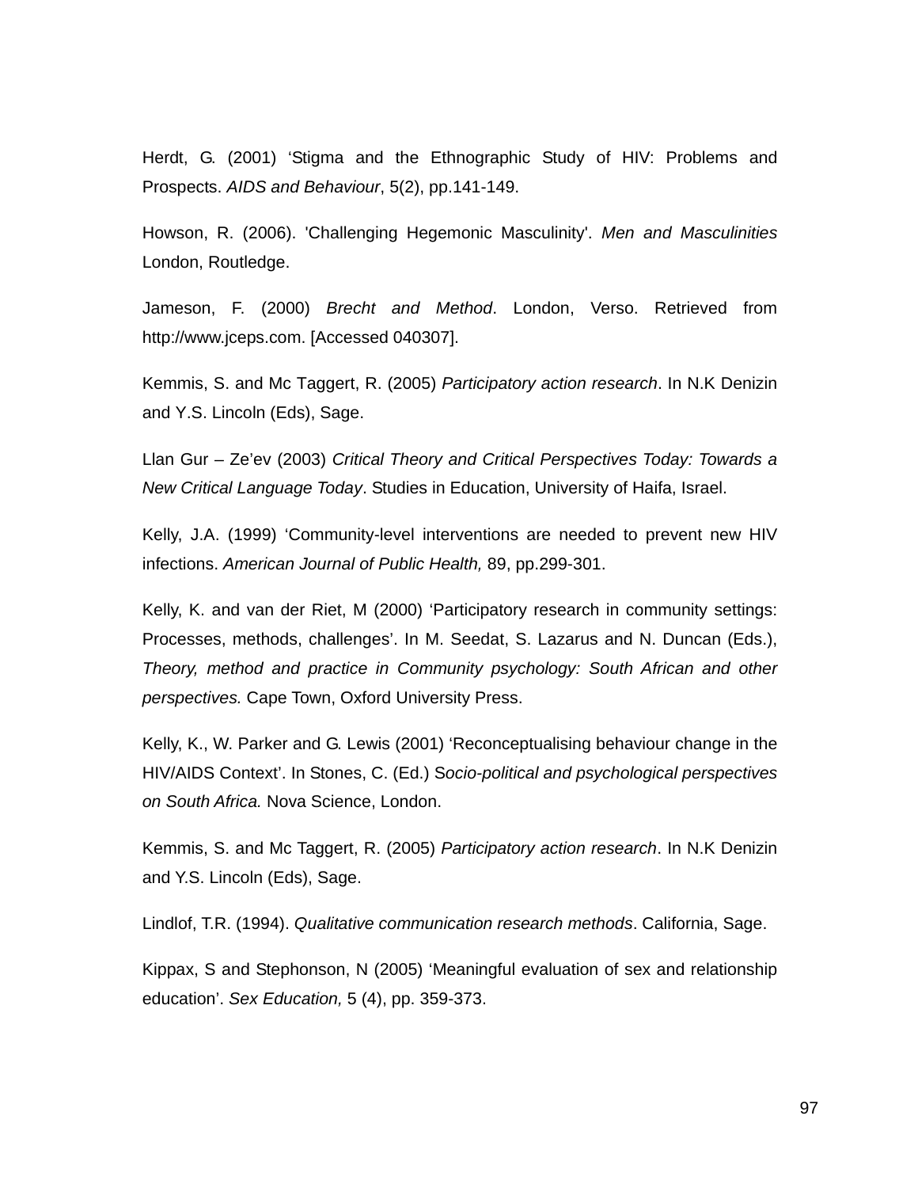Herdt, G. (2001) ‘Stigma and the Ethnographic Study of HIV: Problems and Prospects. *AIDS and Behaviour*, 5(2), pp.141-149.

Howson, R. (2006). 'Challenging Hegemonic Masculinity'. *Men and Masculinities* London, Routledge.

Jameson, F. (2000) *Brecht and Method*. London, Verso. Retrieved from http://www.jceps.com. [Accessed 040307].

Kemmis, S. and Mc Taggert, R. (2005) *Participatory action research*. In N.K Denizin and Y.S. Lincoln (Eds), Sage.

Llan Gur – Ze’ev (2003) *Critical Theory and Critical Perspectives Today: Towards a New Critical Language Today*. Studies in Education, University of Haifa, Israel.

Kelly, J.A. (1999) ‘Community-level interventions are needed to prevent new HIV infections. *American Journal of Public Health,* 89, pp.299-301.

Kelly, K. and van der Riet, M (2000) ‘Participatory research in community settings: Processes, methods, challenges’. In M. Seedat, S. Lazarus and N. Duncan (Eds.), *Theory, method and practice in Community psychology: South African and other perspectives.* Cape Town, Oxford University Press.

Kelly, K., W. Parker and G. Lewis (2001) ‘Reconceptualising behaviour change in the HIV/AIDS Context’. In Stones, C. (Ed.) S*ocio-political and psychological perspectives on South Africa.* Nova Science, London.

Kemmis, S. and Mc Taggert, R. (2005) *Participatory action research*. In N.K Denizin and Y.S. Lincoln (Eds), Sage.

Lindlof, T.R. (1994). *Qualitative communication research methods*. California, Sage.

Kippax, S and Stephonson, N (2005) ‘Meaningful evaluation of sex and relationship education’. *Sex Education,* 5 (4), pp. 359-373.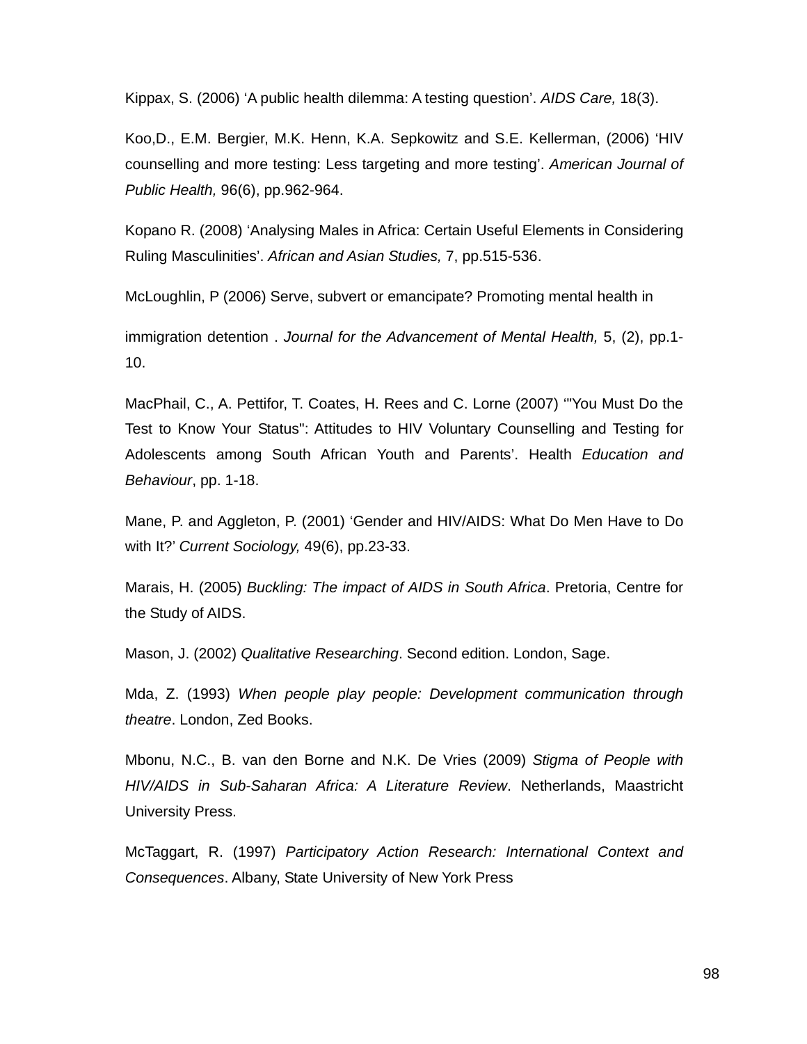Kippax, S. (2006) ‘A public health dilemma: A testing question’. *AIDS Care,* 18(3).

Koo,D., E.M. Bergier, M.K. Henn, K.A. Sepkowitz and S.E. Kellerman, (2006) ‘HIV counselling and more testing: Less targeting and more testing’. *American Journal of Public Health,* 96(6), pp.962-964.

Kopano R. (2008) ‘Analysing Males in Africa: Certain Useful Elements in Considering Ruling Masculinities’. *African and Asian Studies,* 7, pp.515-536.

McLoughlin, P (2006) Serve, subvert or emancipate? Promoting mental health in

immigration detention . *Journal for the Advancement of Mental Health,* 5, (2), pp.1-10.

MacPhail, C., A. Pettifor, T. Coates, H. Rees and C. Lorne (2007) ‘"You Must Do the Test to Know Your Status": Attitudes to HIV Voluntary Counselling and Testing for Adolescents among South African Youth and Parents’. Health *Education and Behaviour*, pp. 1-18.

Mane, P. and Aggleton, P. (2001) ‘Gender and HIV/AIDS: What Do Men Have to Do with It?’ *Current Sociology,* 49(6), pp.23-33.

Marais, H. (2005) *Buckling: The impact of AIDS in South Africa*. Pretoria, Centre for the Study of AIDS.

Mason, J. (2002) *Qualitative Researching*. Second edition. London, Sage.

Mda, Z. (1993) *When people play people: Development communication through theatre*. London, Zed Books.

Mbonu, N.C., B. van den Borne and N.K. De Vries (2009) *Stigma of People with HIV/AIDS in Sub-Saharan Africa: A Literature Review*. Netherlands, Maastricht University Press.

McTaggart, R. (1997) *Participatory Action Research: International Context and Consequences*. Albany, State University of New York Press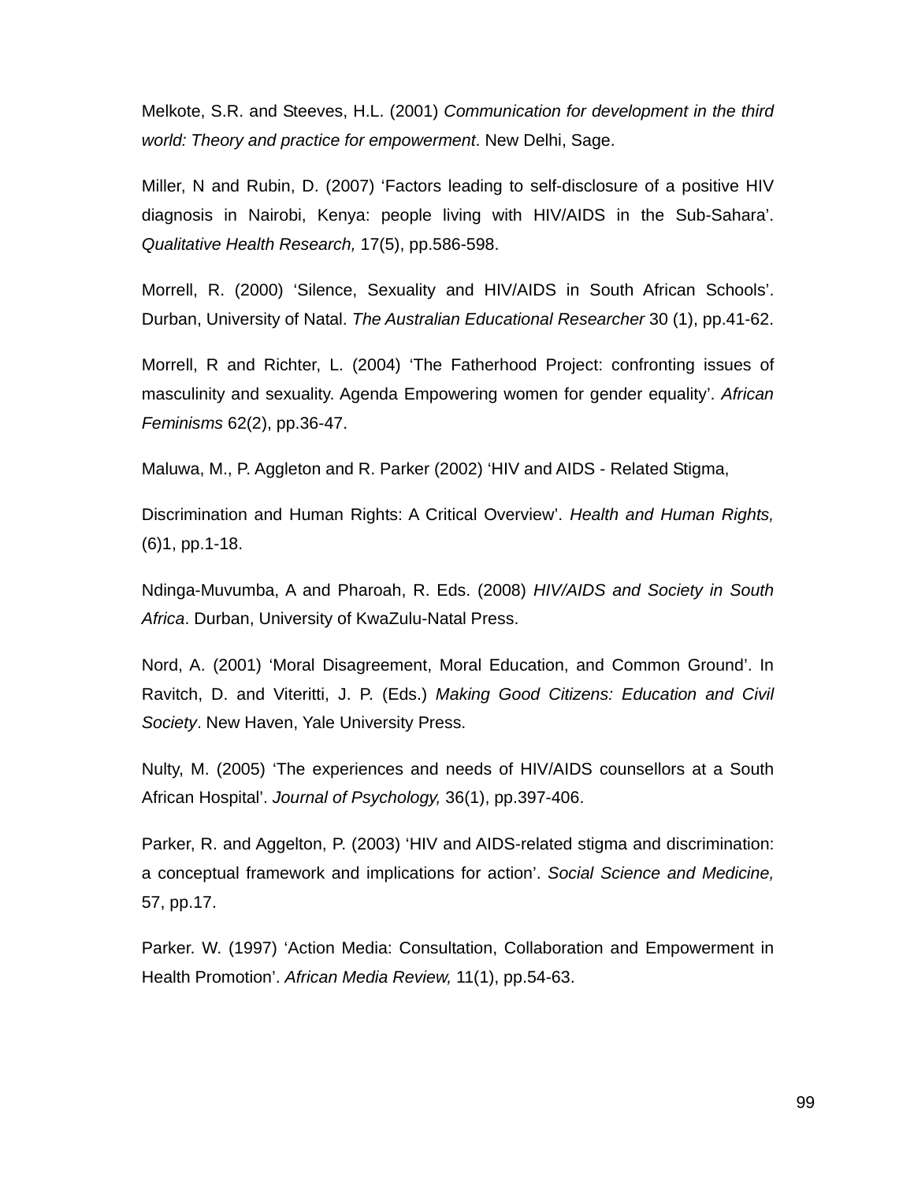Melkote, S.R. and Steeves, H.L. (2001) *Communication for development in the third world: Theory and practice for empowerment*. New Delhi, Sage.

Miller, N and Rubin, D. (2007) ‘Factors leading to self-disclosure of a positive HIV diagnosis in Nairobi, Kenya: people living with HIV/AIDS in the Sub-Sahara’. *Qualitative Health Research,* 17(5), pp.586-598.

Morrell, R. (2000) ‘Silence, Sexuality and HIV/AIDS in South African Schools’. Durban, University of Natal. *The Australian Educational Researcher* 30 (1), pp.41-62.

Morrell, R and Richter, L. (2004) ‘The Fatherhood Project: confronting issues of masculinity and sexuality. Agenda Empowering women for gender equality’. *African Feminisms* 62(2), pp.36-47.

Maluwa, M., P. Aggleton and R. Parker (2002) ‘HIV and AIDS - Related Stigma,

Discrimination and Human Rights: A Critical Overview’. *Health and Human Rights,* (6)1, pp.1-18.

Ndinga-Muvumba, A and Pharoah, R. Eds. (2008) *HIV/AIDS and Society in South Africa*. Durban, University of KwaZulu-Natal Press.

Nord, A. (2001) ‘Moral Disagreement, Moral Education, and Common Ground’. In Ravitch, D. and Viteritti, J. P. (Eds.) *Making Good Citizens: Education and Civil Society*. New Haven, Yale University Press.

Nulty, M. (2005) ‘The experiences and needs of HIV/AIDS counsellors at a South African Hospital’. *Journal of Psychology,* 36(1), pp.397-406.

Parker, R. and Aggelton, P. (2003) ‘HIV and AIDS-related stigma and discrimination: a conceptual framework and implications for action’. *Social Science and Medicine,* 57, pp.17.

Parker. W. (1997) ‘Action Media: Consultation, Collaboration and Empowerment in Health Promotion’. *African Media Review,* 11(1), pp.54-63.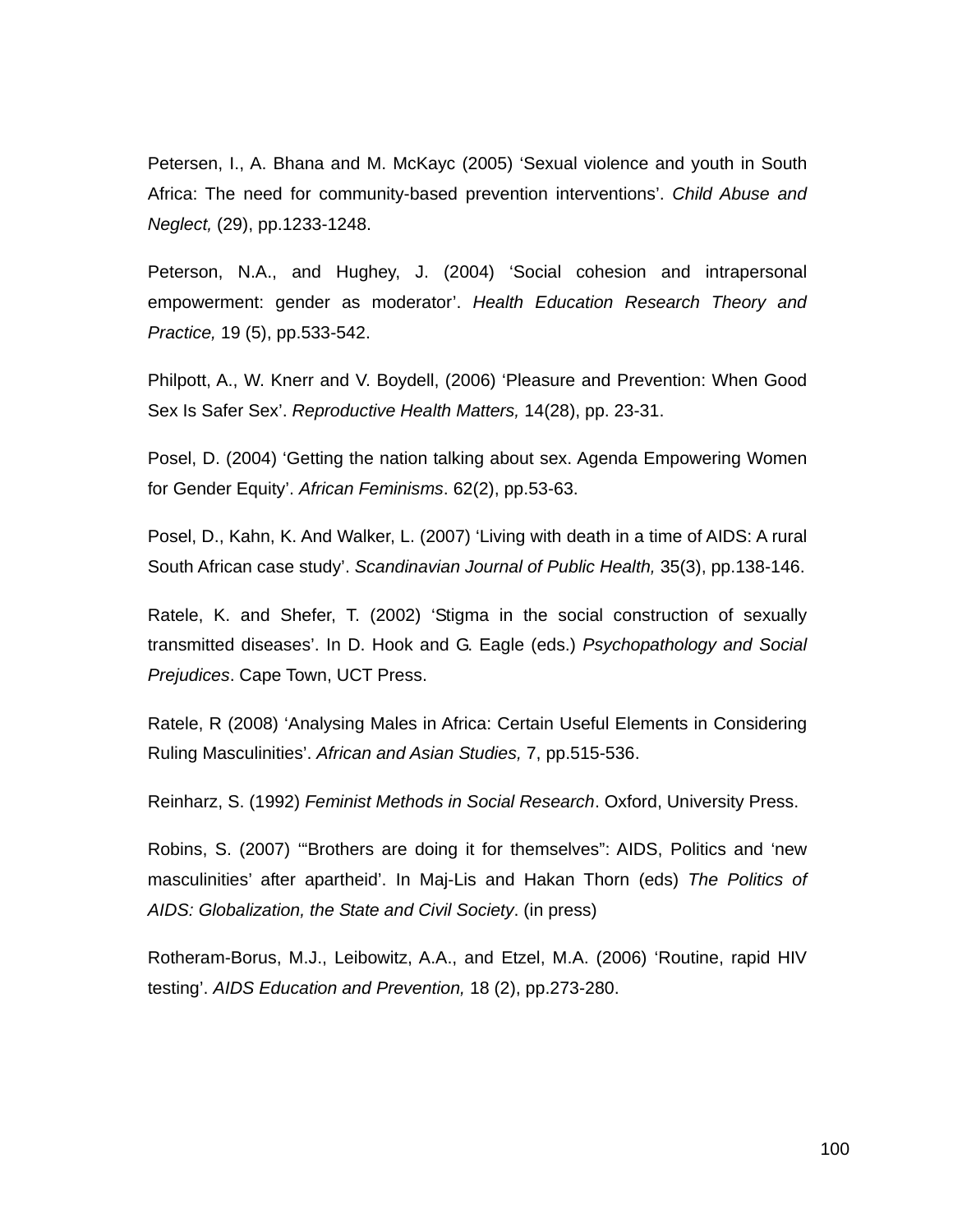Petersen, I., A. Bhana and M. McKayc (2005) ‘Sexual violence and youth in South Africa: The need for community-based prevention interventions’. *Child Abuse and Neglect,* (29), pp.1233-1248.

Peterson, N.A., and Hughey, J. (2004) ‘Social cohesion and intrapersonal empowerment: gender as moderator’. *Health Education Research Theory and Practice,* 19 (5), pp.533-542.

Philpott, A., W. Knerr and V. Boydell, (2006) ‘Pleasure and Prevention: When Good Sex Is Safer Sex’. *Reproductive Health Matters,* 14(28), pp. 23-31.

Posel, D. (2004) ‘Getting the nation talking about sex. Agenda Empowering Women for Gender Equity’. *African Feminisms*. 62(2), pp.53-63.

Posel, D., Kahn, K. And Walker, L. (2007) ‘Living with death in a time of AIDS: A rural South African case study’. *Scandinavian Journal of Public Health,* 35(3), pp.138-146.

Ratele, K. and Shefer, T. (2002) ‘Stigma in the social construction of sexually transmitted diseases’. In D. Hook and G. Eagle (eds.) *Psychopathology and Social Prejudices*. Cape Town, UCT Press.

Ratele, R (2008) ‘Analysing Males in Africa: Certain Useful Elements in Considering Ruling Masculinities’. *African and Asian Studies,* 7, pp.515-536.

Reinharz, S. (1992) *Feminist Methods in Social Research*. Oxford, University Press.

Robins, S. (2007) ‘“Brothers are doing it for themselves”: AIDS, Politics and ‘new masculinities’ after apartheid’. In Maj-Lis and Hakan Thorn (eds) *The Politics of AIDS: Globalization, the State and Civil Society*. (in press)

Rotheram-Borus, M.J., Leibowitz, A.A., and Etzel, M.A. (2006) ‘Routine, rapid HIV testing’. *AIDS Education and Prevention,* 18 (2), pp.273-280.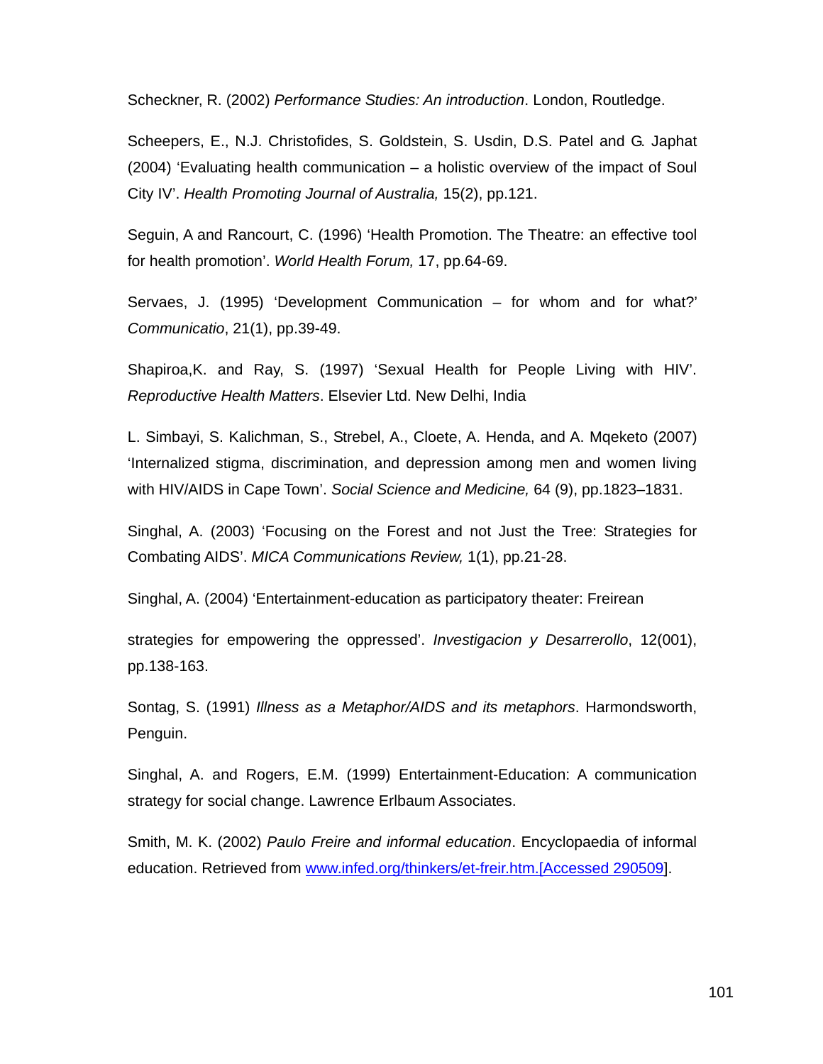Scheckner, R. (2002) *Performance Studies: An introduction*. London, Routledge.

Scheepers, E., N.J. Christofides, S. Goldstein, S. Usdin, D.S. Patel and G. Japhat (2004) 'Evaluating health communication – a holistic overview of the impact of Soul City IV'. *Health Promoting Journal of Australia,* 15(2), pp.121.

Seguin, A and Rancourt, C. (1996) 'Health Promotion. The Theatre: an effective tool for health promotion'. *World Health Forum,* 17, pp.64-69.

Servaes, J. (1995) 'Development Communication – for whom and for what?' *Communicatio*, 21(1), pp.39-49.

Shapiroa,K. and Ray, S. (1997) 'Sexual Health for People Living with HIV'. *Reproductive Health Matters*. Elsevier Ltd. New Delhi, India

L. Simbayi, S. Kalichman, S., Strebel, A., Cloete, A. Henda, and A. Mqeketo (2007) 'Internalized stigma, discrimination, and depression among men and women living with HIV/AIDS in Cape Town'. *Social Science and Medicine,* 64 (9), pp.1823–1831.

Singhal, A. (2003) 'Focusing on the Forest and not Just the Tree: Strategies for Combating AIDS'. *MICA Communications Review,* 1(1), pp.21-28.

Singhal, A. (2004) 'Entertainment-education as participatory theater: Freirean

strategies for empowering the oppressed'. *Investigacion y Desarrerollo*, 12(001), pp.138-163.

Sontag, S. (1991) *Illness as a Metaphor/AIDS and its metaphors*. Harmondsworth, Penguin.

Singhal, A. and Rogers, E.M. (1999) Entertainment-Education: A communication strategy for social change. Lawrence Erlbaum Associates.

Smith, M. K. (2002) *Paulo Freire and informal education*. Encyclopaedia of informal education. Retrieved from www.infed.org/thinkers/et-freir.htm.[Accessed 290509].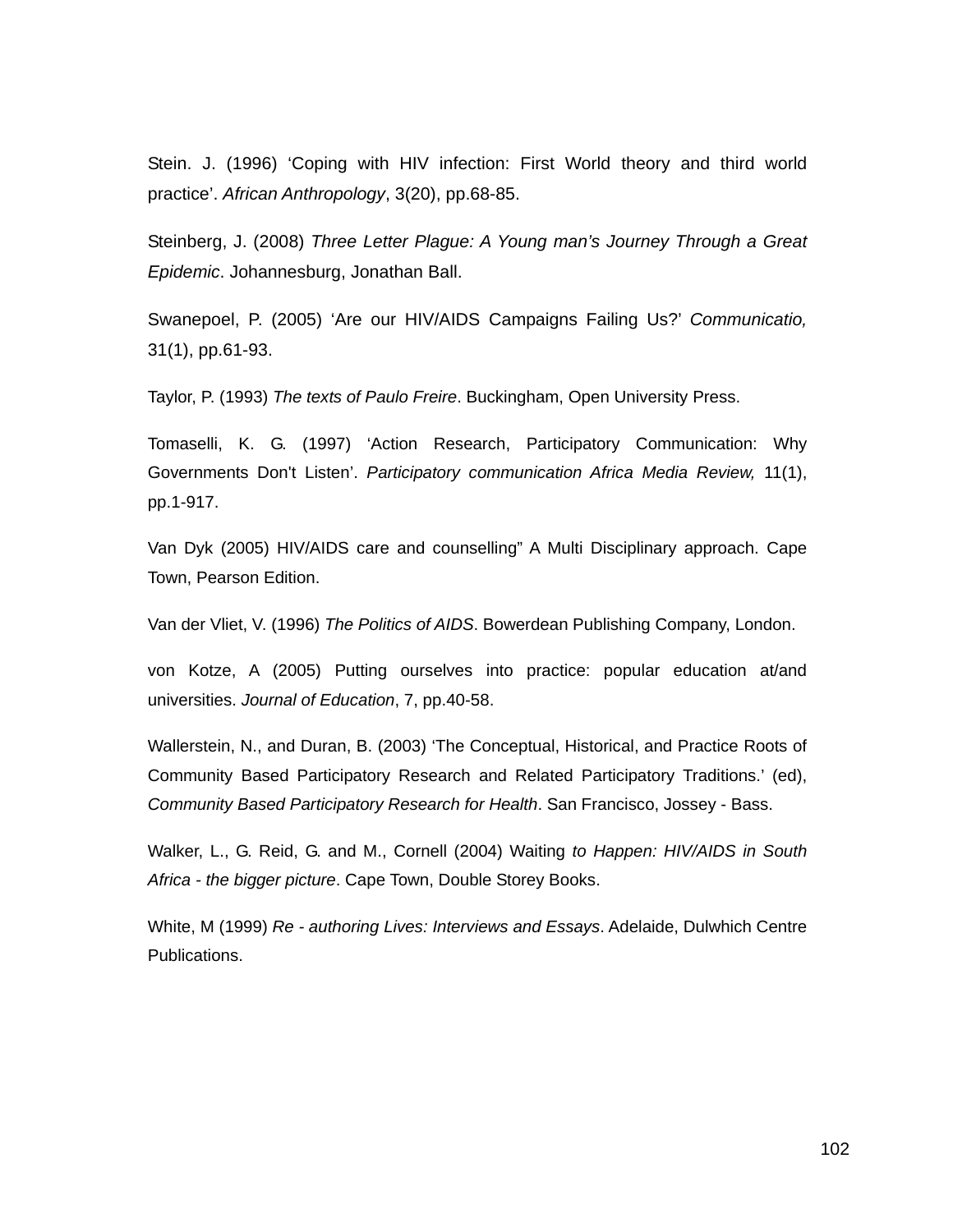Stein. J. (1996) ‘Coping with HIV infection: First World theory and third world practice’. *African Anthropology*, 3(20), pp.68-85.

Steinberg, J. (2008) *Three Letter Plague: A Young man’s Journey Through a Great Epidemic*. Johannesburg, Jonathan Ball.

Swanepoel, P. (2005) ‘Are our HIV/AIDS Campaigns Failing Us?’ *Communicatio,* 31(1), pp.61-93.

Taylor, P. (1993) *The texts of Paulo Freire*. Buckingham, Open University Press.

Tomaselli, K. G. (1997) ‘Action Research, Participatory Communication: Why Governments Don't Listen’. *Participatory communication Africa Media Review,* 11(1), pp.1-917.

Van Dyk (2005) HIV/AIDS care and counselling” A Multi Disciplinary approach. Cape Town, Pearson Edition.

Van der Vliet, V. (1996) *The Politics of AIDS*. Bowerdean Publishing Company, London.

von Kotze, A (2005) Putting ourselves into practice: popular education at/and universities. *Journal of Education*, 7, pp.40-58.

Wallerstein, N., and Duran, B. (2003) ‘The Conceptual, Historical, and Practice Roots of Community Based Participatory Research and Related Participatory Traditions.’ (ed), *Community Based Participatory Research for Health*. San Francisco, Jossey - Bass.

Walker, L., G. Reid, G. and M., Cornell (2004) Waiting *to Happen: HIV/AIDS in South Africa - the bigger picture*. Cape Town, Double Storey Books.

White, M (1999) *Re - authoring Lives: Interviews and Essays*. Adelaide, Dulwhich Centre Publications.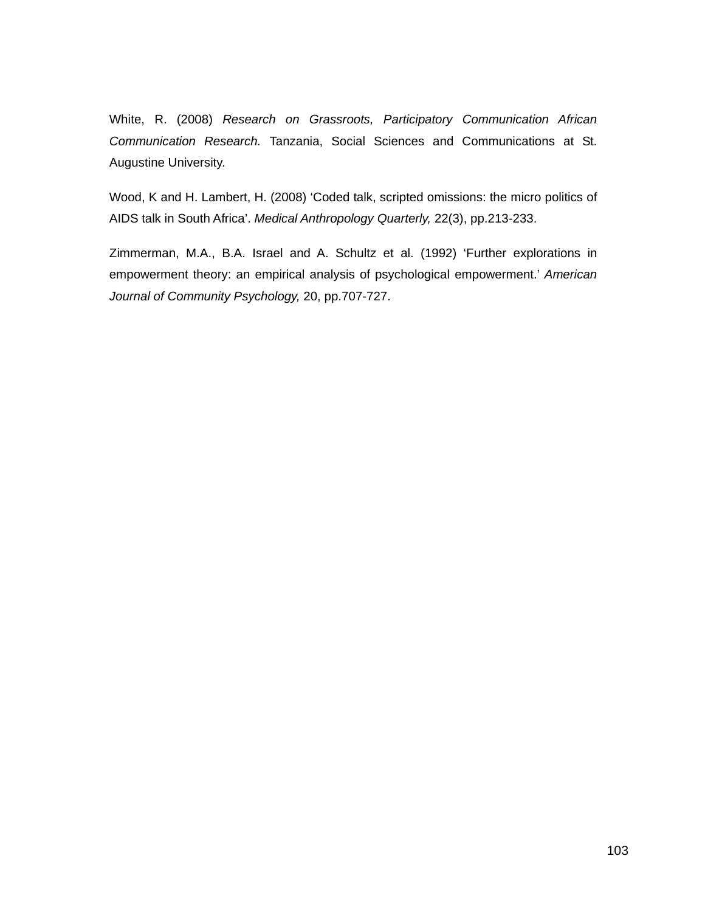White, R. (2008) *Research on Grassroots, Participatory Communication African Communication Research.* Tanzania, Social Sciences and Communications at St. Augustine University.

Wood, K and H. Lambert, H. (2008) 'Coded talk, scripted omissions: the micro politics of AIDS talk in South Africa'. *Medical Anthropology Quarterly,* 22(3), pp.213-233.

Zimmerman, M.A., B.A. Israel and A. Schultz et al. (1992) 'Further explorations in empowerment theory: an empirical analysis of psychological empowerment.' *American Journal of Community Psychology,* 20, pp.707-727.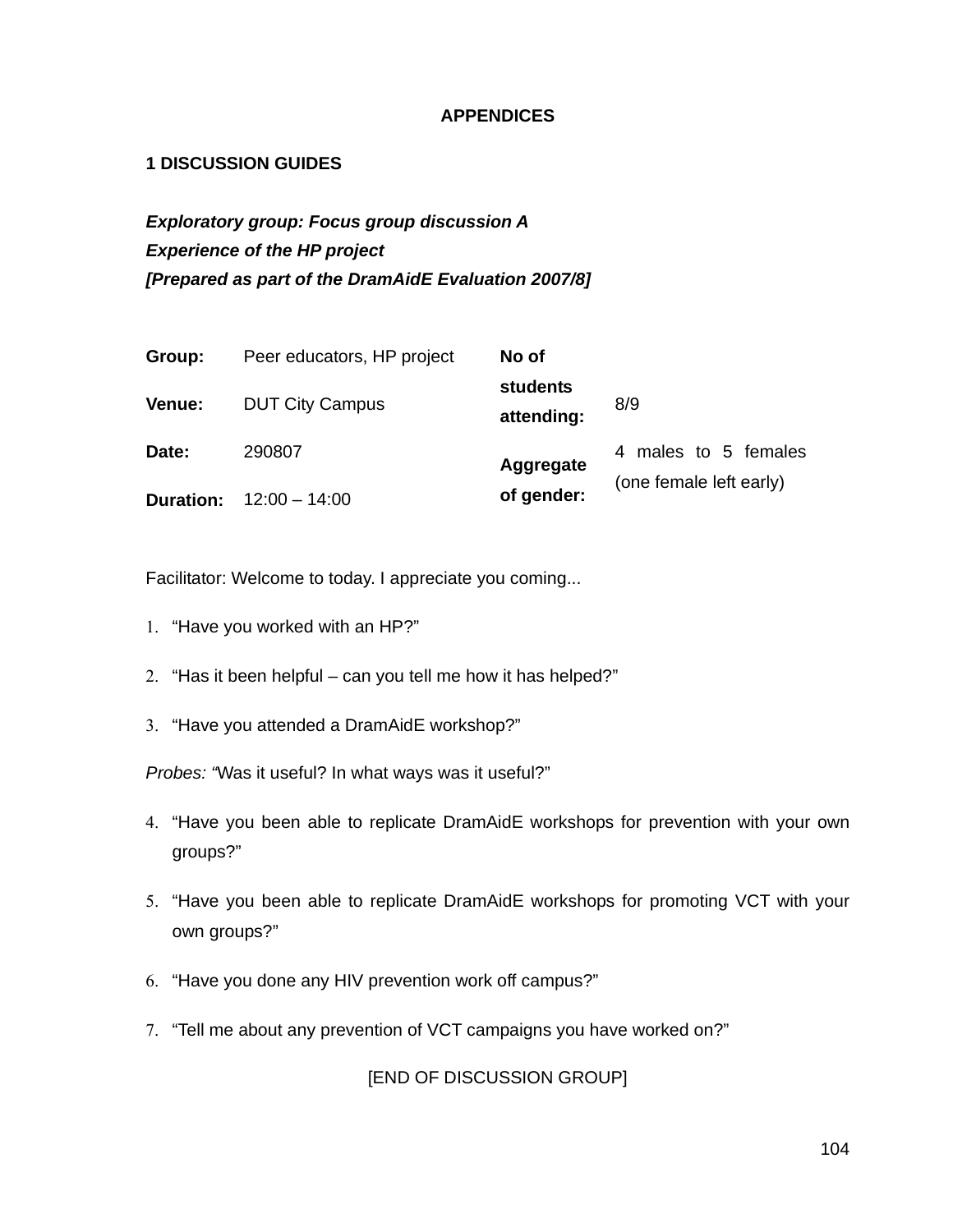# APPENDICES

## 1 DISCUSSION GUIDES

***Exploratory group: Focus group discussion A***
***Experience of the HP project***
***[Prepared as part of the DramAidE Evaluation 2007/8]***

| **Group:** | Peer educators, HP project | **No of students attending:** | 8/9 |
|---|---|---|---|
| **Venue:** | DUT City Campus | | |
| **Date:** | 290807 | **Aggregate of gender:** | 4 males to 5 females (one female left early) |
| **Duration:** | 12:00 – 14:00 | | |

Facilitator: Welcome to today. I appreciate you coming...

1. "Have you worked with an HP?"
2. "Has it been helpful – can you tell me how it has helped?"
3. "Have you attended a DramAidE workshop?"

*Probes: "*Was it useful? In what ways was it useful?"

4. "Have you been able to replicate DramAidE workshops for prevention with your own groups?"
5. "Have you been able to replicate DramAidE workshops for promoting VCT with your own groups?"
6. "Have you done any HIV prevention work off campus?"
7. "Tell me about any prevention of VCT campaigns you have worked on?"

[END OF DISCUSSION GROUP]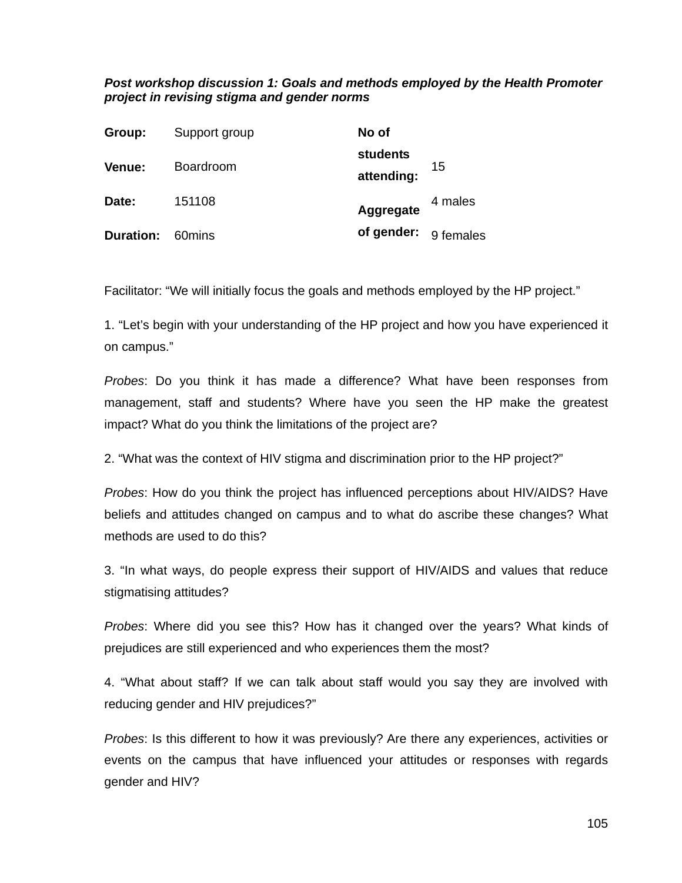***Post workshop discussion 1: Goals and methods employed by the Health Promoter project in revising stigma and gender norms***

| **Group:** | Support group | **No of students attending:** | 15 |
|---|---|---|---|
| **Venue:** | Boardroom | | |
| **Date:** | 151108 | **Aggregate of gender:** | 4 males |
| **Duration:** | 60mins | | 9 females |

Facilitator: “We will initially focus the goals and methods employed by the HP project.”

1. “Let’s begin with your understanding of the HP project and how you have experienced it on campus.”

*Probes*: Do you think it has made a difference? What have been responses from management, staff and students? Where have you seen the HP make the greatest impact? What do you think the limitations of the project are?

2. “What was the context of HIV stigma and discrimination prior to the HP project?”

*Probes*: How do you think the project has influenced perceptions about HIV/AIDS? Have beliefs and attitudes changed on campus and to what do ascribe these changes? What methods are used to do this?

3. “In what ways, do people express their support of HIV/AIDS and values that reduce stigmatising attitudes?

*Probes*: Where did you see this? How has it changed over the years? What kinds of prejudices are still experienced and who experiences them the most?

4. “What about staff? If we can talk about staff would you say they are involved with reducing gender and HIV prejudices?”

*Probes*: Is this different to how it was previously? Are there any experiences, activities or events on the campus that have influenced your attitudes or responses with regards gender and HIV?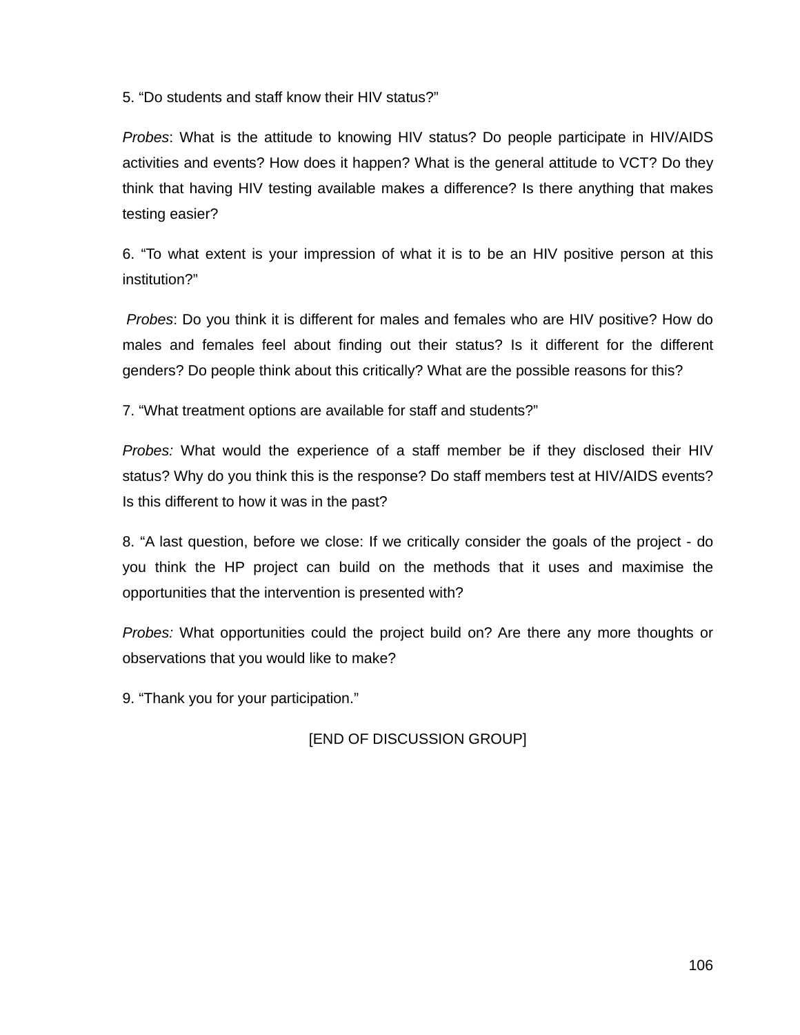5. “Do students and staff know their HIV status?”

*Probes*: What is the attitude to knowing HIV status? Do people participate in HIV/AIDS activities and events? How does it happen? What is the general attitude to VCT? Do they think that having HIV testing available makes a difference? Is there anything that makes testing easier?

6. “To what extent is your impression of what it is to be an HIV positive person at this institution?”

*Probes*: Do you think it is different for males and females who are HIV positive? How do males and females feel about finding out their status? Is it different for the different genders? Do people think about this critically? What are the possible reasons for this?

7. “What treatment options are available for staff and students?”

*Probes:* What would the experience of a staff member be if they disclosed their HIV status? Why do you think this is the response? Do staff members test at HIV/AIDS events? Is this different to how it was in the past?

8. “A last question, before we close: If we critically consider the goals of the project - do you think the HP project can build on the methods that it uses and maximise the opportunities that the intervention is presented with?

*Probes:* What opportunities could the project build on? Are there any more thoughts or observations that you would like to make?

9. “Thank you for your participation.”

[END OF DISCUSSION GROUP]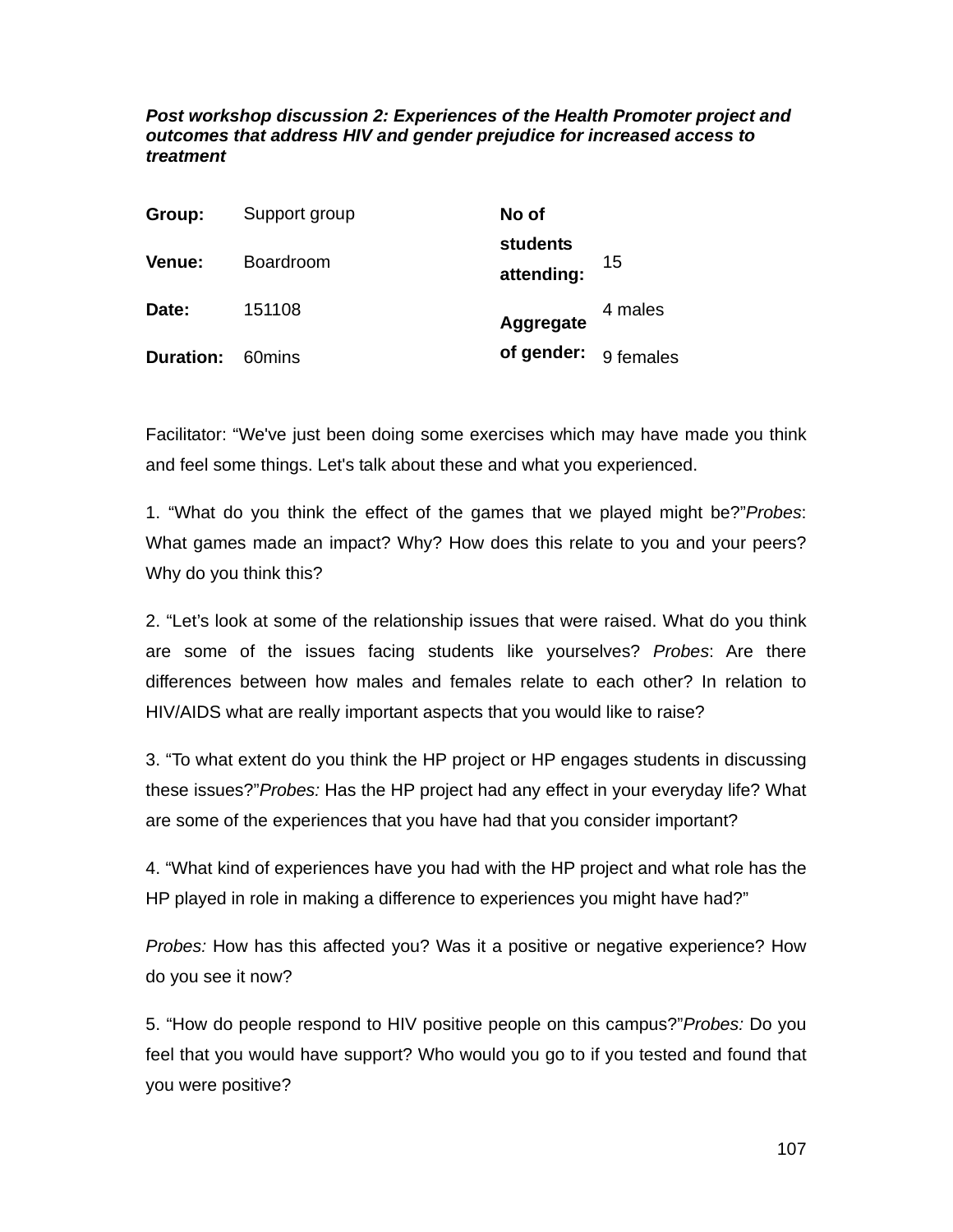***Post workshop discussion 2: Experiences of the Health Promoter project and outcomes that address HIV and gender prejudice for increased access to treatment***

| | | | |
|---|---|---|---|
| **Group:** | Support group | **No of students attending:** | 15 |
| **Venue:** | Boardroom | | |
| **Date:** | 151108 | **Aggregate of gender:** | 4 males |
| **Duration:** | 60mins | | 9 females |

Facilitator: "We've just been doing some exercises which may have made you think and feel some things. Let's talk about these and what you experienced.

1. "What do you think the effect of the games that we played might be?"*Probes*: What games made an impact? Why? How does this relate to you and your peers? Why do you think this?

2. "Let's look at some of the relationship issues that were raised. What do you think are some of the issues facing students like yourselves? *Probes*: Are there differences between how males and females relate to each other? In relation to HIV/AIDS what are really important aspects that you would like to raise?

3. "To what extent do you think the HP project or HP engages students in discussing these issues?"*Probes:* Has the HP project had any effect in your everyday life? What are some of the experiences that you have had that you consider important?

4. "What kind of experiences have you had with the HP project and what role has the HP played in role in making a difference to experiences you might have had?"

*Probes:* How has this affected you? Was it a positive or negative experience? How do you see it now?

5. "How do people respond to HIV positive people on this campus?"*Probes:* Do you feel that you would have support? Who would you go to if you tested and found that you were positive?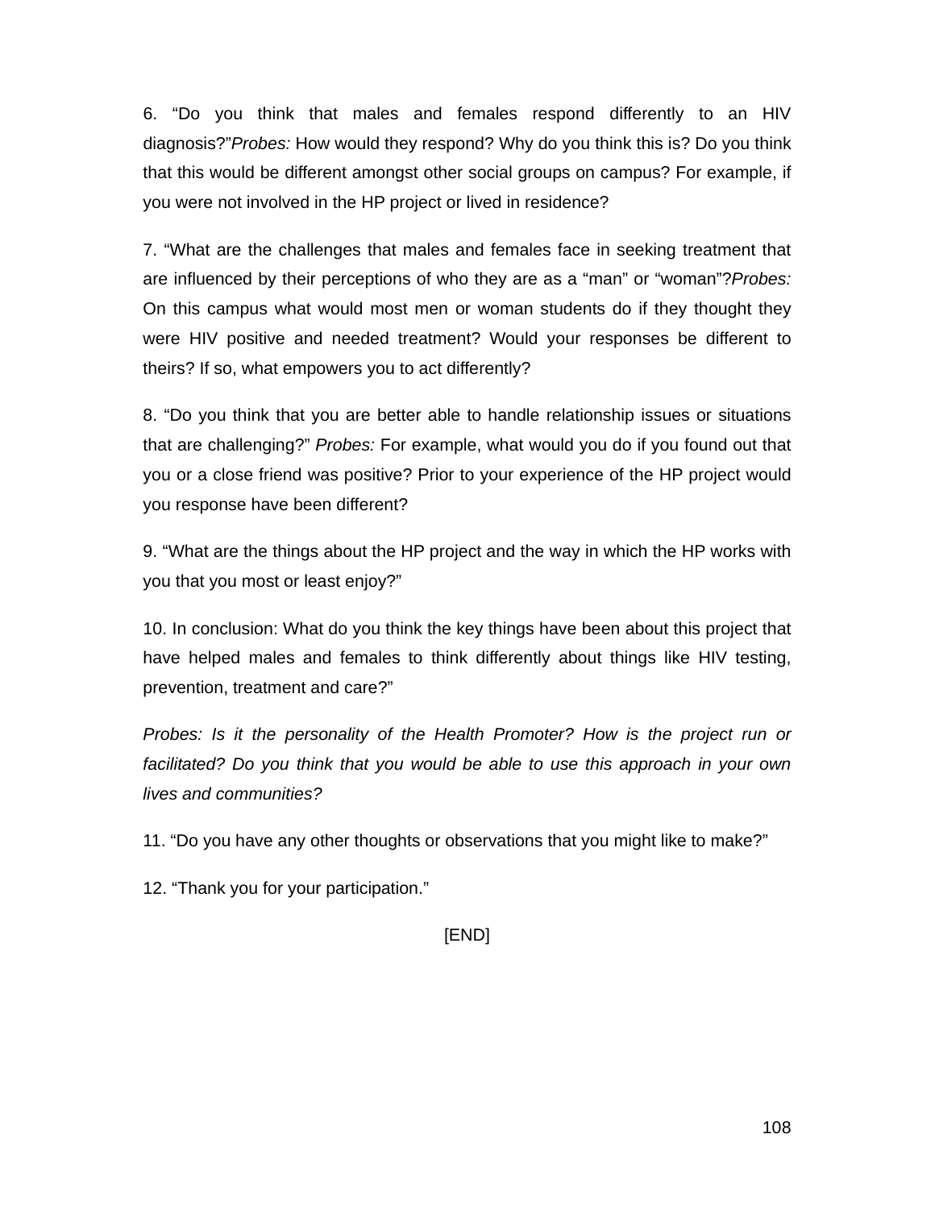6. “Do you think that males and females respond differently to an HIV diagnosis?”*Probes:* How would they respond? Why do you think this is? Do you think that this would be different amongst other social groups on campus? For example, if you were not involved in the HP project or lived in residence?

7. “What are the challenges that males and females face in seeking treatment that are influenced by their perceptions of who they are as a “man” or “woman”?*Probes:* On this campus what would most men or woman students do if they thought they were HIV positive and needed treatment? Would your responses be different to theirs? If so, what empowers you to act differently?

8. “Do you think that you are better able to handle relationship issues or situations that are challenging?” *Probes:* For example, what would you do if you found out that you or a close friend was positive? Prior to your experience of the HP project would you response have been different?

9. “What are the things about the HP project and the way in which the HP works with you that you most or least enjoy?”

10. In conclusion: What do you think the key things have been about this project that have helped males and females to think differently about things like HIV testing, prevention, treatment and care?”

*Probes: Is it the personality of the Health Promoter? How is the project run or facilitated? Do you think that you would be able to use this approach in your own lives and communities?*

11. “Do you have any other thoughts or observations that you might like to make?”

12. “Thank you for your participation.”

[END]